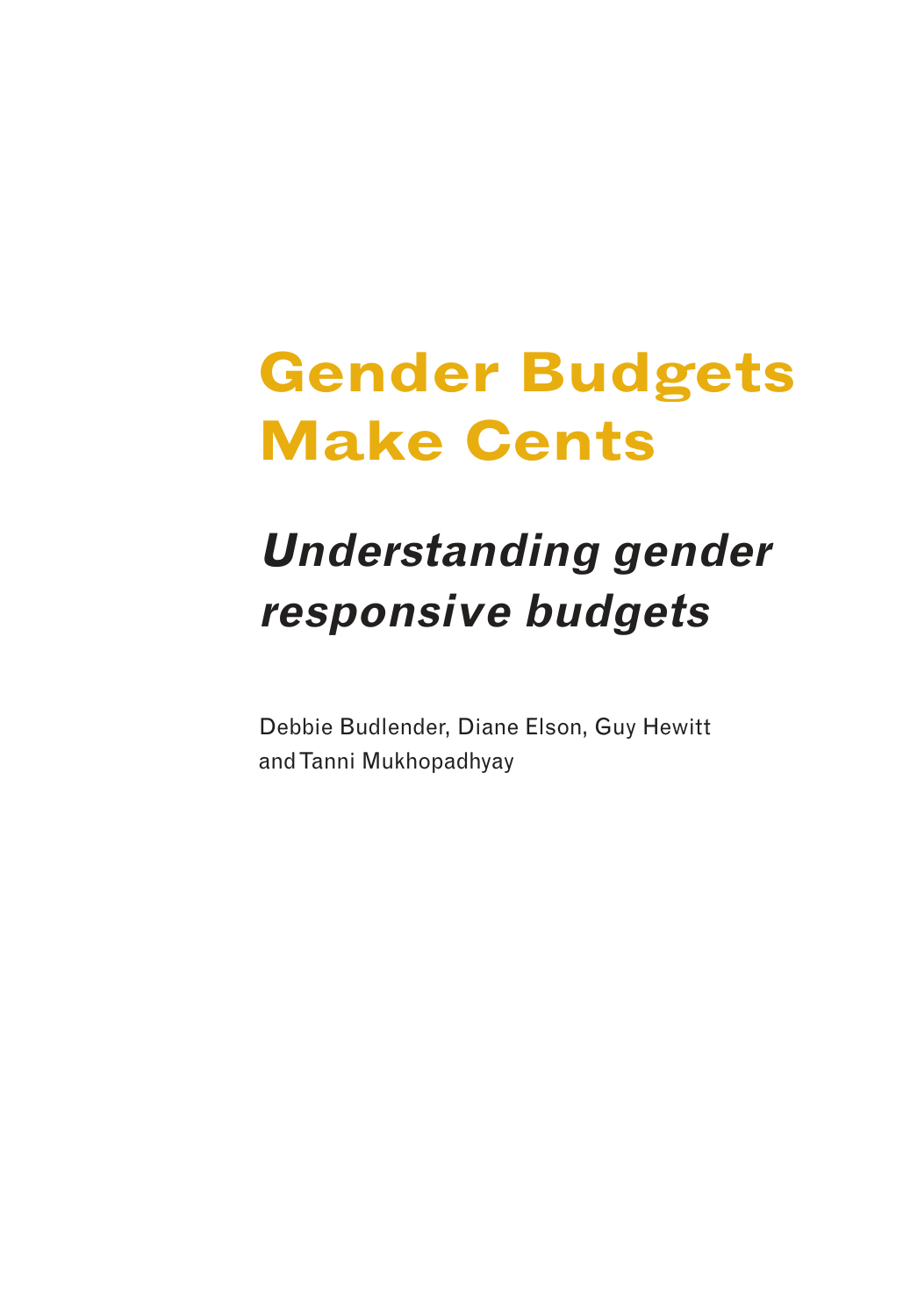# Gender Budgets Make Cents

## *Understanding gender responsive budgets*

Debbie Budlender, Diane Elson, Guy Hewitt and Tanni Mukhopadhyay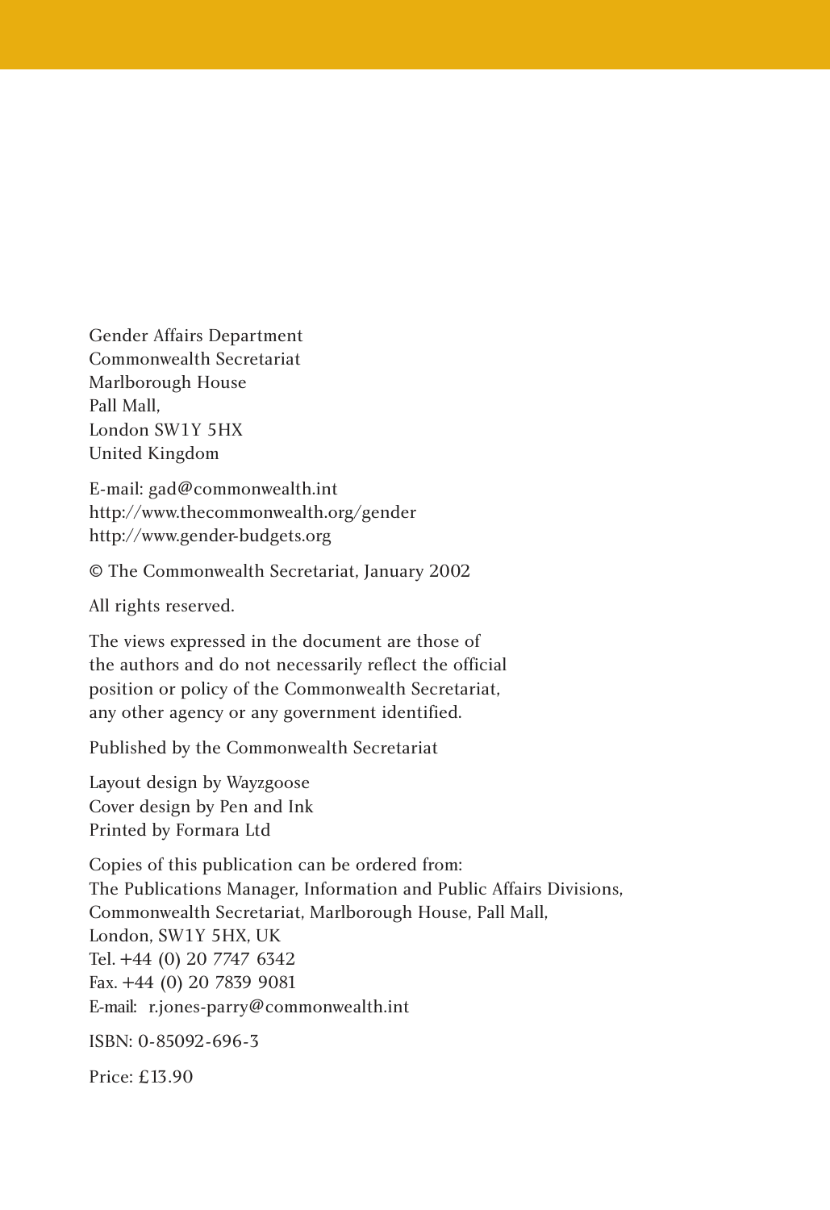Gender Affairs Department  
Commonwealth Secretariat  
Marlborough House  
Pall Mall,  
London SW1Y 5HX  
United Kingdom

E-mail: gad@commonwealth.int  
http://www.thecommonwealth.org/gender  
http://www.gender-budgets.org

© The Commonwealth Secretariat, January 2002

All rights reserved.

The views expressed in the document are those of the authors and do not necessarily reflect the official position or policy of the Commonwealth Secretariat, any other agency or any government identified.

Published by the Commonwealth Secretariat

Layout design by Wayzgoose  
Cover design by Pen and Ink  
Printed by Formara Ltd

Copies of this publication can be ordered from:  
The Publications Manager, Information and Public Affairs Divisions,  
Commonwealth Secretariat, Marlborough House, Pall Mall,  
London, SW1Y 5HX, UK  
Tel. +44 (0) 20 7747 6342  
Fax. +44 (0) 20 7839 9081  
E-mail: r.jones-parry@commonwealth.int

ISBN: 0-85092-696-3

Price: £13.90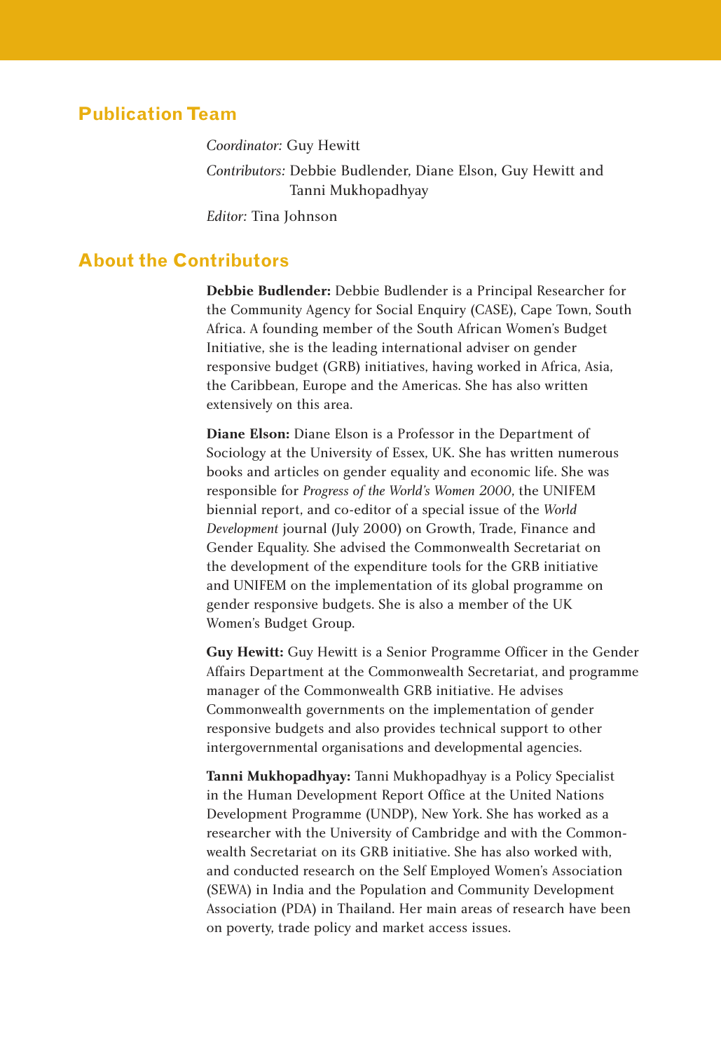## Publication Team

*Coordinator:* Guy Hewitt

*Contributors:* Debbie Budlender, Diane Elson, Guy Hewitt and Tanni Mukhopadhyay

*Editor:* Tina Johnson

## About the Contributors

**Debbie Budlender:** Debbie Budlender is a Principal Researcher for the Community Agency for Social Enquiry (CASE), Cape Town, South Africa. A founding member of the South African Women's Budget Initiative, she is the leading international adviser on gender responsive budget (GRB) initiatives, having worked in Africa, Asia, the Caribbean, Europe and the Americas. She has also written extensively on this area.

**Diane Elson:** Diane Elson is a Professor in the Department of Sociology at the University of Essex, UK. She has written numerous books and articles on gender equality and economic life. She was responsible for *Progress of the World's Women 2000*, the UNIFEM biennial report, and co-editor of a special issue of the *World Development* journal (July 2000) on Growth, Trade, Finance and Gender Equality. She advised the Commonwealth Secretariat on the development of the expenditure tools for the GRB initiative and UNIFEM on the implementation of its global programme on gender responsive budgets. She is also a member of the UK Women's Budget Group.

**Guy Hewitt:** Guy Hewitt is a Senior Programme Officer in the Gender Affairs Department at the Commonwealth Secretariat, and programme manager of the Commonwealth GRB initiative. He advises Commonwealth governments on the implementation of gender responsive budgets and also provides technical support to other intergovernmental organisations and developmental agencies.

**Tanni Mukhopadhyay:** Tanni Mukhopadhyay is a Policy Specialist in the Human Development Report Office at the United Nations Development Programme (UNDP), New York. She has worked as a researcher with the University of Cambridge and with the Commonwealth Secretariat on its GRB initiative. She has also worked with, and conducted research on the Self Employed Women's Association (SEWA) in India and the Population and Community Development Association (PDA) in Thailand. Her main areas of research have been on poverty, trade policy and market access issues.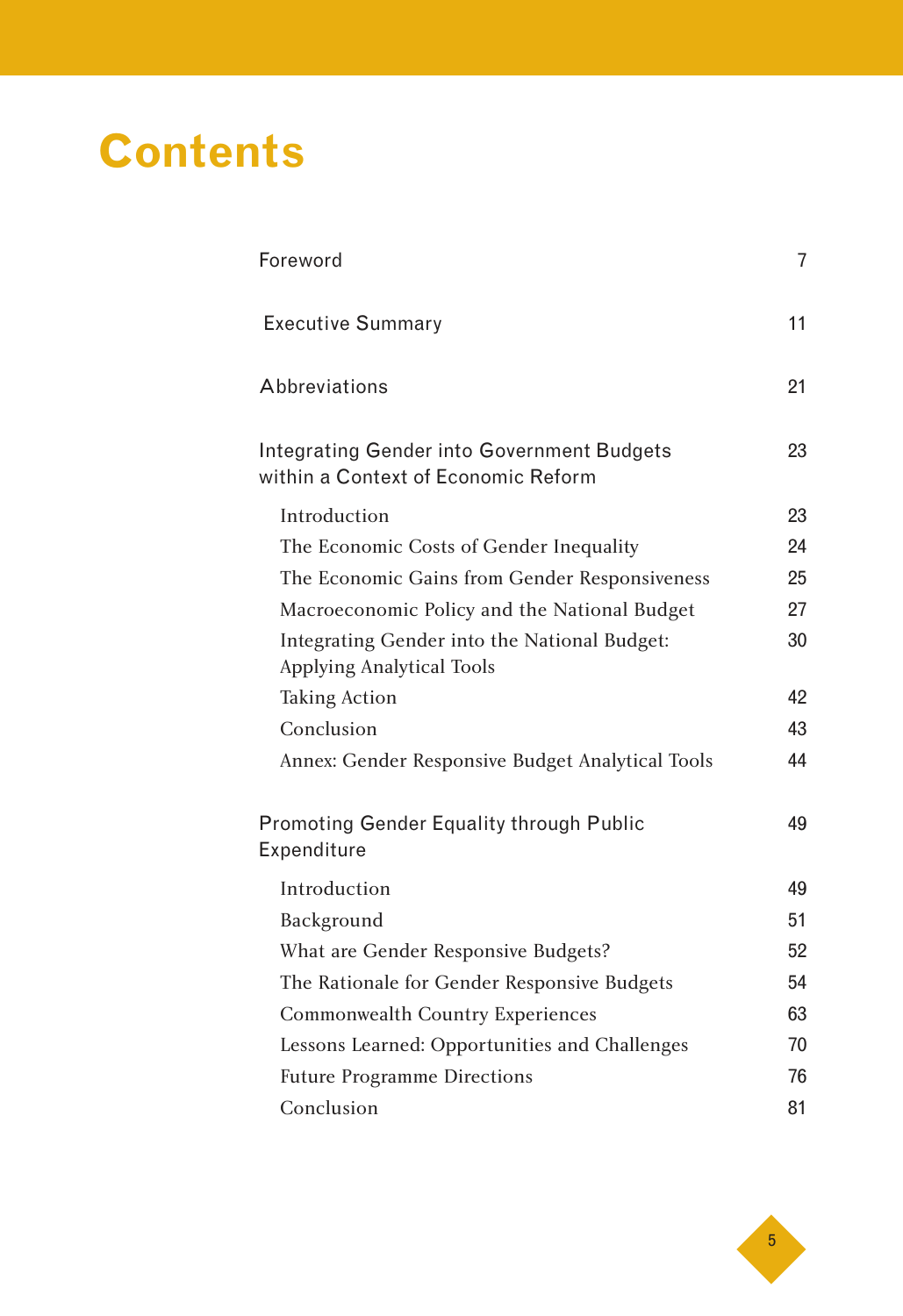# Contents

| | |
|---|---|
| Foreword | 7 |
| Executive Summary | 11 |
| Abbreviations | 21 |
| Integrating Gender into Government Budgets within a Context of Economic Reform | 23 |
| Introduction | 23 |
| The Economic Costs of Gender Inequality | 24 |
| The Economic Gains from Gender Responsiveness | 25 |
| Macroeconomic Policy and the National Budget | 27 |
| Integrating Gender into the National Budget: Applying Analytical Tools | 30 |
| Taking Action | 42 |
| Conclusion | 43 |
| Annex: Gender Responsive Budget Analytical Tools | 44 |
| Promoting Gender Equality through Public Expenditure | 49 |
| Introduction | 49 |
| Background | 51 |
| What are Gender Responsive Budgets? | 52 |
| The Rationale for Gender Responsive Budgets | 54 |
| Commonwealth Country Experiences | 63 |
| Lessons Learned: Opportunities and Challenges | 70 |
| Future Programme Directions | 76 |
| Conclusion | 81 |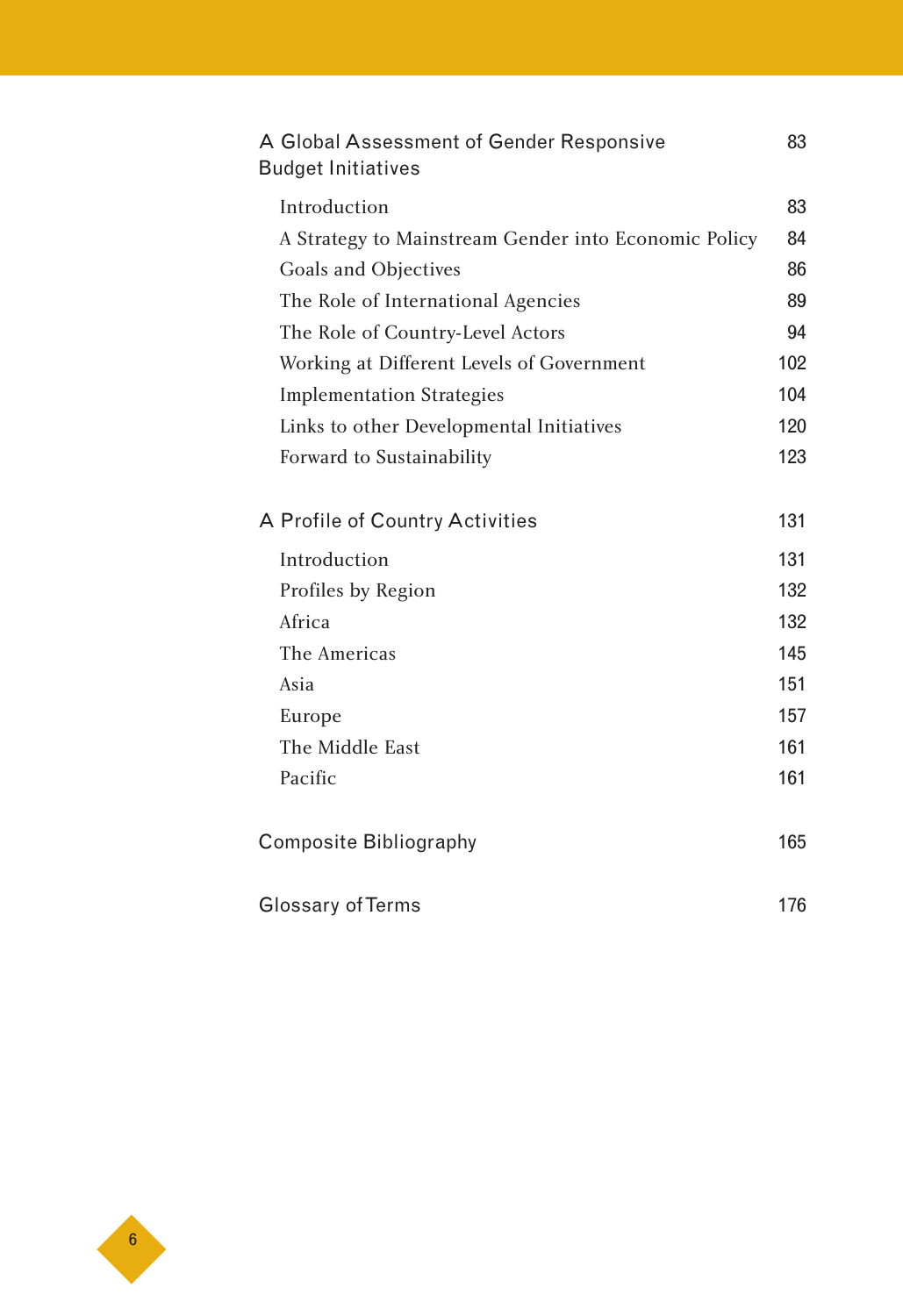| | |
|---|---|
| A Global Assessment of Gender Responsive Budget Initiatives | 83 |
| Introduction | 83 |
| A Strategy to Mainstream Gender into Economic Policy | 84 |
| Goals and Objectives | 86 |
| The Role of International Agencies | 89 |
| The Role of Country-Level Actors | 94 |
| Working at Different Levels of Government | 102 |
| Implementation Strategies | 104 |
| Links to other Developmental Initiatives | 120 |
| Forward to Sustainability | 123 |
| A Profile of Country Activities | 131 |
| Introduction | 131 |
| Profiles by Region | 132 |
| Africa | 132 |
| The Americas | 145 |
| Asia | 151 |
| Europe | 157 |
| The Middle East | 161 |
| Pacific | 161 |
| Composite Bibliography | 165 |
| Glossary of Terms | 176 |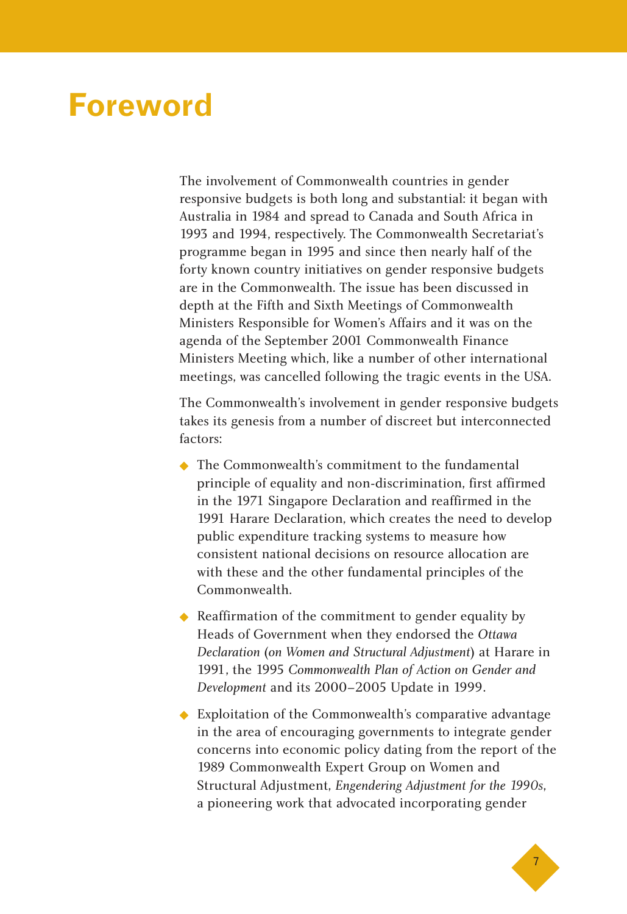# Foreword

The involvement of Commonwealth countries in gender responsive budgets is both long and substantial: it began with Australia in 1984 and spread to Canada and South Africa in 1993 and 1994, respectively. The Commonwealth Secretariat's programme began in 1995 and since then nearly half of the forty known country initiatives on gender responsive budgets are in the Commonwealth. The issue has been discussed in depth at the Fifth and Sixth Meetings of Commonwealth Ministers Responsible for Women's Affairs and it was on the agenda of the September 2001 Commonwealth Finance Ministers Meeting which, like a number of other international meetings, was cancelled following the tragic events in the USA.

The Commonwealth's involvement in gender responsive budgets takes its genesis from a number of discreet but interconnected factors:

- The Commonwealth's commitment to the fundamental principle of equality and non-discrimination, first affirmed in the 1971 Singapore Declaration and reaffirmed in the 1991 Harare Declaration, which creates the need to develop public expenditure tracking systems to measure how consistent national decisions on resource allocation are with these and the other fundamental principles of the Commonwealth.
- Reaffirmation of the commitment to gender equality by Heads of Government when they endorsed the *Ottawa Declaration* (*on Women and Structural Adjustment*) at Harare in 1991, the 1995 *Commonwealth Plan of Action on Gender and Development* and its 2000–2005 Update in 1999.
- Exploitation of the Commonwealth's comparative advantage in the area of encouraging governments to integrate gender concerns into economic policy dating from the report of the 1989 Commonwealth Expert Group on Women and Structural Adjustment, *Engendering Adjustment for the 1990s*, a pioneering work that advocated incorporating gender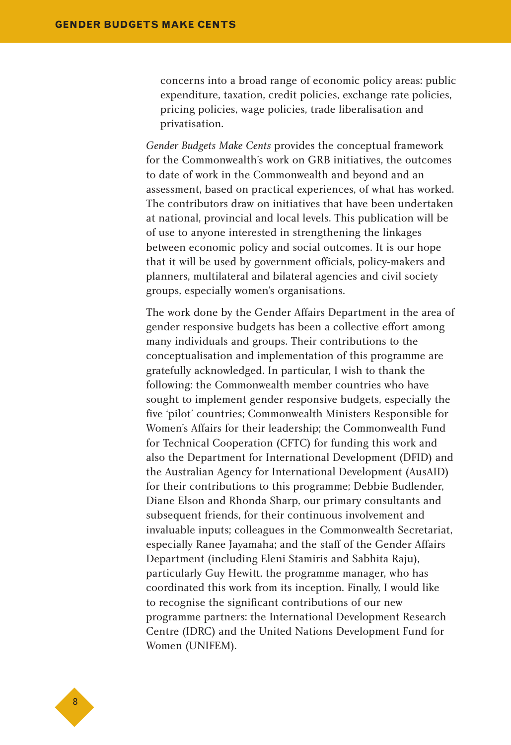concerns into a broad range of economic policy areas: public expenditure, taxation, credit policies, exchange rate policies, pricing policies, wage policies, trade liberalisation and privatisation.

*Gender Budgets Make Cents* provides the conceptual framework for the Commonwealth's work on GRB initiatives, the outcomes to date of work in the Commonwealth and beyond and an assessment, based on practical experiences, of what has worked. The contributors draw on initiatives that have been undertaken at national, provincial and local levels. This publication will be of use to anyone interested in strengthening the linkages between economic policy and social outcomes. It is our hope that it will be used by government officials, policy-makers and planners, multilateral and bilateral agencies and civil society groups, especially women's organisations.

The work done by the Gender Affairs Department in the area of gender responsive budgets has been a collective effort among many individuals and groups. Their contributions to the conceptualisation and implementation of this programme are gratefully acknowledged. In particular, I wish to thank the following: the Commonwealth member countries who have sought to implement gender responsive budgets, especially the five 'pilot' countries; Commonwealth Ministers Responsible for Women's Affairs for their leadership; the Commonwealth Fund for Technical Cooperation (CFTC) for funding this work and also the Department for International Development (DFID) and the Australian Agency for International Development (AusAID) for their contributions to this programme; Debbie Budlender, Diane Elson and Rhonda Sharp, our primary consultants and subsequent friends, for their continuous involvement and invaluable inputs; colleagues in the Commonwealth Secretariat, especially Ranee Jayamaha; and the staff of the Gender Affairs Department (including Eleni Stamiris and Sabhita Raju), particularly Guy Hewitt, the programme manager, who has coordinated this work from its inception. Finally, I would like to recognise the significant contributions of our new programme partners: the International Development Research Centre (IDRC) and the United Nations Development Fund for Women (UNIFEM).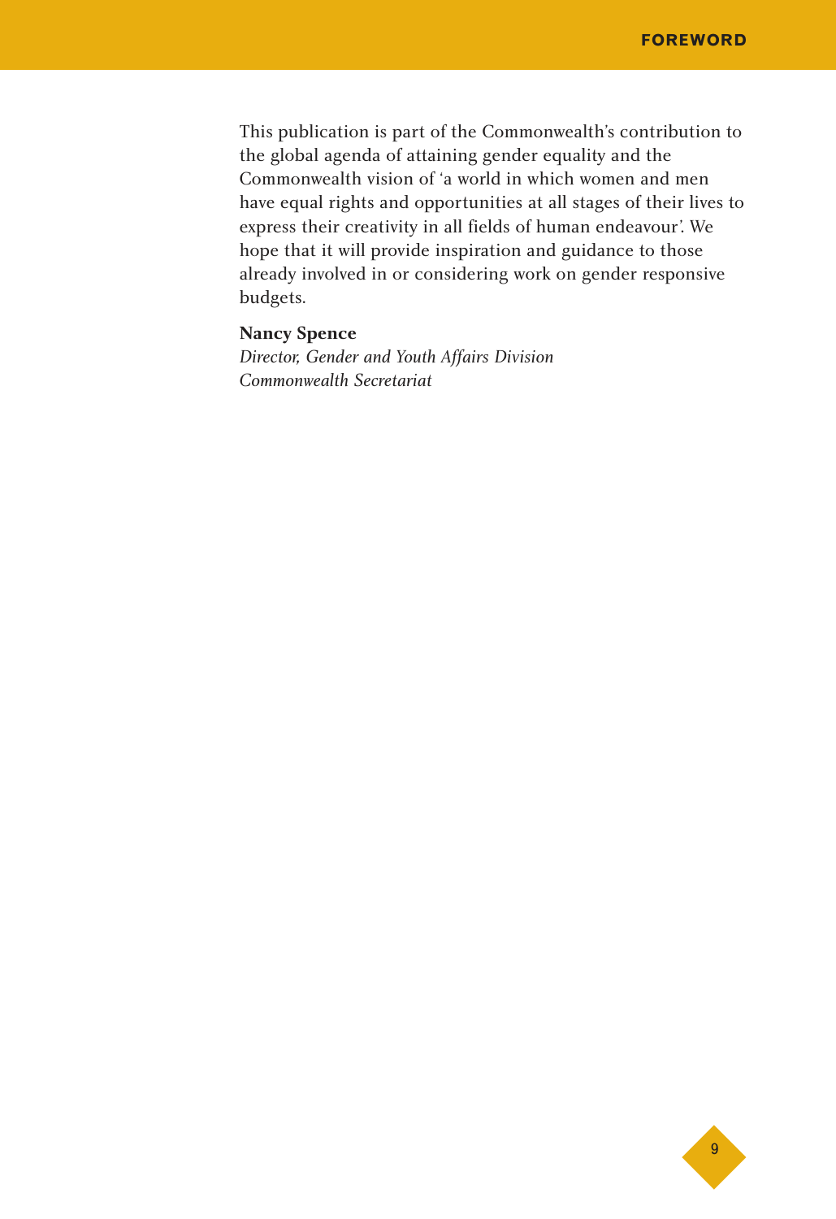This publication is part of the Commonwealth's contribution to the global agenda of attaining gender equality and the Commonwealth vision of 'a world in which women and men have equal rights and opportunities at all stages of their lives to express their creativity in all fields of human endeavour'. We hope that it will provide inspiration and guidance to those already involved in or considering work on gender responsive budgets.

**Nancy Spence**
*Director, Gender and Youth Affairs Division*
*Commonwealth Secretariat*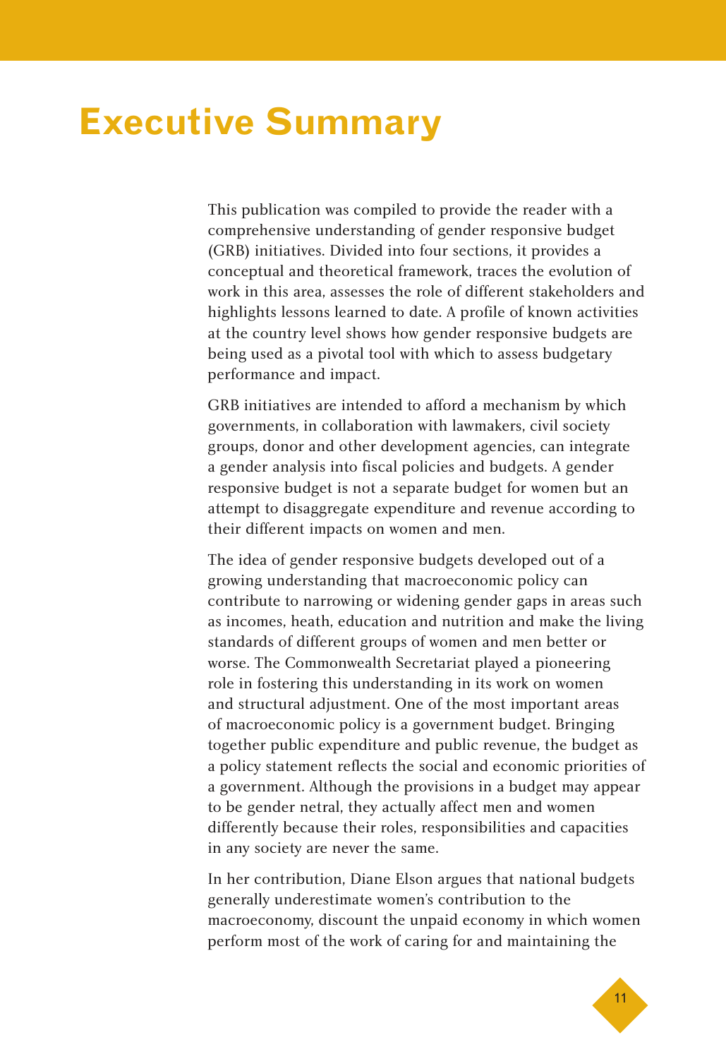# Executive Summary

This publication was compiled to provide the reader with a comprehensive understanding of gender responsive budget (GRB) initiatives. Divided into four sections, it provides a conceptual and theoretical framework, traces the evolution of work in this area, assesses the role of different stakeholders and highlights lessons learned to date. A profile of known activities at the country level shows how gender responsive budgets are being used as a pivotal tool with which to assess budgetary performance and impact.

GRB initiatives are intended to afford a mechanism by which governments, in collaboration with lawmakers, civil society groups, donor and other development agencies, can integrate a gender analysis into fiscal policies and budgets. A gender responsive budget is not a separate budget for women but an attempt to disaggregate expenditure and revenue according to their different impacts on women and men.

The idea of gender responsive budgets developed out of a growing understanding that macroeconomic policy can contribute to narrowing or widening gender gaps in areas such as incomes, heath, education and nutrition and make the living standards of different groups of women and men better or worse. The Commonwealth Secretariat played a pioneering role in fostering this understanding in its work on women and structural adjustment. One of the most important areas of macroeconomic policy is a government budget. Bringing together public expenditure and public revenue, the budget as a policy statement reflects the social and economic priorities of a government. Although the provisions in a budget may appear to be gender netral, they actually affect men and women differently because their roles, responsibilities and capacities in any society are never the same.

In her contribution, Diane Elson argues that national budgets generally underestimate women's contribution to the macroeconomy, discount the unpaid economy in which women perform most of the work of caring for and maintaining the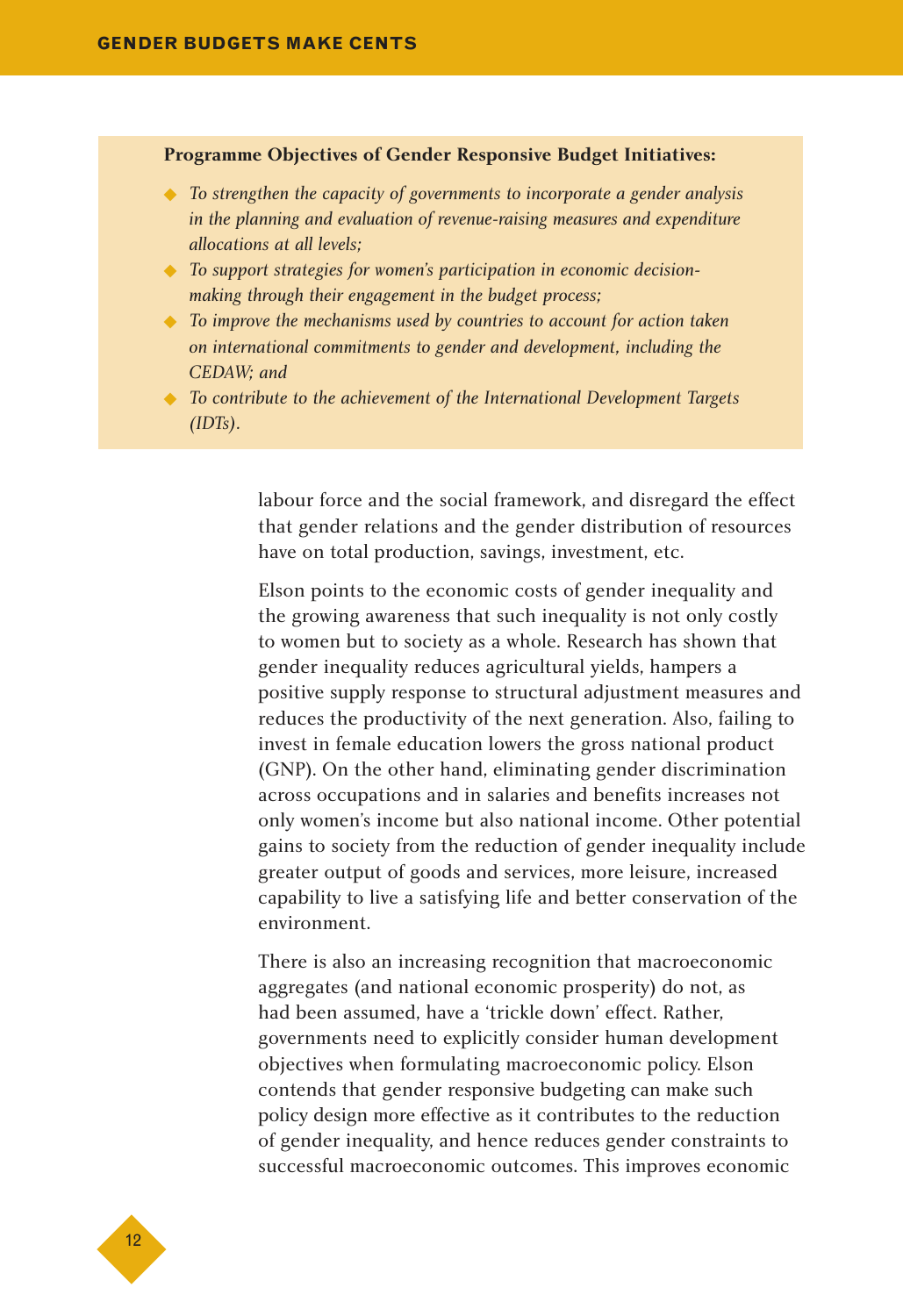**Programme Objectives of Gender Responsive Budget Initiatives:**

- *To strengthen the capacity of governments to incorporate a gender analysis in the planning and evaluation of revenue-raising measures and expenditure allocations at all levels;*
- *To support strategies for women's participation in economic decision-making through their engagement in the budget process;*
- *To improve the mechanisms used by countries to account for action taken on international commitments to gender and development, including the CEDAW; and*
- *To contribute to the achievement of the International Development Targets (IDTs).*

labour force and the social framework, and disregard the effect that gender relations and the gender distribution of resources have on total production, savings, investment, etc.

Elson points to the economic costs of gender inequality and the growing awareness that such inequality is not only costly to women but to society as a whole. Research has shown that gender inequality reduces agricultural yields, hampers a positive supply response to structural adjustment measures and reduces the productivity of the next generation. Also, failing to invest in female education lowers the gross national product (GNP). On the other hand, eliminating gender discrimination across occupations and in salaries and benefits increases not only women's income but also national income. Other potential gains to society from the reduction of gender inequality include greater output of goods and services, more leisure, increased capability to live a satisfying life and better conservation of the environment.

There is also an increasing recognition that macroeconomic aggregates (and national economic prosperity) do not, as had been assumed, have a 'trickle down' effect. Rather, governments need to explicitly consider human development objectives when formulating macroeconomic policy. Elson contends that gender responsive budgeting can make such policy design more effective as it contributes to the reduction of gender inequality, and hence reduces gender constraints to successful macroeconomic outcomes. This improves economic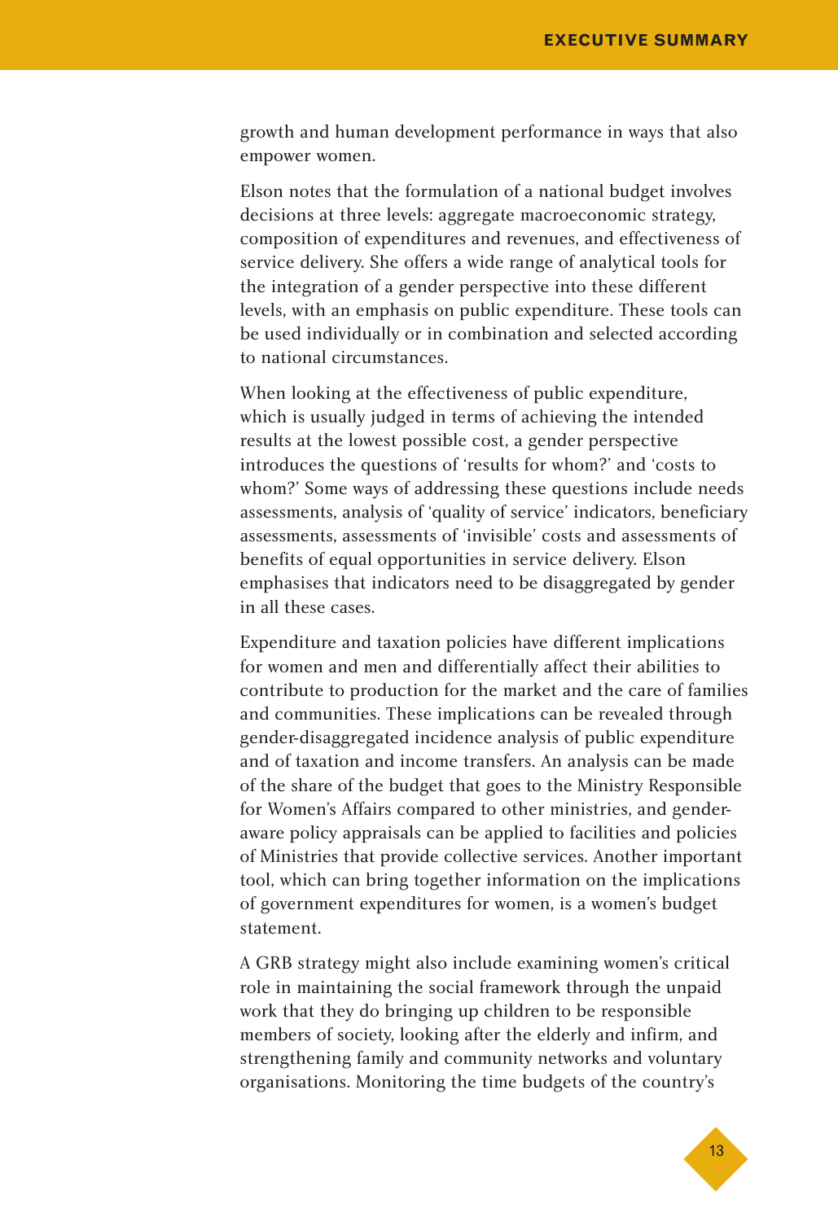growth and human development performance in ways that also empower women.

Elson notes that the formulation of a national budget involves decisions at three levels: aggregate macroeconomic strategy, composition of expenditures and revenues, and effectiveness of service delivery. She offers a wide range of analytical tools for the integration of a gender perspective into these different levels, with an emphasis on public expenditure. These tools can be used individually or in combination and selected according to national circumstances.

When looking at the effectiveness of public expenditure, which is usually judged in terms of achieving the intended results at the lowest possible cost, a gender perspective introduces the questions of 'results for whom?' and 'costs to whom?' Some ways of addressing these questions include needs assessments, analysis of 'quality of service' indicators, beneficiary assessments, assessments of 'invisible' costs and assessments of benefits of equal opportunities in service delivery. Elson emphasises that indicators need to be disaggregated by gender in all these cases.

Expenditure and taxation policies have different implications for women and men and differentially affect their abilities to contribute to production for the market and the care of families and communities. These implications can be revealed through gender-disaggregated incidence analysis of public expenditure and of taxation and income transfers. An analysis can be made of the share of the budget that goes to the Ministry Responsible for Women's Affairs compared to other ministries, and gender-aware policy appraisals can be applied to facilities and policies of Ministries that provide collective services. Another important tool, which can bring together information on the implications of government expenditures for women, is a women's budget statement.

A GRB strategy might also include examining women's critical role in maintaining the social framework through the unpaid work that they do bringing up children to be responsible members of society, looking after the elderly and infirm, and strengthening family and community networks and voluntary organisations. Monitoring the time budgets of the country's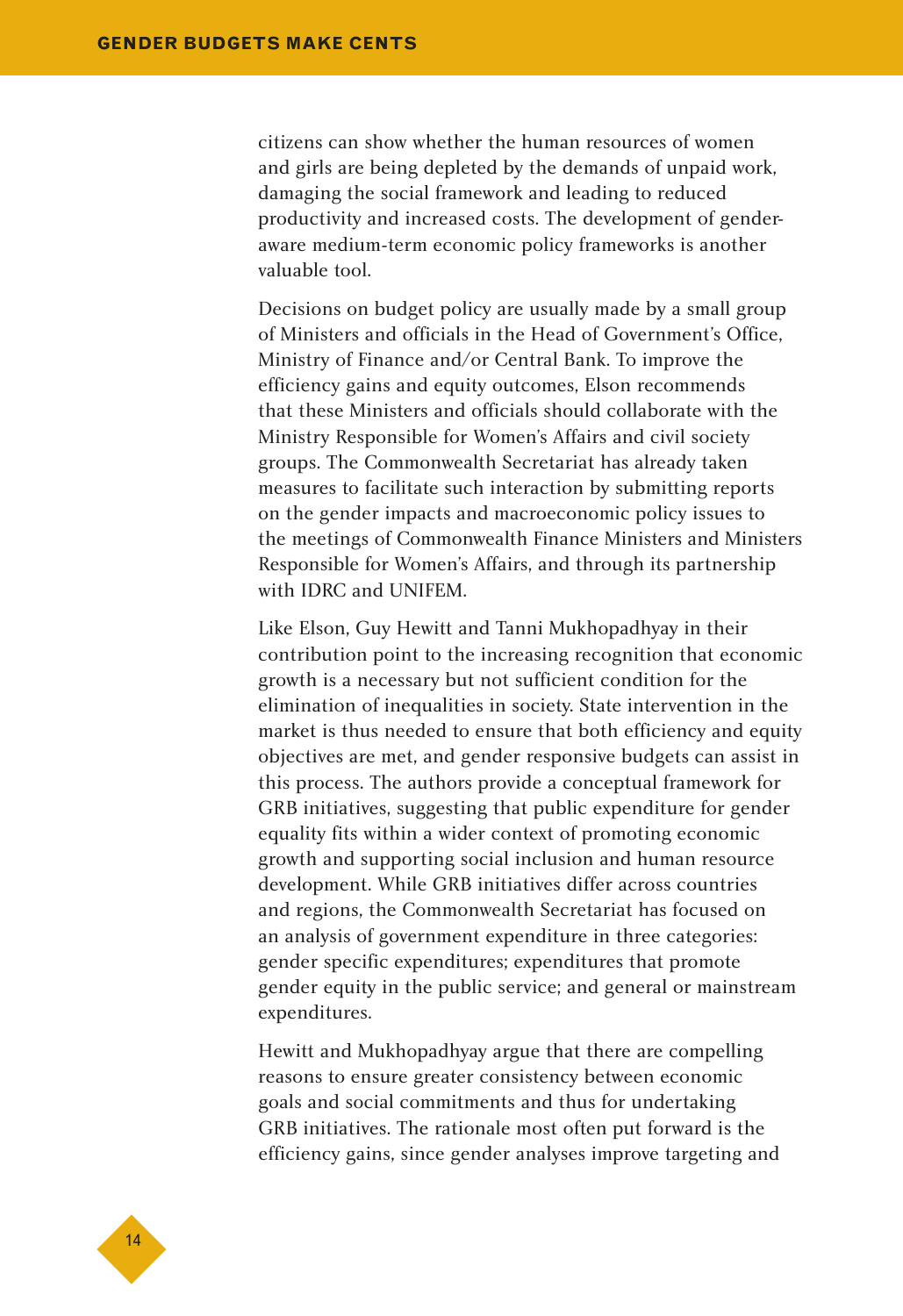citizens can show whether the human resources of women and girls are being depleted by the demands of unpaid work, damaging the social framework and leading to reduced productivity and increased costs. The development of gender-aware medium-term economic policy frameworks is another valuable tool.

Decisions on budget policy are usually made by a small group of Ministers and officials in the Head of Government's Office, Ministry of Finance and/or Central Bank. To improve the efficiency gains and equity outcomes, Elson recommends that these Ministers and officials should collaborate with the Ministry Responsible for Women's Affairs and civil society groups. The Commonwealth Secretariat has already taken measures to facilitate such interaction by submitting reports on the gender impacts and macroeconomic policy issues to the meetings of Commonwealth Finance Ministers and Ministers Responsible for Women's Affairs, and through its partnership with IDRC and UNIFEM.

Like Elson, Guy Hewitt and Tanni Mukhopadhyay in their contribution point to the increasing recognition that economic growth is a necessary but not sufficient condition for the elimination of inequalities in society. State intervention in the market is thus needed to ensure that both efficiency and equity objectives are met, and gender responsive budgets can assist in this process. The authors provide a conceptual framework for GRB initiatives, suggesting that public expenditure for gender equality fits within a wider context of promoting economic growth and supporting social inclusion and human resource development. While GRB initiatives differ across countries and regions, the Commonwealth Secretariat has focused on an analysis of government expenditure in three categories: gender specific expenditures; expenditures that promote gender equity in the public service; and general or mainstream expenditures.

Hewitt and Mukhopadhyay argue that there are compelling reasons to ensure greater consistency between economic goals and social commitments and thus for undertaking GRB initiatives. The rationale most often put forward is the efficiency gains, since gender analyses improve targeting and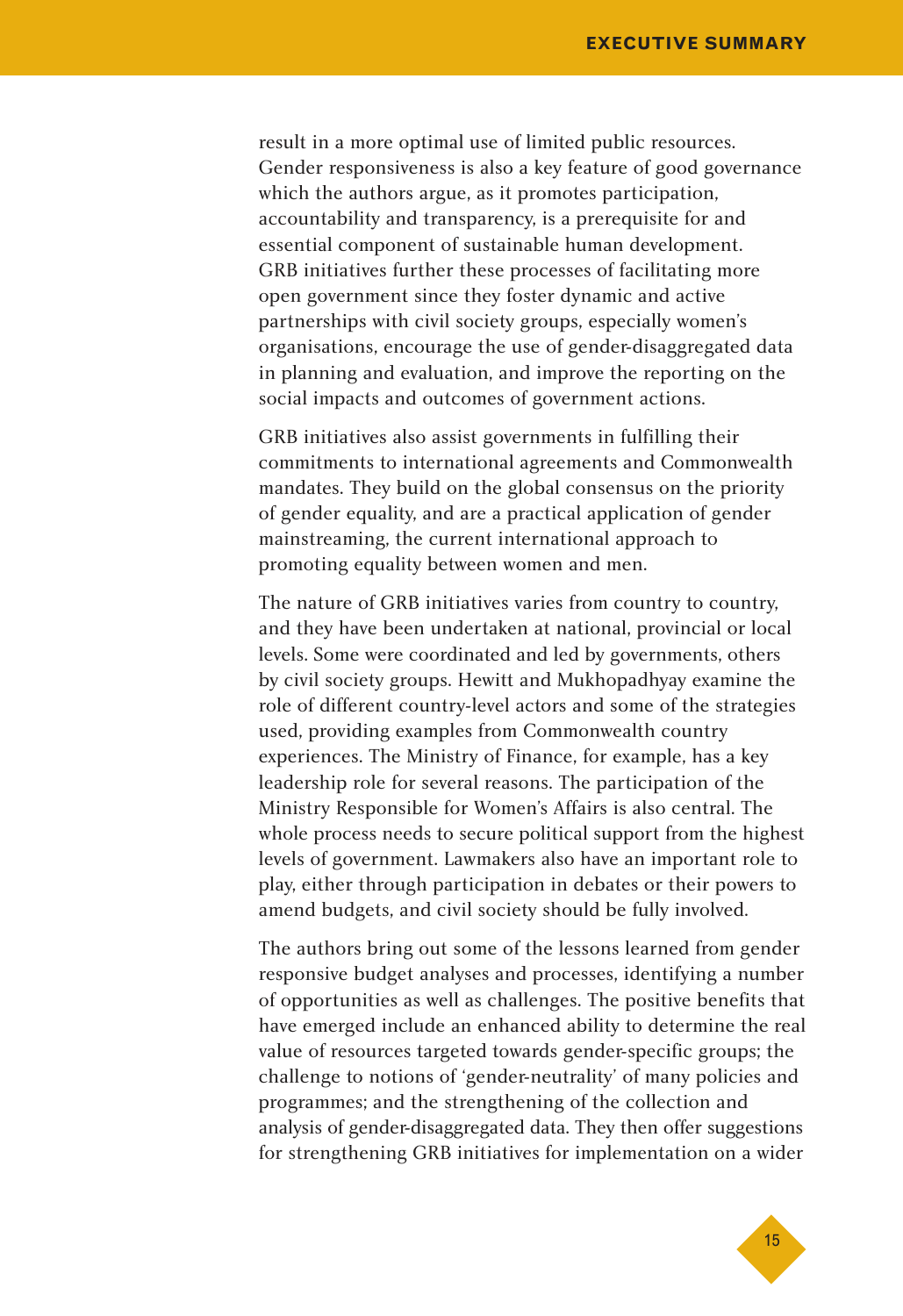result in a more optimal use of limited public resources. Gender responsiveness is also a key feature of good governance which the authors argue, as it promotes participation, accountability and transparency, is a prerequisite for and essential component of sustainable human development. GRB initiatives further these processes of facilitating more open government since they foster dynamic and active partnerships with civil society groups, especially women's organisations, encourage the use of gender-disaggregated data in planning and evaluation, and improve the reporting on the social impacts and outcomes of government actions.

GRB initiatives also assist governments in fulfilling their commitments to international agreements and Commonwealth mandates. They build on the global consensus on the priority of gender equality, and are a practical application of gender mainstreaming, the current international approach to promoting equality between women and men.

The nature of GRB initiatives varies from country to country, and they have been undertaken at national, provincial or local levels. Some were coordinated and led by governments, others by civil society groups. Hewitt and Mukhopadhyay examine the role of different country-level actors and some of the strategies used, providing examples from Commonwealth country experiences. The Ministry of Finance, for example, has a key leadership role for several reasons. The participation of the Ministry Responsible for Women's Affairs is also central. The whole process needs to secure political support from the highest levels of government. Lawmakers also have an important role to play, either through participation in debates or their powers to amend budgets, and civil society should be fully involved.

The authors bring out some of the lessons learned from gender responsive budget analyses and processes, identifying a number of opportunities as well as challenges. The positive benefits that have emerged include an enhanced ability to determine the real value of resources targeted towards gender-specific groups; the challenge to notions of 'gender-neutrality' of many policies and programmes; and the strengthening of the collection and analysis of gender-disaggregated data. They then offer suggestions for strengthening GRB initiatives for implementation on a wider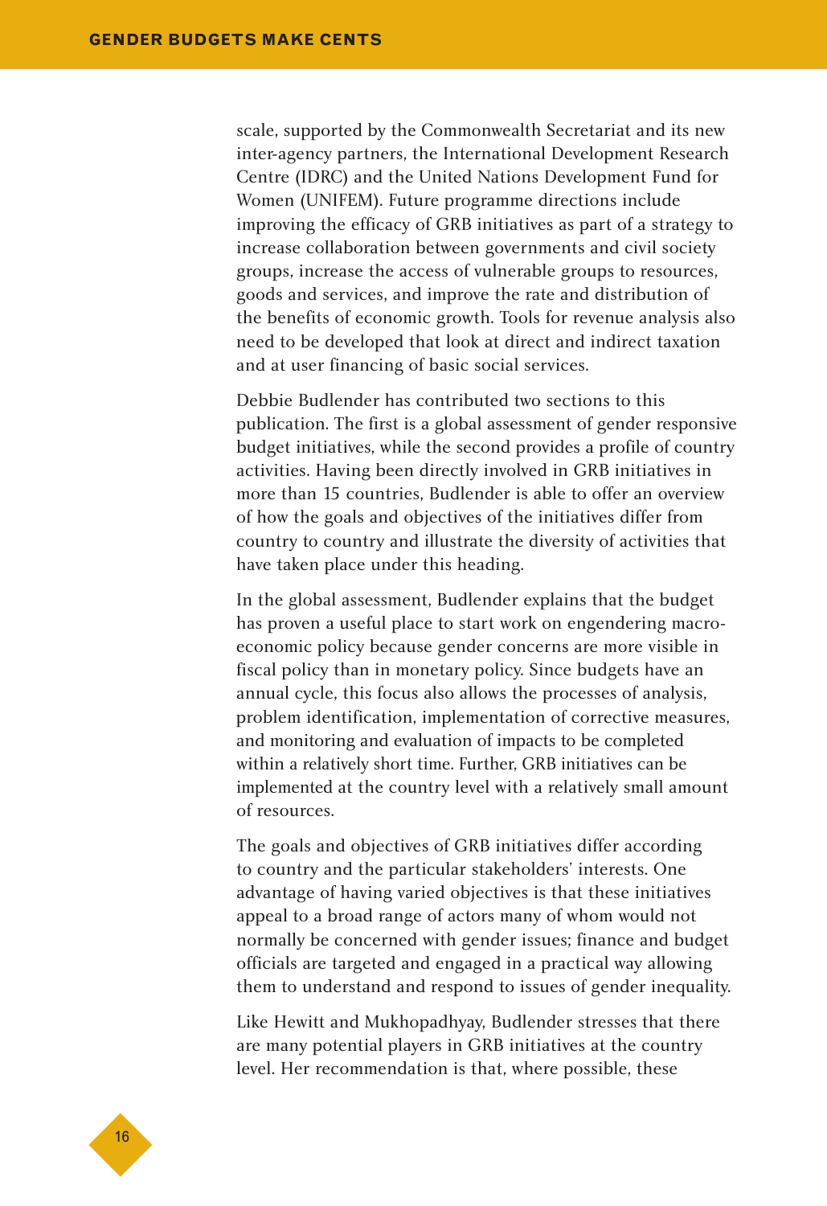scale, supported by the Commonwealth Secretariat and its new inter-agency partners, the International Development Research Centre (IDRC) and the United Nations Development Fund for Women (UNIFEM). Future programme directions include improving the efficacy of GRB initiatives as part of a strategy to increase collaboration between governments and civil society groups, increase the access of vulnerable groups to resources, goods and services, and improve the rate and distribution of the benefits of economic growth. Tools for revenue analysis also need to be developed that look at direct and indirect taxation and at user financing of basic social services.

Debbie Budlender has contributed two sections to this publication. The first is a global assessment of gender responsive budget initiatives, while the second provides a profile of country activities. Having been directly involved in GRB initiatives in more than 15 countries, Budlender is able to offer an overview of how the goals and objectives of the initiatives differ from country to country and illustrate the diversity of activities that have taken place under this heading.

In the global assessment, Budlender explains that the budget has proven a useful place to start work on engendering macro-economic policy because gender concerns are more visible in fiscal policy than in monetary policy. Since budgets have an annual cycle, this focus also allows the processes of analysis, problem identification, implementation of corrective measures, and monitoring and evaluation of impacts to be completed within a relatively short time. Further, GRB initiatives can be implemented at the country level with a relatively small amount of resources.

The goals and objectives of GRB initiatives differ according to country and the particular stakeholders' interests. One advantage of having varied objectives is that these initiatives appeal to a broad range of actors many of whom would not normally be concerned with gender issues; finance and budget officials are targeted and engaged in a practical way allowing them to understand and respond to issues of gender inequality.

Like Hewitt and Mukhopadhyay, Budlender stresses that there are many potential players in GRB initiatives at the country level. Her recommendation is that, where possible, these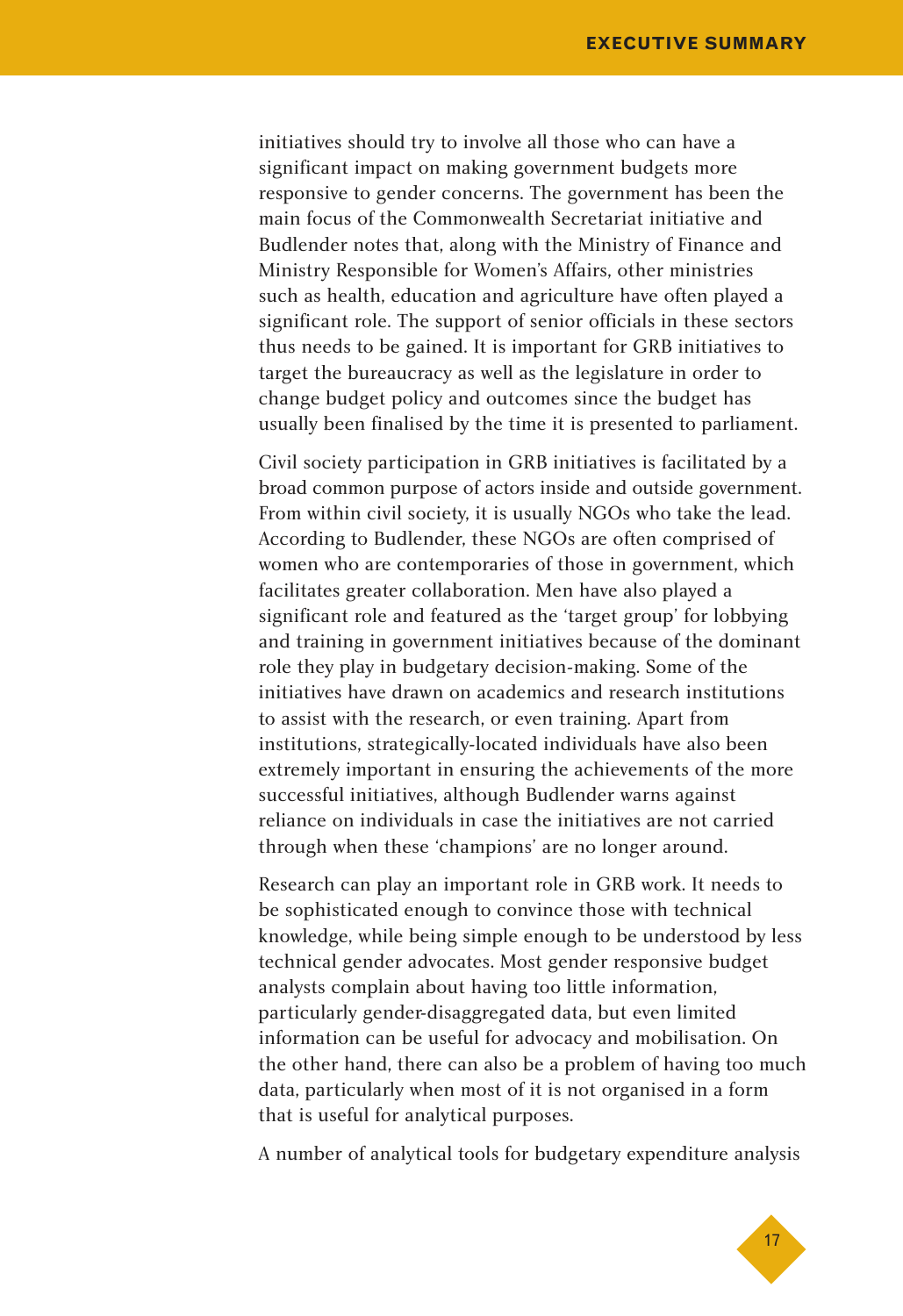initiatives should try to involve all those who can have a significant impact on making government budgets more responsive to gender concerns. The government has been the main focus of the Commonwealth Secretariat initiative and Budlender notes that, along with the Ministry of Finance and Ministry Responsible for Women's Affairs, other ministries such as health, education and agriculture have often played a significant role. The support of senior officials in these sectors thus needs to be gained. It is important for GRB initiatives to target the bureaucracy as well as the legislature in order to change budget policy and outcomes since the budget has usually been finalised by the time it is presented to parliament.

Civil society participation in GRB initiatives is facilitated by a broad common purpose of actors inside and outside government. From within civil society, it is usually NGOs who take the lead. According to Budlender, these NGOs are often comprised of women who are contemporaries of those in government, which facilitates greater collaboration. Men have also played a significant role and featured as the 'target group' for lobbying and training in government initiatives because of the dominant role they play in budgetary decision-making. Some of the initiatives have drawn on academics and research institutions to assist with the research, or even training. Apart from institutions, strategically-located individuals have also been extremely important in ensuring the achievements of the more successful initiatives, although Budlender warns against reliance on individuals in case the initiatives are not carried through when these 'champions' are no longer around.

Research can play an important role in GRB work. It needs to be sophisticated enough to convince those with technical knowledge, while being simple enough to be understood by less technical gender advocates. Most gender responsive budget analysts complain about having too little information, particularly gender-disaggregated data, but even limited information can be useful for advocacy and mobilisation. On the other hand, there can also be a problem of having too much data, particularly when most of it is not organised in a form that is useful for analytical purposes.

A number of analytical tools for budgetary expenditure analysis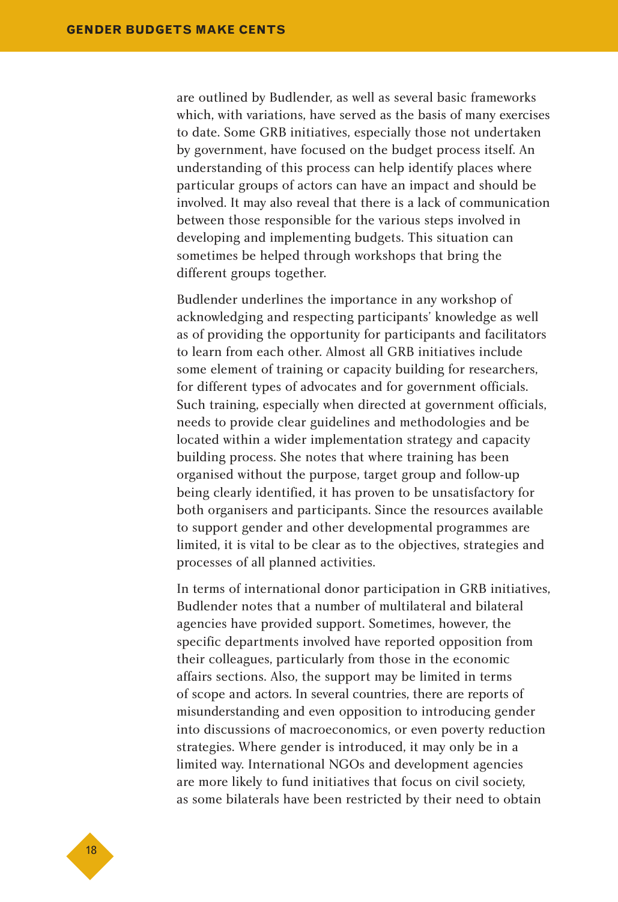are outlined by Budlender, as well as several basic frameworks which, with variations, have served as the basis of many exercises to date. Some GRB initiatives, especially those not undertaken by government, have focused on the budget process itself. An understanding of this process can help identify places where particular groups of actors can have an impact and should be involved. It may also reveal that there is a lack of communication between those responsible for the various steps involved in developing and implementing budgets. This situation can sometimes be helped through workshops that bring the different groups together.

Budlender underlines the importance in any workshop of acknowledging and respecting participants' knowledge as well as of providing the opportunity for participants and facilitators to learn from each other. Almost all GRB initiatives include some element of training or capacity building for researchers, for different types of advocates and for government officials. Such training, especially when directed at government officials, needs to provide clear guidelines and methodologies and be located within a wider implementation strategy and capacity building process. She notes that where training has been organised without the purpose, target group and follow-up being clearly identified, it has proven to be unsatisfactory for both organisers and participants. Since the resources available to support gender and other developmental programmes are limited, it is vital to be clear as to the objectives, strategies and processes of all planned activities.

In terms of international donor participation in GRB initiatives, Budlender notes that a number of multilateral and bilateral agencies have provided support. Sometimes, however, the specific departments involved have reported opposition from their colleagues, particularly from those in the economic affairs sections. Also, the support may be limited in terms of scope and actors. In several countries, there are reports of misunderstanding and even opposition to introducing gender into discussions of macroeconomics, or even poverty reduction strategies. Where gender is introduced, it may only be in a limited way. International NGOs and development agencies are more likely to fund initiatives that focus on civil society, as some bilaterals have been restricted by their need to obtain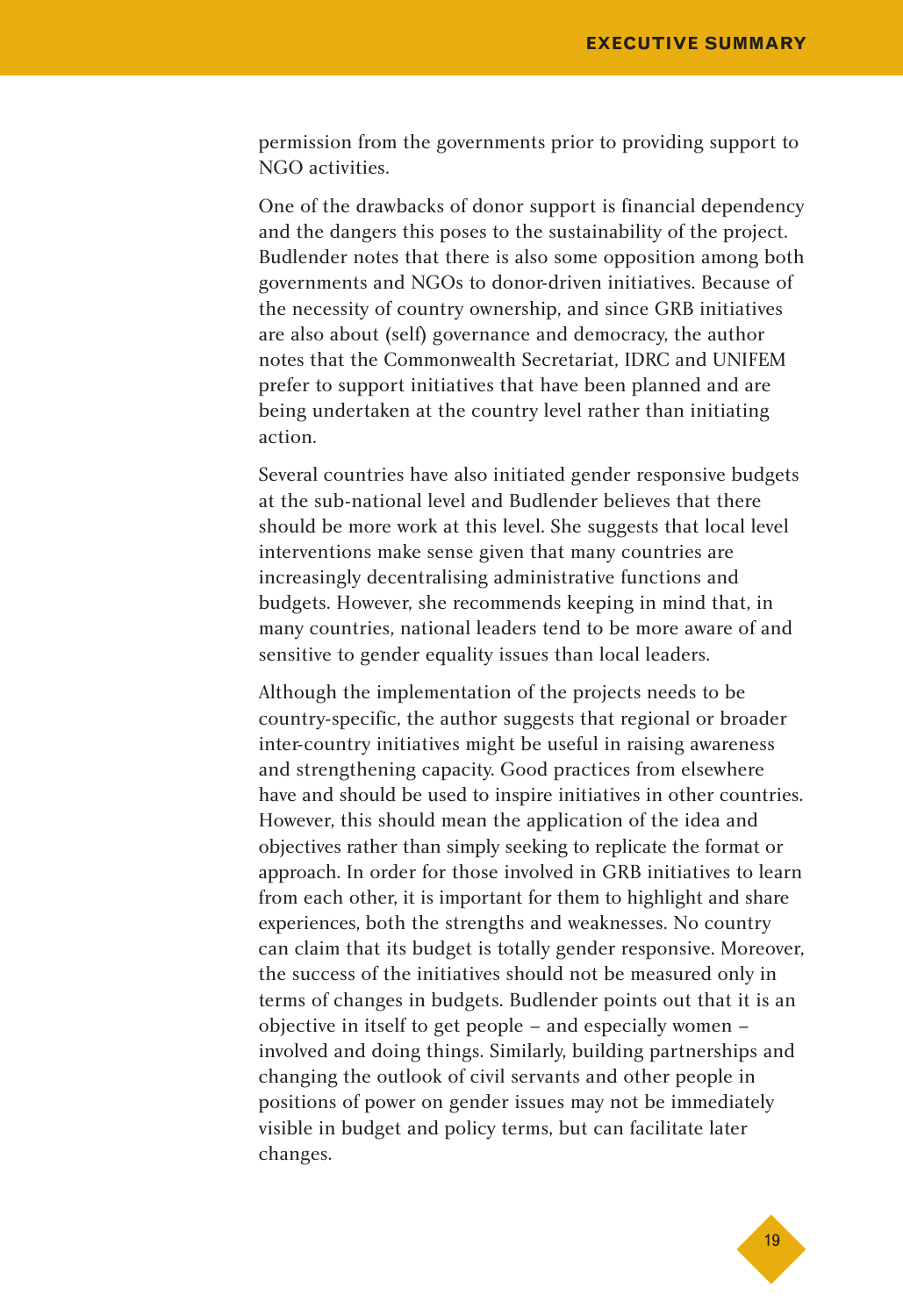permission from the governments prior to providing support to NGO activities.

One of the drawbacks of donor support is financial dependency and the dangers this poses to the sustainability of the project. Budlender notes that there is also some opposition among both governments and NGOs to donor-driven initiatives. Because of the necessity of country ownership, and since GRB initiatives are also about (self) governance and democracy, the author notes that the Commonwealth Secretariat, IDRC and UNIFEM prefer to support initiatives that have been planned and are being undertaken at the country level rather than initiating action.

Several countries have also initiated gender responsive budgets at the sub-national level and Budlender believes that there should be more work at this level. She suggests that local level interventions make sense given that many countries are increasingly decentralising administrative functions and budgets. However, she recommends keeping in mind that, in many countries, national leaders tend to be more aware of and sensitive to gender equality issues than local leaders.

Although the implementation of the projects needs to be country-specific, the author suggests that regional or broader inter-country initiatives might be useful in raising awareness and strengthening capacity. Good practices from elsewhere have and should be used to inspire initiatives in other countries. However, this should mean the application of the idea and objectives rather than simply seeking to replicate the format or approach. In order for those involved in GRB initiatives to learn from each other, it is important for them to highlight and share experiences, both the strengths and weaknesses. No country can claim that its budget is totally gender responsive. Moreover, the success of the initiatives should not be measured only in terms of changes in budgets. Budlender points out that it is an objective in itself to get people – and especially women – involved and doing things. Similarly, building partnerships and changing the outlook of civil servants and other people in positions of power on gender issues may not be immediately visible in budget and policy terms, but can facilitate later changes.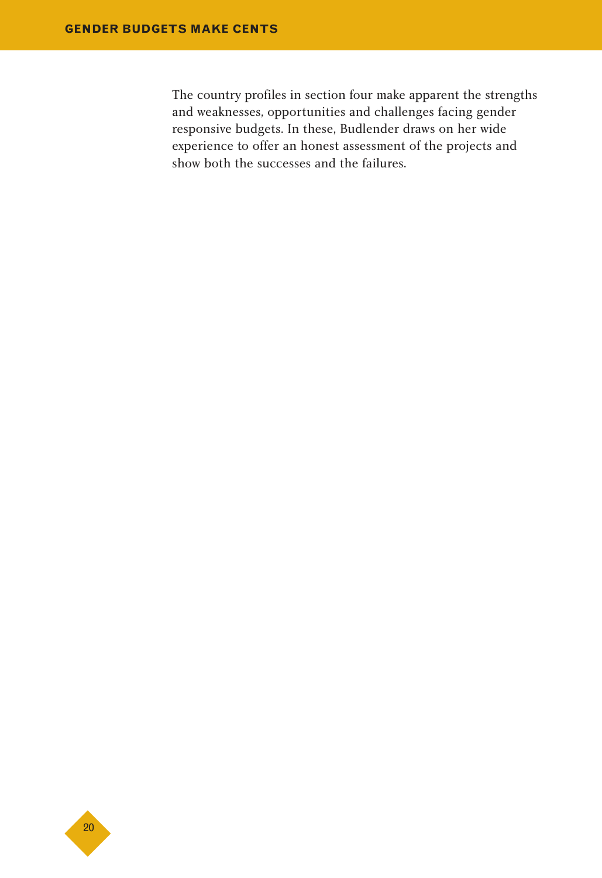The country profiles in section four make apparent the strengths and weaknesses, opportunities and challenges facing gender responsive budgets. In these, Budlender draws on her wide experience to offer an honest assessment of the projects and show both the successes and the failures.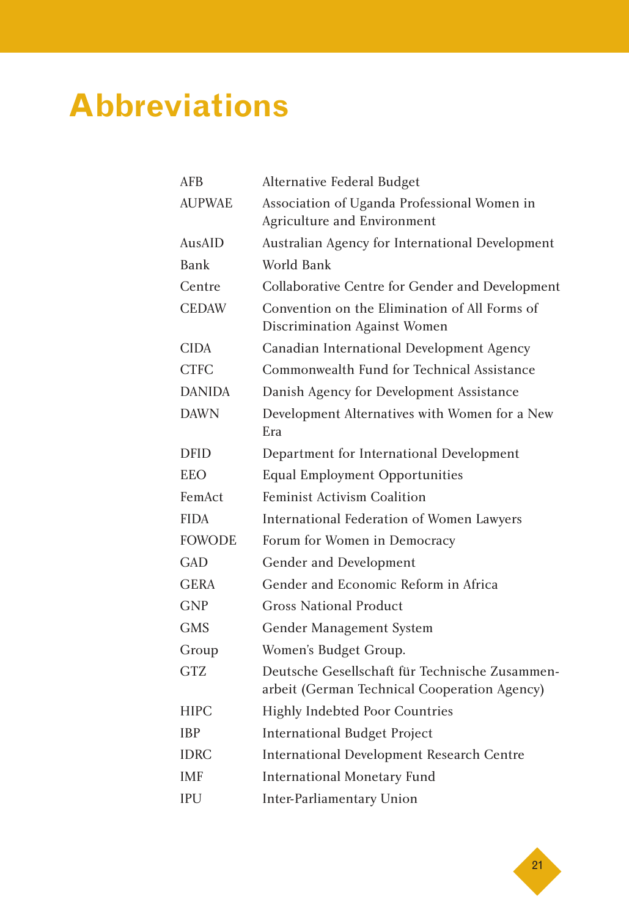# Abbreviations

| | |
|---|---|
| AFB | Alternative Federal Budget |
| AUPWAE | Association of Uganda Professional Women in Agriculture and Environment |
| AusAID | Australian Agency for International Development |
| Bank | World Bank |
| Centre | Collaborative Centre for Gender and Development |
| CEDAW | Convention on the Elimination of All Forms of Discrimination Against Women |
| CIDA | Canadian International Development Agency |
| CTFC | Commonwealth Fund for Technical Assistance |
| DANIDA | Danish Agency for Development Assistance |
| DAWN | Development Alternatives with Women for a New Era |
| DFID | Department for International Development |
| EEO | Equal Employment Opportunities |
| FemAct | Feminist Activism Coalition |
| FIDA | International Federation of Women Lawyers |
| FOWODE | Forum for Women in Democracy |
| GAD | Gender and Development |
| GERA | Gender and Economic Reform in Africa |
| GNP | Gross National Product |
| GMS | Gender Management System |
| Group | Women's Budget Group. |
| GTZ | Deutsche Gesellschaft für Technische Zusammenarbeit (German Technical Cooperation Agency) |
| HIPC | Highly Indebted Poor Countries |
| IBP | International Budget Project |
| IDRC | International Development Research Centre |
| IMF | International Monetary Fund |
| IPU | Inter-Parliamentary Union |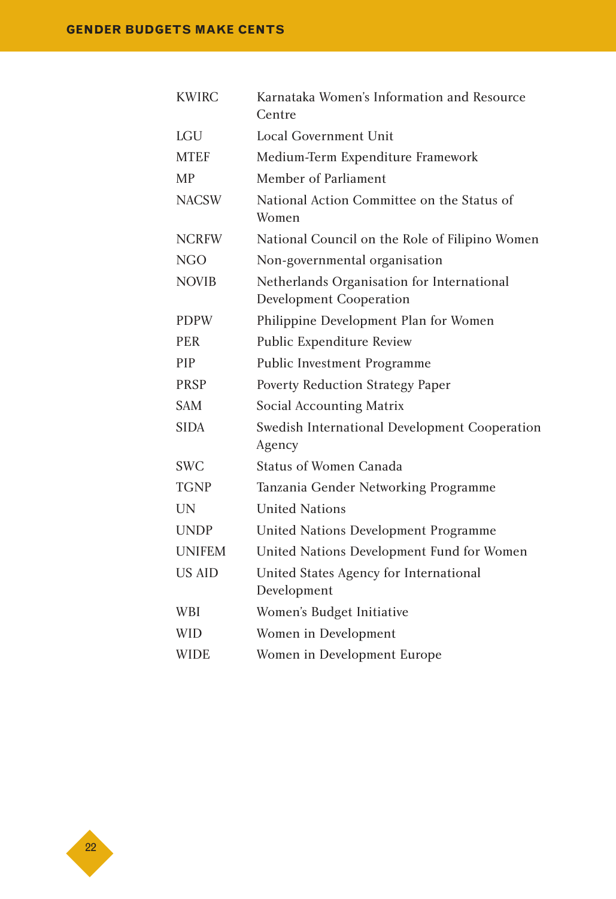| | |
|---|---|
| KWIRC | Karnataka Women's Information and Resource Centre |
| LGU | Local Government Unit |
| MTEF | Medium-Term Expenditure Framework |
| MP | Member of Parliament |
| NACSW | National Action Committee on the Status of Women |
| NCRFW | National Council on the Role of Filipino Women |
| NGO | Non-governmental organisation |
| NOVIB | Netherlands Organisation for International Development Cooperation |
| PDPW | Philippine Development Plan for Women |
| PER | Public Expenditure Review |
| PIP | Public Investment Programme |
| PRSP | Poverty Reduction Strategy Paper |
| SAM | Social Accounting Matrix |
| SIDA | Swedish International Development Cooperation Agency |
| SWC | Status of Women Canada |
| TGNP | Tanzania Gender Networking Programme |
| UN | United Nations |
| UNDP | United Nations Development Programme |
| UNIFEM | United Nations Development Fund for Women |
| US AID | United States Agency for International Development |
| WBI | Women's Budget Initiative |
| WID | Women in Development |
| WIDE | Women in Development Europe |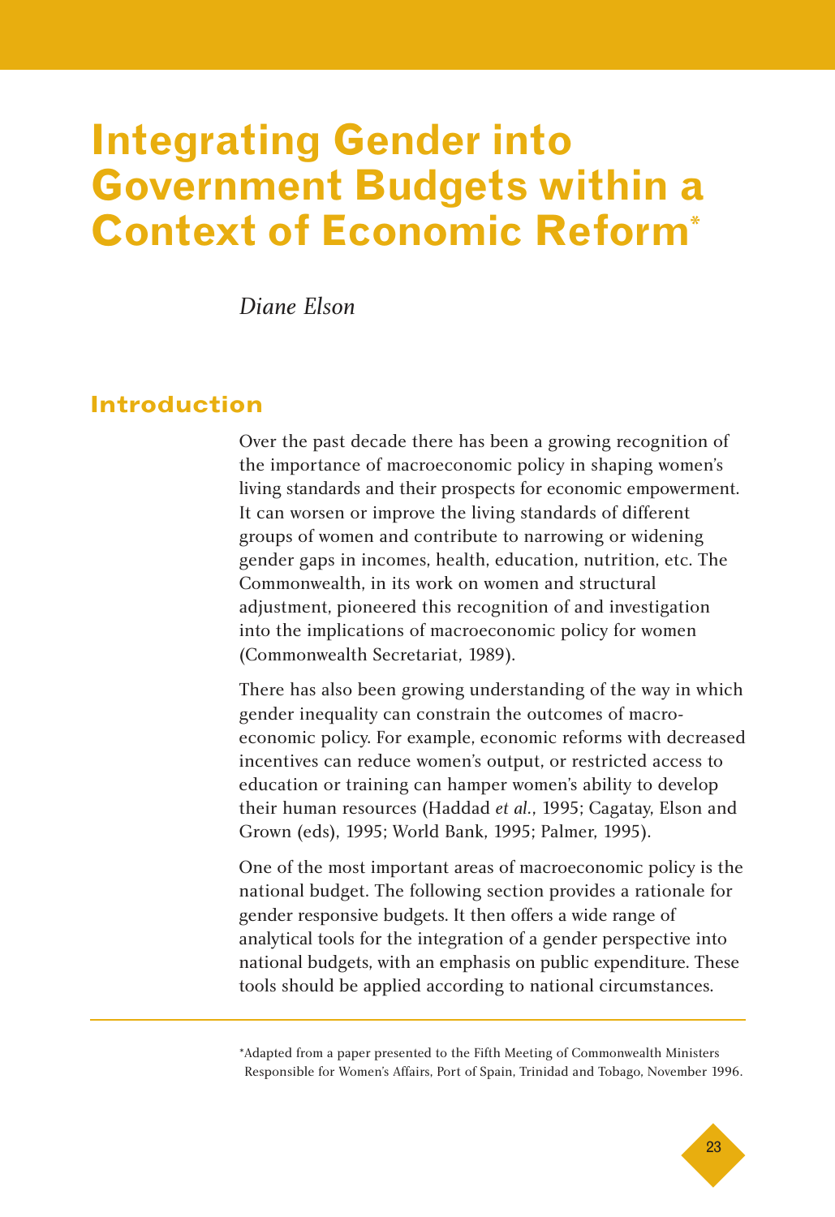# Integrating Gender into Government Budgets within a Context of Economic Reform*

*Diane Elson*

## Introduction

Over the past decade there has been a growing recognition of the importance of macroeconomic policy in shaping women's living standards and their prospects for economic empowerment. It can worsen or improve the living standards of different groups of women and contribute to narrowing or widening gender gaps in incomes, health, education, nutrition, etc. The Commonwealth, in its work on women and structural adjustment, pioneered this recognition of and investigation into the implications of macroeconomic policy for women (Commonwealth Secretariat, 1989).

There has also been growing understanding of the way in which gender inequality can constrain the outcomes of macroeconomic policy. For example, economic reforms with decreased incentives can reduce women's output, or restricted access to education or training can hamper women's ability to develop their human resources (Haddad *et al.*, 1995; Cagatay, Elson and Grown (eds), 1995; World Bank, 1995; Palmer, 1995).

One of the most important areas of macroeconomic policy is the national budget. The following section provides a rationale for gender responsive budgets. It then offers a wide range of analytical tools for the integration of a gender perspective into national budgets, with an emphasis on public expenditure. These tools should be applied according to national circumstances.

---

*Adapted from a paper presented to the Fifth Meeting of Commonwealth Ministers Responsible for Women's Affairs, Port of Spain, Trinidad and Tobago, November 1996.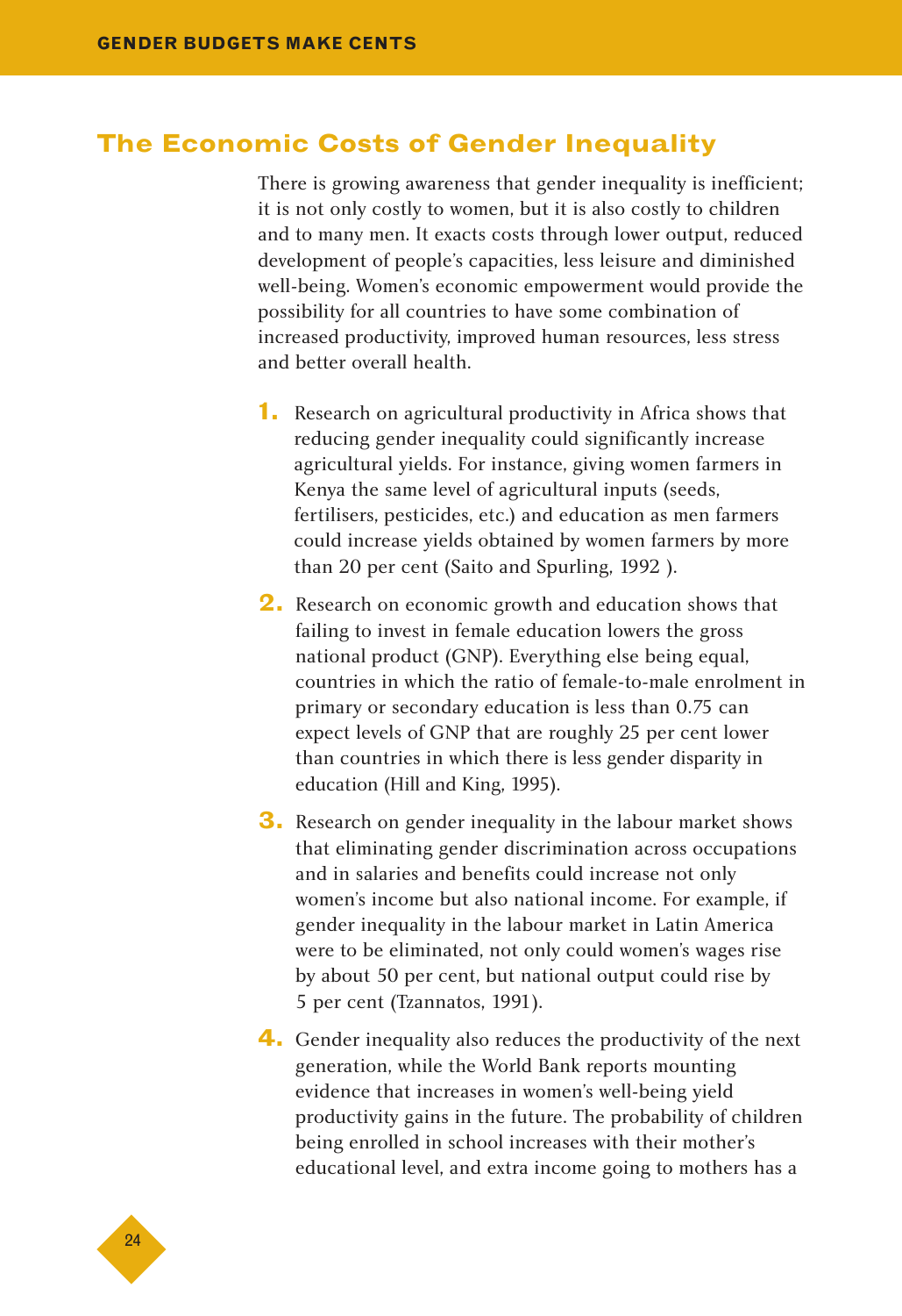## The Economic Costs of Gender Inequality

There is growing awareness that gender inequality is inefficient; it is not only costly to women, but it is also costly to children and to many men. It exacts costs through lower output, reduced development of people's capacities, less leisure and diminished well-being. Women's economic empowerment would provide the possibility for all countries to have some combination of increased productivity, improved human resources, less stress and better overall health.

1. Research on agricultural productivity in Africa shows that reducing gender inequality could significantly increase agricultural yields. For instance, giving women farmers in Kenya the same level of agricultural inputs (seeds, fertilisers, pesticides, etc.) and education as men farmers could increase yields obtained by women farmers by more than 20 per cent (Saito and Spurling, 1992 ).

2. Research on economic growth and education shows that failing to invest in female education lowers the gross national product (GNP). Everything else being equal, countries in which the ratio of female-to-male enrolment in primary or secondary education is less than 0.75 can expect levels of GNP that are roughly 25 per cent lower than countries in which there is less gender disparity in education (Hill and King, 1995).

3. Research on gender inequality in the labour market shows that eliminating gender discrimination across occupations and in salaries and benefits could increase not only women's income but also national income. For example, if gender inequality in the labour market in Latin America were to be eliminated, not only could women's wages rise by about 50 per cent, but national output could rise by 5 per cent (Tzannatos, 1991).

4. Gender inequality also reduces the productivity of the next generation, while the World Bank reports mounting evidence that increases in women's well-being yield productivity gains in the future. The probability of children being enrolled in school increases with their mother's educational level, and extra income going to mothers has a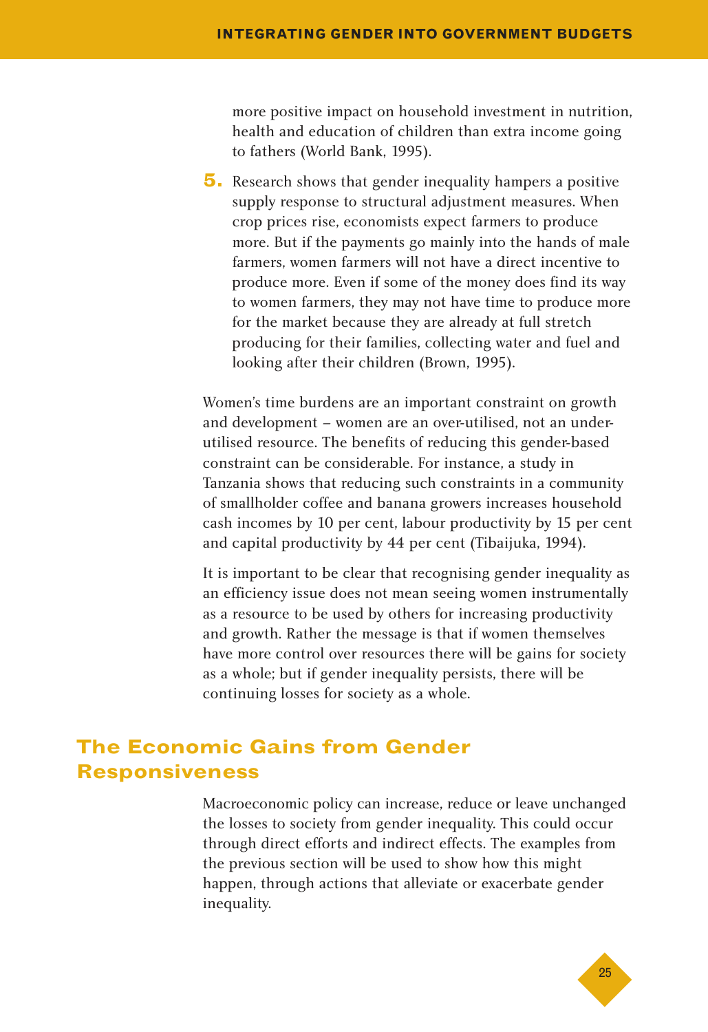more positive impact on household investment in nutrition, health and education of children than extra income going to fathers (World Bank, 1995).

5. Research shows that gender inequality hampers a positive supply response to structural adjustment measures. When crop prices rise, economists expect farmers to produce more. But if the payments go mainly into the hands of male farmers, women farmers will not have a direct incentive to produce more. Even if some of the money does find its way to women farmers, they may not have time to produce more for the market because they are already at full stretch producing for their families, collecting water and fuel and looking after their children (Brown, 1995).

Women's time burdens are an important constraint on growth and development – women are an over-utilised, not an under-utilised resource. The benefits of reducing this gender-based constraint can be considerable. For instance, a study in Tanzania shows that reducing such constraints in a community of smallholder coffee and banana growers increases household cash incomes by 10 per cent, labour productivity by 15 per cent and capital productivity by 44 per cent (Tibaijuka, 1994).

It is important to be clear that recognising gender inequality as an efficiency issue does not mean seeing women instrumentally as a resource to be used by others for increasing productivity and growth. Rather the message is that if women themselves have more control over resources there will be gains for society as a whole; but if gender inequality persists, there will be continuing losses for society as a whole.

## The Economic Gains from Gender Responsiveness

Macroeconomic policy can increase, reduce or leave unchanged the losses to society from gender inequality. This could occur through direct efforts and indirect effects. The examples from the previous section will be used to show how this might happen, through actions that alleviate or exacerbate gender inequality.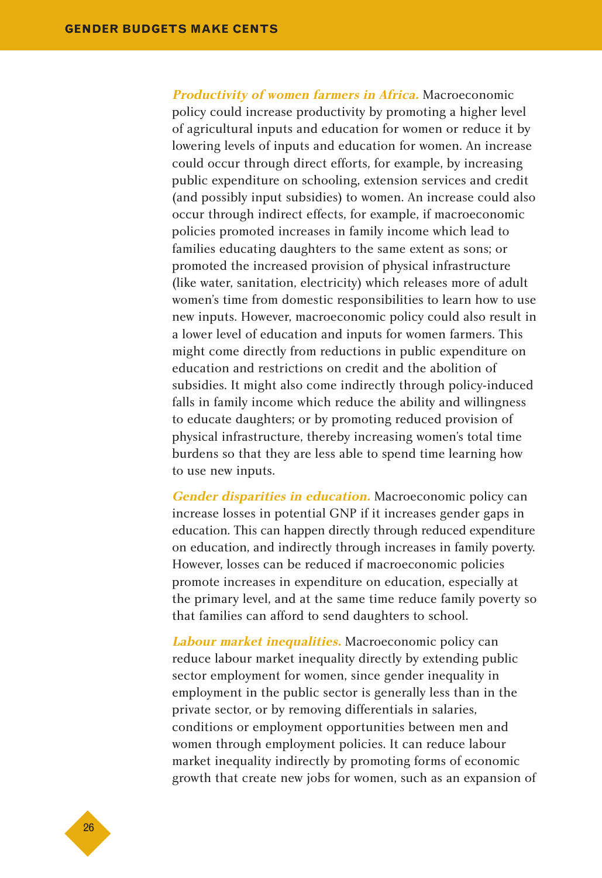***Productivity of women farmers in Africa.*** Macroeconomic policy could increase productivity by promoting a higher level of agricultural inputs and education for women or reduce it by lowering levels of inputs and education for women. An increase could occur through direct efforts, for example, by increasing public expenditure on schooling, extension services and credit (and possibly input subsidies) to women. An increase could also occur through indirect effects, for example, if macroeconomic policies promoted increases in family income which lead to families educating daughters to the same extent as sons; or promoted the increased provision of physical infrastructure (like water, sanitation, electricity) which releases more of adult women's time from domestic responsibilities to learn how to use new inputs. However, macroeconomic policy could also result in a lower level of education and inputs for women farmers. This might come directly from reductions in public expenditure on education and restrictions on credit and the abolition of subsidies. It might also come indirectly through policy-induced falls in family income which reduce the ability and willingness to educate daughters; or by promoting reduced provision of physical infrastructure, thereby increasing women's total time burdens so that they are less able to spend time learning how to use new inputs.

***Gender disparities in education.*** Macroeconomic policy can increase losses in potential GNP if it increases gender gaps in education. This can happen directly through reduced expenditure on education, and indirectly through increases in family poverty. However, losses can be reduced if macroeconomic policies promote increases in expenditure on education, especially at the primary level, and at the same time reduce family poverty so that families can afford to send daughters to school.

***Labour market inequalities.*** Macroeconomic policy can reduce labour market inequality directly by extending public sector employment for women, since gender inequality in employment in the public sector is generally less than in the private sector, or by removing differentials in salaries, conditions or employment opportunities between men and women through employment policies. It can reduce labour market inequality indirectly by promoting forms of economic growth that create new jobs for women, such as an expansion of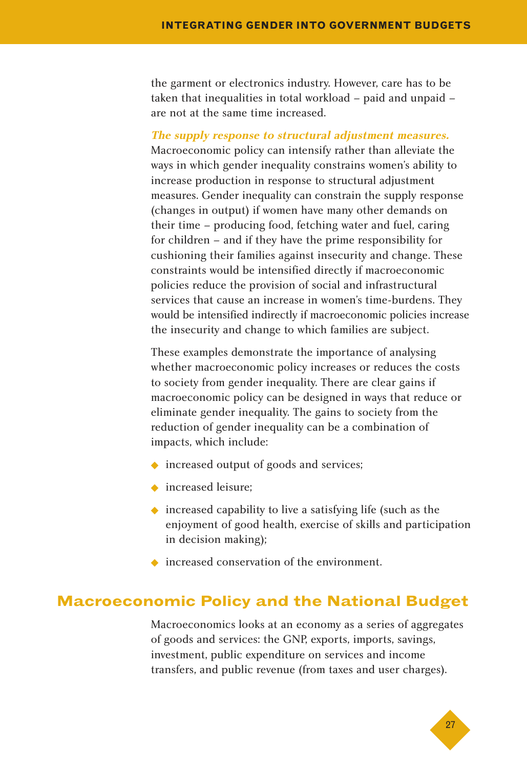the garment or electronics industry. However, care has to be taken that inequalities in total workload – paid and unpaid – are not at the same time increased.

***The supply response to structural adjustment measures.*** Macroeconomic policy can intensify rather than alleviate the ways in which gender inequality constrains women's ability to increase production in response to structural adjustment measures. Gender inequality can constrain the supply response (changes in output) if women have many other demands on their time – producing food, fetching water and fuel, caring for children – and if they have the prime responsibility for cushioning their families against insecurity and change. These constraints would be intensified directly if macroeconomic policies reduce the provision of social and infrastructural services that cause an increase in women's time-burdens. They would be intensified indirectly if macroeconomic policies increase the insecurity and change to which families are subject.

These examples demonstrate the importance of analysing whether macroeconomic policy increases or reduces the costs to society from gender inequality. There are clear gains if macroeconomic policy can be designed in ways that reduce or eliminate gender inequality. The gains to society from the reduction of gender inequality can be a combination of impacts, which include:

- increased output of goods and services;
- increased leisure;
- increased capability to live a satisfying life (such as the enjoyment of good health, exercise of skills and participation in decision making);
- increased conservation of the environment.

## Macroeconomic Policy and the National Budget

Macroeconomics looks at an economy as a series of aggregates of goods and services: the GNP, exports, imports, savings, investment, public expenditure on services and income transfers, and public revenue (from taxes and user charges).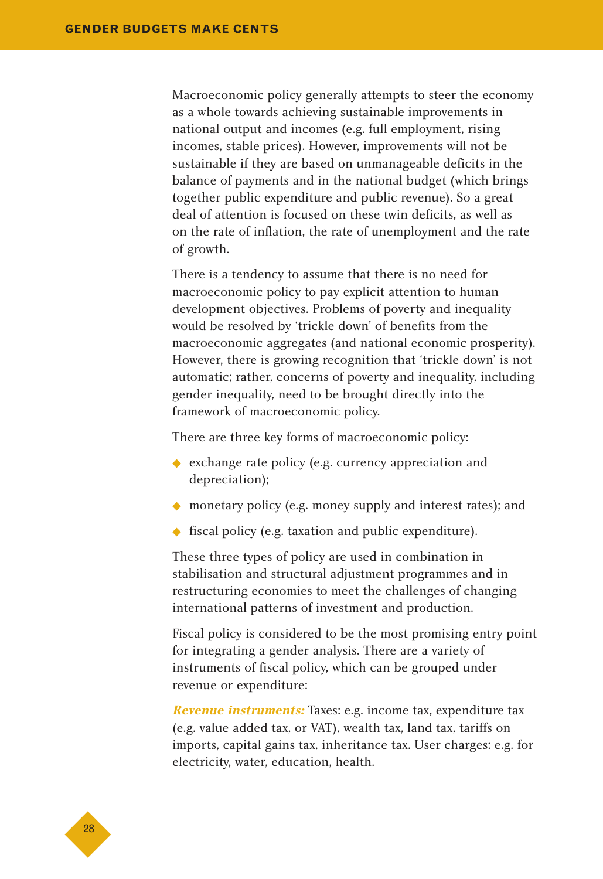Macroeconomic policy generally attempts to steer the economy as a whole towards achieving sustainable improvements in national output and incomes (e.g. full employment, rising incomes, stable prices). However, improvements will not be sustainable if they are based on unmanageable deficits in the balance of payments and in the national budget (which brings together public expenditure and public revenue). So a great deal of attention is focused on these twin deficits, as well as on the rate of inflation, the rate of unemployment and the rate of growth.

There is a tendency to assume that there is no need for macroeconomic policy to pay explicit attention to human development objectives. Problems of poverty and inequality would be resolved by 'trickle down' of benefits from the macroeconomic aggregates (and national economic prosperity). However, there is growing recognition that 'trickle down' is not automatic; rather, concerns of poverty and inequality, including gender inequality, need to be brought directly into the framework of macroeconomic policy.

There are three key forms of macroeconomic policy:

- exchange rate policy (e.g. currency appreciation and depreciation);
- monetary policy (e.g. money supply and interest rates); and
- fiscal policy (e.g. taxation and public expenditure).

These three types of policy are used in combination in stabilisation and structural adjustment programmes and in restructuring economies to meet the challenges of changing international patterns of investment and production.

Fiscal policy is considered to be the most promising entry point for integrating a gender analysis. There are a variety of instruments of fiscal policy, which can be grouped under revenue or expenditure:

***Revenue instruments:*** Taxes: e.g. income tax, expenditure tax (e.g. value added tax, or VAT), wealth tax, land tax, tariffs on imports, capital gains tax, inheritance tax. User charges: e.g. for electricity, water, education, health.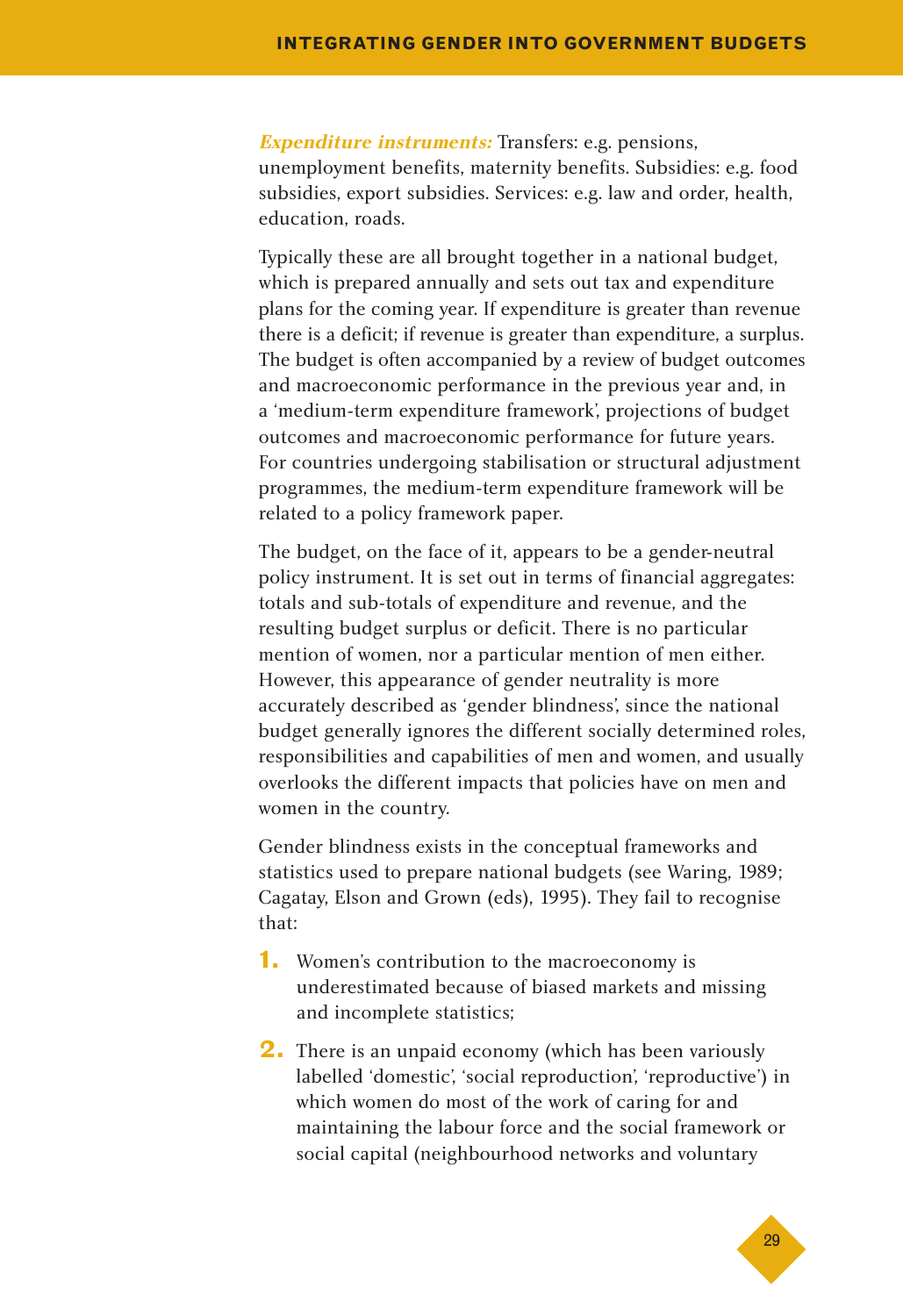***Expenditure instruments:*** Transfers: e.g. pensions, unemployment benefits, maternity benefits. Subsidies: e.g. food subsidies, export subsidies. Services: e.g. law and order, health, education, roads.

Typically these are all brought together in a national budget, which is prepared annually and sets out tax and expenditure plans for the coming year. If expenditure is greater than revenue there is a deficit; if revenue is greater than expenditure, a surplus. The budget is often accompanied by a review of budget outcomes and macroeconomic performance in the previous year and, in a 'medium-term expenditure framework', projections of budget outcomes and macroeconomic performance for future years. For countries undergoing stabilisation or structural adjustment programmes, the medium-term expenditure framework will be related to a policy framework paper.

The budget, on the face of it, appears to be a gender-neutral policy instrument. It is set out in terms of financial aggregates: totals and sub-totals of expenditure and revenue, and the resulting budget surplus or deficit. There is no particular mention of women, nor a particular mention of men either. However, this appearance of gender neutrality is more accurately described as 'gender blindness', since the national budget generally ignores the different socially determined roles, responsibilities and capabilities of men and women, and usually overlooks the different impacts that policies have on men and women in the country.

Gender blindness exists in the conceptual frameworks and statistics used to prepare national budgets (see Waring, 1989; Cagatay, Elson and Grown (eds), 1995). They fail to recognise that:

1. Women's contribution to the macroeconomy is underestimated because of biased markets and missing and incomplete statistics;
2. There is an unpaid economy (which has been variously labelled 'domestic', 'social reproduction', 'reproductive') in which women do most of the work of caring for and maintaining the labour force and the social framework or social capital (neighbourhood networks and voluntary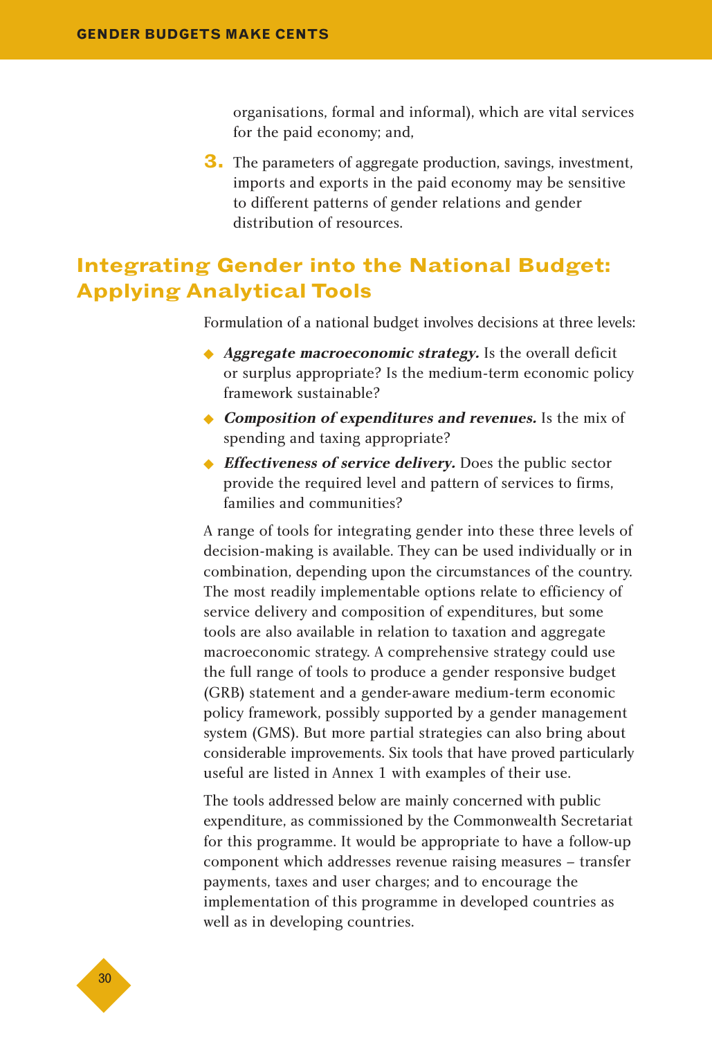organisations, formal and informal), which are vital services for the paid economy; and,

3. The parameters of aggregate production, savings, investment, imports and exports in the paid economy may be sensitive to different patterns of gender relations and gender distribution of resources.

## Integrating Gender into the National Budget: Applying Analytical Tools

Formulation of a national budget involves decisions at three levels:

- ***Aggregate macroeconomic strategy.*** Is the overall deficit or surplus appropriate? Is the medium-term economic policy framework sustainable?
- ***Composition of expenditures and revenues.*** Is the mix of spending and taxing appropriate?
- ***Effectiveness of service delivery.*** Does the public sector provide the required level and pattern of services to firms, families and communities?

A range of tools for integrating gender into these three levels of decision-making is available. They can be used individually or in combination, depending upon the circumstances of the country. The most readily implementable options relate to efficiency of service delivery and composition of expenditures, but some tools are also available in relation to taxation and aggregate macroeconomic strategy. A comprehensive strategy could use the full range of tools to produce a gender responsive budget (GRB) statement and a gender-aware medium-term economic policy framework, possibly supported by a gender management system (GMS). But more partial strategies can also bring about considerable improvements. Six tools that have proved particularly useful are listed in Annex 1 with examples of their use.

The tools addressed below are mainly concerned with public expenditure, as commissioned by the Commonwealth Secretariat for this programme. It would be appropriate to have a follow-up component which addresses revenue raising measures – transfer payments, taxes and user charges; and to encourage the implementation of this programme in developed countries as well as in developing countries.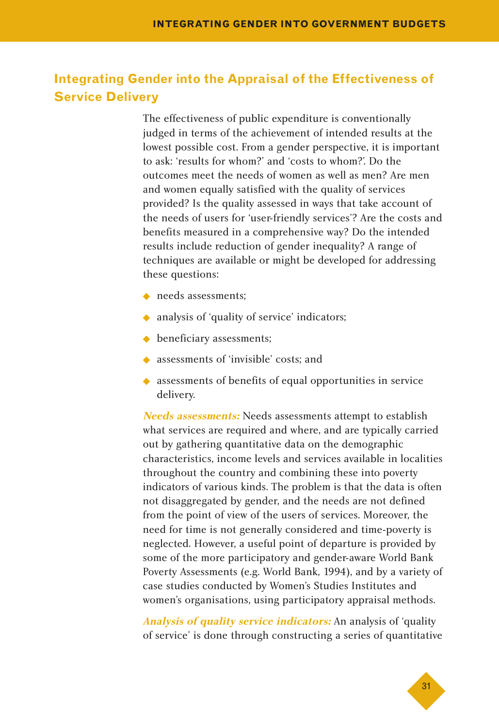## Integrating Gender into the Appraisal of the Effectiveness of Service Delivery

The effectiveness of public expenditure is conventionally judged in terms of the achievement of intended results at the lowest possible cost. From a gender perspective, it is important to ask: 'results for whom?' and 'costs to whom?'. Do the outcomes meet the needs of women as well as men? Are men and women equally satisfied with the quality of services provided? Is the quality assessed in ways that take account of the needs of users for 'user-friendly services'? Are the costs and benefits measured in a comprehensive way? Do the intended results include reduction of gender inequality? A range of techniques are available or might be developed for addressing these questions:

- needs assessments;
- analysis of 'quality of service' indicators;
- beneficiary assessments;
- assessments of 'invisible' costs; and
- assessments of benefits of equal opportunities in service delivery.

***Needs assessments:*** Needs assessments attempt to establish what services are required and where, and are typically carried out by gathering quantitative data on the demographic characteristics, income levels and services available in localities throughout the country and combining these into poverty indicators of various kinds. The problem is that the data is often not disaggregated by gender, and the needs are not defined from the point of view of the users of services. Moreover, the need for time is not generally considered and time-poverty is neglected. However, a useful point of departure is provided by some of the more participatory and gender-aware World Bank Poverty Assessments (e.g. World Bank, 1994), and by a variety of case studies conducted by Women's Studies Institutes and women's organisations, using participatory appraisal methods.

***Analysis of quality service indicators:*** An analysis of 'quality of service' is done through constructing a series of quantitative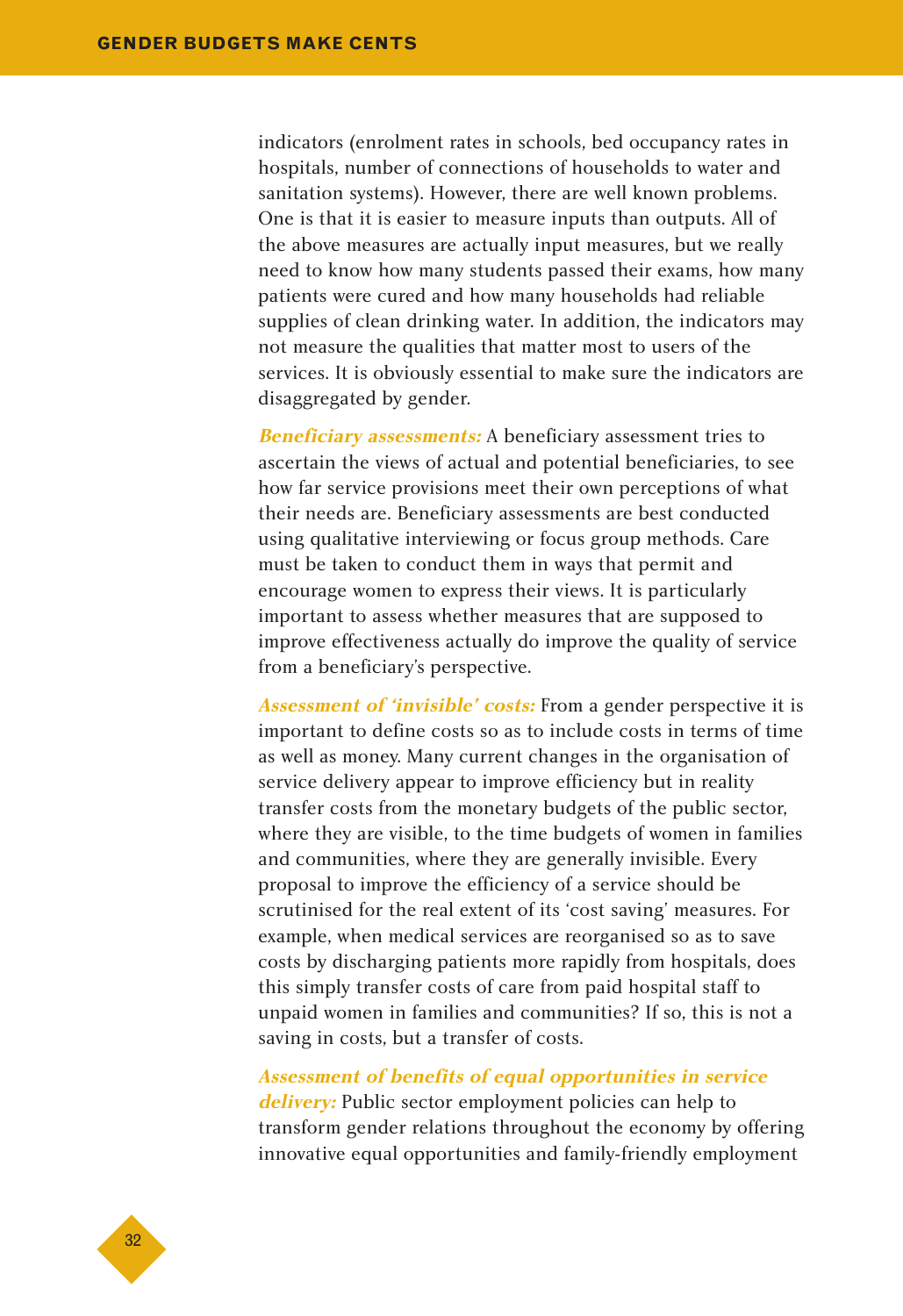indicators (enrolment rates in schools, bed occupancy rates in hospitals, number of connections of households to water and sanitation systems). However, there are well known problems. One is that it is easier to measure inputs than outputs. All of the above measures are actually input measures, but we really need to know how many students passed their exams, how many patients were cured and how many households had reliable supplies of clean drinking water. In addition, the indicators may not measure the qualities that matter most to users of the services. It is obviously essential to make sure the indicators are disaggregated by gender.

***Beneficiary assessments:*** A beneficiary assessment tries to ascertain the views of actual and potential beneficiaries, to see how far service provisions meet their own perceptions of what their needs are. Beneficiary assessments are best conducted using qualitative interviewing or focus group methods. Care must be taken to conduct them in ways that permit and encourage women to express their views. It is particularly important to assess whether measures that are supposed to improve effectiveness actually do improve the quality of service from a beneficiary's perspective.

***Assessment of 'invisible' costs:*** From a gender perspective it is important to define costs so as to include costs in terms of time as well as money. Many current changes in the organisation of service delivery appear to improve efficiency but in reality transfer costs from the monetary budgets of the public sector, where they are visible, to the time budgets of women in families and communities, where they are generally invisible. Every proposal to improve the efficiency of a service should be scrutinised for the real extent of its 'cost saving' measures. For example, when medical services are reorganised so as to save costs by discharging patients more rapidly from hospitals, does this simply transfer costs of care from paid hospital staff to unpaid women in families and communities? If so, this is not a saving in costs, but a transfer of costs.

***Assessment of benefits of equal opportunities in service delivery:*** Public sector employment policies can help to transform gender relations throughout the economy by offering innovative equal opportunities and family-friendly employment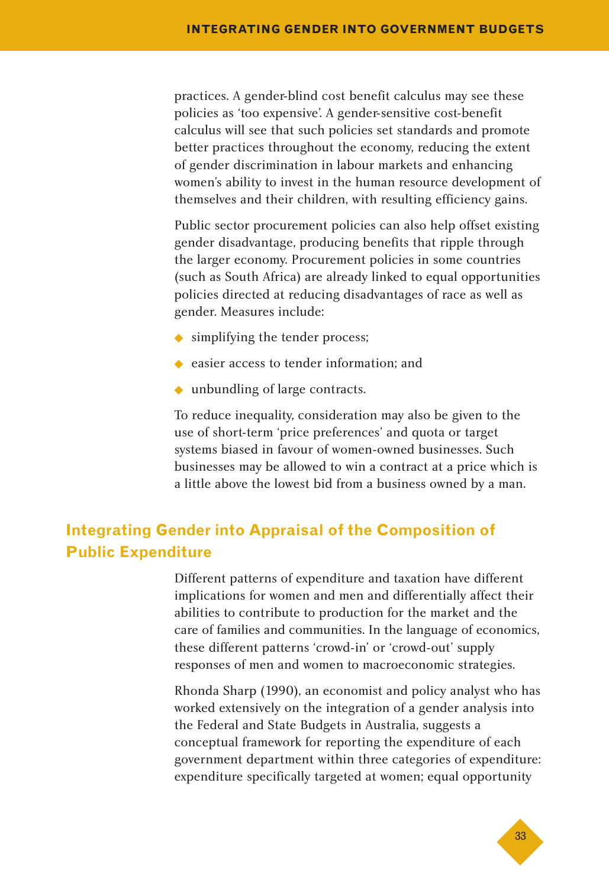practices. A gender-blind cost benefit calculus may see these policies as 'too expensive'. A gender-sensitive cost-benefit calculus will see that such policies set standards and promote better practices throughout the economy, reducing the extent of gender discrimination in labour markets and enhancing women's ability to invest in the human resource development of themselves and their children, with resulting efficiency gains.

Public sector procurement policies can also help offset existing gender disadvantage, producing benefits that ripple through the larger economy. Procurement policies in some countries (such as South Africa) are already linked to equal opportunities policies directed at reducing disadvantages of race as well as gender. Measures include:

- simplifying the tender process;
- easier access to tender information; and
- unbundling of large contracts.

To reduce inequality, consideration may also be given to the use of short-term 'price preferences' and quota or target systems biased in favour of women-owned businesses. Such businesses may be allowed to win a contract at a price which is a little above the lowest bid from a business owned by a man.

## Integrating Gender into Appraisal of the Composition of Public Expenditure

Different patterns of expenditure and taxation have different implications for women and men and differentially affect their abilities to contribute to production for the market and the care of families and communities. In the language of economics, these different patterns 'crowd-in' or 'crowd-out' supply responses of men and women to macroeconomic strategies.

Rhonda Sharp (1990), an economist and policy analyst who has worked extensively on the integration of a gender analysis into the Federal and State Budgets in Australia, suggests a conceptual framework for reporting the expenditure of each government department within three categories of expenditure: expenditure specifically targeted at women; equal opportunity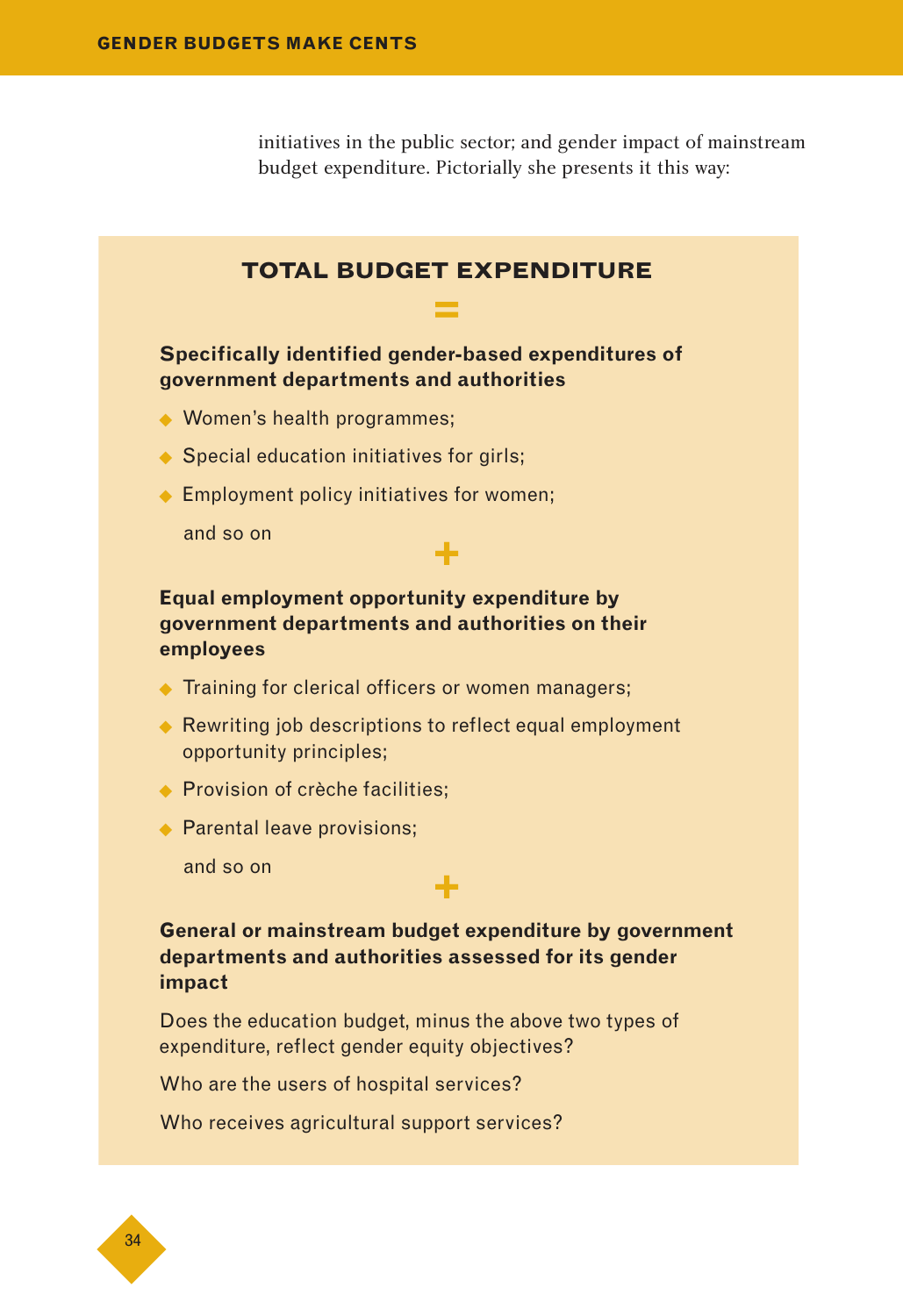initiatives in the public sector; and gender impact of mainstream budget expenditure. Pictorially she presents it this way:

### TOTAL BUDGET EXPENDITURE

=

**Specifically identified gender-based expenditures of government departments and authorities**

- Women's health programmes;
- Special education initiatives for girls;
- Employment policy initiatives for women;

and so on

+

**Equal employment opportunity expenditure by government departments and authorities on their employees**

- Training for clerical officers or women managers;
- Rewriting job descriptions to reflect equal employment opportunity principles;
- Provision of crèche facilities;
- Parental leave provisions;

and so on

+

**General or mainstream budget expenditure by government departments and authorities assessed for its gender impact**

Does the education budget, minus the above two types of expenditure, reflect gender equity objectives?

Who are the users of hospital services?

Who receives agricultural support services?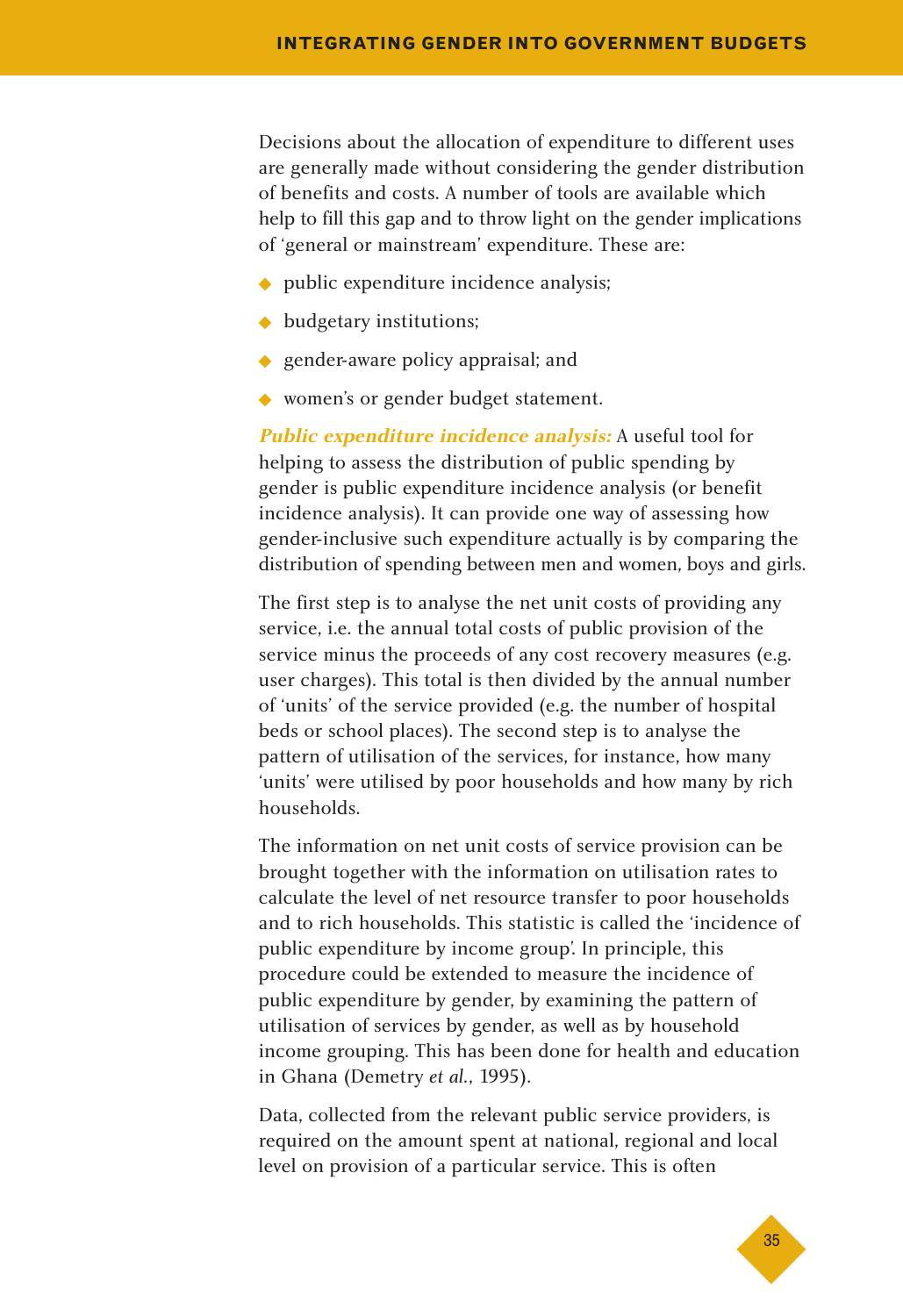Decisions about the allocation of expenditure to different uses are generally made without considering the gender distribution of benefits and costs. A number of tools are available which help to fill this gap and to throw light on the gender implications of 'general or mainstream' expenditure. These are:

- public expenditure incidence analysis;
- budgetary institutions;
- gender-aware policy appraisal; and
- women's or gender budget statement.

***Public expenditure incidence analysis:*** A useful tool for helping to assess the distribution of public spending by gender is public expenditure incidence analysis (or benefit incidence analysis). It can provide one way of assessing how gender-inclusive such expenditure actually is by comparing the distribution of spending between men and women, boys and girls.

The first step is to analyse the net unit costs of providing any service, i.e. the annual total costs of public provision of the service minus the proceeds of any cost recovery measures (e.g. user charges). This total is then divided by the annual number of 'units' of the service provided (e.g. the number of hospital beds or school places). The second step is to analyse the pattern of utilisation of the services, for instance, how many 'units' were utilised by poor households and how many by rich households.

The information on net unit costs of service provision can be brought together with the information on utilisation rates to calculate the level of net resource transfer to poor households and to rich households. This statistic is called the 'incidence of public expenditure by income group'. In principle, this procedure could be extended to measure the incidence of public expenditure by gender, by examining the pattern of utilisation of services by gender, as well as by household income grouping. This has been done for health and education in Ghana (Demetry *et al.*, 1995).

Data, collected from the relevant public service providers, is required on the amount spent at national, regional and local level on provision of a particular service. This is often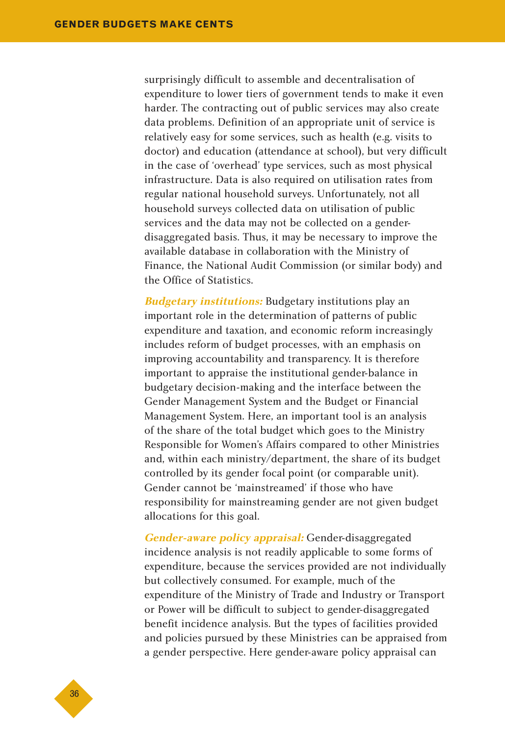surprisingly difficult to assemble and decentralisation of expenditure to lower tiers of government tends to make it even harder. The contracting out of public services may also create data problems. Definition of an appropriate unit of service is relatively easy for some services, such as health (e.g. visits to doctor) and education (attendance at school), but very difficult in the case of 'overhead' type services, such as most physical infrastructure. Data is also required on utilisation rates from regular national household surveys. Unfortunately, not all household surveys collected data on utilisation of public services and the data may not be collected on a gender-disaggregated basis. Thus, it may be necessary to improve the available database in collaboration with the Ministry of Finance, the National Audit Commission (or similar body) and the Office of Statistics.

***Budgetary institutions:*** Budgetary institutions play an important role in the determination of patterns of public expenditure and taxation, and economic reform increasingly includes reform of budget processes, with an emphasis on improving accountability and transparency. It is therefore important to appraise the institutional gender-balance in budgetary decision-making and the interface between the Gender Management System and the Budget or Financial Management System. Here, an important tool is an analysis of the share of the total budget which goes to the Ministry Responsible for Women's Affairs compared to other Ministries and, within each ministry/department, the share of its budget controlled by its gender focal point (or comparable unit). Gender cannot be 'mainstreamed' if those who have responsibility for mainstreaming gender are not given budget allocations for this goal.

***Gender-aware policy appraisal:*** Gender-disaggregated incidence analysis is not readily applicable to some forms of expenditure, because the services provided are not individually but collectively consumed. For example, much of the expenditure of the Ministry of Trade and Industry or Transport or Power will be difficult to subject to gender-disaggregated benefit incidence analysis. But the types of facilities provided and policies pursued by these Ministries can be appraised from a gender perspective. Here gender-aware policy appraisal can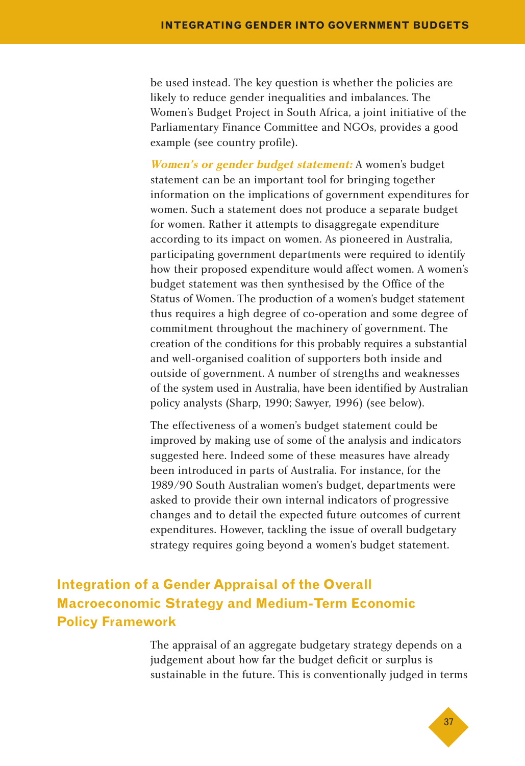be used instead. The key question is whether the policies are likely to reduce gender inequalities and imbalances. The Women's Budget Project in South Africa, a joint initiative of the Parliamentary Finance Committee and NGOs, provides a good example (see country profile).

***Women's or gender budget statement:*** A women's budget statement can be an important tool for bringing together information on the implications of government expenditures for women. Such a statement does not produce a separate budget for women. Rather it attempts to disaggregate expenditure according to its impact on women. As pioneered in Australia, participating government departments were required to identify how their proposed expenditure would affect women. A women's budget statement was then synthesised by the Office of the Status of Women. The production of a women's budget statement thus requires a high degree of co-operation and some degree of commitment throughout the machinery of government. The creation of the conditions for this probably requires a substantial and well-organised coalition of supporters both inside and outside of government. A number of strengths and weaknesses of the system used in Australia, have been identified by Australian policy analysts (Sharp, 1990; Sawyer, 1996) (see below).

The effectiveness of a women's budget statement could be improved by making use of some of the analysis and indicators suggested here. Indeed some of these measures have already been introduced in parts of Australia. For instance, for the 1989/90 South Australian women's budget, departments were asked to provide their own internal indicators of progressive changes and to detail the expected future outcomes of current expenditures. However, tackling the issue of overall budgetary strategy requires going beyond a women's budget statement.

## Integration of a Gender Appraisal of the Overall Macroeconomic Strategy and Medium-Term Economic Policy Framework

The appraisal of an aggregate budgetary strategy depends on a judgement about how far the budget deficit or surplus is sustainable in the future. This is conventionally judged in terms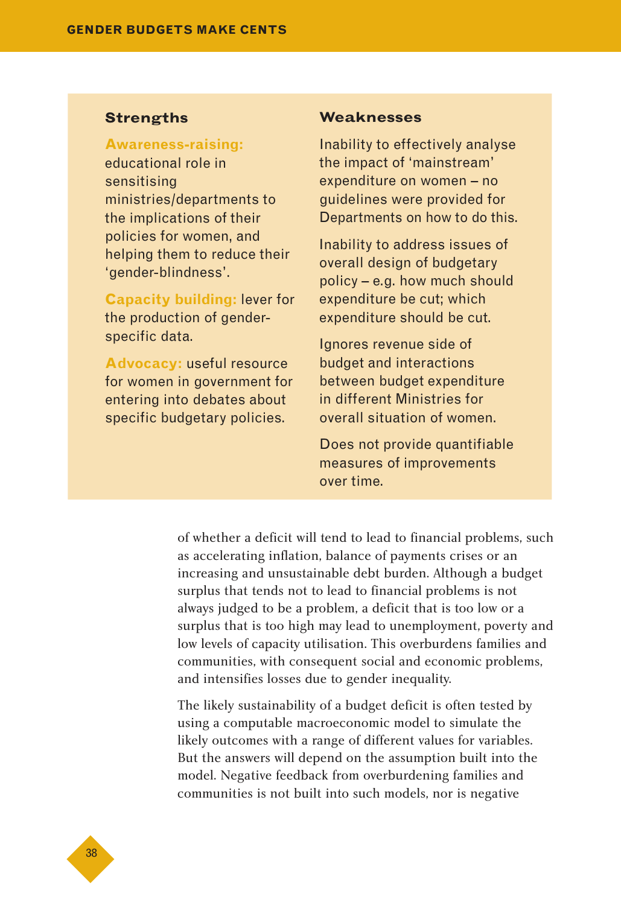| Strengths | Weaknesses |
| --- | --- |
| **Awareness-raising:** educational role in sensitising ministries/departments to the implications of their policies for women, and helping them to reduce their 'gender-blindness'. | Inability to effectively analyse the impact of 'mainstream' expenditure on women – no guidelines were provided for Departments on how to do this. |
| **Capacity building:** lever for the production of gender-specific data. | Inability to address issues of overall design of budgetary policy – e.g. how much should expenditure be cut; which expenditure should be cut. |
| **Advocacy:** useful resource for women in government for entering into debates about specific budgetary policies. | Ignores revenue side of budget and interactions between budget expenditure in different Ministries for overall situation of women. |
| | Does not provide quantifiable measures of improvements over time. |

of whether a deficit will tend to lead to financial problems, such as accelerating inflation, balance of payments crises or an increasing and unsustainable debt burden. Although a budget surplus that tends not to lead to financial problems is not always judged to be a problem, a deficit that is too low or a surplus that is too high may lead to unemployment, poverty and low levels of capacity utilisation. This overburdens families and communities, with consequent social and economic problems, and intensifies losses due to gender inequality.

The likely sustainability of a budget deficit is often tested by using a computable macroeconomic model to simulate the likely outcomes with a range of different values for variables. But the answers will depend on the assumption built into the model. Negative feedback from overburdening families and communities is not built into such models, nor is negative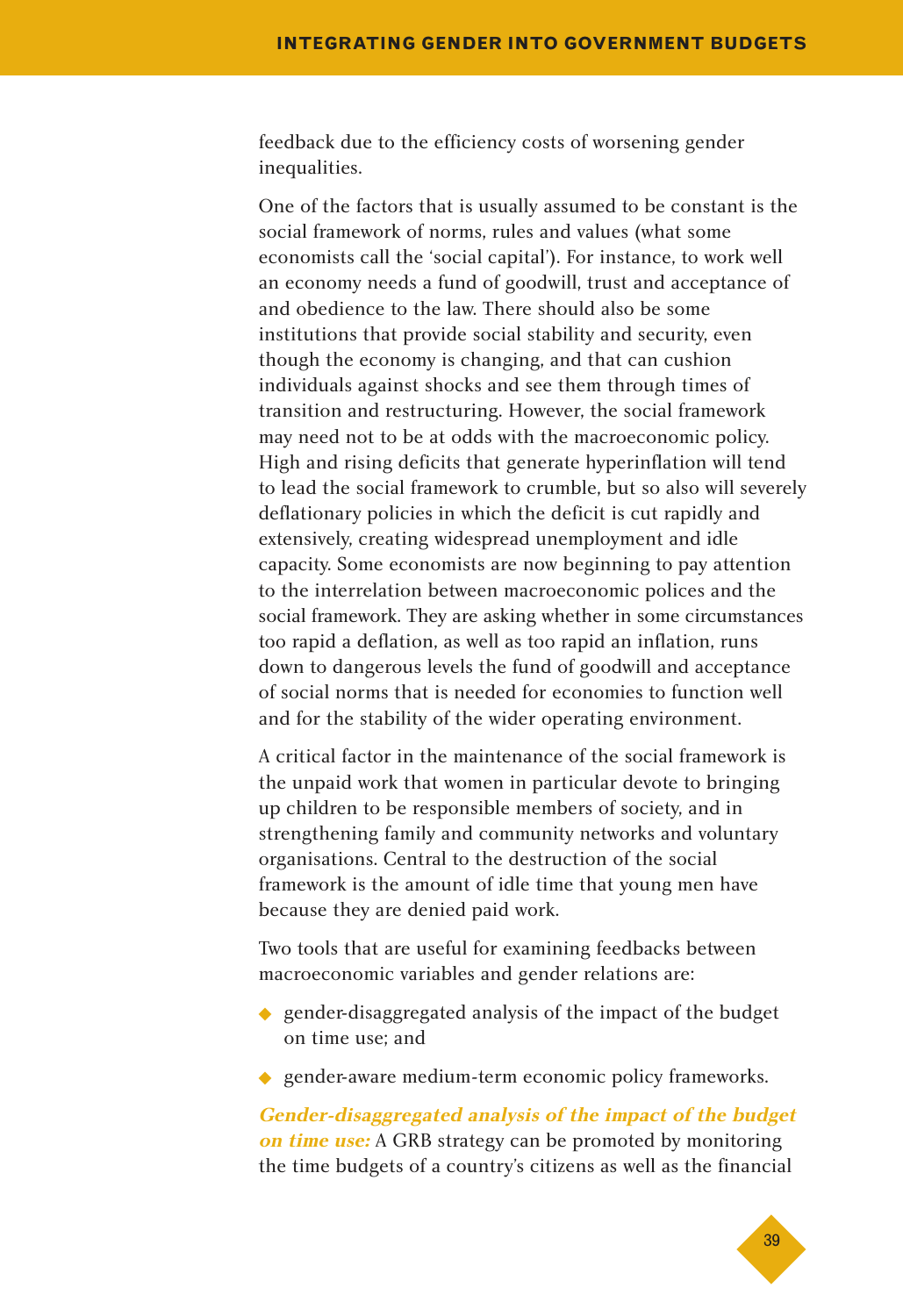feedback due to the efficiency costs of worsening gender inequalities.

One of the factors that is usually assumed to be constant is the social framework of norms, rules and values (what some economists call the 'social capital'). For instance, to work well an economy needs a fund of goodwill, trust and acceptance of and obedience to the law. There should also be some institutions that provide social stability and security, even though the economy is changing, and that can cushion individuals against shocks and see them through times of transition and restructuring. However, the social framework may need not to be at odds with the macroeconomic policy. High and rising deficits that generate hyperinflation will tend to lead the social framework to crumble, but so also will severely deflationary policies in which the deficit is cut rapidly and extensively, creating widespread unemployment and idle capacity. Some economists are now beginning to pay attention to the interrelation between macroeconomic polices and the social framework. They are asking whether in some circumstances too rapid a deflation, as well as too rapid an inflation, runs down to dangerous levels the fund of goodwill and acceptance of social norms that is needed for economies to function well and for the stability of the wider operating environment.

A critical factor in the maintenance of the social framework is the unpaid work that women in particular devote to bringing up children to be responsible members of society, and in strengthening family and community networks and voluntary organisations. Central to the destruction of the social framework is the amount of idle time that young men have because they are denied paid work.

Two tools that are useful for examining feedbacks between macroeconomic variables and gender relations are:

- gender-disaggregated analysis of the impact of the budget on time use; and
- gender-aware medium-term economic policy frameworks.

***Gender-disaggregated analysis of the impact of the budget on time use:*** A GRB strategy can be promoted by monitoring the time budgets of a country's citizens as well as the financial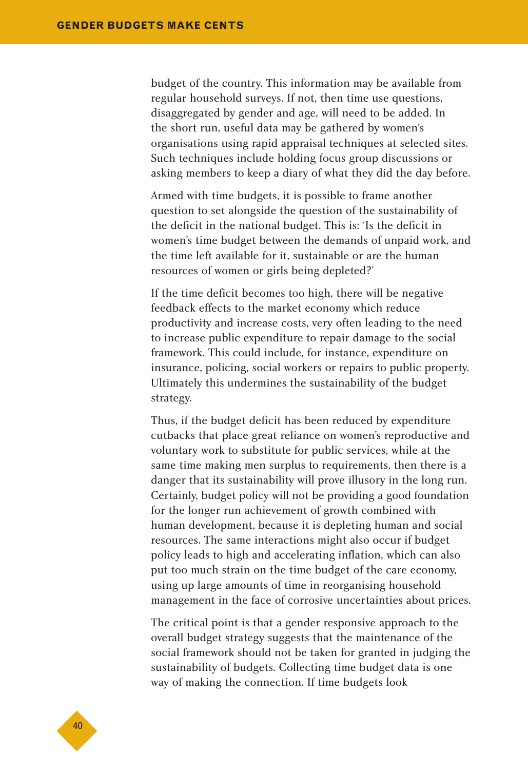budget of the country. This information may be available from regular household surveys. If not, then time use questions, disaggregated by gender and age, will need to be added. In the short run, useful data may be gathered by women's organisations using rapid appraisal techniques at selected sites. Such techniques include holding focus group discussions or asking members to keep a diary of what they did the day before.

Armed with time budgets, it is possible to frame another question to set alongside the question of the sustainability of the deficit in the national budget. This is: 'Is the deficit in women's time budget between the demands of unpaid work, and the time left available for it, sustainable or are the human resources of women or girls being depleted?'

If the time deficit becomes too high, there will be negative feedback effects to the market economy which reduce productivity and increase costs, very often leading to the need to increase public expenditure to repair damage to the social framework. This could include, for instance, expenditure on insurance, policing, social workers or repairs to public property. Ultimately this undermines the sustainability of the budget strategy.

Thus, if the budget deficit has been reduced by expenditure cutbacks that place great reliance on women's reproductive and voluntary work to substitute for public services, while at the same time making men surplus to requirements, then there is a danger that its sustainability will prove illusory in the long run. Certainly, budget policy will not be providing a good foundation for the longer run achievement of growth combined with human development, because it is depleting human and social resources. The same interactions might also occur if budget policy leads to high and accelerating inflation, which can also put too much strain on the time budget of the care economy, using up large amounts of time in reorganising household management in the face of corrosive uncertainties about prices.

The critical point is that a gender responsive approach to the overall budget strategy suggests that the maintenance of the social framework should not be taken for granted in judging the sustainability of budgets. Collecting time budget data is one way of making the connection. If time budgets look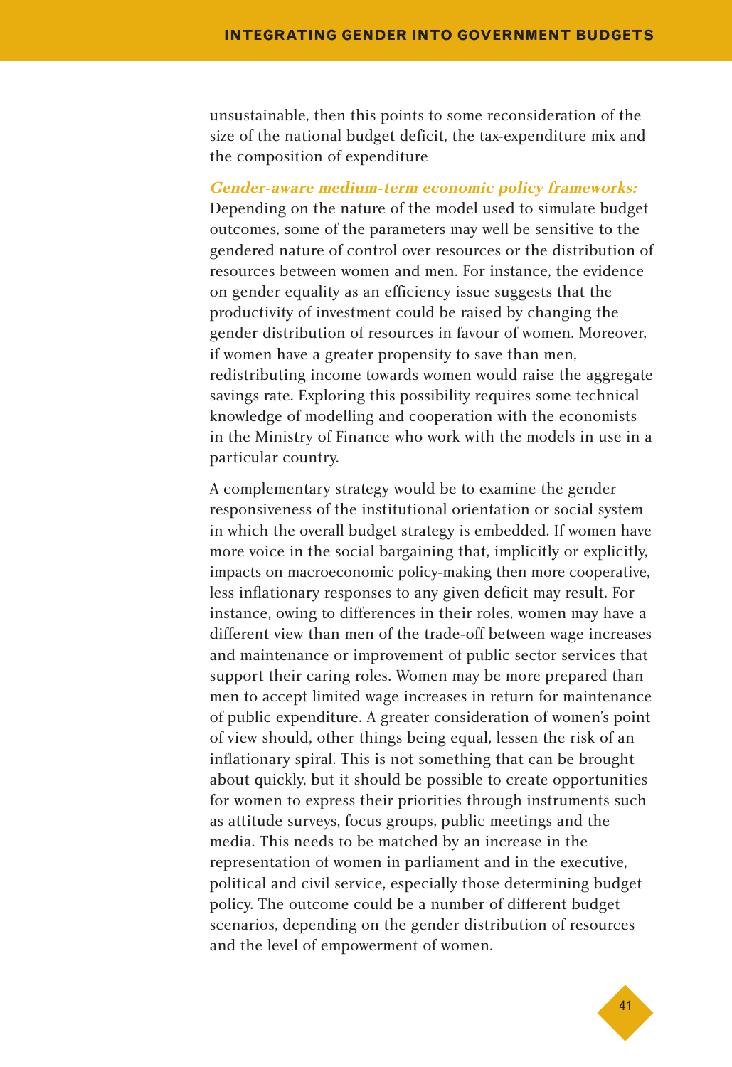unsustainable, then this points to some reconsideration of the size of the national budget deficit, the tax-expenditure mix and the composition of expenditure

***Gender-aware medium-term economic policy frameworks:*** Depending on the nature of the model used to simulate budget outcomes, some of the parameters may well be sensitive to the gendered nature of control over resources or the distribution of resources between women and men. For instance, the evidence on gender equality as an efficiency issue suggests that the productivity of investment could be raised by changing the gender distribution of resources in favour of women. Moreover, if women have a greater propensity to save than men, redistributing income towards women would raise the aggregate savings rate. Exploring this possibility requires some technical knowledge of modelling and cooperation with the economists in the Ministry of Finance who work with the models in use in a particular country.

A complementary strategy would be to examine the gender responsiveness of the institutional orientation or social system in which the overall budget strategy is embedded. If women have more voice in the social bargaining that, implicitly or explicitly, impacts on macroeconomic policy-making then more cooperative, less inflationary responses to any given deficit may result. For instance, owing to differences in their roles, women may have a different view than men of the trade-off between wage increases and maintenance or improvement of public sector services that support their caring roles. Women may be more prepared than men to accept limited wage increases in return for maintenance of public expenditure. A greater consideration of women's point of view should, other things being equal, lessen the risk of an inflationary spiral. This is not something that can be brought about quickly, but it should be possible to create opportunities for women to express their priorities through instruments such as attitude surveys, focus groups, public meetings and the media. This needs to be matched by an increase in the representation of women in parliament and in the executive, political and civil service, especially those determining budget policy. The outcome could be a number of different budget scenarios, depending on the gender distribution of resources and the level of empowerment of women.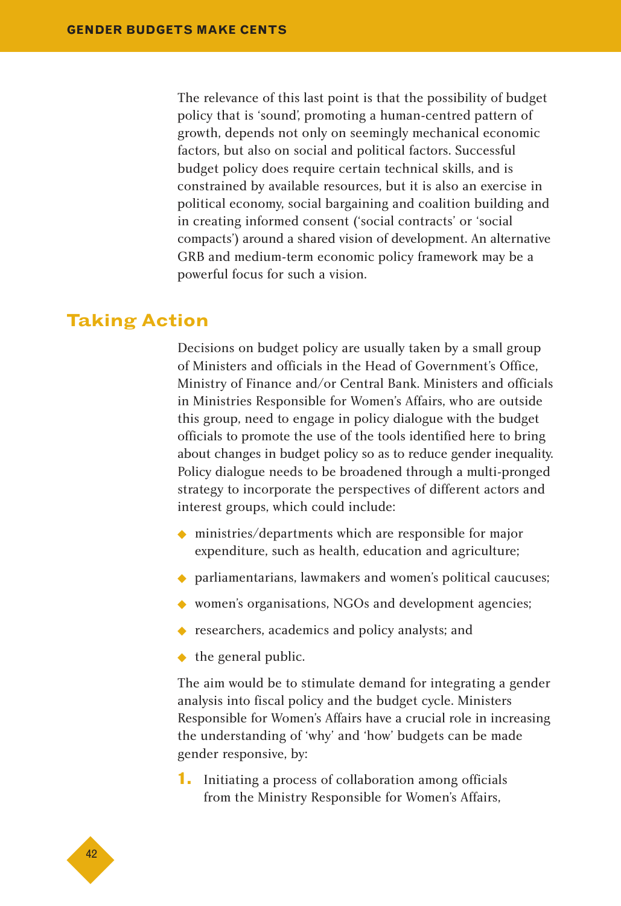The relevance of this last point is that the possibility of budget policy that is 'sound', promoting a human-centred pattern of growth, depends not only on seemingly mechanical economic factors, but also on social and political factors. Successful budget policy does require certain technical skills, and is constrained by available resources, but it is also an exercise in political economy, social bargaining and coalition building and in creating informed consent ('social contracts' or 'social compacts') around a shared vision of development. An alternative GRB and medium-term economic policy framework may be a powerful focus for such a vision.

## Taking Action

Decisions on budget policy are usually taken by a small group of Ministers and officials in the Head of Government's Office, Ministry of Finance and/or Central Bank. Ministers and officials in Ministries Responsible for Women's Affairs, who are outside this group, need to engage in policy dialogue with the budget officials to promote the use of the tools identified here to bring about changes in budget policy so as to reduce gender inequality. Policy dialogue needs to be broadened through a multi-pronged strategy to incorporate the perspectives of different actors and interest groups, which could include:

- ministries/departments which are responsible for major expenditure, such as health, education and agriculture;
- parliamentarians, lawmakers and women's political caucuses;
- women's organisations, NGOs and development agencies;
- researchers, academics and policy analysts; and
- the general public.

The aim would be to stimulate demand for integrating a gender analysis into fiscal policy and the budget cycle. Ministers Responsible for Women's Affairs have a crucial role in increasing the understanding of 'why' and 'how' budgets can be made gender responsive, by:

1. Initiating a process of collaboration among officials from the Ministry Responsible for Women's Affairs,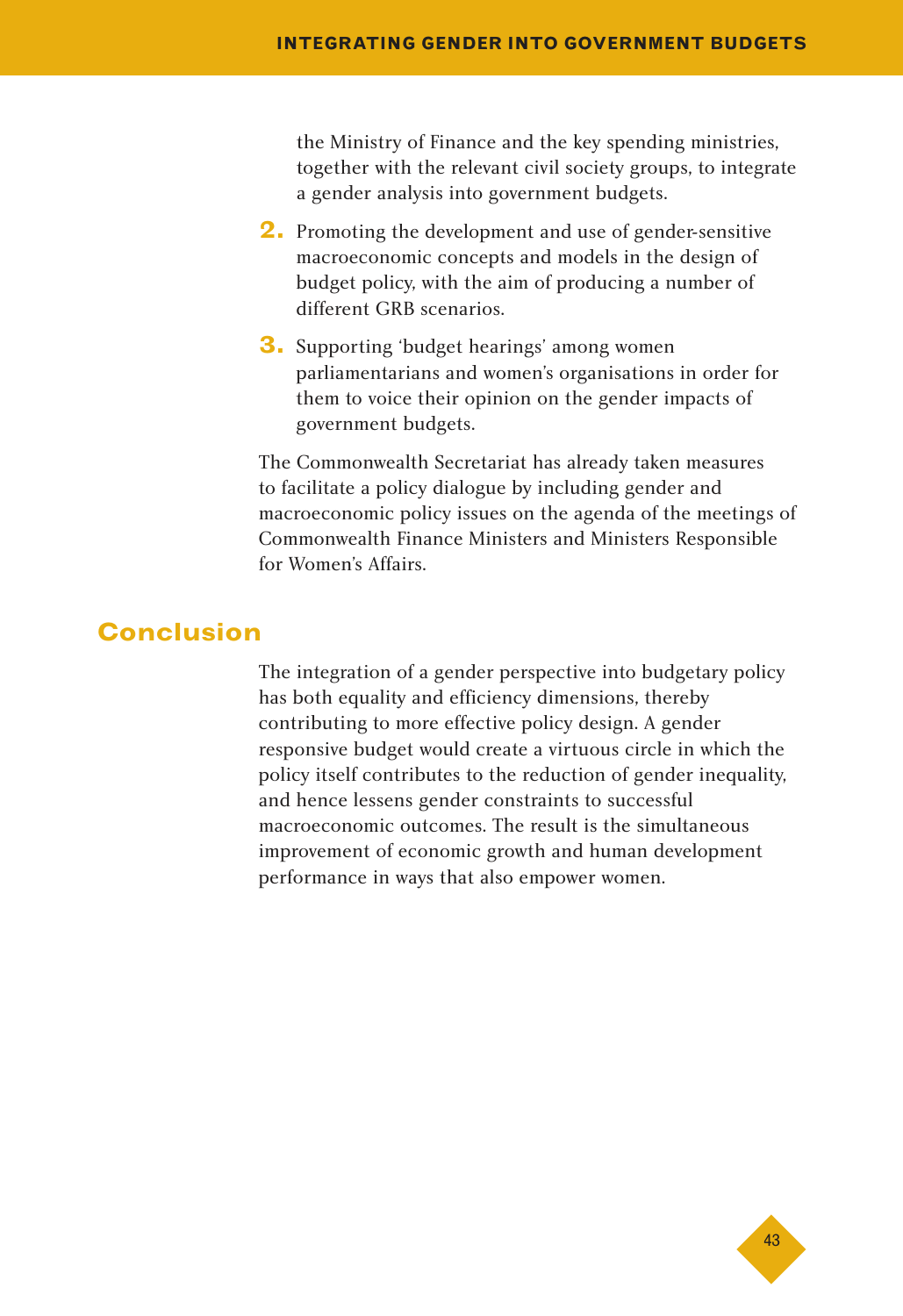the Ministry of Finance and the key spending ministries, together with the relevant civil society groups, to integrate a gender analysis into government budgets.

2. Promoting the development and use of gender-sensitive macroeconomic concepts and models in the design of budget policy, with the aim of producing a number of different GRB scenarios.
3. Supporting 'budget hearings' among women parliamentarians and women's organisations in order for them to voice their opinion on the gender impacts of government budgets.

The Commonwealth Secretariat has already taken measures to facilitate a policy dialogue by including gender and macroeconomic policy issues on the agenda of the meetings of Commonwealth Finance Ministers and Ministers Responsible for Women's Affairs.

## Conclusion

The integration of a gender perspective into budgetary policy has both equality and efficiency dimensions, thereby contributing to more effective policy design. A gender responsive budget would create a virtuous circle in which the policy itself contributes to the reduction of gender inequality, and hence lessens gender constraints to successful macroeconomic outcomes. The result is the simultaneous improvement of economic growth and human development performance in ways that also empower women.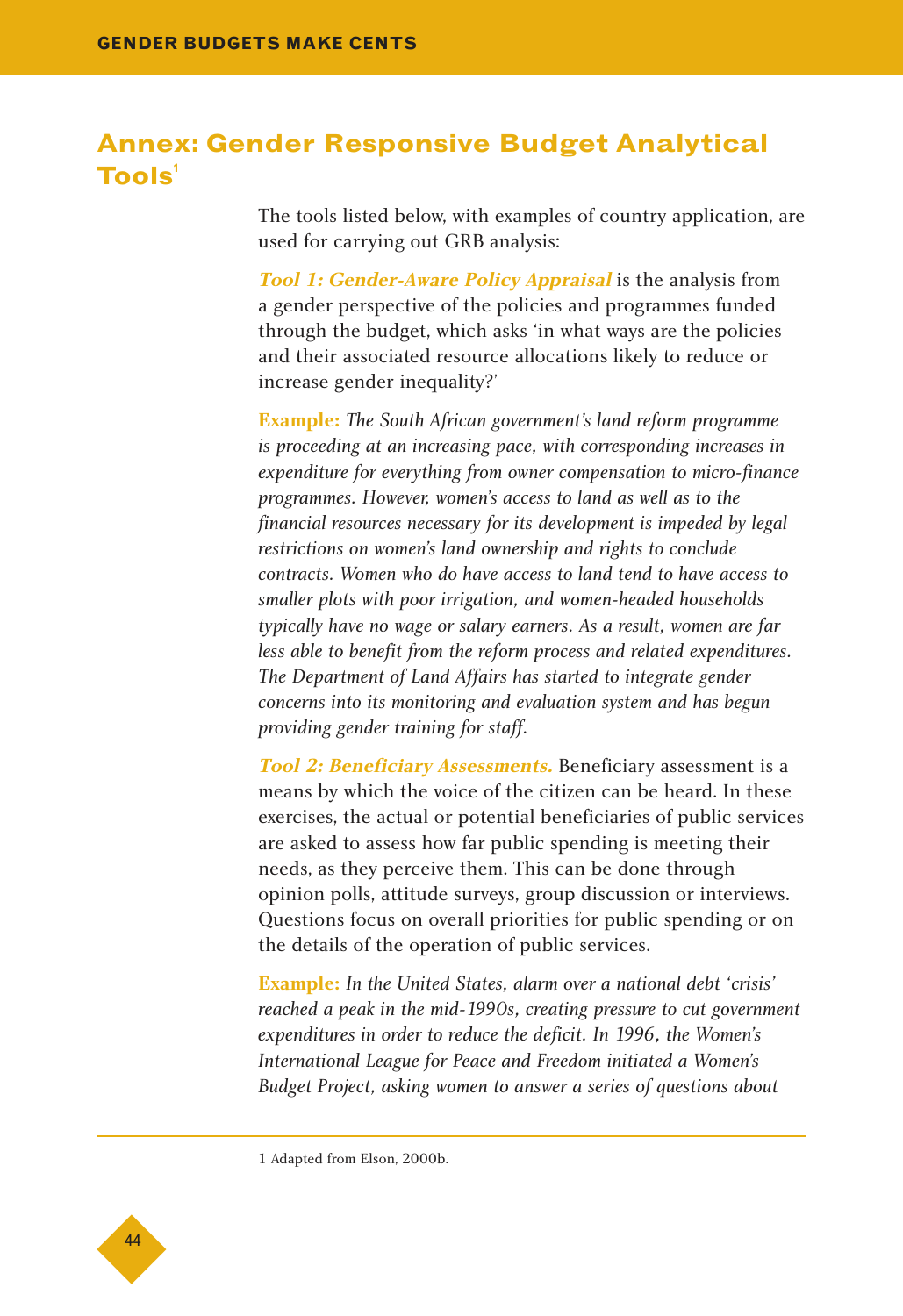## Annex: Gender Responsive Budget Analytical Tools[1]

The tools listed below, with examples of country application, are used for carrying out GRB analysis:

***Tool 1: Gender-Aware Policy Appraisal*** is the analysis from a gender perspective of the policies and programmes funded through the budget, which asks 'in what ways are the policies and their associated resource allocations likely to reduce or increase gender inequality?'

**Example:** *The South African government's land reform programme is proceeding at an increasing pace, with corresponding increases in expenditure for everything from owner compensation to micro-finance programmes. However, women's access to land as well as to the financial resources necessary for its development is impeded by legal restrictions on women's land ownership and rights to conclude contracts. Women who do have access to land tend to have access to smaller plots with poor irrigation, and women-headed households typically have no wage or salary earners. As a result, women are far less able to benefit from the reform process and related expenditures. The Department of Land Affairs has started to integrate gender concerns into its monitoring and evaluation system and has begun providing gender training for staff.*

***Tool 2: Beneficiary Assessments.*** Beneficiary assessment is a means by which the voice of the citizen can be heard. In these exercises, the actual or potential beneficiaries of public services are asked to assess how far public spending is meeting their needs, as they perceive them. This can be done through opinion polls, attitude surveys, group discussion or interviews. Questions focus on overall priorities for public spending or on the details of the operation of public services.

**Example:** *In the United States, alarm over a national debt 'crisis' reached a peak in the mid-1990s, creating pressure to cut government expenditures in order to reduce the deficit. In 1996, the Women's International League for Peace and Freedom initiated a Women's Budget Project, asking women to answer a series of questions about*

---

1 Adapted from Elson, 2000b.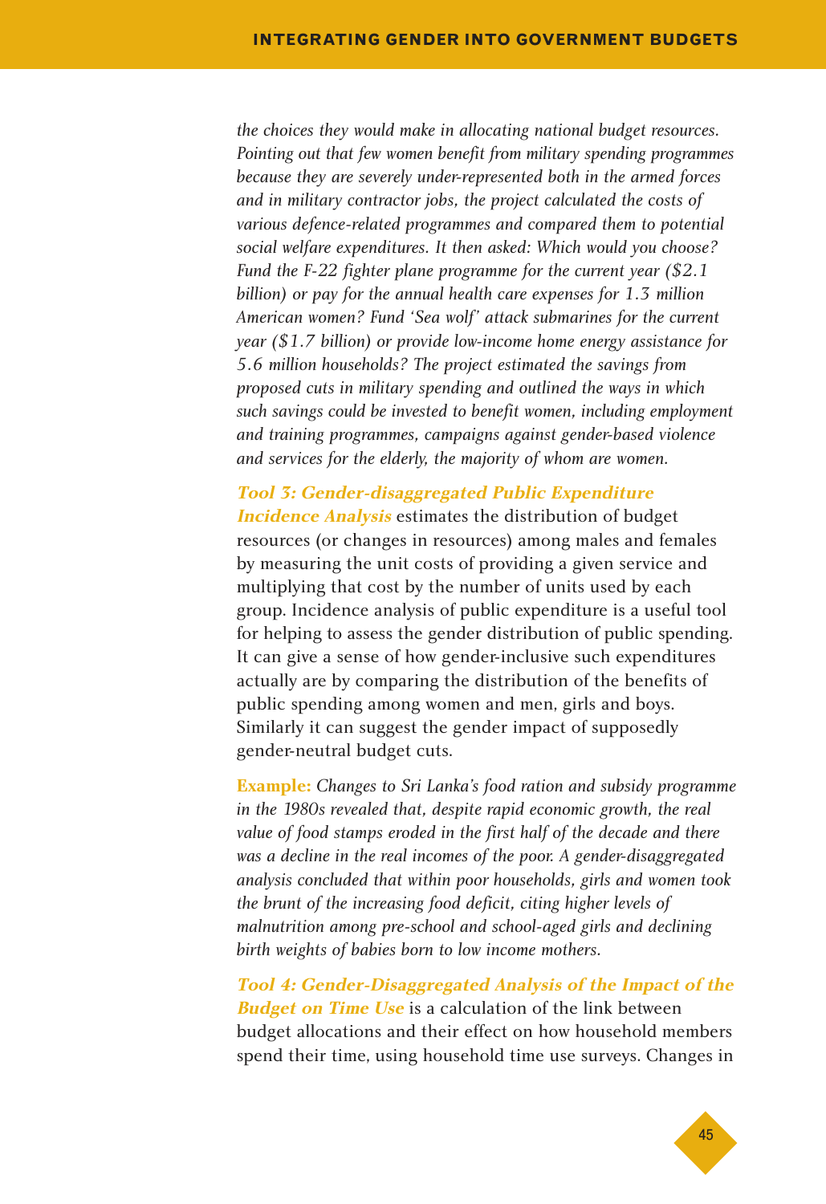*the choices they would make in allocating national budget resources. Pointing out that few women benefit from military spending programmes because they are severely under-represented both in the armed forces and in military contractor jobs, the project calculated the costs of various defence-related programmes and compared them to potential social welfare expenditures. It then asked: Which would you choose? Fund the F-22 fighter plane programme for the current year ($2.1 billion) or pay for the annual health care expenses for 1.3 million American women? Fund 'Sea wolf' attack submarines for the current year ($1.7 billion) or provide low-income home energy assistance for 5.6 million households? The project estimated the savings from proposed cuts in military spending and outlined the ways in which such savings could be invested to benefit women, including employment and training programmes, campaigns against gender-based violence and services for the elderly, the majority of whom are women.*

***Tool 3: Gender-disaggregated Public Expenditure Incidence Analysis*** estimates the distribution of budget resources (or changes in resources) among males and females by measuring the unit costs of providing a given service and multiplying that cost by the number of units used by each group. Incidence analysis of public expenditure is a useful tool for helping to assess the gender distribution of public spending. It can give a sense of how gender-inclusive such expenditures actually are by comparing the distribution of the benefits of public spending among women and men, girls and boys. Similarly it can suggest the gender impact of supposedly gender-neutral budget cuts.

**Example:** *Changes to Sri Lanka's food ration and subsidy programme in the 1980s revealed that, despite rapid economic growth, the real value of food stamps eroded in the first half of the decade and there was a decline in the real incomes of the poor. A gender-disaggregated analysis concluded that within poor households, girls and women took the brunt of the increasing food deficit, citing higher levels of malnutrition among pre-school and school-aged girls and declining birth weights of babies born to low income mothers.*

***Tool 4: Gender-Disaggregated Analysis of the Impact of the Budget on Time Use*** is a calculation of the link between budget allocations and their effect on how household members spend their time, using household time use surveys. Changes in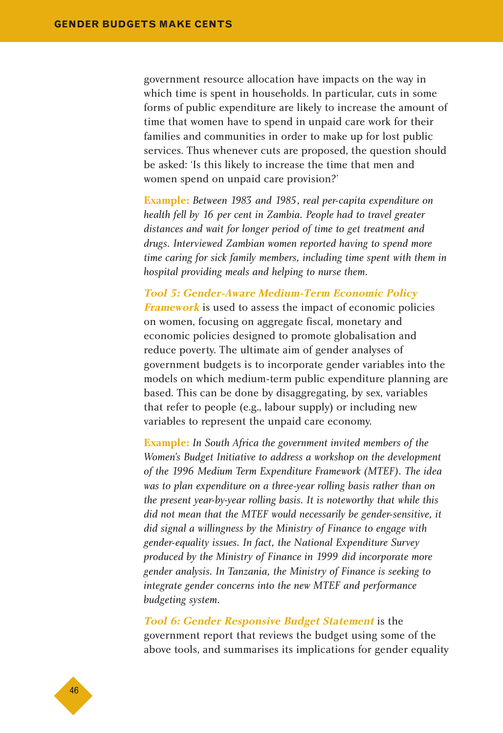government resource allocation have impacts on the way in which time is spent in households. In particular, cuts in some forms of public expenditure are likely to increase the amount of time that women have to spend in unpaid care work for their families and communities in order to make up for lost public services. Thus whenever cuts are proposed, the question should be asked: 'Is this likely to increase the time that men and women spend on unpaid care provision?'

**Example:** *Between 1983 and 1985, real per-capita expenditure on health fell by 16 per cent in Zambia. People had to travel greater distances and wait for longer period of time to get treatment and drugs. Interviewed Zambian women reported having to spend more time caring for sick family members, including time spent with them in hospital providing meals and helping to nurse them.*

***Tool 5: Gender-Aware Medium-Term Economic Policy Framework*** is used to assess the impact of economic policies on women, focusing on aggregate fiscal, monetary and economic policies designed to promote globalisation and reduce poverty. The ultimate aim of gender analyses of government budgets is to incorporate gender variables into the models on which medium-term public expenditure planning are based. This can be done by disaggregating, by sex, variables that refer to people (e.g., labour supply) or including new variables to represent the unpaid care economy.

**Example:** *In South Africa the government invited members of the Women's Budget Initiative to address a workshop on the development of the 1996 Medium Term Expenditure Framework (MTEF). The idea was to plan expenditure on a three-year rolling basis rather than on the present year-by-year rolling basis. It is noteworthy that while this did not mean that the MTEF would necessarily be gender-sensitive, it did signal a willingness by the Ministry of Finance to engage with gender-equality issues. In fact, the National Expenditure Survey produced by the Ministry of Finance in 1999 did incorporate more gender analysis. In Tanzania, the Ministry of Finance is seeking to integrate gender concerns into the new MTEF and performance budgeting system.*

***Tool 6: Gender Responsive Budget Statement*** is the government report that reviews the budget using some of the above tools, and summarises its implications for gender equality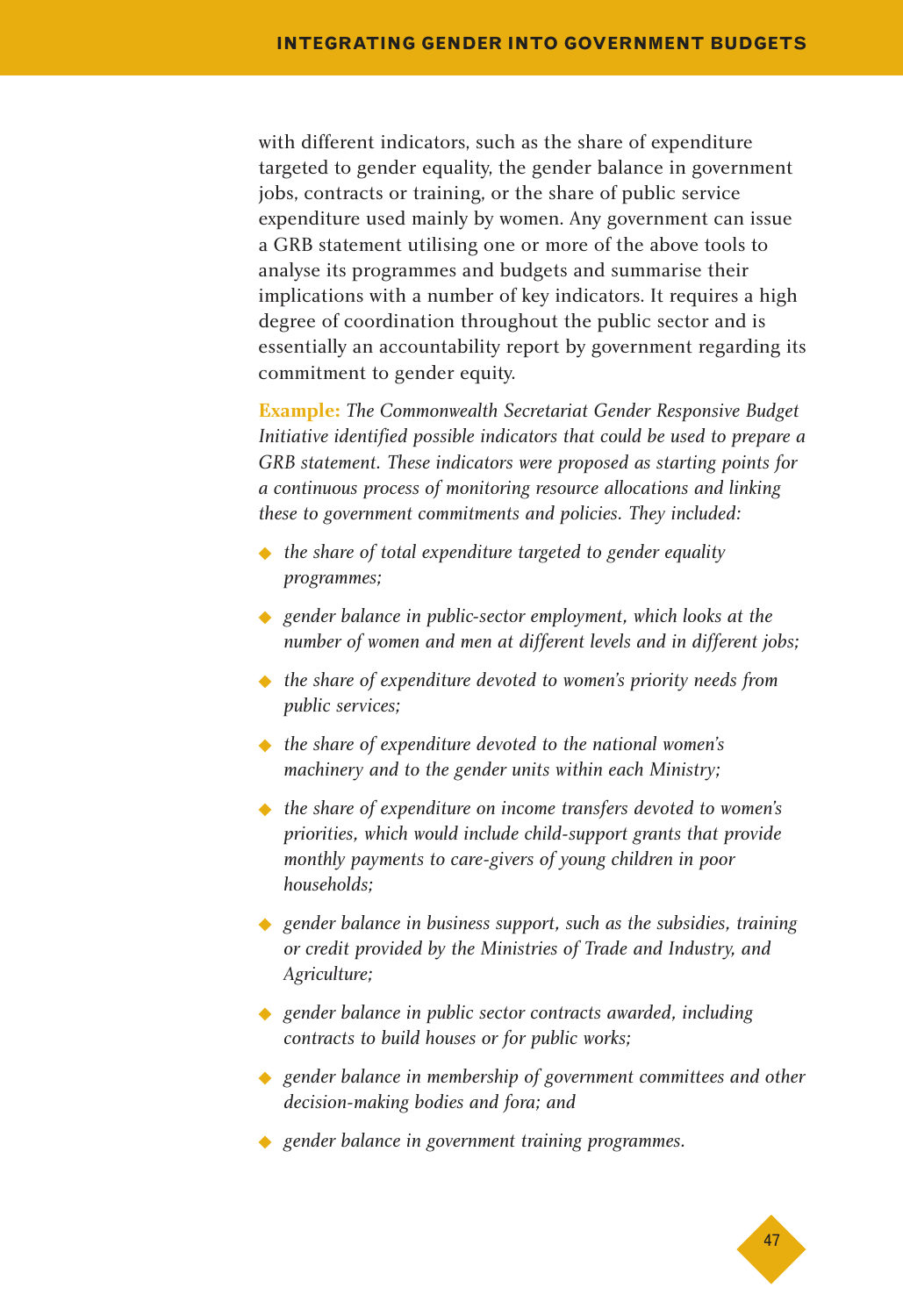with different indicators, such as the share of expenditure targeted to gender equality, the gender balance in government jobs, contracts or training, or the share of public service expenditure used mainly by women. Any government can issue a GRB statement utilising one or more of the above tools to analyse its programmes and budgets and summarise their implications with a number of key indicators. It requires a high degree of coordination throughout the public sector and is essentially an accountability report by government regarding its commitment to gender equity.

**Example:** *The Commonwealth Secretariat Gender Responsive Budget Initiative identified possible indicators that could be used to prepare a GRB statement. These indicators were proposed as starting points for a continuous process of monitoring resource allocations and linking these to government commitments and policies. They included:*

- *the share of total expenditure targeted to gender equality programmes;*
- *gender balance in public-sector employment, which looks at the number of women and men at different levels and in different jobs;*
- *the share of expenditure devoted to women's priority needs from public services;*
- *the share of expenditure devoted to the national women's machinery and to the gender units within each Ministry;*
- *the share of expenditure on income transfers devoted to women's priorities, which would include child-support grants that provide monthly payments to care-givers of young children in poor households;*
- *gender balance in business support, such as the subsidies, training or credit provided by the Ministries of Trade and Industry, and Agriculture;*
- *gender balance in public sector contracts awarded, including contracts to build houses or for public works;*
- *gender balance in membership of government committees and other decision-making bodies and fora; and*
- *gender balance in government training programmes.*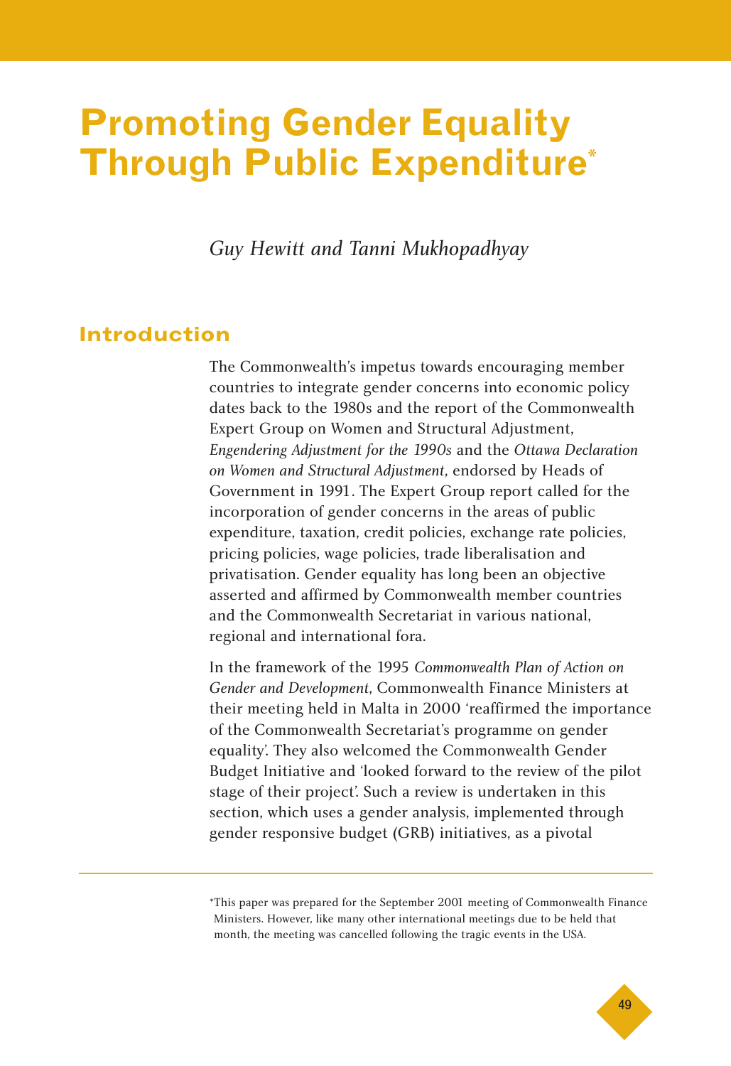# Promoting Gender Equality Through Public Expenditure*

*Guy Hewitt and Tanni Mukhopadhyay*

## Introduction

The Commonwealth's impetus towards encouraging member countries to integrate gender concerns into economic policy dates back to the 1980s and the report of the Commonwealth Expert Group on Women and Structural Adjustment, *Engendering Adjustment for the 1990s* and the *Ottawa Declaration on Women and Structural Adjustment*, endorsed by Heads of Government in 1991. The Expert Group report called for the incorporation of gender concerns in the areas of public expenditure, taxation, credit policies, exchange rate policies, pricing policies, wage policies, trade liberalisation and privatisation. Gender equality has long been an objective asserted and affirmed by Commonwealth member countries and the Commonwealth Secretariat in various national, regional and international fora.

In the framework of the 1995 *Commonwealth Plan of Action on Gender and Development*, Commonwealth Finance Ministers at their meeting held in Malta in 2000 'reaffirmed the importance of the Commonwealth Secretariat's programme on gender equality'. They also welcomed the Commonwealth Gender Budget Initiative and 'looked forward to the review of the pilot stage of their project'. Such a review is undertaken in this section, which uses a gender analysis, implemented through gender responsive budget (GRB) initiatives, as a pivotal

---

*This paper was prepared for the September 2001 meeting of Commonwealth Finance Ministers. However, like many other international meetings due to be held that month, the meeting was cancelled following the tragic events in the USA.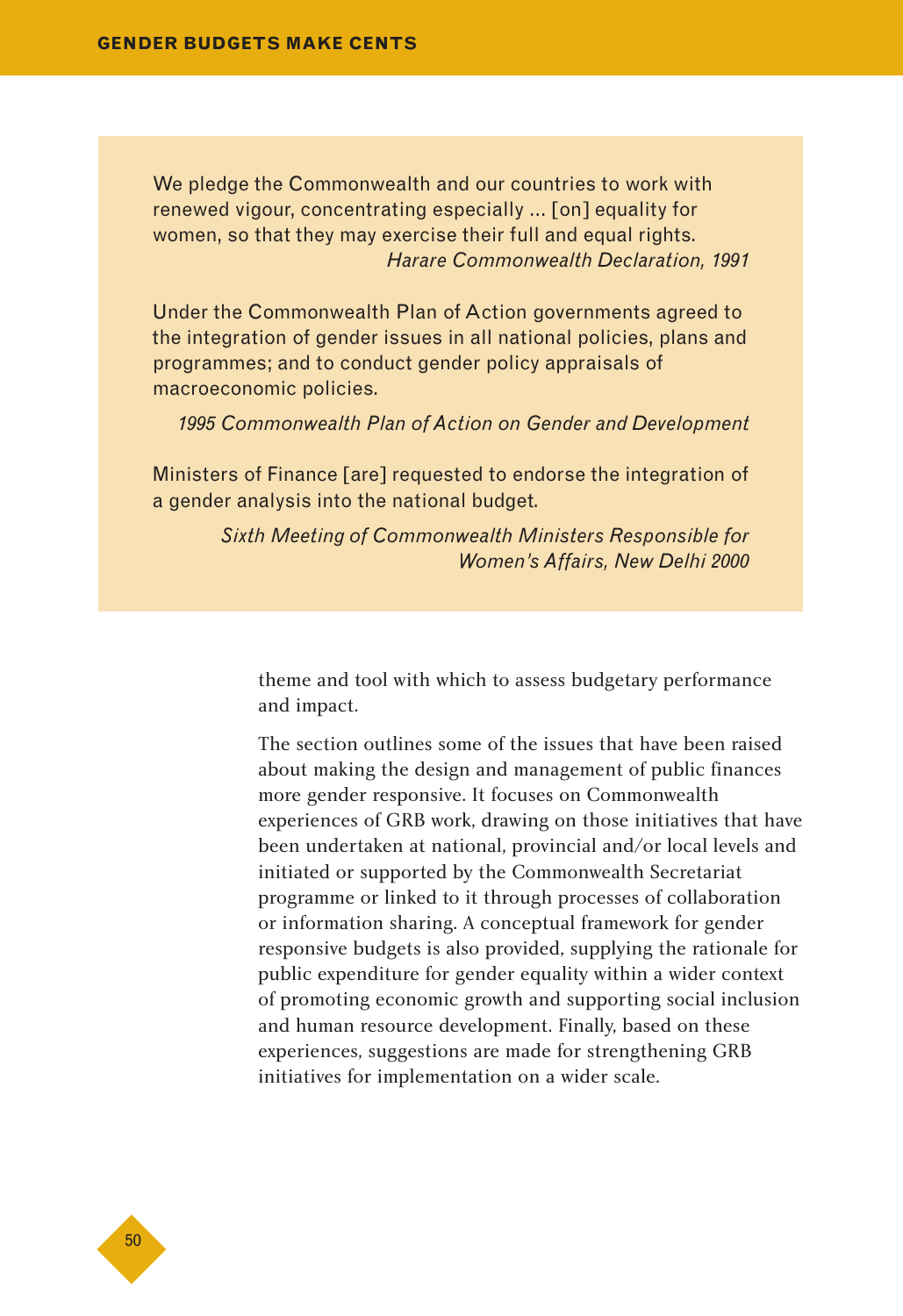> We pledge the Commonwealth and our countries to work with renewed vigour, concentrating especially ... [on] equality for women, so that they may exercise their full and equal rights.
>
> *Harare Commonwealth Declaration, 1991*
>
> Under the Commonwealth Plan of Action governments agreed to the integration of gender issues in all national policies, plans and programmes; and to conduct gender policy appraisals of macroeconomic policies.
>
> *1995 Commonwealth Plan of Action on Gender and Development*
>
> Ministers of Finance [are] requested to endorse the integration of a gender analysis into the national budget.
>
> *Sixth Meeting of Commonwealth Ministers Responsible for Women's Affairs, New Delhi 2000*

theme and tool with which to assess budgetary performance and impact.

The section outlines some of the issues that have been raised about making the design and management of public finances more gender responsive. It focuses on Commonwealth experiences of GRB work, drawing on those initiatives that have been undertaken at national, provincial and/or local levels and initiated or supported by the Commonwealth Secretariat programme or linked to it through processes of collaboration or information sharing. A conceptual framework for gender responsive budgets is also provided, supplying the rationale for public expenditure for gender equality within a wider context of promoting economic growth and supporting social inclusion and human resource development. Finally, based on these experiences, suggestions are made for strengthening GRB initiatives for implementation on a wider scale.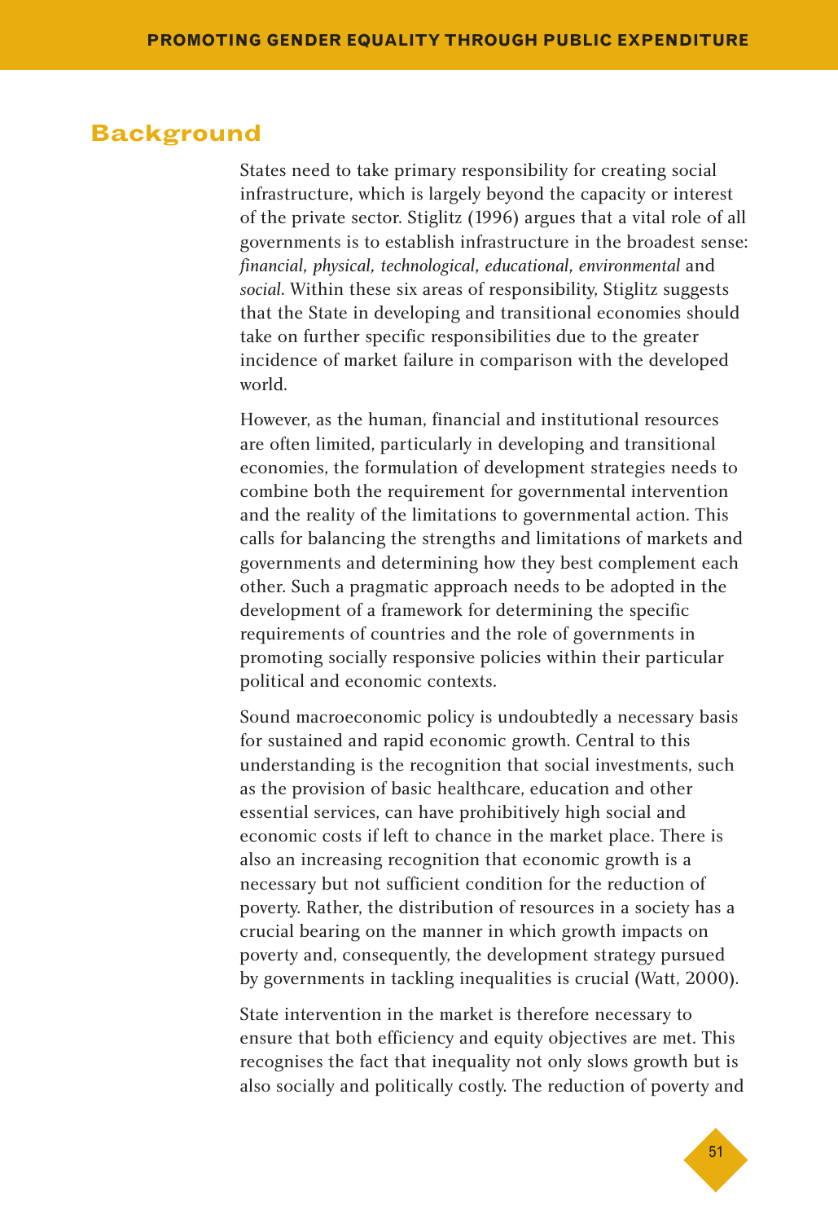## Background

States need to take primary responsibility for creating social infrastructure, which is largely beyond the capacity or interest of the private sector. Stiglitz (1996) argues that a vital role of all governments is to establish infrastructure in the broadest sense: *financial, physical, technological, educational, environmental* and *social*. Within these six areas of responsibility, Stiglitz suggests that the State in developing and transitional economies should take on further specific responsibilities due to the greater incidence of market failure in comparison with the developed world.

However, as the human, financial and institutional resources are often limited, particularly in developing and transitional economies, the formulation of development strategies needs to combine both the requirement for governmental intervention and the reality of the limitations to governmental action. This calls for balancing the strengths and limitations of markets and governments and determining how they best complement each other. Such a pragmatic approach needs to be adopted in the development of a framework for determining the specific requirements of countries and the role of governments in promoting socially responsive policies within their particular political and economic contexts.

Sound macroeconomic policy is undoubtedly a necessary basis for sustained and rapid economic growth. Central to this understanding is the recognition that social investments, such as the provision of basic healthcare, education and other essential services, can have prohibitively high social and economic costs if left to chance in the market place. There is also an increasing recognition that economic growth is a necessary but not sufficient condition for the reduction of poverty. Rather, the distribution of resources in a society has a crucial bearing on the manner in which growth impacts on poverty and, consequently, the development strategy pursued by governments in tackling inequalities is crucial (Watt, 2000).

State intervention in the market is therefore necessary to ensure that both efficiency and equity objectives are met. This recognises the fact that inequality not only slows growth but is also socially and politically costly. The reduction of poverty and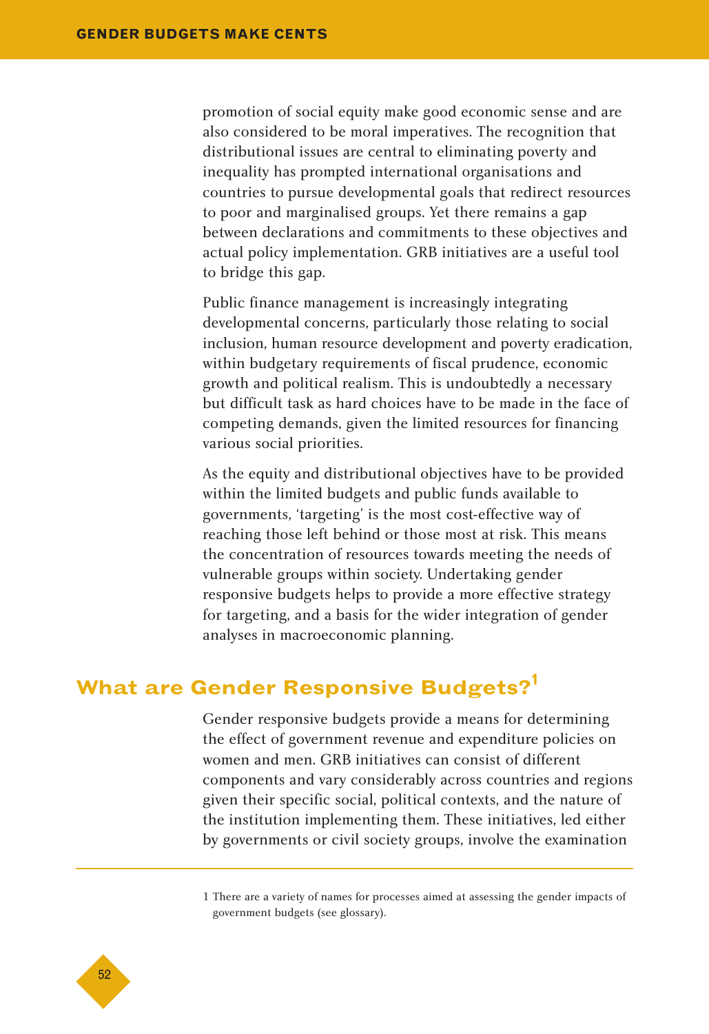promotion of social equity make good economic sense and are also considered to be moral imperatives. The recognition that distributional issues are central to eliminating poverty and inequality has prompted international organisations and countries to pursue developmental goals that redirect resources to poor and marginalised groups. Yet there remains a gap between declarations and commitments to these objectives and actual policy implementation. GRB initiatives are a useful tool to bridge this gap.

Public finance management is increasingly integrating developmental concerns, particularly those relating to social inclusion, human resource development and poverty eradication, within budgetary requirements of fiscal prudence, economic growth and political realism. This is undoubtedly a necessary but difficult task as hard choices have to be made in the face of competing demands, given the limited resources for financing various social priorities.

As the equity and distributional objectives have to be provided within the limited budgets and public funds available to governments, 'targeting' is the most cost-effective way of reaching those left behind or those most at risk. This means the concentration of resources towards meeting the needs of vulnerable groups within society. Undertaking gender responsive budgets helps to provide a more effective strategy for targeting, and a basis for the wider integration of gender analyses in macroeconomic planning.

## What are Gender Responsive Budgets?[1]

Gender responsive budgets provide a means for determining the effect of government revenue and expenditure policies on women and men. GRB initiatives can consist of different components and vary considerably across countries and regions given their specific social, political contexts, and the nature of the institution implementing them. These initiatives, led either by governments or civil society groups, involve the examination

---

1 There are a variety of names for processes aimed at assessing the gender impacts of government budgets (see glossary).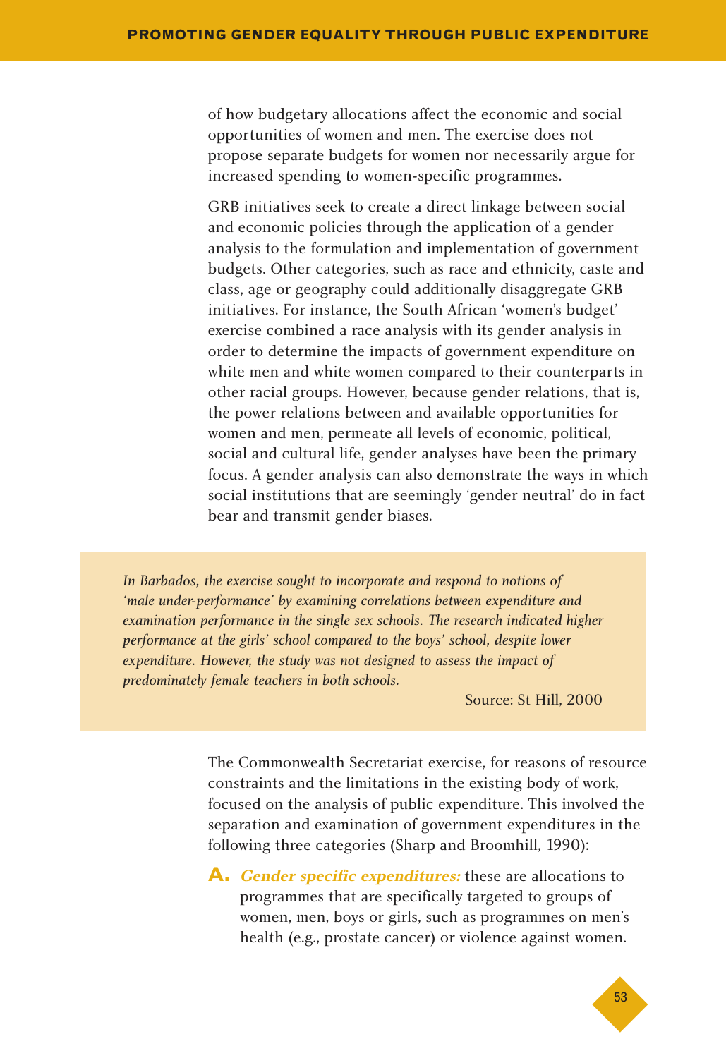of how budgetary allocations affect the economic and social opportunities of women and men. The exercise does not propose separate budgets for women nor necessarily argue for increased spending to women-specific programmes.

GRB initiatives seek to create a direct linkage between social and economic policies through the application of a gender analysis to the formulation and implementation of government budgets. Other categories, such as race and ethnicity, caste and class, age or geography could additionally disaggregate GRB initiatives. For instance, the South African 'women's budget' exercise combined a race analysis with its gender analysis in order to determine the impacts of government expenditure on white men and white women compared to their counterparts in other racial groups. However, because gender relations, that is, the power relations between and available opportunities for women and men, permeate all levels of economic, political, social and cultural life, gender analyses have been the primary focus. A gender analysis can also demonstrate the ways in which social institutions that are seemingly 'gender neutral' do in fact bear and transmit gender biases.

> *In Barbados, the exercise sought to incorporate and respond to notions of 'male under-performance' by examining correlations between expenditure and examination performance in the single sex schools. The research indicated higher performance at the girls' school compared to the boys' school, despite lower expenditure. However, the study was not designed to assess the impact of predominately female teachers in both schools.*
>
> Source: St Hill, 2000

The Commonwealth Secretariat exercise, for reasons of resource constraints and the limitations in the existing body of work, focused on the analysis of public expenditure. This involved the separation and examination of government expenditures in the following three categories (Sharp and Broomhill, 1990):

**A.** ***Gender specific expenditures:*** these are allocations to programmes that are specifically targeted to groups of women, men, boys or girls, such as programmes on men's health (e.g., prostate cancer) or violence against women.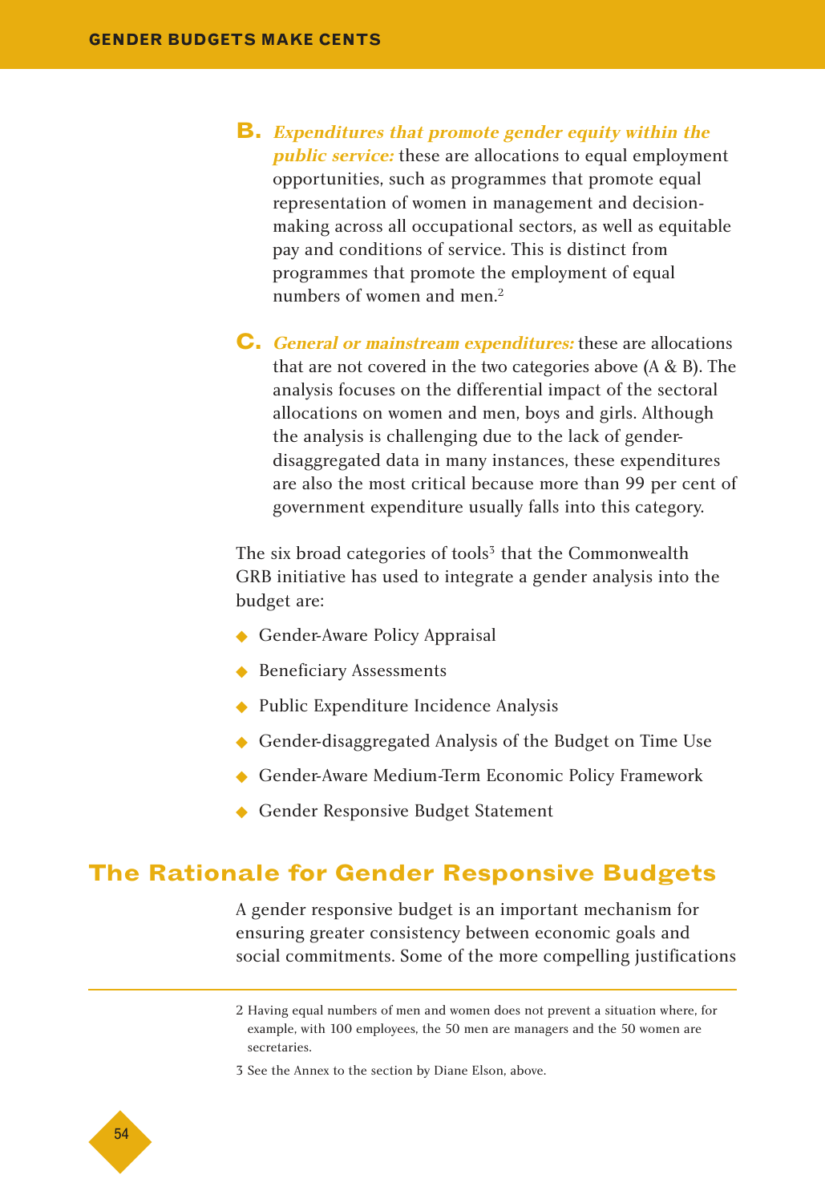**B.** ***Expenditures that promote gender equity within the public service:*** these are allocations to equal employment opportunities, such as programmes that promote equal representation of women in management and decision-making across all occupational sectors, as well as equitable pay and conditions of service. This is distinct from programmes that promote the employment of equal numbers of women and men.[2]

**C.** ***General or mainstream expenditures:*** these are allocations that are not covered in the two categories above (A & B). The analysis focuses on the differential impact of the sectoral allocations on women and men, boys and girls. Although the analysis is challenging due to the lack of gender-disaggregated data in many instances, these expenditures are also the most critical because more than 99 per cent of government expenditure usually falls into this category.

The six broad categories of tools[3] that the Commonwealth GRB initiative has used to integrate a gender analysis into the budget are:

- Gender-Aware Policy Appraisal
- Beneficiary Assessments
- Public Expenditure Incidence Analysis
- Gender-disaggregated Analysis of the Budget on Time Use
- Gender-Aware Medium-Term Economic Policy Framework
- Gender Responsive Budget Statement

## The Rationale for Gender Responsive Budgets

A gender responsive budget is an important mechanism for ensuring greater consistency between economic goals and social commitments. Some of the more compelling justifications

---

2 Having equal numbers of men and women does not prevent a situation where, for example, with 100 employees, the 50 men are managers and the 50 women are secretaries.

3 See the Annex to the section by Diane Elson, above.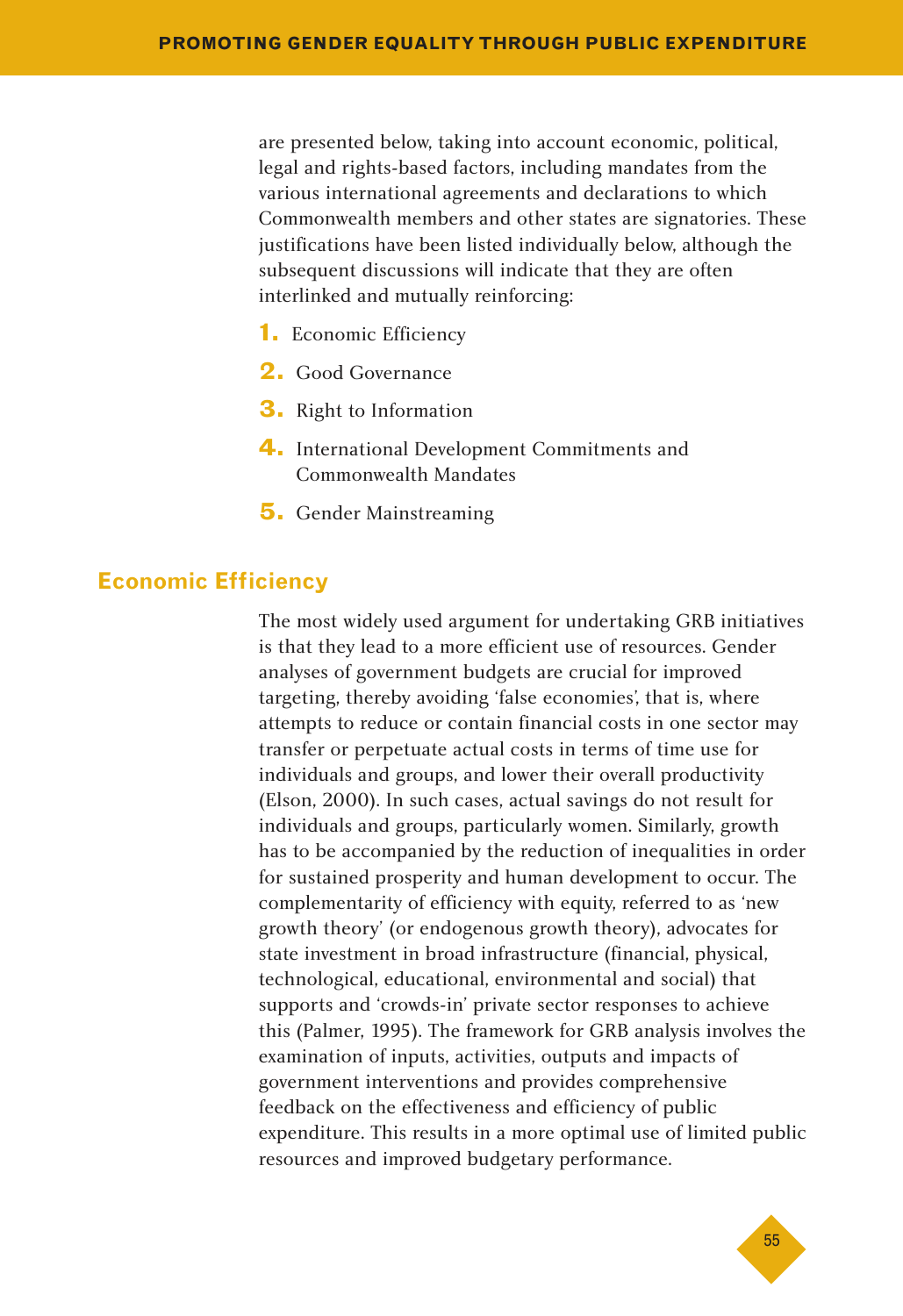are presented below, taking into account economic, political, legal and rights-based factors, including mandates from the various international agreements and declarations to which Commonwealth members and other states are signatories. These justifications have been listed individually below, although the subsequent discussions will indicate that they are often interlinked and mutually reinforcing:

1. Economic Efficiency
2. Good Governance
3. Right to Information
4. International Development Commitments and Commonwealth Mandates
5. Gender Mainstreaming

## Economic Efficiency

The most widely used argument for undertaking GRB initiatives is that they lead to a more efficient use of resources. Gender analyses of government budgets are crucial for improved targeting, thereby avoiding 'false economies', that is, where attempts to reduce or contain financial costs in one sector may transfer or perpetuate actual costs in terms of time use for individuals and groups, and lower their overall productivity (Elson, 2000). In such cases, actual savings do not result for individuals and groups, particularly women. Similarly, growth has to be accompanied by the reduction of inequalities in order for sustained prosperity and human development to occur. The complementarity of efficiency with equity, referred to as 'new growth theory' (or endogenous growth theory), advocates for state investment in broad infrastructure (financial, physical, technological, educational, environmental and social) that supports and 'crowds-in' private sector responses to achieve this (Palmer, 1995). The framework for GRB analysis involves the examination of inputs, activities, outputs and impacts of government interventions and provides comprehensive feedback on the effectiveness and efficiency of public expenditure. This results in a more optimal use of limited public resources and improved budgetary performance.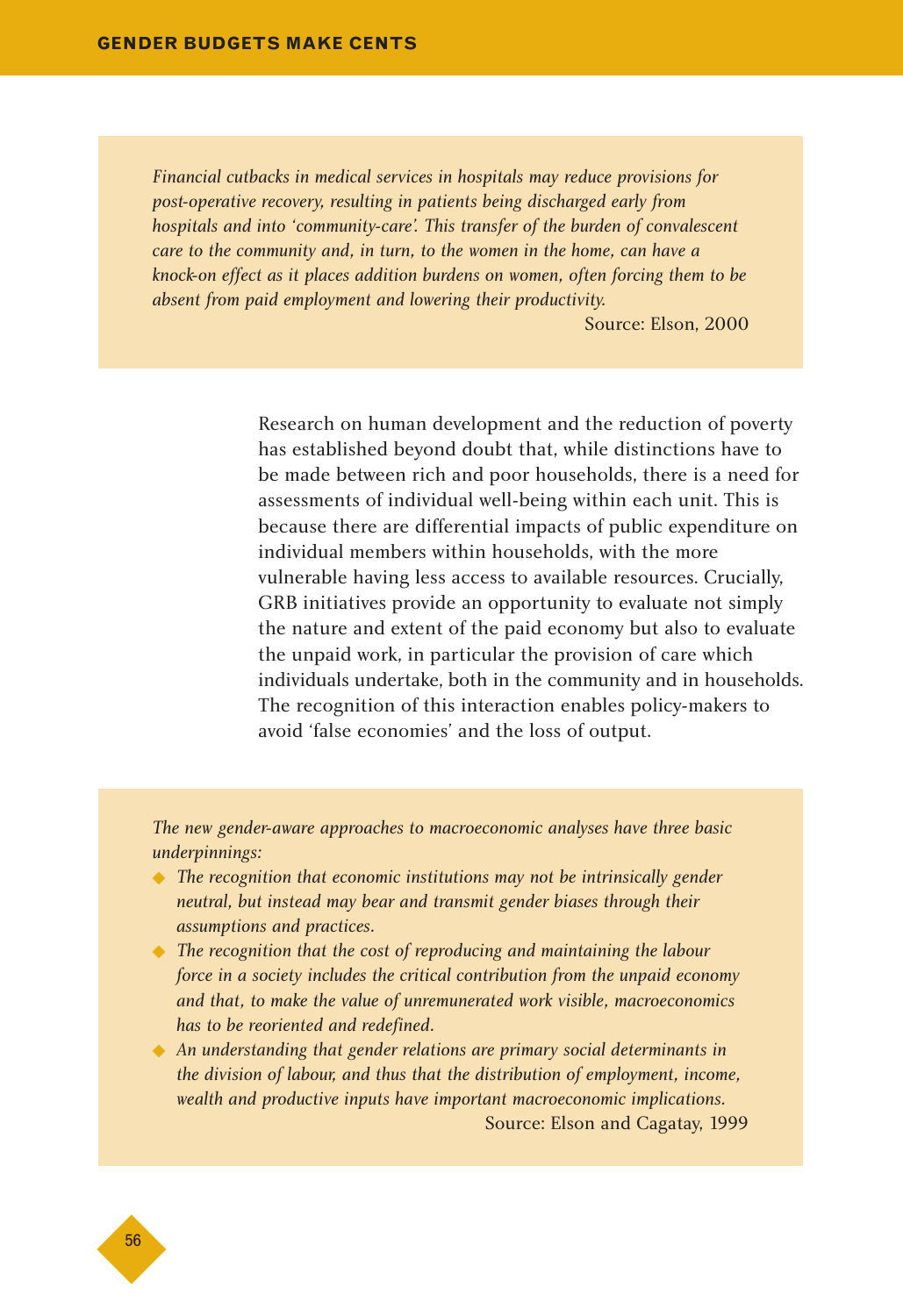*Financial cutbacks in medical services in hospitals may reduce provisions for post-operative recovery, resulting in patients being discharged early from hospitals and into 'community-care'. This transfer of the burden of convalescent care to the community and, in turn, to the women in the home, can have a knock-on effect as it places addition burdens on women, often forcing them to be absent from paid employment and lowering their productivity.*

Source: Elson, 2000

Research on human development and the reduction of poverty has established beyond doubt that, while distinctions have to be made between rich and poor households, there is a need for assessments of individual well-being within each unit. This is because there are differential impacts of public expenditure on individual members within households, with the more vulnerable having less access to available resources. Crucially, GRB initiatives provide an opportunity to evaluate not simply the nature and extent of the paid economy but also to evaluate the unpaid work, in particular the provision of care which individuals undertake, both in the community and in households. The recognition of this interaction enables policy-makers to avoid 'false economies' and the loss of output.

*The new gender-aware approaches to macroeconomic analyses have three basic underpinnings:*

- *The recognition that economic institutions may not be intrinsically gender neutral, but instead may bear and transmit gender biases through their assumptions and practices.*
- *The recognition that the cost of reproducing and maintaining the labour force in a society includes the critical contribution from the unpaid economy and that, to make the value of unremunerated work visible, macroeconomics has to be reoriented and redefined.*
- *An understanding that gender relations are primary social determinants in the division of labour, and thus that the distribution of employment, income, wealth and productive inputs have important macroeconomic implications.*

Source: Elson and Cagatay, 1999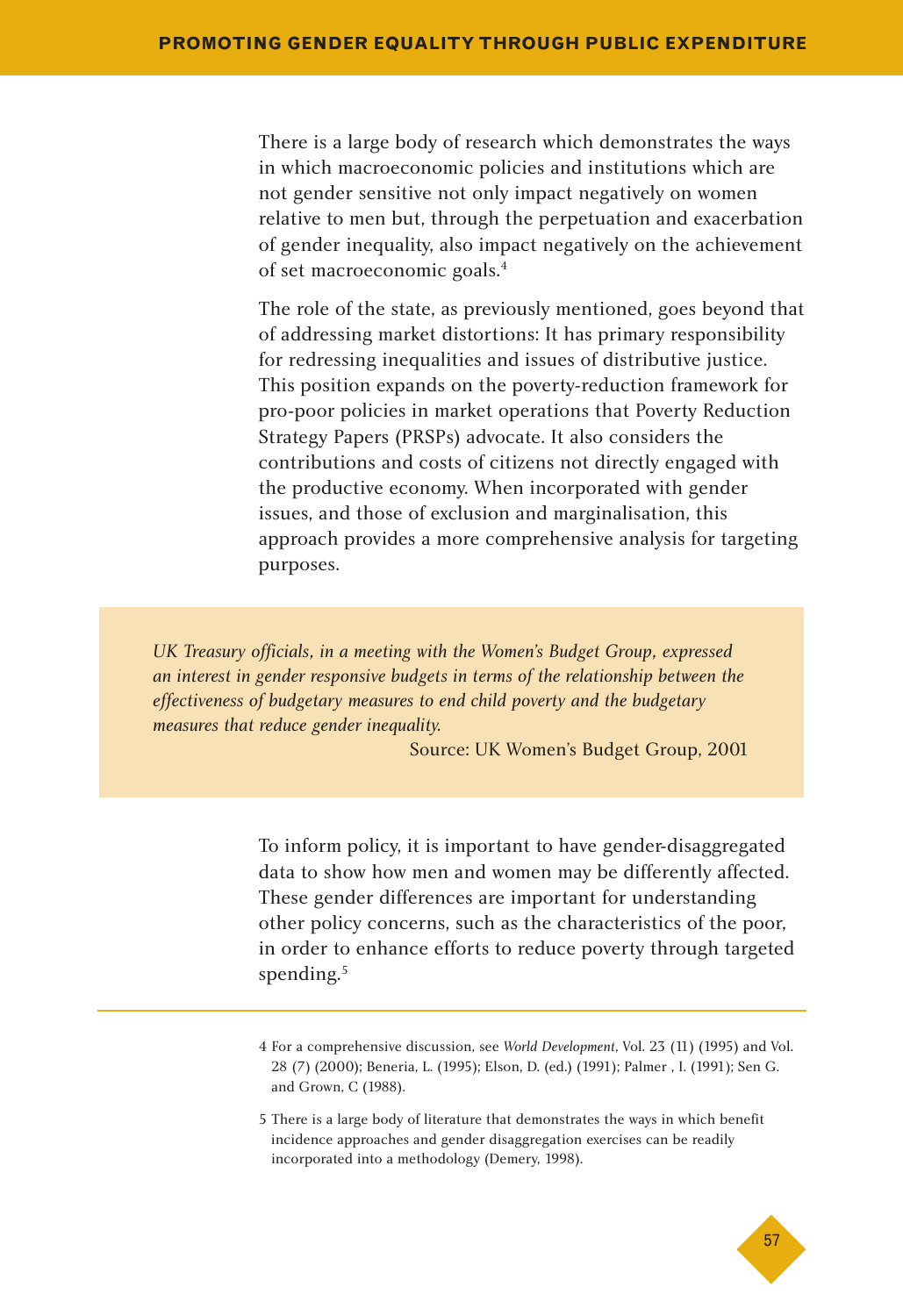There is a large body of research which demonstrates the ways in which macroeconomic policies and institutions which are not gender sensitive not only impact negatively on women relative to men but, through the perpetuation and exacerbation of gender inequality, also impact negatively on the achievement of set macroeconomic goals.[4]

The role of the state, as previously mentioned, goes beyond that of addressing market distortions: It has primary responsibility for redressing inequalities and issues of distributive justice. This position expands on the poverty-reduction framework for pro-poor policies in market operations that Poverty Reduction Strategy Papers (PRSPs) advocate. It also considers the contributions and costs of citizens not directly engaged with the productive economy. When incorporated with gender issues, and those of exclusion and marginalisation, this approach provides a more comprehensive analysis for targeting purposes.

> *UK Treasury officials, in a meeting with the Women's Budget Group, expressed an interest in gender responsive budgets in terms of the relationship between the effectiveness of budgetary measures to end child poverty and the budgetary measures that reduce gender inequality.*
>
> Source: UK Women's Budget Group, 2001

To inform policy, it is important to have gender-disaggregated data to show how men and women may be differently affected. These gender differences are important for understanding other policy concerns, such as the characteristics of the poor, in order to enhance efforts to reduce poverty through targeted spending.[5]

---

4 For a comprehensive discussion, see *World Development*, Vol. 23 (11) (1995) and Vol. 28 (7) (2000); Beneria, L. (1995); Elson, D. (ed.) (1991); Palmer , I. (1991); Sen G. and Grown, C (1988).

5 There is a large body of literature that demonstrates the ways in which benefit incidence approaches and gender disaggregation exercises can be readily incorporated into a methodology (Demery, 1998).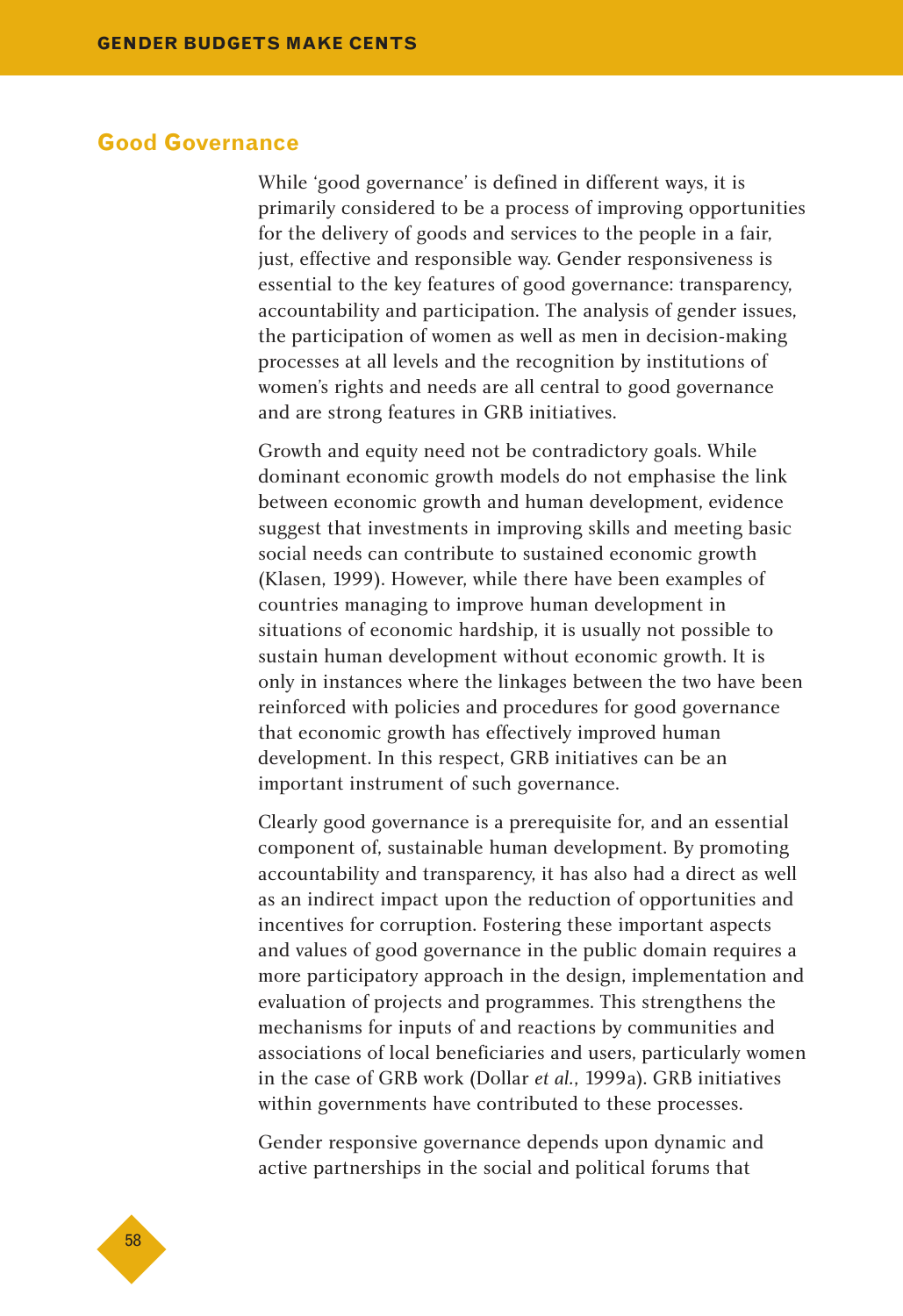## Good Governance

While 'good governance' is defined in different ways, it is primarily considered to be a process of improving opportunities for the delivery of goods and services to the people in a fair, just, effective and responsible way. Gender responsiveness is essential to the key features of good governance: transparency, accountability and participation. The analysis of gender issues, the participation of women as well as men in decision-making processes at all levels and the recognition by institutions of women's rights and needs are all central to good governance and are strong features in GRB initiatives.

Growth and equity need not be contradictory goals. While dominant economic growth models do not emphasise the link between economic growth and human development, evidence suggest that investments in improving skills and meeting basic social needs can contribute to sustained economic growth (Klasen, 1999). However, while there have been examples of countries managing to improve human development in situations of economic hardship, it is usually not possible to sustain human development without economic growth. It is only in instances where the linkages between the two have been reinforced with policies and procedures for good governance that economic growth has effectively improved human development. In this respect, GRB initiatives can be an important instrument of such governance.

Clearly good governance is a prerequisite for, and an essential component of, sustainable human development. By promoting accountability and transparency, it has also had a direct as well as an indirect impact upon the reduction of opportunities and incentives for corruption. Fostering these important aspects and values of good governance in the public domain requires a more participatory approach in the design, implementation and evaluation of projects and programmes. This strengthens the mechanisms for inputs of and reactions by communities and associations of local beneficiaries and users, particularly women in the case of GRB work (Dollar *et al.*, 1999a). GRB initiatives within governments have contributed to these processes.

Gender responsive governance depends upon dynamic and active partnerships in the social and political forums that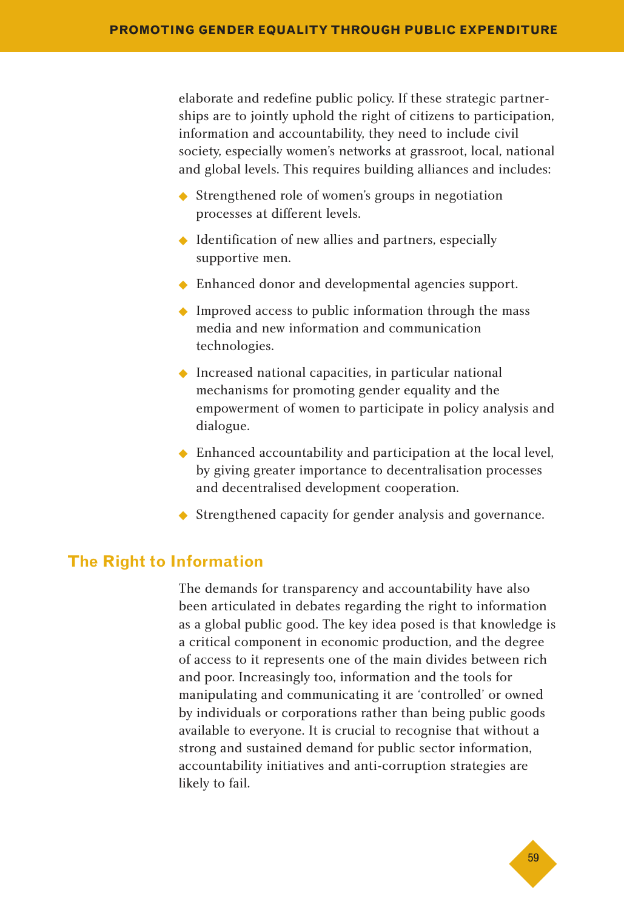elaborate and redefine public policy. If these strategic partnerships are to jointly uphold the right of citizens to participation, information and accountability, they need to include civil society, especially women's networks at grassroot, local, national and global levels. This requires building alliances and includes:

- Strengthened role of women's groups in negotiation processes at different levels.
- Identification of new allies and partners, especially supportive men.
- Enhanced donor and developmental agencies support.
- Improved access to public information through the mass media and new information and communication technologies.
- Increased national capacities, in particular national mechanisms for promoting gender equality and the empowerment of women to participate in policy analysis and dialogue.
- Enhanced accountability and participation at the local level, by giving greater importance to decentralisation processes and decentralised development cooperation.
- Strengthened capacity for gender analysis and governance.

## The Right to Information

The demands for transparency and accountability have also been articulated in debates regarding the right to information as a global public good. The key idea posed is that knowledge is a critical component in economic production, and the degree of access to it represents one of the main divides between rich and poor. Increasingly too, information and the tools for manipulating and communicating it are 'controlled' or owned by individuals or corporations rather than being public goods available to everyone. It is crucial to recognise that without a strong and sustained demand for public sector information, accountability initiatives and anti-corruption strategies are likely to fail.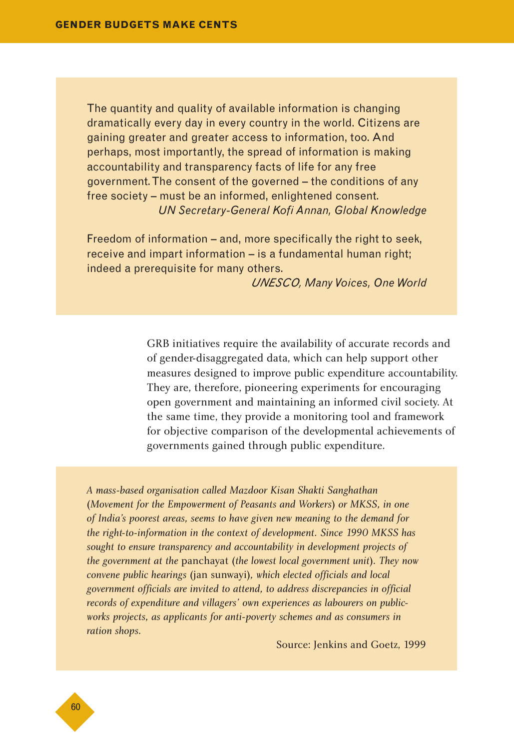> The quantity and quality of available information is changing dramatically every day in every country in the world. Citizens are gaining greater and greater access to information, too. And perhaps, most importantly, the spread of information is making accountability and transparency facts of life for any free government. The consent of the governed – the conditions of any free society – must be an informed, enlightened consent.
>
> *UN Secretary-General Kofi Annan, Global Knowledge*
>
> Freedom of information – and, more specifically the right to seek, receive and impart information – is a fundamental human right; indeed a prerequisite for many others.
>
> *UNESCO, Many Voices, One World*

GRB initiatives require the availability of accurate records and of gender-disaggregated data, which can help support other measures designed to improve public expenditure accountability. They are, therefore, pioneering experiments for encouraging open government and maintaining an informed civil society. At the same time, they provide a monitoring tool and framework for objective comparison of the developmental achievements of governments gained through public expenditure.

> *A mass-based organisation called Mazdoor Kisan Shakti Sanghathan (Movement for the Empowerment of Peasants and Workers) or MKSS, in one of India's poorest areas, seems to have given new meaning to the demand for the right-to-information in the context of development. Since 1990 MKSS has sought to ensure transparency and accountability in development projects of the government at the* panchayat *(the lowest local government unit). They now convene public hearings* (jan sunwayi), *which elected officials and local government officials are invited to attend, to address discrepancies in official records of expenditure and villagers' own experiences as labourers on public-works projects, as applicants for anti-poverty schemes and as consumers in ration shops.*
>
> Source: Jenkins and Goetz, 1999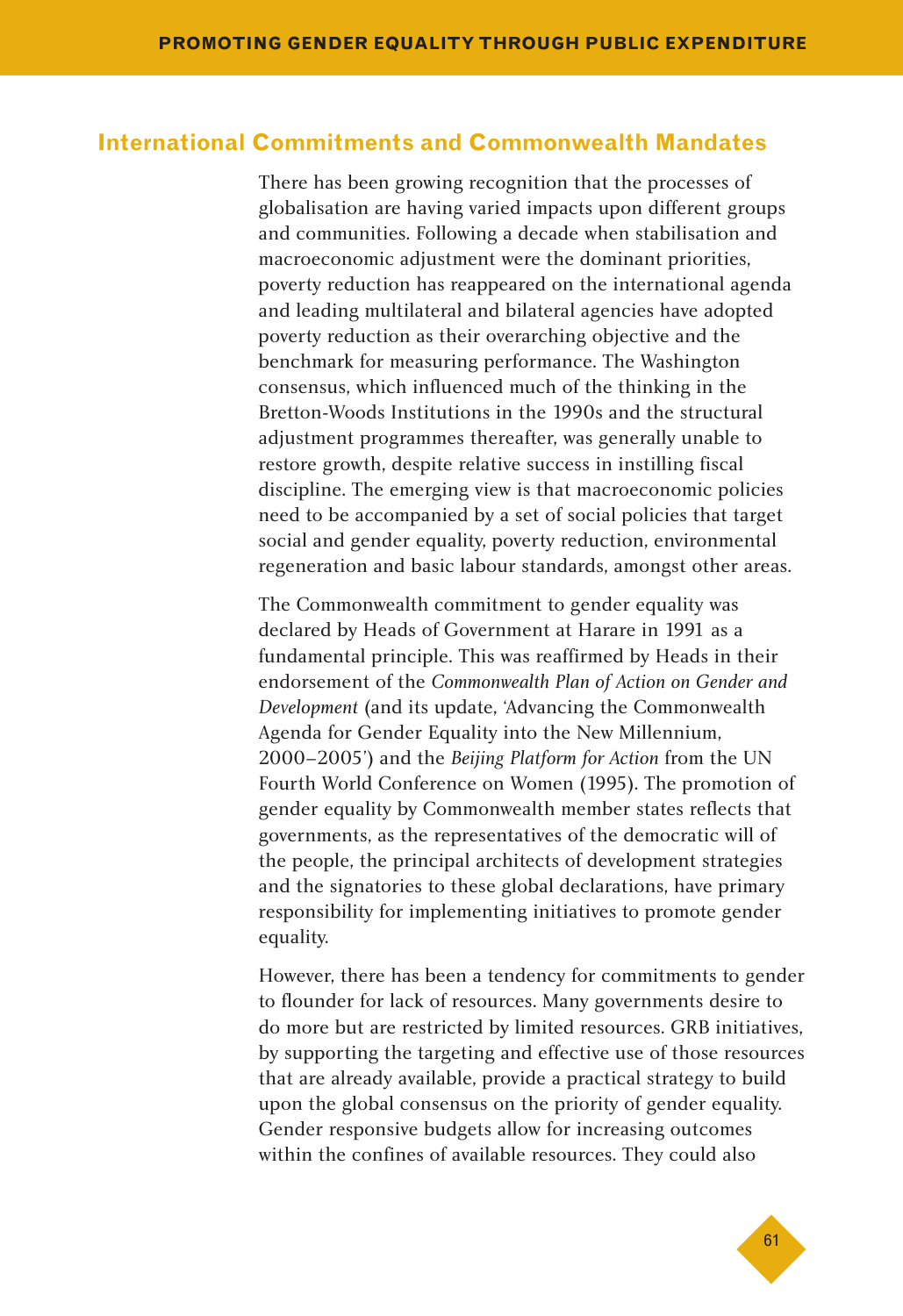## International Commitments and Commonwealth Mandates

There has been growing recognition that the processes of globalisation are having varied impacts upon different groups and communities. Following a decade when stabilisation and macroeconomic adjustment were the dominant priorities, poverty reduction has reappeared on the international agenda and leading multilateral and bilateral agencies have adopted poverty reduction as their overarching objective and the benchmark for measuring performance. The Washington consensus, which influenced much of the thinking in the Bretton-Woods Institutions in the 1990s and the structural adjustment programmes thereafter, was generally unable to restore growth, despite relative success in instilling fiscal discipline. The emerging view is that macroeconomic policies need to be accompanied by a set of social policies that target social and gender equality, poverty reduction, environmental regeneration and basic labour standards, amongst other areas.

The Commonwealth commitment to gender equality was declared by Heads of Government at Harare in 1991 as a fundamental principle. This was reaffirmed by Heads in their endorsement of the *Commonwealth Plan of Action on Gender and Development* (and its update, 'Advancing the Commonwealth Agenda for Gender Equality into the New Millennium, 2000–2005') and the *Beijing Platform for Action* from the UN Fourth World Conference on Women (1995). The promotion of gender equality by Commonwealth member states reflects that governments, as the representatives of the democratic will of the people, the principal architects of development strategies and the signatories to these global declarations, have primary responsibility for implementing initiatives to promote gender equality.

However, there has been a tendency for commitments to gender to flounder for lack of resources. Many governments desire to do more but are restricted by limited resources. GRB initiatives, by supporting the targeting and effective use of those resources that are already available, provide a practical strategy to build upon the global consensus on the priority of gender equality. Gender responsive budgets allow for increasing outcomes within the confines of available resources. They could also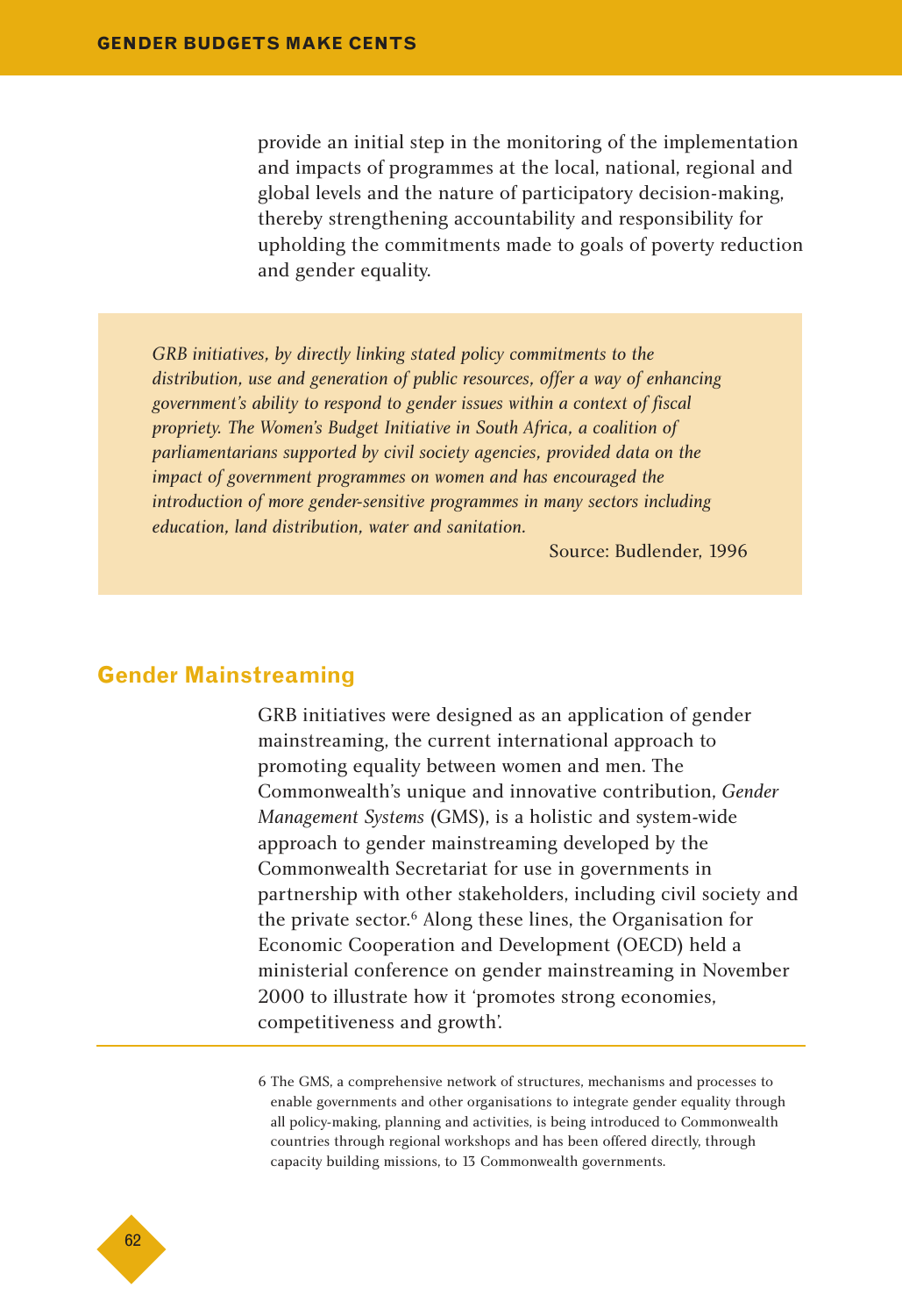provide an initial step in the monitoring of the implementation and impacts of programmes at the local, national, regional and global levels and the nature of participatory decision-making, thereby strengthening accountability and responsibility for upholding the commitments made to goals of poverty reduction and gender equality.

> *GRB initiatives, by directly linking stated policy commitments to the distribution, use and generation of public resources, offer a way of enhancing government's ability to respond to gender issues within a context of fiscal propriety. The Women's Budget Initiative in South Africa, a coalition of parliamentarians supported by civil society agencies, provided data on the impact of government programmes on women and has encouraged the introduction of more gender-sensitive programmes in many sectors including education, land distribution, water and sanitation.*
>
> Source: Budlender, 1996

## Gender Mainstreaming

GRB initiatives were designed as an application of gender mainstreaming, the current international approach to promoting equality between women and men. The Commonwealth's unique and innovative contribution, *Gender Management Systems* (GMS), is a holistic and system-wide approach to gender mainstreaming developed by the Commonwealth Secretariat for use in governments in partnership with other stakeholders, including civil society and the private sector.[6] Along these lines, the Organisation for Economic Cooperation and Development (OECD) held a ministerial conference on gender mainstreaming in November 2000 to illustrate how it 'promotes strong economies, competitiveness and growth'.

---

6 The GMS, a comprehensive network of structures, mechanisms and processes to enable governments and other organisations to integrate gender equality through all policy-making, planning and activities, is being introduced to Commonwealth countries through regional workshops and has been offered directly, through capacity building missions, to 13 Commonwealth governments.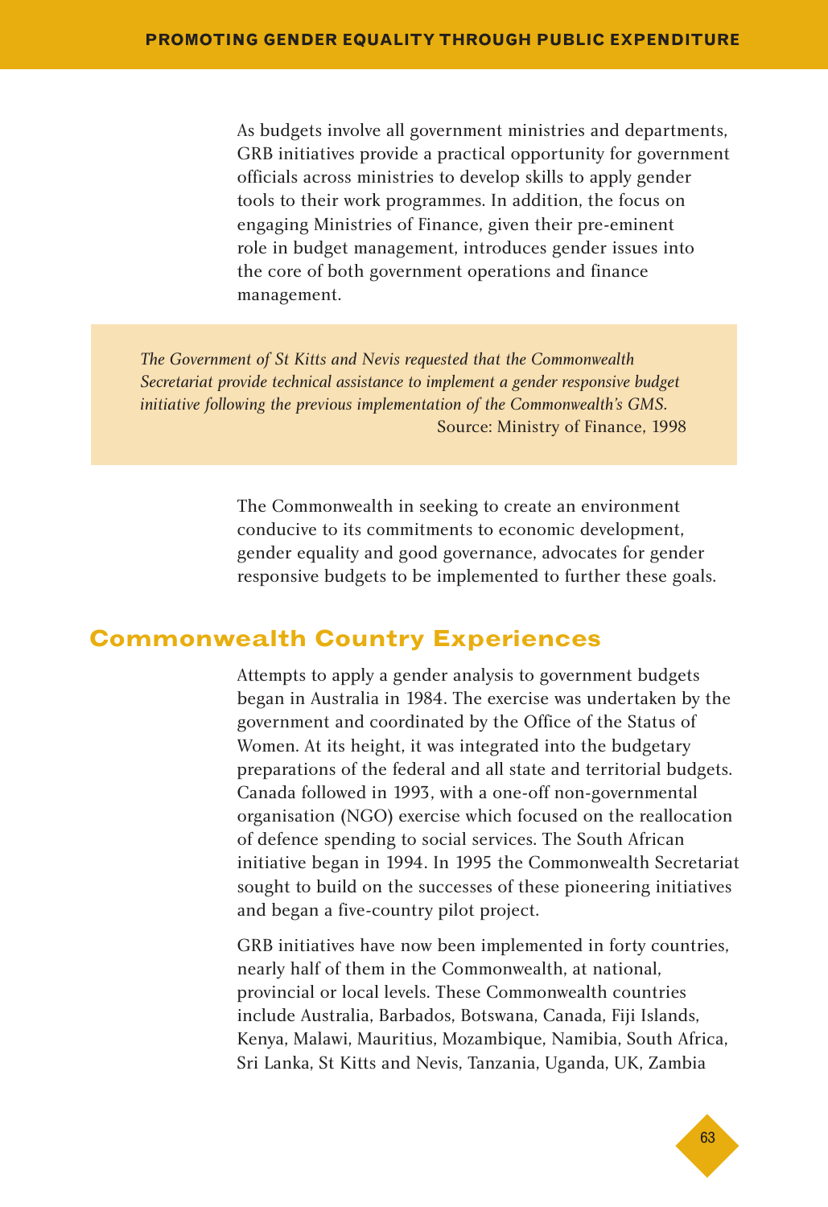As budgets involve all government ministries and departments, GRB initiatives provide a practical opportunity for government officials across ministries to develop skills to apply gender tools to their work programmes. In addition, the focus on engaging Ministries of Finance, given their pre-eminent role in budget management, introduces gender issues into the core of both government operations and finance management.

> *The Government of St Kitts and Nevis requested that the Commonwealth Secretariat provide technical assistance to implement a gender responsive budget initiative following the previous implementation of the Commonwealth's GMS.*
>
> Source: Ministry of Finance, 1998

The Commonwealth in seeking to create an environment conducive to its commitments to economic development, gender equality and good governance, advocates for gender responsive budgets to be implemented to further these goals.

## Commonwealth Country Experiences

Attempts to apply a gender analysis to government budgets began in Australia in 1984. The exercise was undertaken by the government and coordinated by the Office of the Status of Women. At its height, it was integrated into the budgetary preparations of the federal and all state and territorial budgets. Canada followed in 1993, with a one-off non-governmental organisation (NGO) exercise which focused on the reallocation of defence spending to social services. The South African initiative began in 1994. In 1995 the Commonwealth Secretariat sought to build on the successes of these pioneering initiatives and began a five-country pilot project.

GRB initiatives have now been implemented in forty countries, nearly half of them in the Commonwealth, at national, provincial or local levels. These Commonwealth countries include Australia, Barbados, Botswana, Canada, Fiji Islands, Kenya, Malawi, Mauritius, Mozambique, Namibia, South Africa, Sri Lanka, St Kitts and Nevis, Tanzania, Uganda, UK, Zambia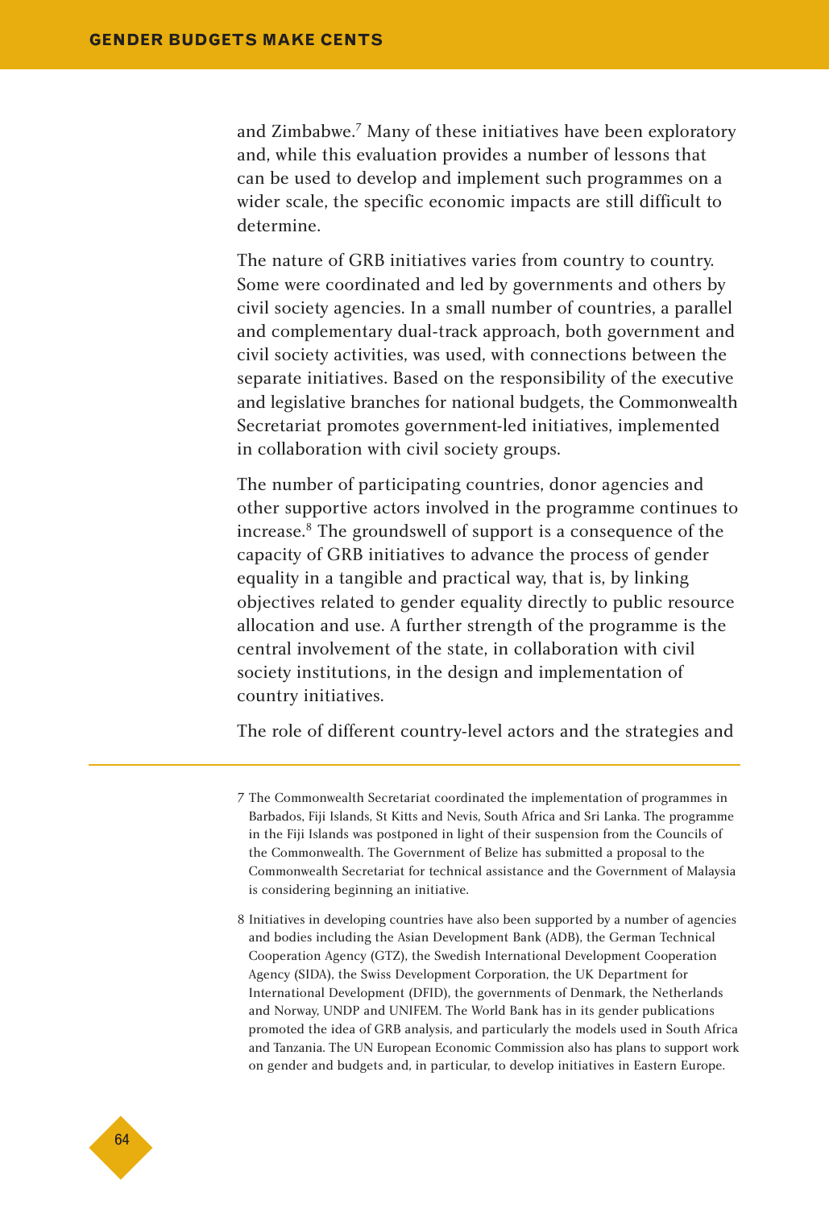and Zimbabwe.[7] Many of these initiatives have been exploratory and, while this evaluation provides a number of lessons that can be used to develop and implement such programmes on a wider scale, the specific economic impacts are still difficult to determine.

The nature of GRB initiatives varies from country to country. Some were coordinated and led by governments and others by civil society agencies. In a small number of countries, a parallel and complementary dual-track approach, both government and civil society activities, was used, with connections between the separate initiatives. Based on the responsibility of the executive and legislative branches for national budgets, the Commonwealth Secretariat promotes government-led initiatives, implemented in collaboration with civil society groups.

The number of participating countries, donor agencies and other supportive actors involved in the programme continues to increase.[8] The groundswell of support is a consequence of the capacity of GRB initiatives to advance the process of gender equality in a tangible and practical way, that is, by linking objectives related to gender equality directly to public resource allocation and use. A further strength of the programme is the central involvement of the state, in collaboration with civil society institutions, in the design and implementation of country initiatives.

The role of different country-level actors and the strategies and

---

7 The Commonwealth Secretariat coordinated the implementation of programmes in Barbados, Fiji Islands, St Kitts and Nevis, South Africa and Sri Lanka. The programme in the Fiji Islands was postponed in light of their suspension from the Councils of the Commonwealth. The Government of Belize has submitted a proposal to the Commonwealth Secretariat for technical assistance and the Government of Malaysia is considering beginning an initiative.

8 Initiatives in developing countries have also been supported by a number of agencies and bodies including the Asian Development Bank (ADB), the German Technical Cooperation Agency (GTZ), the Swedish International Development Cooperation Agency (SIDA), the Swiss Development Corporation, the UK Department for International Development (DFID), the governments of Denmark, the Netherlands and Norway, UNDP and UNIFEM. The World Bank has in its gender publications promoted the idea of GRB analysis, and particularly the models used in South Africa and Tanzania. The UN European Economic Commission also has plans to support work on gender and budgets and, in particular, to develop initiatives in Eastern Europe.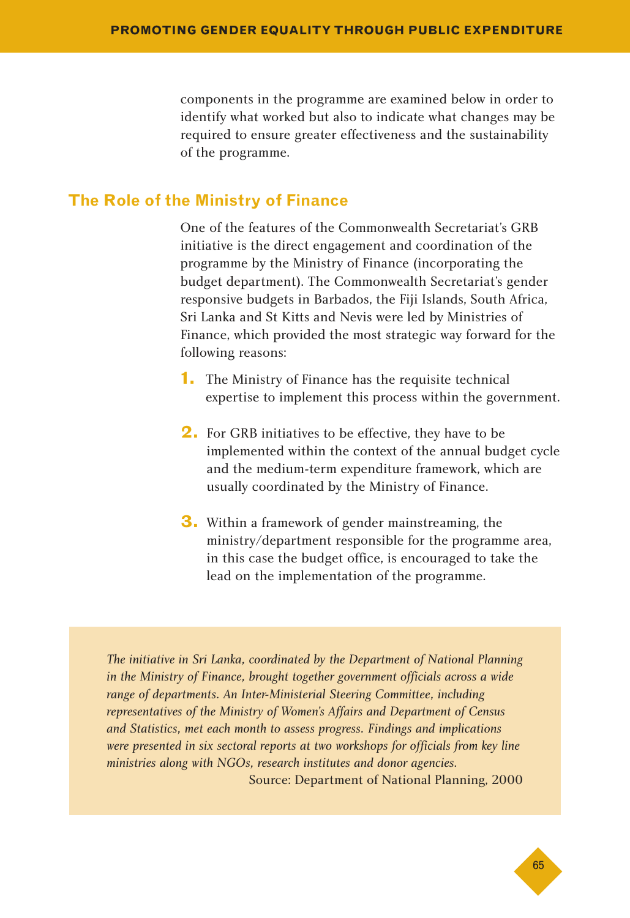components in the programme are examined below in order to identify what worked but also to indicate what changes may be required to ensure greater effectiveness and the sustainability of the programme.

## The Role of the Ministry of Finance

One of the features of the Commonwealth Secretariat's GRB initiative is the direct engagement and coordination of the programme by the Ministry of Finance (incorporating the budget department). The Commonwealth Secretariat's gender responsive budgets in Barbados, the Fiji Islands, South Africa, Sri Lanka and St Kitts and Nevis were led by Ministries of Finance, which provided the most strategic way forward for the following reasons:

1. The Ministry of Finance has the requisite technical expertise to implement this process within the government.
2. For GRB initiatives to be effective, they have to be implemented within the context of the annual budget cycle and the medium-term expenditure framework, which are usually coordinated by the Ministry of Finance.
3. Within a framework of gender mainstreaming, the ministry/department responsible for the programme area, in this case the budget office, is encouraged to take the lead on the implementation of the programme.

> *The initiative in Sri Lanka, coordinated by the Department of National Planning in the Ministry of Finance, brought together government officials across a wide range of departments. An Inter-Ministerial Steering Committee, including representatives of the Ministry of Women's Affairs and Department of Census and Statistics, met each month to assess progress. Findings and implications were presented in six sectoral reports at two workshops for officials from key line ministries along with NGOs, research institutes and donor agencies.*
>
> Source: Department of National Planning, 2000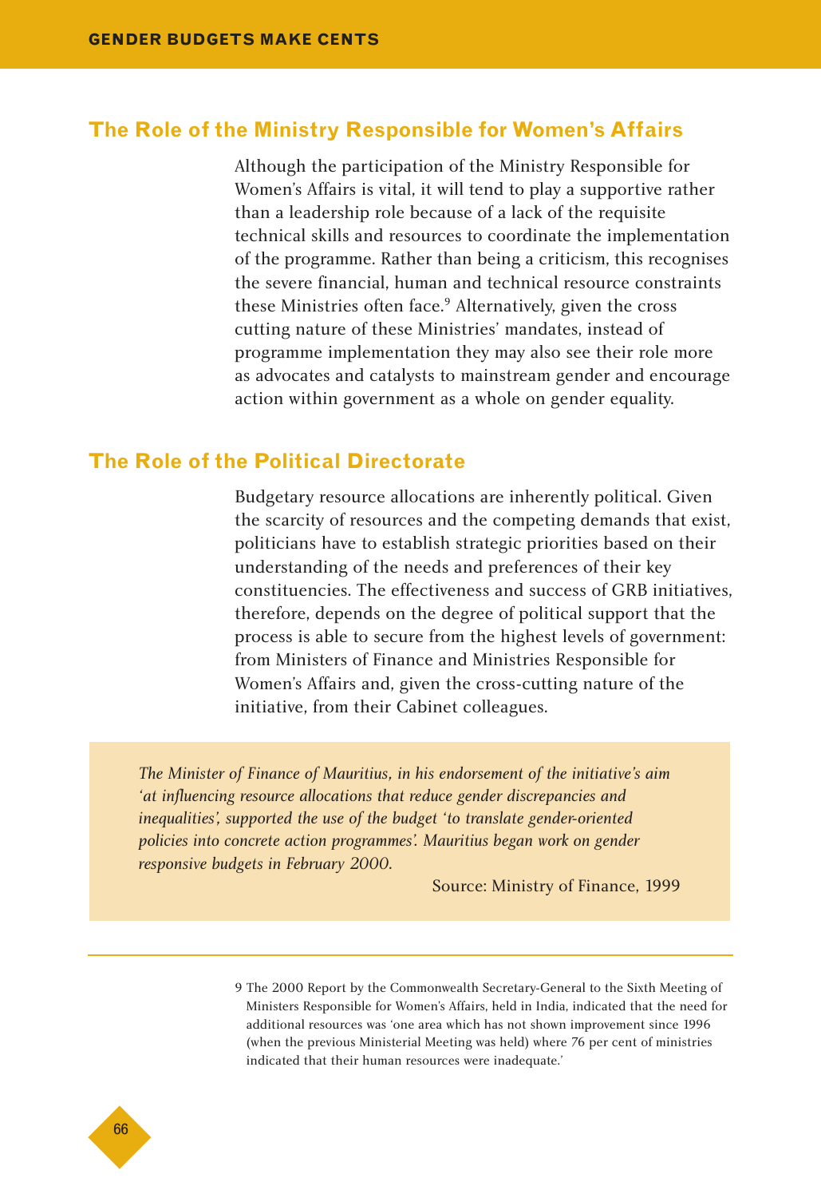## The Role of the Ministry Responsible for Women's Affairs

Although the participation of the Ministry Responsible for Women's Affairs is vital, it will tend to play a supportive rather than a leadership role because of a lack of the requisite technical skills and resources to coordinate the implementation of the programme. Rather than being a criticism, this recognises the severe financial, human and technical resource constraints these Ministries often face.[9] Alternatively, given the cross cutting nature of these Ministries' mandates, instead of programme implementation they may also see their role more as advocates and catalysts to mainstream gender and encourage action within government as a whole on gender equality.

## The Role of the Political Directorate

Budgetary resource allocations are inherently political. Given the scarcity of resources and the competing demands that exist, politicians have to establish strategic priorities based on their understanding of the needs and preferences of their key constituencies. The effectiveness and success of GRB initiatives, therefore, depends on the degree of political support that the process is able to secure from the highest levels of government: from Ministers of Finance and Ministries Responsible for Women's Affairs and, given the cross-cutting nature of the initiative, from their Cabinet colleagues.

> *The Minister of Finance of Mauritius, in his endorsement of the initiative's aim 'at influencing resource allocations that reduce gender discrepancies and inequalities', supported the use of the budget 'to translate gender-oriented policies into concrete action programmes'. Mauritius began work on gender responsive budgets in February 2000.*
>
> Source: Ministry of Finance, 1999

---

9 The 2000 Report by the Commonwealth Secretary-General to the Sixth Meeting of Ministers Responsible for Women's Affairs, held in India, indicated that the need for additional resources was 'one area which has not shown improvement since 1996 (when the previous Ministerial Meeting was held) where 76 per cent of ministries indicated that their human resources were inadequate.'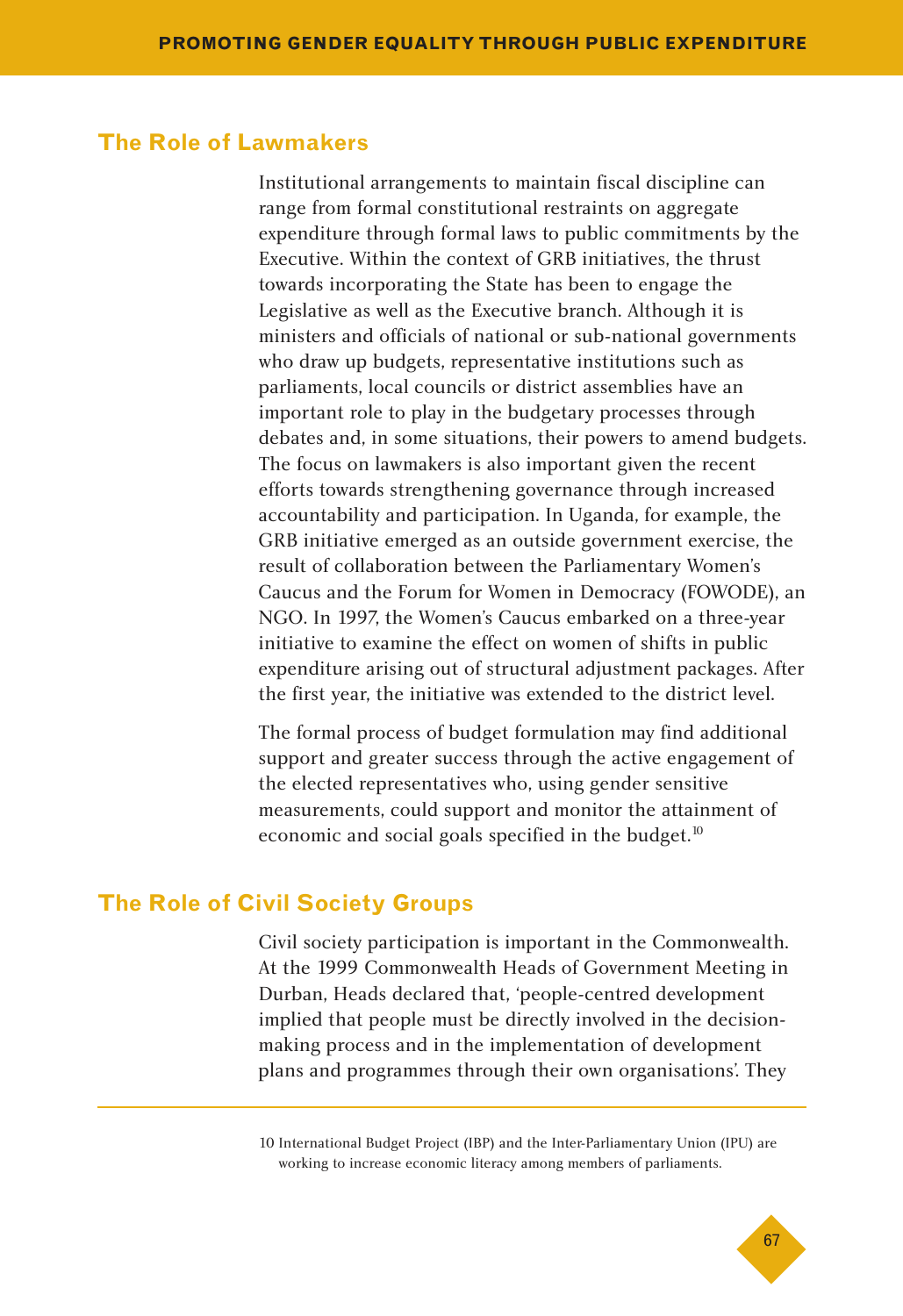## The Role of Lawmakers

Institutional arrangements to maintain fiscal discipline can range from formal constitutional restraints on aggregate expenditure through formal laws to public commitments by the Executive. Within the context of GRB initiatives, the thrust towards incorporating the State has been to engage the Legislative as well as the Executive branch. Although it is ministers and officials of national or sub-national governments who draw up budgets, representative institutions such as parliaments, local councils or district assemblies have an important role to play in the budgetary processes through debates and, in some situations, their powers to amend budgets. The focus on lawmakers is also important given the recent efforts towards strengthening governance through increased accountability and participation. In Uganda, for example, the GRB initiative emerged as an outside government exercise, the result of collaboration between the Parliamentary Women's Caucus and the Forum for Women in Democracy (FOWODE), an NGO. In 1997, the Women's Caucus embarked on a three-year initiative to examine the effect on women of shifts in public expenditure arising out of structural adjustment packages. After the first year, the initiative was extended to the district level.

The formal process of budget formulation may find additional support and greater success through the active engagement of the elected representatives who, using gender sensitive measurements, could support and monitor the attainment of economic and social goals specified in the budget.[10]

## The Role of Civil Society Groups

Civil society participation is important in the Commonwealth. At the 1999 Commonwealth Heads of Government Meeting in Durban, Heads declared that, 'people-centred development implied that people must be directly involved in the decision-making process and in the implementation of development plans and programmes through their own organisations'. They

---

10 International Budget Project (IBP) and the Inter-Parliamentary Union (IPU) are working to increase economic literacy among members of parliaments.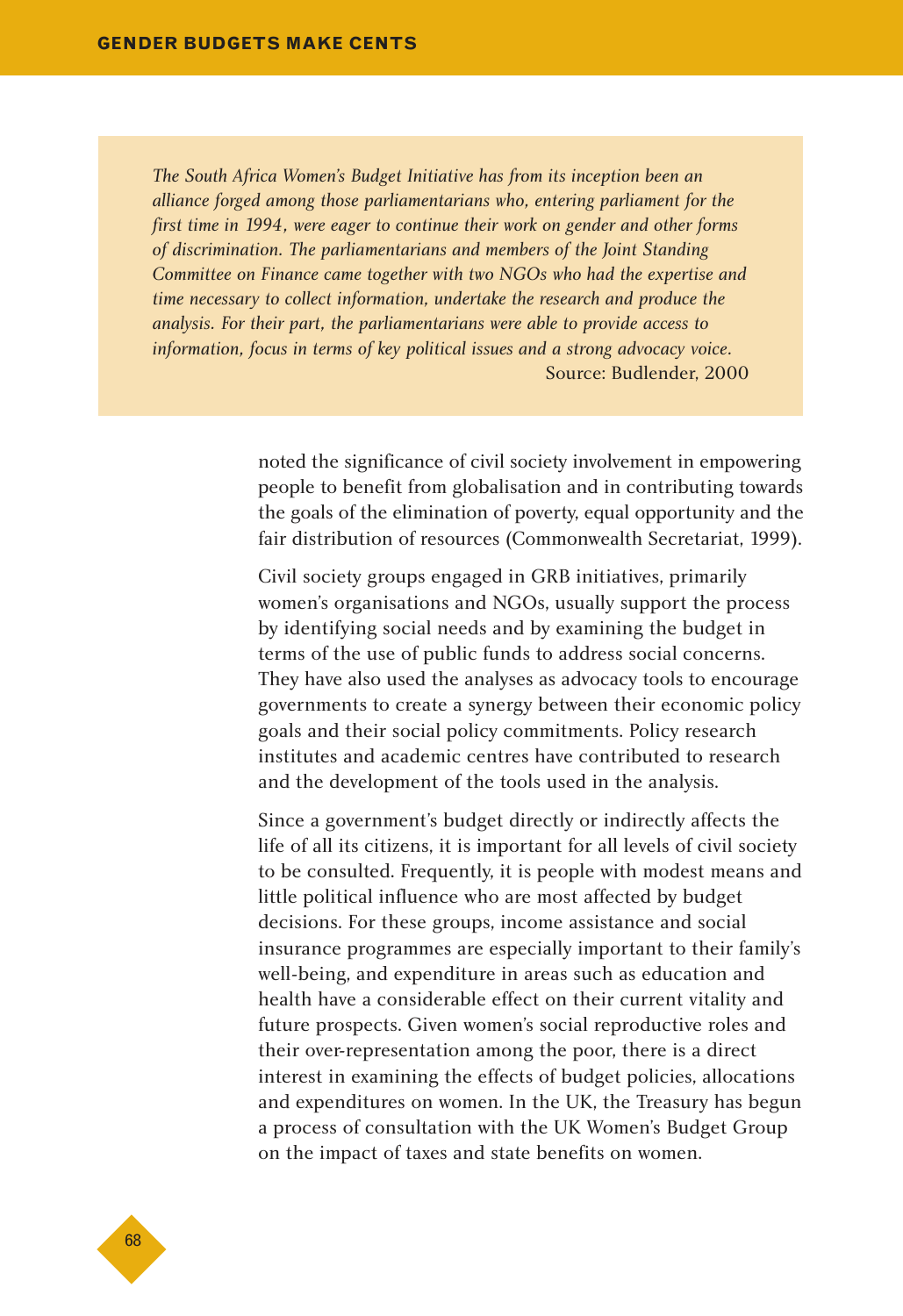*The South Africa Women's Budget Initiative has from its inception been an alliance forged among those parliamentarians who, entering parliament for the first time in 1994, were eager to continue their work on gender and other forms of discrimination. The parliamentarians and members of the Joint Standing Committee on Finance came together with two NGOs who had the expertise and time necessary to collect information, undertake the research and produce the analysis. For their part, the parliamentarians were able to provide access to information, focus in terms of key political issues and a strong advocacy voice.*

Source: Budlender, 2000

noted the significance of civil society involvement in empowering people to benefit from globalisation and in contributing towards the goals of the elimination of poverty, equal opportunity and the fair distribution of resources (Commonwealth Secretariat, 1999).

Civil society groups engaged in GRB initiatives, primarily women's organisations and NGOs, usually support the process by identifying social needs and by examining the budget in terms of the use of public funds to address social concerns. They have also used the analyses as advocacy tools to encourage governments to create a synergy between their economic policy goals and their social policy commitments. Policy research institutes and academic centres have contributed to research and the development of the tools used in the analysis.

Since a government's budget directly or indirectly affects the life of all its citizens, it is important for all levels of civil society to be consulted. Frequently, it is people with modest means and little political influence who are most affected by budget decisions. For these groups, income assistance and social insurance programmes are especially important to their family's well-being, and expenditure in areas such as education and health have a considerable effect on their current vitality and future prospects. Given women's social reproductive roles and their over-representation among the poor, there is a direct interest in examining the effects of budget policies, allocations and expenditures on women. In the UK, the Treasury has begun a process of consultation with the UK Women's Budget Group on the impact of taxes and state benefits on women.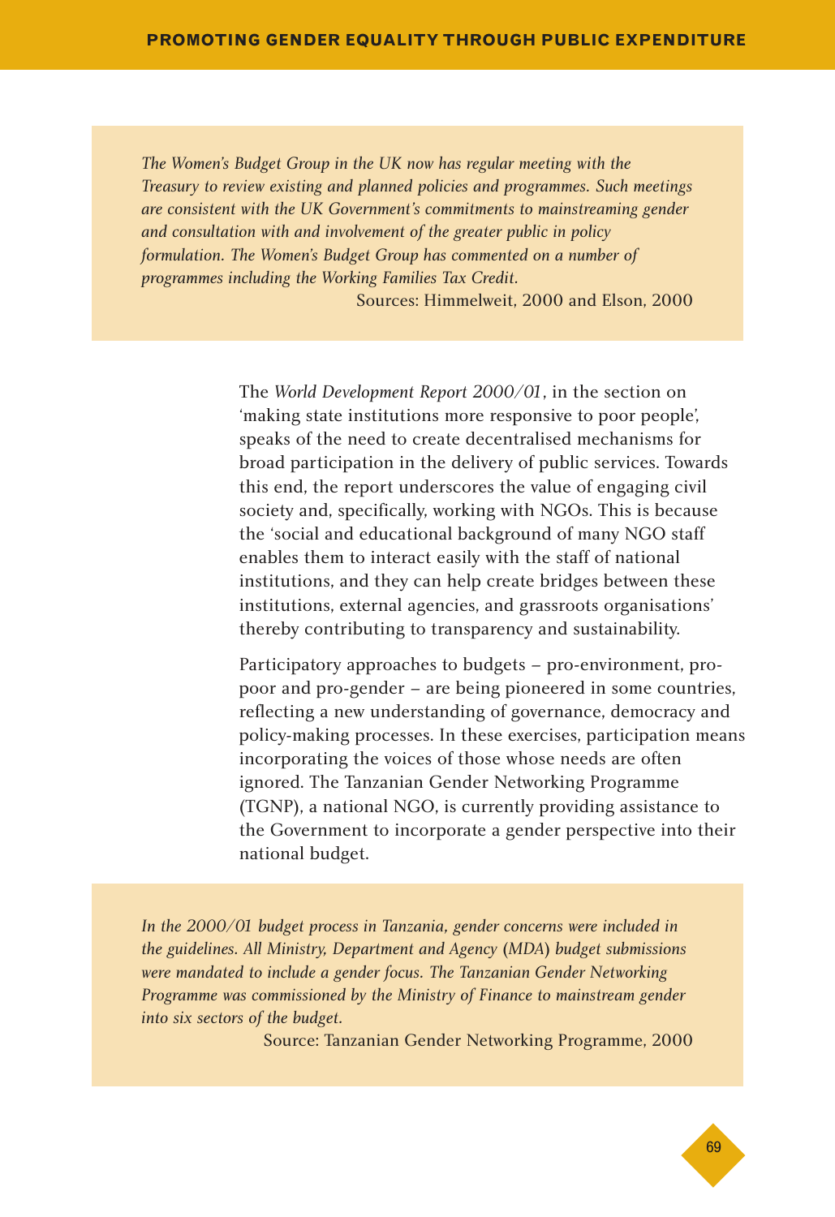*The Women's Budget Group in the UK now has regular meeting with the Treasury to review existing and planned policies and programmes. Such meetings are consistent with the UK Government's commitments to mainstreaming gender and consultation with and involvement of the greater public in policy formulation. The Women's Budget Group has commented on a number of programmes including the Working Families Tax Credit.*

Sources: Himmelweit, 2000 and Elson, 2000

The *World Development Report 2000/01*, in the section on 'making state institutions more responsive to poor people', speaks of the need to create decentralised mechanisms for broad participation in the delivery of public services. Towards this end, the report underscores the value of engaging civil society and, specifically, working with NGOs. This is because the 'social and educational background of many NGO staff enables them to interact easily with the staff of national institutions, and they can help create bridges between these institutions, external agencies, and grassroots organisations' thereby contributing to transparency and sustainability.

Participatory approaches to budgets – pro-environment, pro-poor and pro-gender – are being pioneered in some countries, reflecting a new understanding of governance, democracy and policy-making processes. In these exercises, participation means incorporating the voices of those whose needs are often ignored. The Tanzanian Gender Networking Programme (TGNP), a national NGO, is currently providing assistance to the Government to incorporate a gender perspective into their national budget.

*In the 2000/01 budget process in Tanzania, gender concerns were included in the guidelines. All Ministry, Department and Agency (MDA) budget submissions were mandated to include a gender focus. The Tanzanian Gender Networking Programme was commissioned by the Ministry of Finance to mainstream gender into six sectors of the budget.*

Source: Tanzanian Gender Networking Programme, 2000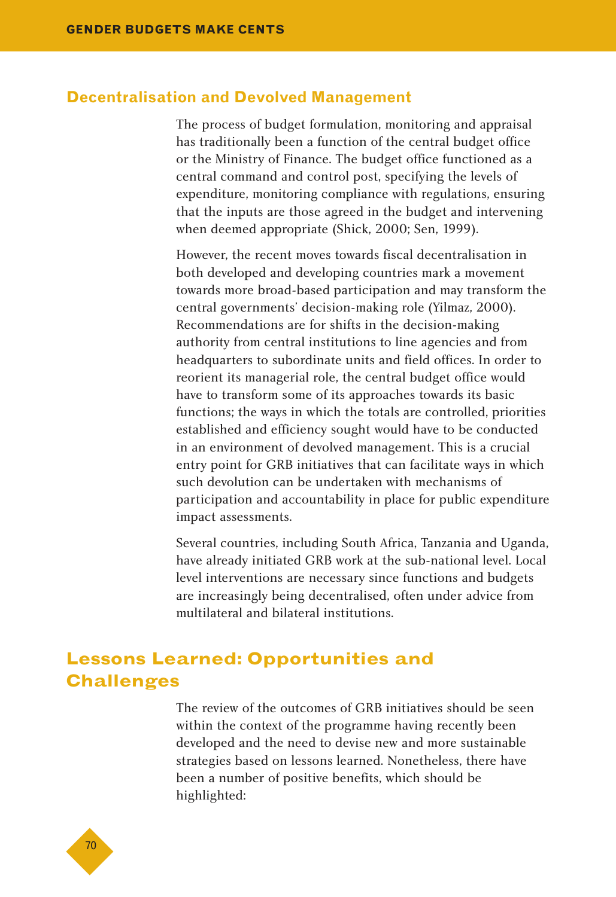## Decentralisation and Devolved Management

The process of budget formulation, monitoring and appraisal has traditionally been a function of the central budget office or the Ministry of Finance. The budget office functioned as a central command and control post, specifying the levels of expenditure, monitoring compliance with regulations, ensuring that the inputs are those agreed in the budget and intervening when deemed appropriate (Shick, 2000; Sen, 1999).

However, the recent moves towards fiscal decentralisation in both developed and developing countries mark a movement towards more broad-based participation and may transform the central governments' decision-making role (Yilmaz, 2000). Recommendations are for shifts in the decision-making authority from central institutions to line agencies and from headquarters to subordinate units and field offices. In order to reorient its managerial role, the central budget office would have to transform some of its approaches towards its basic functions; the ways in which the totals are controlled, priorities established and efficiency sought would have to be conducted in an environment of devolved management. This is a crucial entry point for GRB initiatives that can facilitate ways in which such devolution can be undertaken with mechanisms of participation and accountability in place for public expenditure impact assessments.

Several countries, including South Africa, Tanzania and Uganda, have already initiated GRB work at the sub-national level. Local level interventions are necessary since functions and budgets are increasingly being decentralised, often under advice from multilateral and bilateral institutions.

# Lessons Learned: Opportunities and Challenges

The review of the outcomes of GRB initiatives should be seen within the context of the programme having recently been developed and the need to devise new and more sustainable strategies based on lessons learned. Nonetheless, there have been a number of positive benefits, which should be highlighted: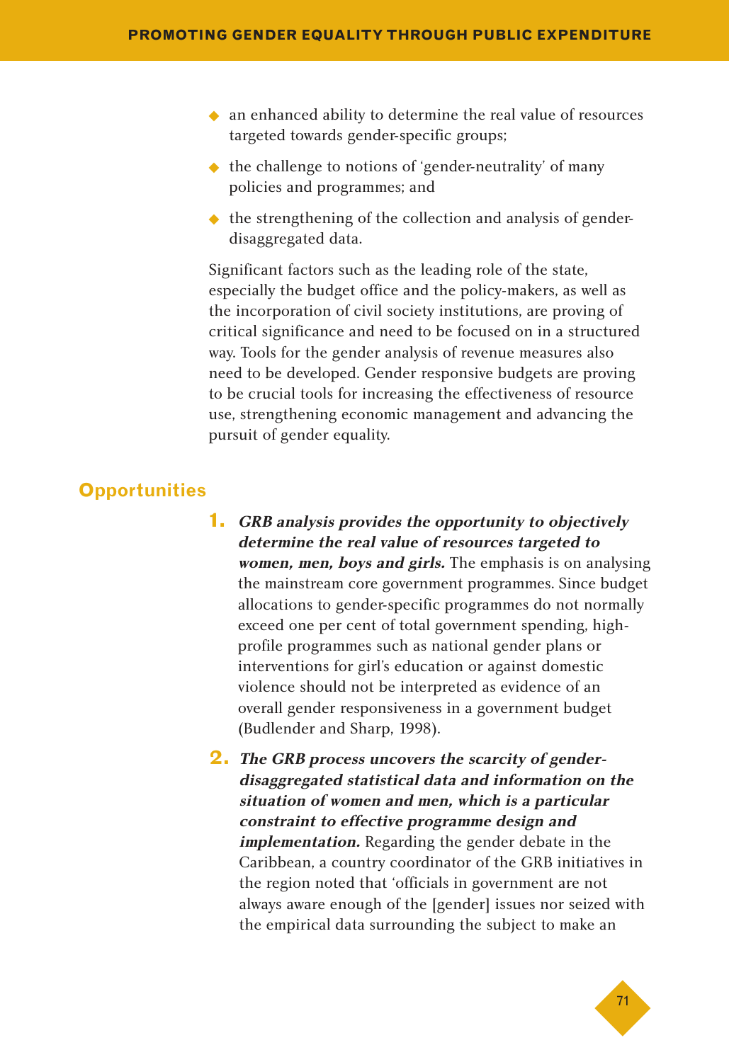- an enhanced ability to determine the real value of resources targeted towards gender-specific groups;
- the challenge to notions of 'gender-neutrality' of many policies and programmes; and
- the strengthening of the collection and analysis of gender-disaggregated data.

Significant factors such as the leading role of the state, especially the budget office and the policy-makers, as well as the incorporation of civil society institutions, are proving of critical significance and need to be focused on in a structured way. Tools for the gender analysis of revenue measures also need to be developed. Gender responsive budgets are proving to be crucial tools for increasing the effectiveness of resource use, strengthening economic management and advancing the pursuit of gender equality.

## Opportunities

1. ***GRB analysis provides the opportunity to objectively determine the real value of resources targeted to women, men, boys and girls.*** The emphasis is on analysing the mainstream core government programmes. Since budget allocations to gender-specific programmes do not normally exceed one per cent of total government spending, high-profile programmes such as national gender plans or interventions for girl's education or against domestic violence should not be interpreted as evidence of an overall gender responsiveness in a government budget (Budlender and Sharp, 1998).

2. ***The GRB process uncovers the scarcity of gender-disaggregated statistical data and information on the situation of women and men, which is a particular constraint to effective programme design and implementation.*** Regarding the gender debate in the Caribbean, a country coordinator of the GRB initiatives in the region noted that 'officials in government are not always aware enough of the [gender] issues nor seized with the empirical data surrounding the subject to make an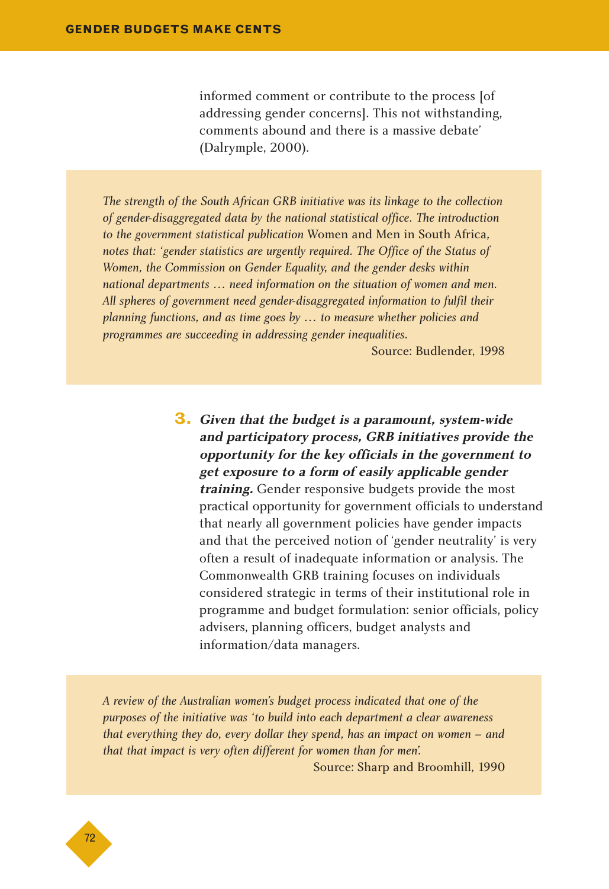informed comment or contribute to the process [of addressing gender concerns]. This not withstanding, comments abound and there is a massive debate' (Dalrymple, 2000).

> *The strength of the South African GRB initiative was its linkage to the collection of gender-disaggregated data by the national statistical office. The introduction to the government statistical publication* Women and Men in South Africa, *notes that: 'gender statistics are urgently required. The Office of the Status of Women, the Commission on Gender Equality, and the gender desks within national departments … need information on the situation of women and men. All spheres of government need gender-disaggregated information to fulfil their planning functions, and as time goes by … to measure whether policies and programmes are succeeding in addressing gender inequalities.*
>
> Source: Budlender, 1998

**3.** ***Given that the budget is a paramount, system-wide and participatory process, GRB initiatives provide the opportunity for the key officials in the government to get exposure to a form of easily applicable gender training.*** Gender responsive budgets provide the most practical opportunity for government officials to understand that nearly all government policies have gender impacts and that the perceived notion of 'gender neutrality' is very often a result of inadequate information or analysis. The Commonwealth GRB training focuses on individuals considered strategic in terms of their institutional role in programme and budget formulation: senior officials, policy advisers, planning officers, budget analysts and information/data managers.

> *A review of the Australian women's budget process indicated that one of the purposes of the initiative was 'to build into each department a clear awareness that everything they do, every dollar they spend, has an impact on women – and that that impact is very often different for women than for men'.*
>
> Source: Sharp and Broomhill, 1990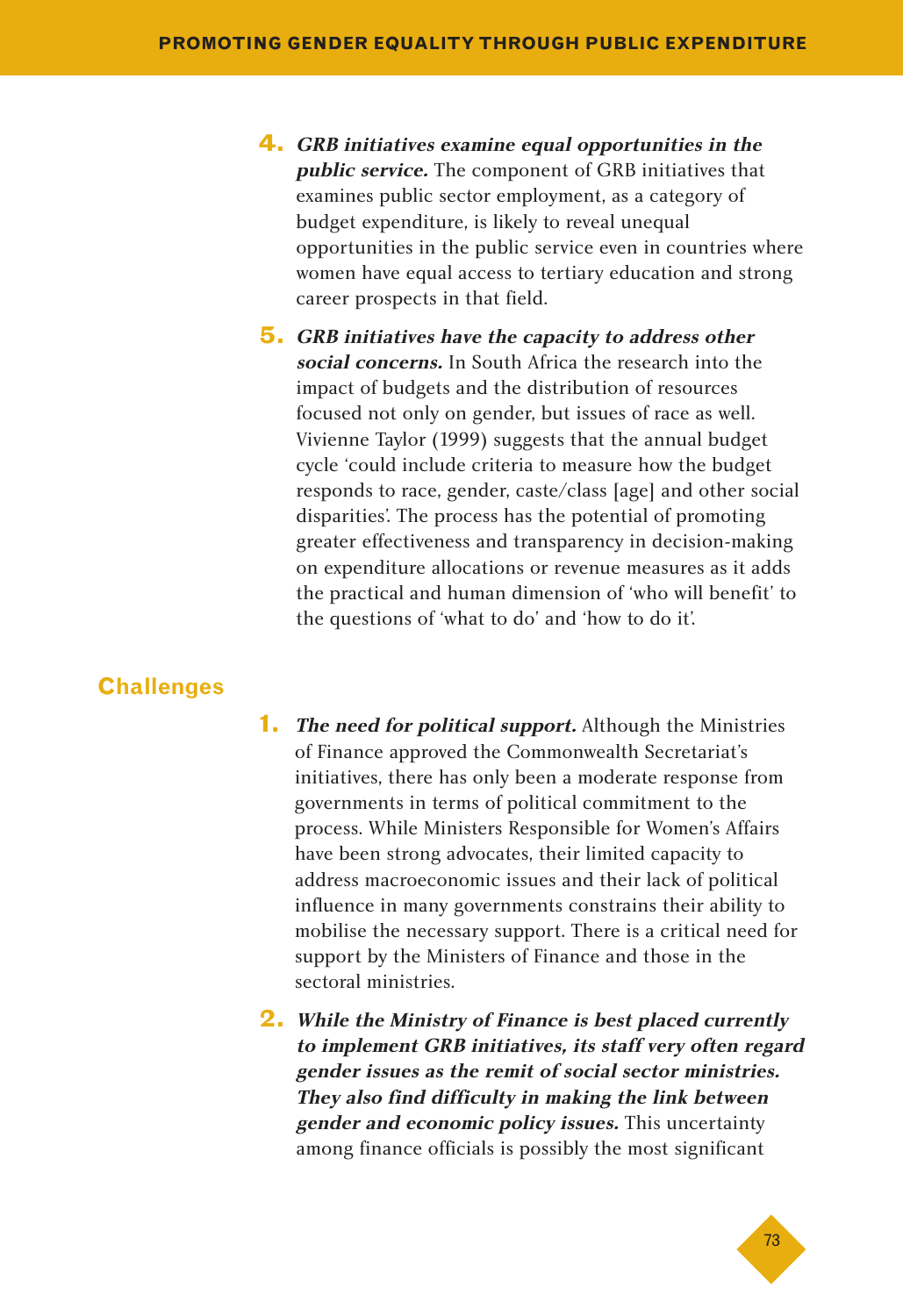4. ***GRB initiatives examine equal opportunities in the public service.*** The component of GRB initiatives that examines public sector employment, as a category of budget expenditure, is likely to reveal unequal opportunities in the public service even in countries where women have equal access to tertiary education and strong career prospects in that field.

5. ***GRB initiatives have the capacity to address other social concerns.*** In South Africa the research into the impact of budgets and the distribution of resources focused not only on gender, but issues of race as well. Vivienne Taylor (1999) suggests that the annual budget cycle 'could include criteria to measure how the budget responds to race, gender, caste/class [age] and other social disparities'. The process has the potential of promoting greater effectiveness and transparency in decision-making on expenditure allocations or revenue measures as it adds the practical and human dimension of 'who will benefit' to the questions of 'what to do' and 'how to do it'.

## Challenges

1. ***The need for political support.*** Although the Ministries of Finance approved the Commonwealth Secretariat's initiatives, there has only been a moderate response from governments in terms of political commitment to the process. While Ministers Responsible for Women's Affairs have been strong advocates, their limited capacity to address macroeconomic issues and their lack of political influence in many governments constrains their ability to mobilise the necessary support. There is a critical need for support by the Ministers of Finance and those in the sectoral ministries.

2. ***While the Ministry of Finance is best placed currently to implement GRB initiatives, its staff very often regard gender issues as the remit of social sector ministries. They also find difficulty in making the link between gender and economic policy issues.*** This uncertainty among finance officials is possibly the most significant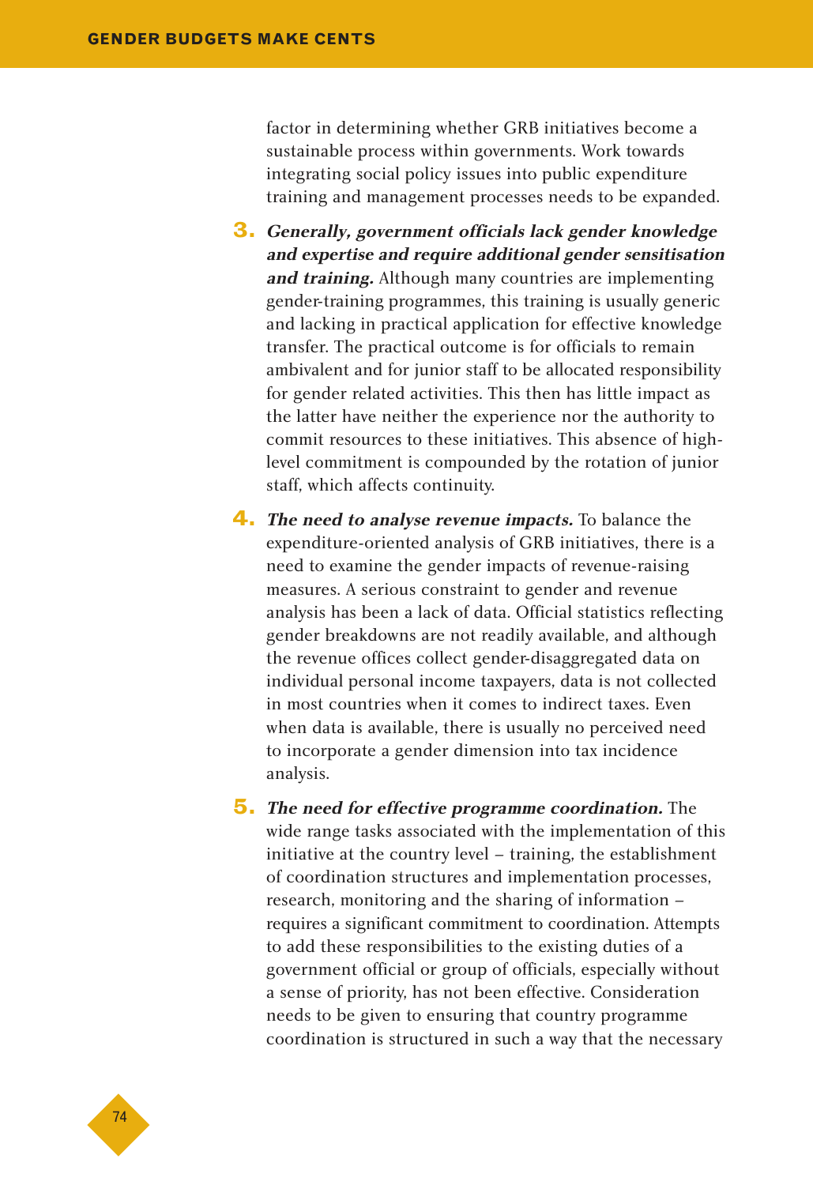factor in determining whether GRB initiatives become a sustainable process within governments. Work towards integrating social policy issues into public expenditure training and management processes needs to be expanded.

3. ***Generally, government officials lack gender knowledge and expertise and require additional gender sensitisation and training.*** Although many countries are implementing gender-training programmes, this training is usually generic and lacking in practical application for effective knowledge transfer. The practical outcome is for officials to remain ambivalent and for junior staff to be allocated responsibility for gender related activities. This then has little impact as the latter have neither the experience nor the authority to commit resources to these initiatives. This absence of high-level commitment is compounded by the rotation of junior staff, which affects continuity.

4. ***The need to analyse revenue impacts.*** To balance the expenditure-oriented analysis of GRB initiatives, there is a need to examine the gender impacts of revenue-raising measures. A serious constraint to gender and revenue analysis has been a lack of data. Official statistics reflecting gender breakdowns are not readily available, and although the revenue offices collect gender-disaggregated data on individual personal income taxpayers, data is not collected in most countries when it comes to indirect taxes. Even when data is available, there is usually no perceived need to incorporate a gender dimension into tax incidence analysis.

5. ***The need for effective programme coordination.*** The wide range tasks associated with the implementation of this initiative at the country level – training, the establishment of coordination structures and implementation processes, research, monitoring and the sharing of information – requires a significant commitment to coordination. Attempts to add these responsibilities to the existing duties of a government official or group of officials, especially without a sense of priority, has not been effective. Consideration needs to be given to ensuring that country programme coordination is structured in such a way that the necessary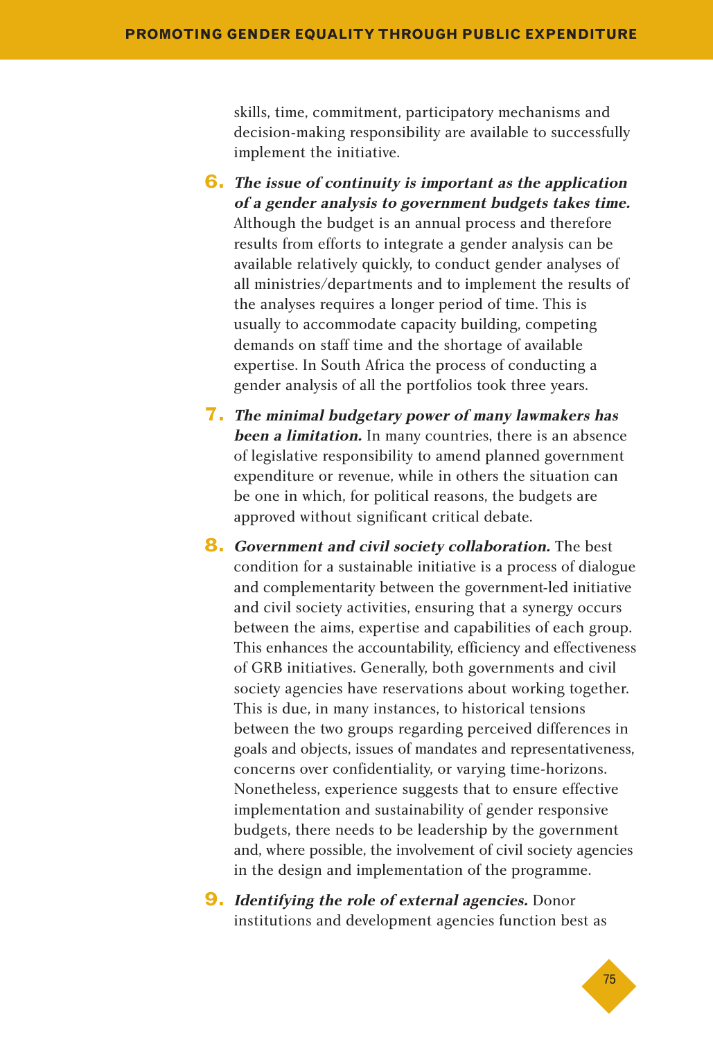skills, time, commitment, participatory mechanisms and decision-making responsibility are available to successfully implement the initiative.

6. ***The issue of continuity is important as the application of a gender analysis to government budgets takes time.*** Although the budget is an annual process and therefore results from efforts to integrate a gender analysis can be available relatively quickly, to conduct gender analyses of all ministries/departments and to implement the results of the analyses requires a longer period of time. This is usually to accommodate capacity building, competing demands on staff time and the shortage of available expertise. In South Africa the process of conducting a gender analysis of all the portfolios took three years.

7. ***The minimal budgetary power of many lawmakers has been a limitation.*** In many countries, there is an absence of legislative responsibility to amend planned government expenditure or revenue, while in others the situation can be one in which, for political reasons, the budgets are approved without significant critical debate.

8. ***Government and civil society collaboration.*** The best condition for a sustainable initiative is a process of dialogue and complementarity between the government-led initiative and civil society activities, ensuring that a synergy occurs between the aims, expertise and capabilities of each group. This enhances the accountability, efficiency and effectiveness of GRB initiatives. Generally, both governments and civil society agencies have reservations about working together. This is due, in many instances, to historical tensions between the two groups regarding perceived differences in goals and objects, issues of mandates and representativeness, concerns over confidentiality, or varying time-horizons. Nonetheless, experience suggests that to ensure effective implementation and sustainability of gender responsive budgets, there needs to be leadership by the government and, where possible, the involvement of civil society agencies in the design and implementation of the programme.

9. ***Identifying the role of external agencies.*** Donor institutions and development agencies function best as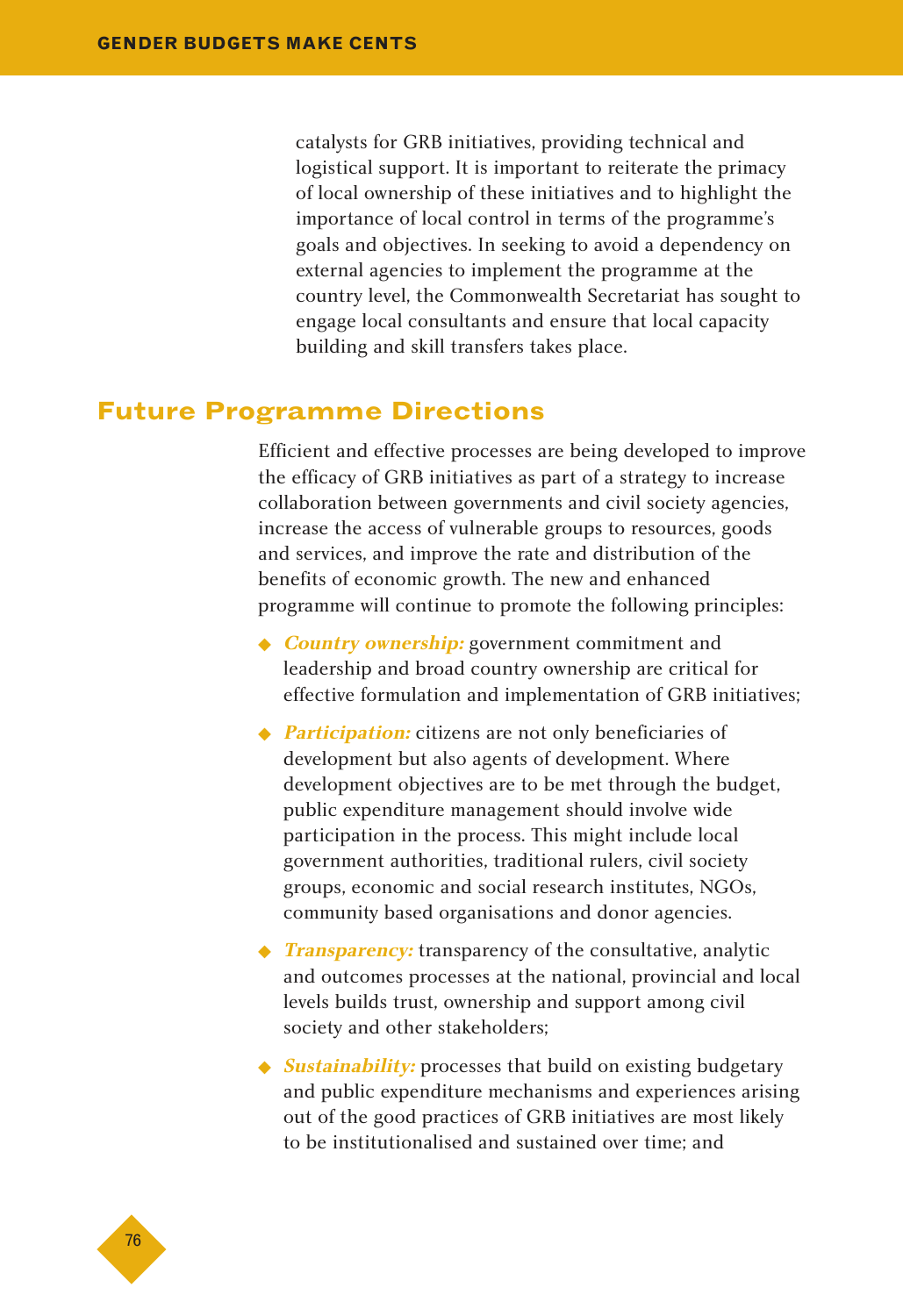catalysts for GRB initiatives, providing technical and logistical support. It is important to reiterate the primacy of local ownership of these initiatives and to highlight the importance of local control in terms of the programme's goals and objectives. In seeking to avoid a dependency on external agencies to implement the programme at the country level, the Commonwealth Secretariat has sought to engage local consultants and ensure that local capacity building and skill transfers takes place.

## Future Programme Directions

Efficient and effective processes are being developed to improve the efficacy of GRB initiatives as part of a strategy to increase collaboration between governments and civil society agencies, increase the access of vulnerable groups to resources, goods and services, and improve the rate and distribution of the benefits of economic growth. The new and enhanced programme will continue to promote the following principles:

- ***Country ownership:*** government commitment and leadership and broad country ownership are critical for effective formulation and implementation of GRB initiatives;
- ***Participation:*** citizens are not only beneficiaries of development but also agents of development. Where development objectives are to be met through the budget, public expenditure management should involve wide participation in the process. This might include local government authorities, traditional rulers, civil society groups, economic and social research institutes, NGOs, community based organisations and donor agencies.
- ***Transparency:*** transparency of the consultative, analytic and outcomes processes at the national, provincial and local levels builds trust, ownership and support among civil society and other stakeholders;
- ***Sustainability:*** processes that build on existing budgetary and public expenditure mechanisms and experiences arising out of the good practices of GRB initiatives are most likely to be institutionalised and sustained over time; and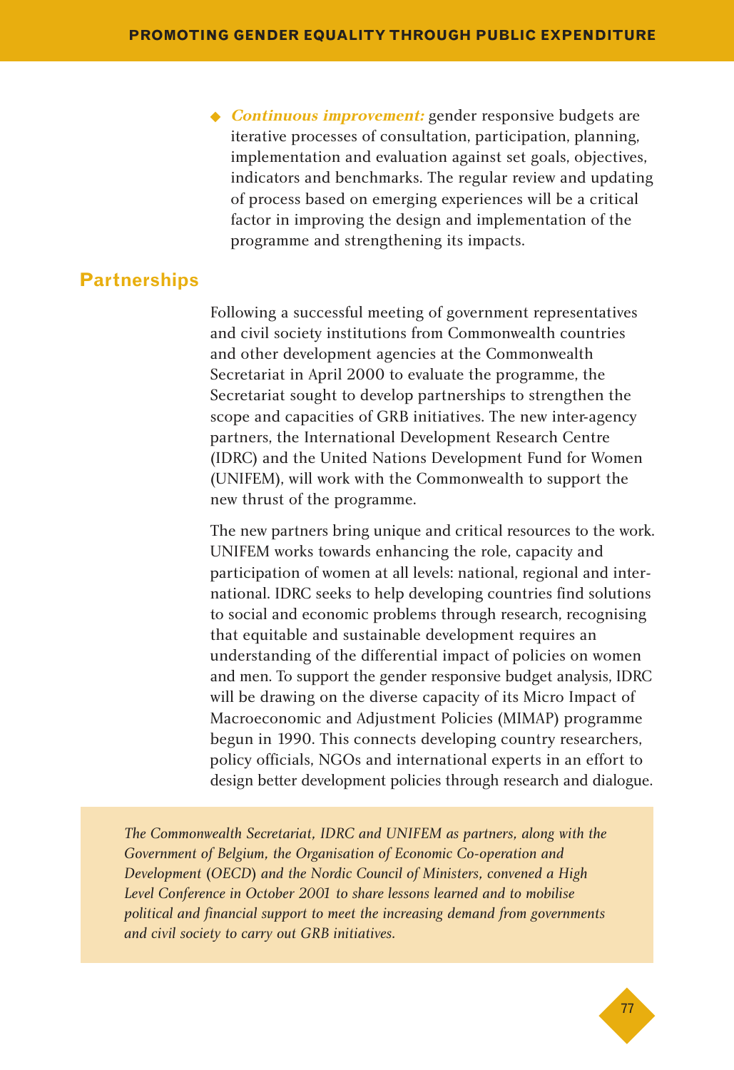- ***Continuous improvement:*** gender responsive budgets are iterative processes of consultation, participation, planning, implementation and evaluation against set goals, objectives, indicators and benchmarks. The regular review and updating of process based on emerging experiences will be a critical factor in improving the design and implementation of the programme and strengthening its impacts.

## Partnerships

Following a successful meeting of government representatives and civil society institutions from Commonwealth countries and other development agencies at the Commonwealth Secretariat in April 2000 to evaluate the programme, the Secretariat sought to develop partnerships to strengthen the scope and capacities of GRB initiatives. The new inter-agency partners, the International Development Research Centre (IDRC) and the United Nations Development Fund for Women (UNIFEM), will work with the Commonwealth to support the new thrust of the programme.

The new partners bring unique and critical resources to the work. UNIFEM works towards enhancing the role, capacity and participation of women at all levels: national, regional and international. IDRC seeks to help developing countries find solutions to social and economic problems through research, recognising that equitable and sustainable development requires an understanding of the differential impact of policies on women and men. To support the gender responsive budget analysis, IDRC will be drawing on the diverse capacity of its Micro Impact of Macroeconomic and Adjustment Policies (MIMAP) programme begun in 1990. This connects developing country researchers, policy officials, NGOs and international experts in an effort to design better development policies through research and dialogue.

*The Commonwealth Secretariat, IDRC and UNIFEM as partners, along with the Government of Belgium, the Organisation of Economic Co-operation and Development (OECD) and the Nordic Council of Ministers, convened a High Level Conference in October 2001 to share lessons learned and to mobilise political and financial support to meet the increasing demand from governments and civil society to carry out GRB initiatives.*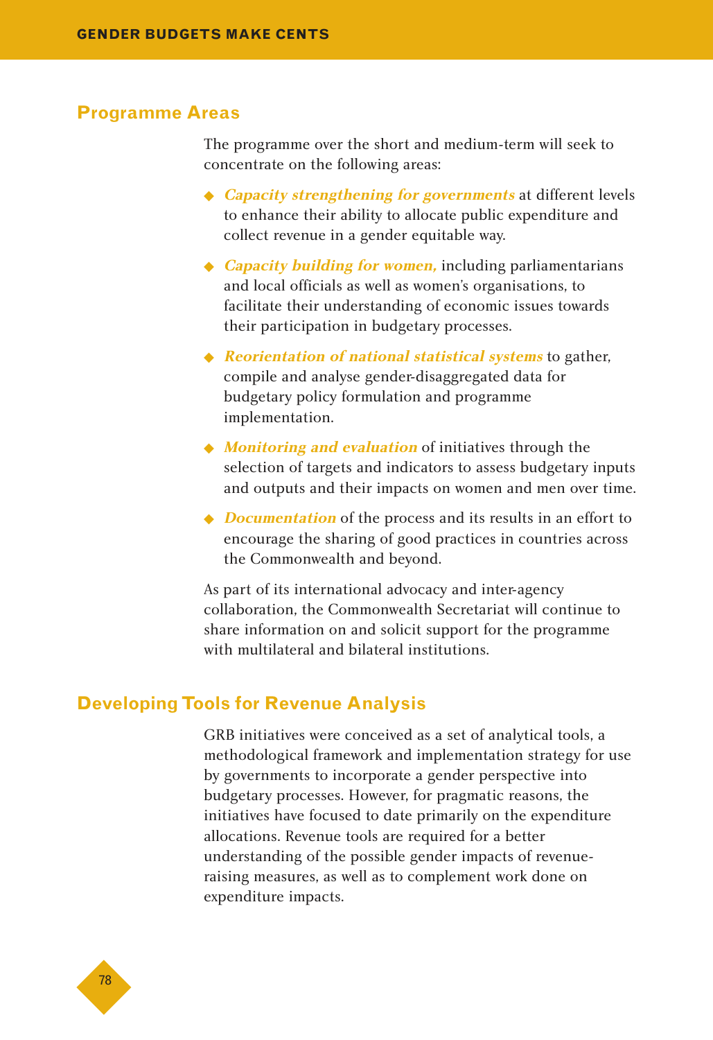## Programme Areas

The programme over the short and medium-term will seek to concentrate on the following areas:

- ***Capacity strengthening for governments*** at different levels to enhance their ability to allocate public expenditure and collect revenue in a gender equitable way.
- ***Capacity building for women,*** including parliamentarians and local officials as well as women's organisations, to facilitate their understanding of economic issues towards their participation in budgetary processes.
- ***Reorientation of national statistical systems*** to gather, compile and analyse gender-disaggregated data for budgetary policy formulation and programme implementation.
- ***Monitoring and evaluation*** of initiatives through the selection of targets and indicators to assess budgetary inputs and outputs and their impacts on women and men over time.
- ***Documentation*** of the process and its results in an effort to encourage the sharing of good practices in countries across the Commonwealth and beyond.

As part of its international advocacy and inter-agency collaboration, the Commonwealth Secretariat will continue to share information on and solicit support for the programme with multilateral and bilateral institutions.

## Developing Tools for Revenue Analysis

GRB initiatives were conceived as a set of analytical tools, a methodological framework and implementation strategy for use by governments to incorporate a gender perspective into budgetary processes. However, for pragmatic reasons, the initiatives have focused to date primarily on the expenditure allocations. Revenue tools are required for a better understanding of the possible gender impacts of revenue-raising measures, as well as to complement work done on expenditure impacts.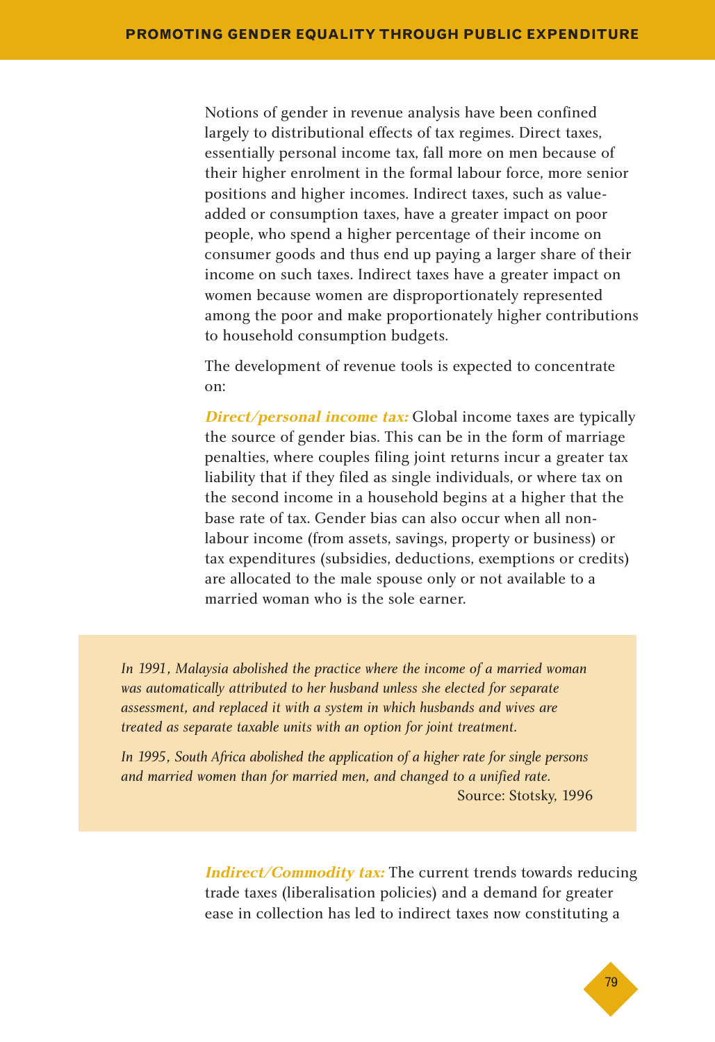Notions of gender in revenue analysis have been confined largely to distributional effects of tax regimes. Direct taxes, essentially personal income tax, fall more on men because of their higher enrolment in the formal labour force, more senior positions and higher incomes. Indirect taxes, such as value-added or consumption taxes, have a greater impact on poor people, who spend a higher percentage of their income on consumer goods and thus end up paying a larger share of their income on such taxes. Indirect taxes have a greater impact on women because women are disproportionately represented among the poor and make proportionately higher contributions to household consumption budgets.

The development of revenue tools is expected to concentrate on:

***Direct/personal income tax:*** Global income taxes are typically the source of gender bias. This can be in the form of marriage penalties, where couples filing joint returns incur a greater tax liability that if they filed as single individuals, or where tax on the second income in a household begins at a higher that the base rate of tax. Gender bias can also occur when all non-labour income (from assets, savings, property or business) or tax expenditures (subsidies, deductions, exemptions or credits) are allocated to the male spouse only or not available to a married woman who is the sole earner.

> *In 1991, Malaysia abolished the practice where the income of a married woman was automatically attributed to her husband unless she elected for separate assessment, and replaced it with a system in which husbands and wives are treated as separate taxable units with an option for joint treatment.*
>
> *In 1995, South Africa abolished the application of a higher rate for single persons and married women than for married men, and changed to a unified rate.*
>
> Source: Stotsky, 1996

***Indirect/Commodity tax:*** The current trends towards reducing trade taxes (liberalisation policies) and a demand for greater ease in collection has led to indirect taxes now constituting a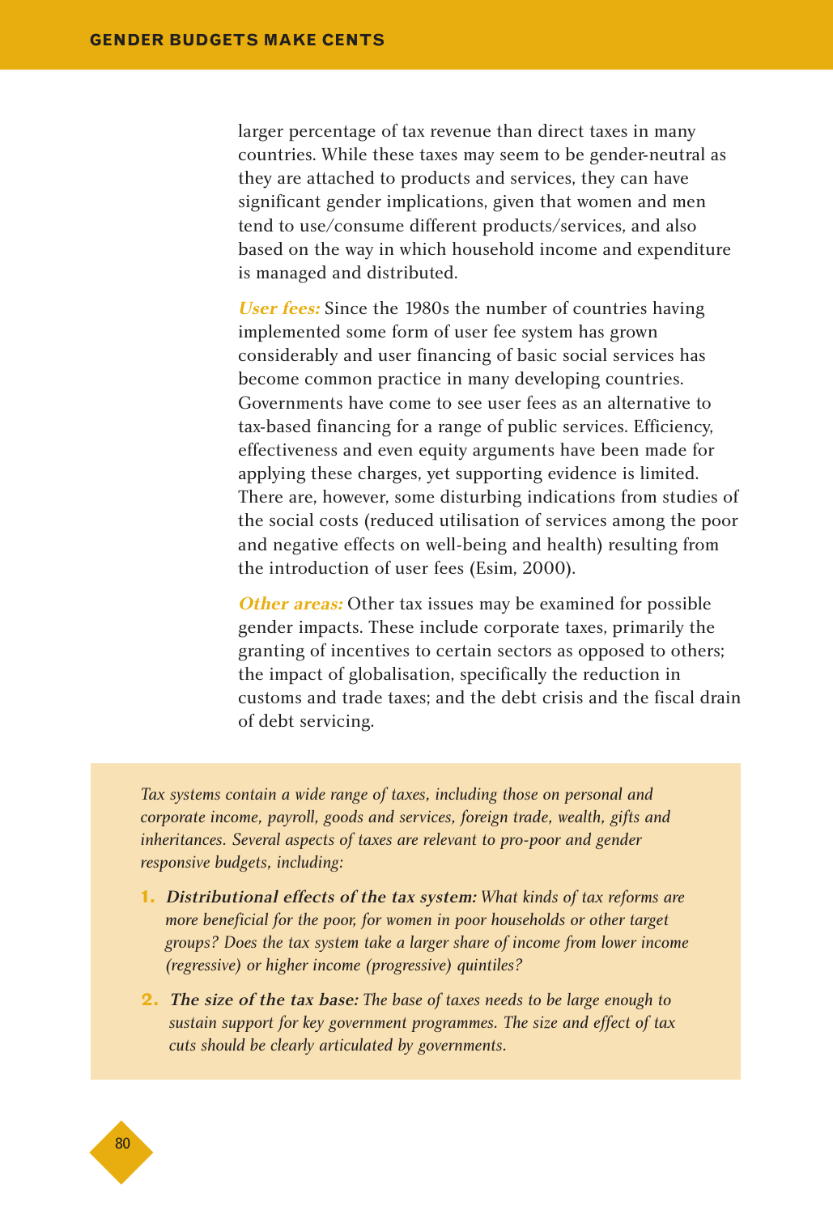larger percentage of tax revenue than direct taxes in many countries. While these taxes may seem to be gender-neutral as they are attached to products and services, they can have significant gender implications, given that women and men tend to use/consume different products/services, and also based on the way in which household income and expenditure is managed and distributed.

***User fees:*** Since the 1980s the number of countries having implemented some form of user fee system has grown considerably and user financing of basic social services has become common practice in many developing countries. Governments have come to see user fees as an alternative to tax-based financing for a range of public services. Efficiency, effectiveness and even equity arguments have been made for applying these charges, yet supporting evidence is limited. There are, however, some disturbing indications from studies of the social costs (reduced utilisation of services among the poor and negative effects on well-being and health) resulting from the introduction of user fees (Esim, 2000).

***Other areas:*** Other tax issues may be examined for possible gender impacts. These include corporate taxes, primarily the granting of incentives to certain sectors as opposed to others; the impact of globalisation, specifically the reduction in customs and trade taxes; and the debt crisis and the fiscal drain of debt servicing.

*Tax systems contain a wide range of taxes, including those on personal and corporate income, payroll, goods and services, foreign trade, wealth, gifts and inheritances. Several aspects of taxes are relevant to pro-poor and gender responsive budgets, including:*

1. ***Distributional effects of the tax system:*** *What kinds of tax reforms are more beneficial for the poor, for women in poor households or other target groups? Does the tax system take a larger share of income from lower income (regressive) or higher income (progressive) quintiles?*
2. ***The size of the tax base:*** *The base of taxes needs to be large enough to sustain support for key government programmes. The size and effect of tax cuts should be clearly articulated by governments.*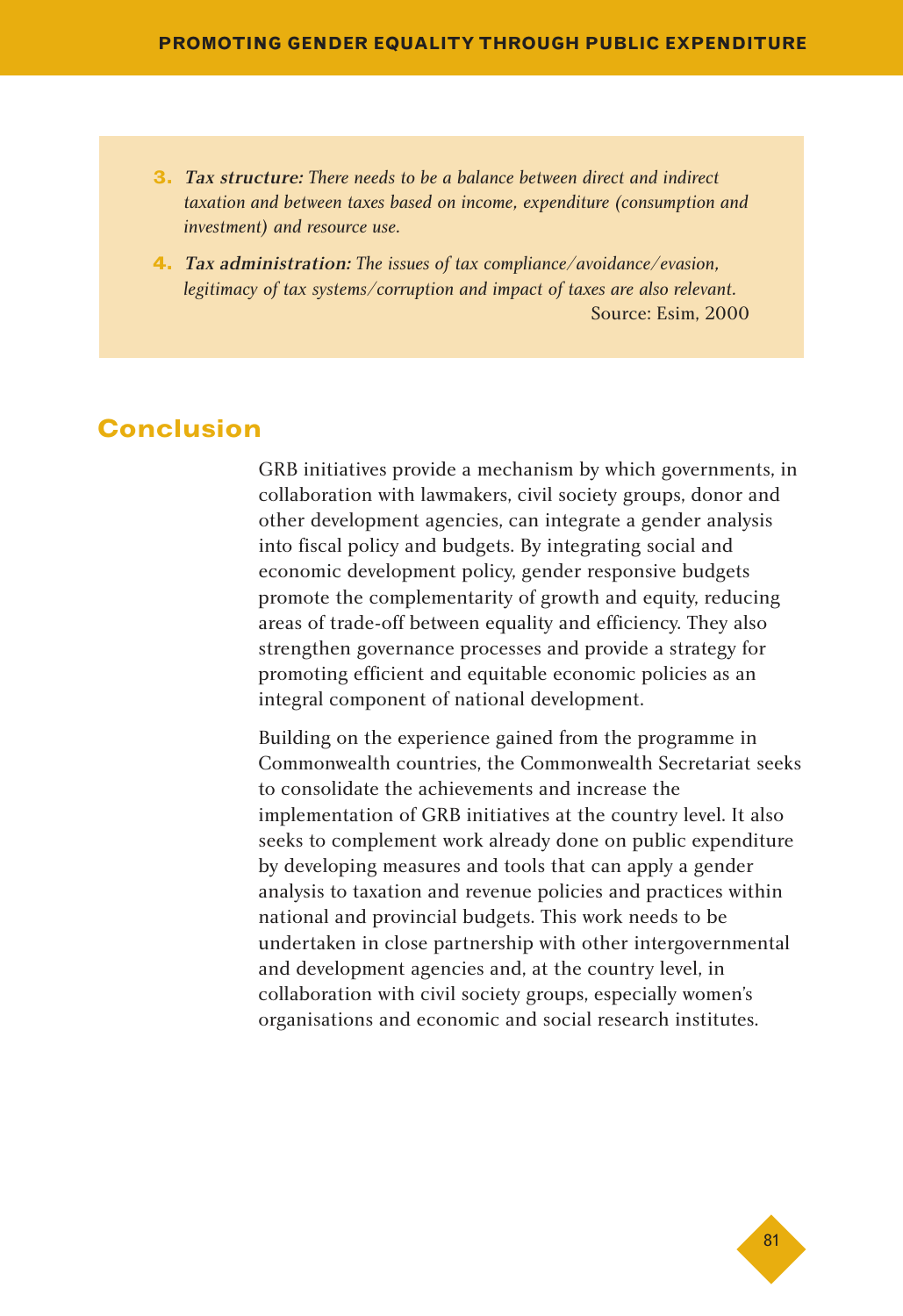3. ***Tax structure:*** *There needs to be a balance between direct and indirect taxation and between taxes based on income, expenditure (consumption and investment) and resource use.*

4. ***Tax administration:*** *The issues of tax compliance/avoidance/evasion, legitimacy of tax systems/corruption and impact of taxes are also relevant.*

Source: Esim, 2000

## Conclusion

GRB initiatives provide a mechanism by which governments, in collaboration with lawmakers, civil society groups, donor and other development agencies, can integrate a gender analysis into fiscal policy and budgets. By integrating social and economic development policy, gender responsive budgets promote the complementarity of growth and equity, reducing areas of trade-off between equality and efficiency. They also strengthen governance processes and provide a strategy for promoting efficient and equitable economic policies as an integral component of national development.

Building on the experience gained from the programme in Commonwealth countries, the Commonwealth Secretariat seeks to consolidate the achievements and increase the implementation of GRB initiatives at the country level. It also seeks to complement work already done on public expenditure by developing measures and tools that can apply a gender analysis to taxation and revenue policies and practices within national and provincial budgets. This work needs to be undertaken in close partnership with other intergovernmental and development agencies and, at the country level, in collaboration with civil society groups, especially women's organisations and economic and social research institutes.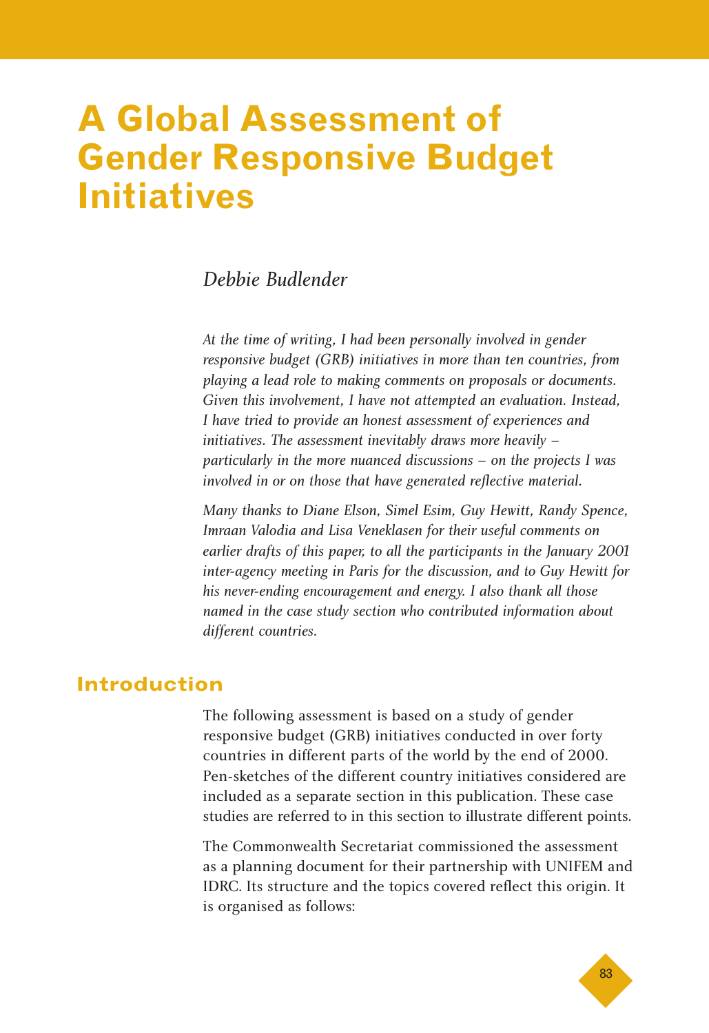# A Global Assessment of Gender Responsive Budget Initiatives

*Debbie Budlender*

*At the time of writing, I had been personally involved in gender responsive budget (GRB) initiatives in more than ten countries, from playing a lead role to making comments on proposals or documents. Given this involvement, I have not attempted an evaluation. Instead, I have tried to provide an honest assessment of experiences and initiatives. The assessment inevitably draws more heavily – particularly in the more nuanced discussions – on the projects I was involved in or on those that have generated reflective material.*

*Many thanks to Diane Elson, Simel Esim, Guy Hewitt, Randy Spence, Imraan Valodia and Lisa Veneklasen for their useful comments on earlier drafts of this paper, to all the participants in the January 2001 inter-agency meeting in Paris for the discussion, and to Guy Hewitt for his never-ending encouragement and energy. I also thank all those named in the case study section who contributed information about different countries.*

## Introduction

The following assessment is based on a study of gender responsive budget (GRB) initiatives conducted in over forty countries in different parts of the world by the end of 2000. Pen-sketches of the different country initiatives considered are included as a separate section in this publication. These case studies are referred to in this section to illustrate different points.

The Commonwealth Secretariat commissioned the assessment as a planning document for their partnership with UNIFEM and IDRC. Its structure and the topics covered reflect this origin. It is organised as follows: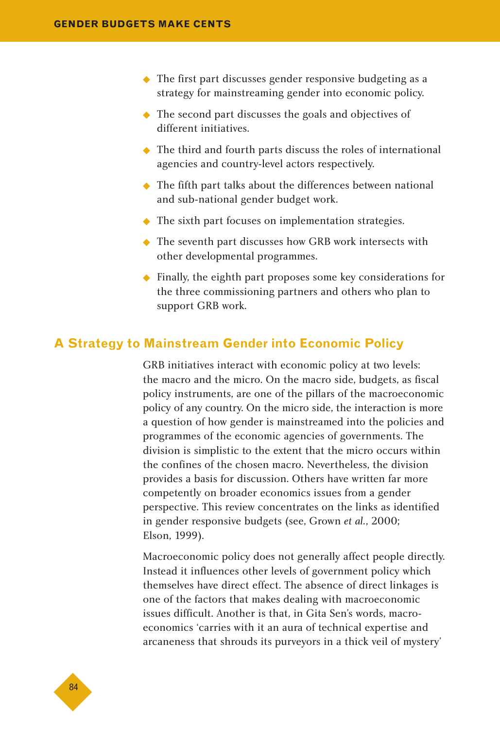- The first part discusses gender responsive budgeting as a strategy for mainstreaming gender into economic policy.
- The second part discusses the goals and objectives of different initiatives.
- The third and fourth parts discuss the roles of international agencies and country-level actors respectively.
- The fifth part talks about the differences between national and sub-national gender budget work.
- The sixth part focuses on implementation strategies.
- The seventh part discusses how GRB work intersects with other developmental programmes.
- Finally, the eighth part proposes some key considerations for the three commissioning partners and others who plan to support GRB work.

## A Strategy to Mainstream Gender into Economic Policy

GRB initiatives interact with economic policy at two levels: the macro and the micro. On the macro side, budgets, as fiscal policy instruments, are one of the pillars of the macroeconomic policy of any country. On the micro side, the interaction is more a question of how gender is mainstreamed into the policies and programmes of the economic agencies of governments. The division is simplistic to the extent that the micro occurs within the confines of the chosen macro. Nevertheless, the division provides a basis for discussion. Others have written far more competently on broader economics issues from a gender perspective. This review concentrates on the links as identified in gender responsive budgets (see, Grown *et al.*, 2000; Elson, 1999).

Macroeconomic policy does not generally affect people directly. Instead it influences other levels of government policy which themselves have direct effect. The absence of direct linkages is one of the factors that makes dealing with macroeconomic issues difficult. Another is that, in Gita Sen's words, macro-economics 'carries with it an aura of technical expertise and arcaneness that shrouds its purveyors in a thick veil of mystery'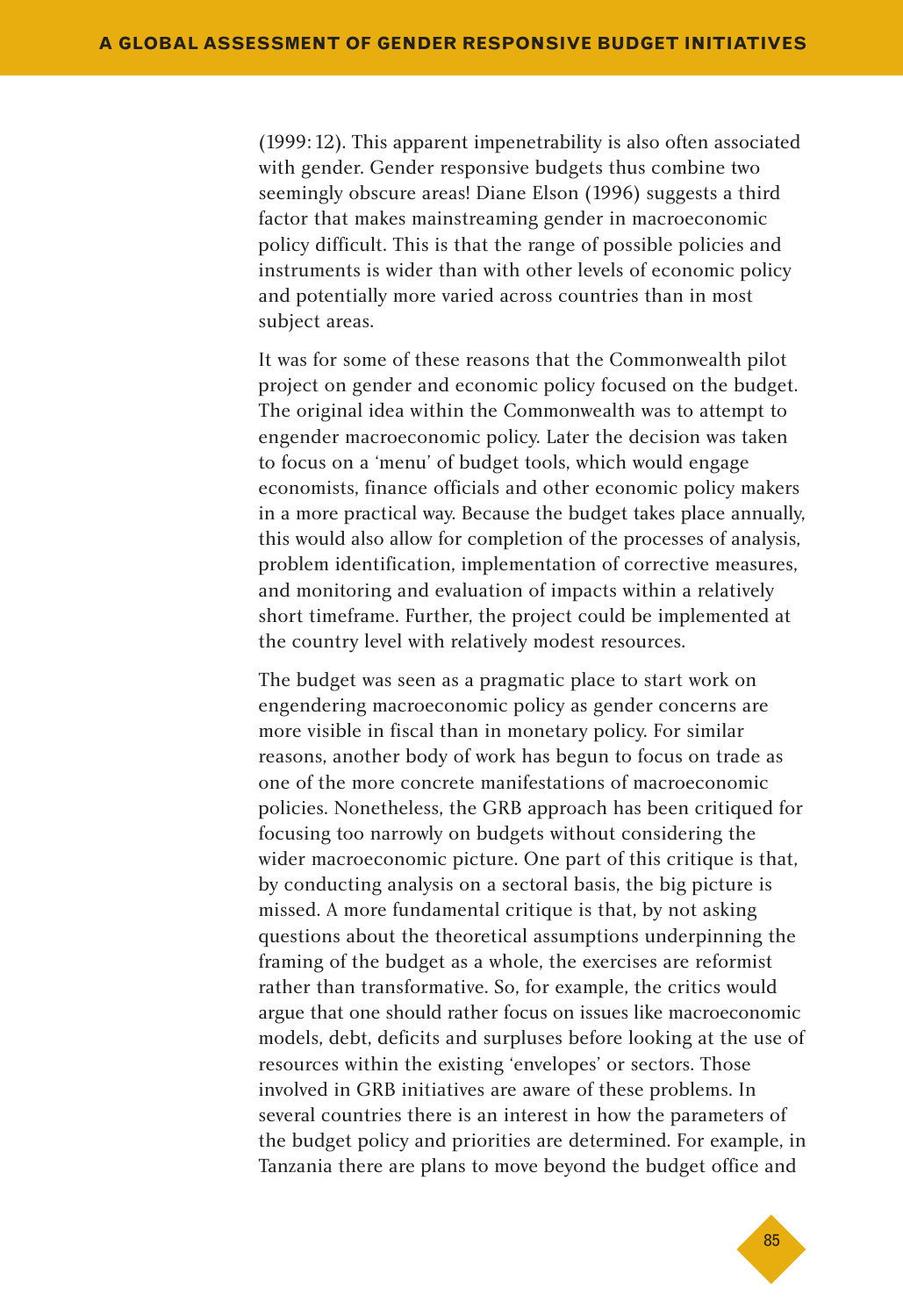(1999: 12). This apparent impenetrability is also often associated with gender. Gender responsive budgets thus combine two seemingly obscure areas! Diane Elson (1996) suggests a third factor that makes mainstreaming gender in macroeconomic policy difficult. This is that the range of possible policies and instruments is wider than with other levels of economic policy and potentially more varied across countries than in most subject areas.

It was for some of these reasons that the Commonwealth pilot project on gender and economic policy focused on the budget. The original idea within the Commonwealth was to attempt to engender macroeconomic policy. Later the decision was taken to focus on a 'menu' of budget tools, which would engage economists, finance officials and other economic policy makers in a more practical way. Because the budget takes place annually, this would also allow for completion of the processes of analysis, problem identification, implementation of corrective measures, and monitoring and evaluation of impacts within a relatively short timeframe. Further, the project could be implemented at the country level with relatively modest resources.

The budget was seen as a pragmatic place to start work on engendering macroeconomic policy as gender concerns are more visible in fiscal than in monetary policy. For similar reasons, another body of work has begun to focus on trade as one of the more concrete manifestations of macroeconomic policies. Nonetheless, the GRB approach has been critiqued for focusing too narrowly on budgets without considering the wider macroeconomic picture. One part of this critique is that, by conducting analysis on a sectoral basis, the big picture is missed. A more fundamental critique is that, by not asking questions about the theoretical assumptions underpinning the framing of the budget as a whole, the exercises are reformist rather than transformative. So, for example, the critics would argue that one should rather focus on issues like macroeconomic models, debt, deficits and surpluses before looking at the use of resources within the existing 'envelopes' or sectors. Those involved in GRB initiatives are aware of these problems. In several countries there is an interest in how the parameters of the budget policy and priorities are determined. For example, in Tanzania there are plans to move beyond the budget office and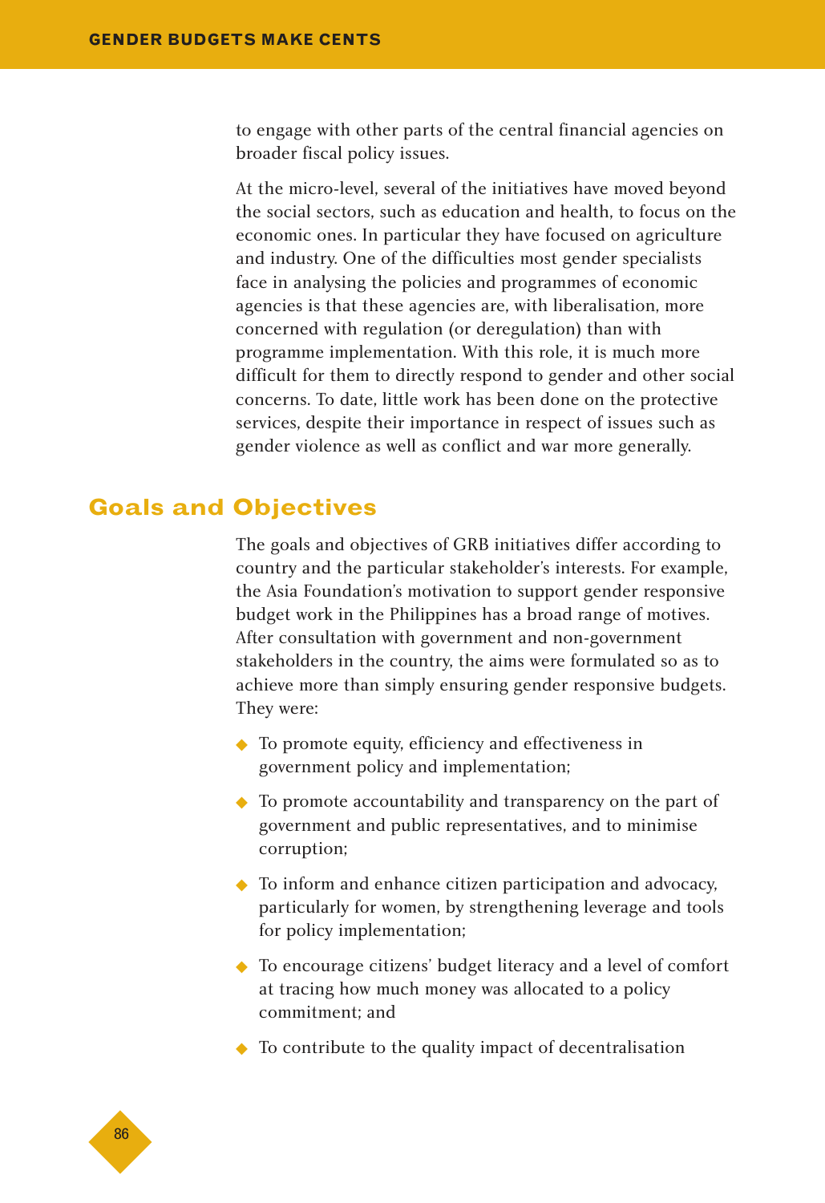to engage with other parts of the central financial agencies on broader fiscal policy issues.

At the micro-level, several of the initiatives have moved beyond the social sectors, such as education and health, to focus on the economic ones. In particular they have focused on agriculture and industry. One of the difficulties most gender specialists face in analysing the policies and programmes of economic agencies is that these agencies are, with liberalisation, more concerned with regulation (or deregulation) than with programme implementation. With this role, it is much more difficult for them to directly respond to gender and other social concerns. To date, little work has been done on the protective services, despite their importance in respect of issues such as gender violence as well as conflict and war more generally.

## Goals and Objectives

The goals and objectives of GRB initiatives differ according to country and the particular stakeholder's interests. For example, the Asia Foundation's motivation to support gender responsive budget work in the Philippines has a broad range of motives. After consultation with government and non-government stakeholders in the country, the aims were formulated so as to achieve more than simply ensuring gender responsive budgets. They were:

- To promote equity, efficiency and effectiveness in government policy and implementation;
- To promote accountability and transparency on the part of government and public representatives, and to minimise corruption;
- To inform and enhance citizen participation and advocacy, particularly for women, by strengthening leverage and tools for policy implementation;
- To encourage citizens' budget literacy and a level of comfort at tracing how much money was allocated to a policy commitment; and
- To contribute to the quality impact of decentralisation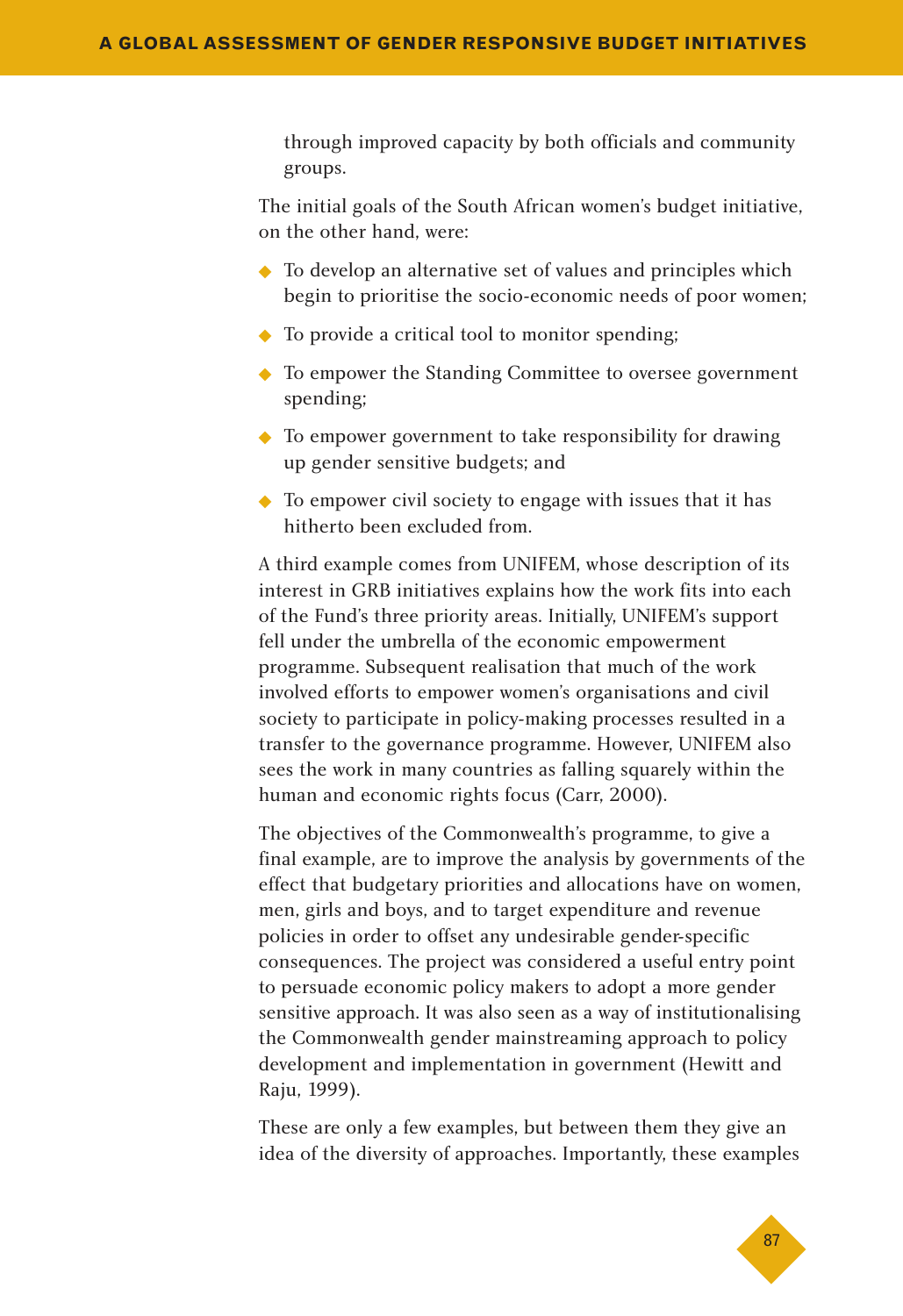through improved capacity by both officials and community groups.

The initial goals of the South African women's budget initiative, on the other hand, were:

- To develop an alternative set of values and principles which begin to prioritise the socio-economic needs of poor women;
- To provide a critical tool to monitor spending;
- To empower the Standing Committee to oversee government spending;
- To empower government to take responsibility for drawing up gender sensitive budgets; and
- To empower civil society to engage with issues that it has hitherto been excluded from.

A third example comes from UNIFEM, whose description of its interest in GRB initiatives explains how the work fits into each of the Fund's three priority areas. Initially, UNIFEM's support fell under the umbrella of the economic empowerment programme. Subsequent realisation that much of the work involved efforts to empower women's organisations and civil society to participate in policy-making processes resulted in a transfer to the governance programme. However, UNIFEM also sees the work in many countries as falling squarely within the human and economic rights focus (Carr, 2000).

The objectives of the Commonwealth's programme, to give a final example, are to improve the analysis by governments of the effect that budgetary priorities and allocations have on women, men, girls and boys, and to target expenditure and revenue policies in order to offset any undesirable gender-specific consequences. The project was considered a useful entry point to persuade economic policy makers to adopt a more gender sensitive approach. It was also seen as a way of institutionalising the Commonwealth gender mainstreaming approach to policy development and implementation in government (Hewitt and Raju, 1999).

These are only a few examples, but between them they give an idea of the diversity of approaches. Importantly, these examples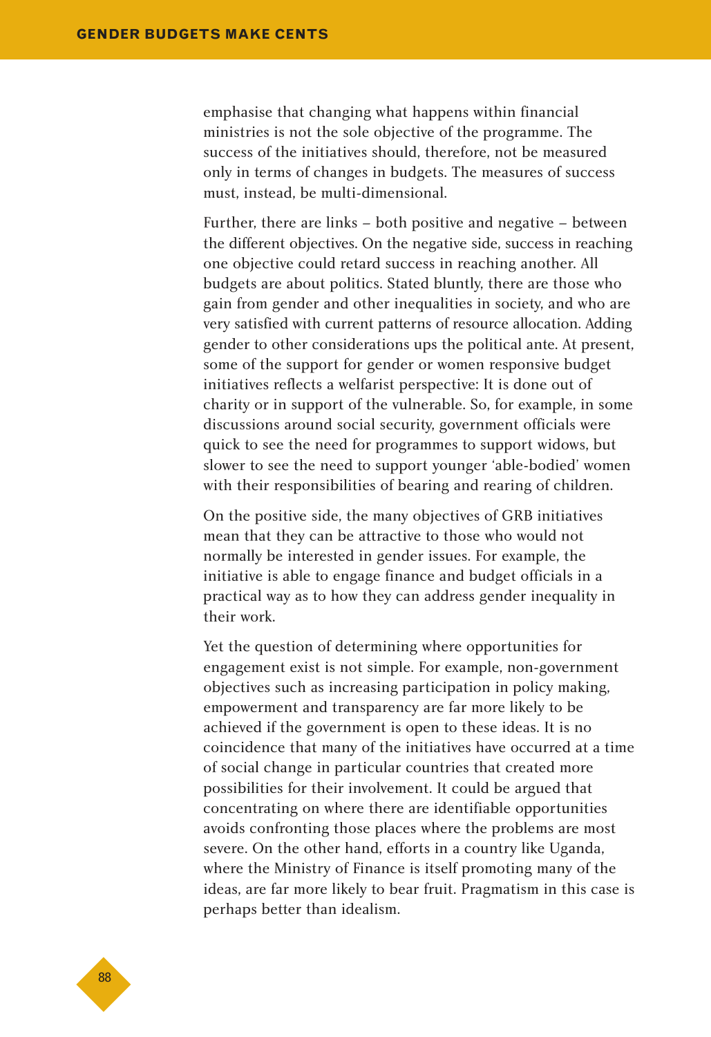emphasise that changing what happens within financial ministries is not the sole objective of the programme. The success of the initiatives should, therefore, not be measured only in terms of changes in budgets. The measures of success must, instead, be multi-dimensional.

Further, there are links – both positive and negative – between the different objectives. On the negative side, success in reaching one objective could retard success in reaching another. All budgets are about politics. Stated bluntly, there are those who gain from gender and other inequalities in society, and who are very satisfied with current patterns of resource allocation. Adding gender to other considerations ups the political ante. At present, some of the support for gender or women responsive budget initiatives reflects a welfarist perspective: It is done out of charity or in support of the vulnerable. So, for example, in some discussions around social security, government officials were quick to see the need for programmes to support widows, but slower to see the need to support younger 'able-bodied' women with their responsibilities of bearing and rearing of children.

On the positive side, the many objectives of GRB initiatives mean that they can be attractive to those who would not normally be interested in gender issues. For example, the initiative is able to engage finance and budget officials in a practical way as to how they can address gender inequality in their work.

Yet the question of determining where opportunities for engagement exist is not simple. For example, non-government objectives such as increasing participation in policy making, empowerment and transparency are far more likely to be achieved if the government is open to these ideas. It is no coincidence that many of the initiatives have occurred at a time of social change in particular countries that created more possibilities for their involvement. It could be argued that concentrating on where there are identifiable opportunities avoids confronting those places where the problems are most severe. On the other hand, efforts in a country like Uganda, where the Ministry of Finance is itself promoting many of the ideas, are far more likely to bear fruit. Pragmatism in this case is perhaps better than idealism.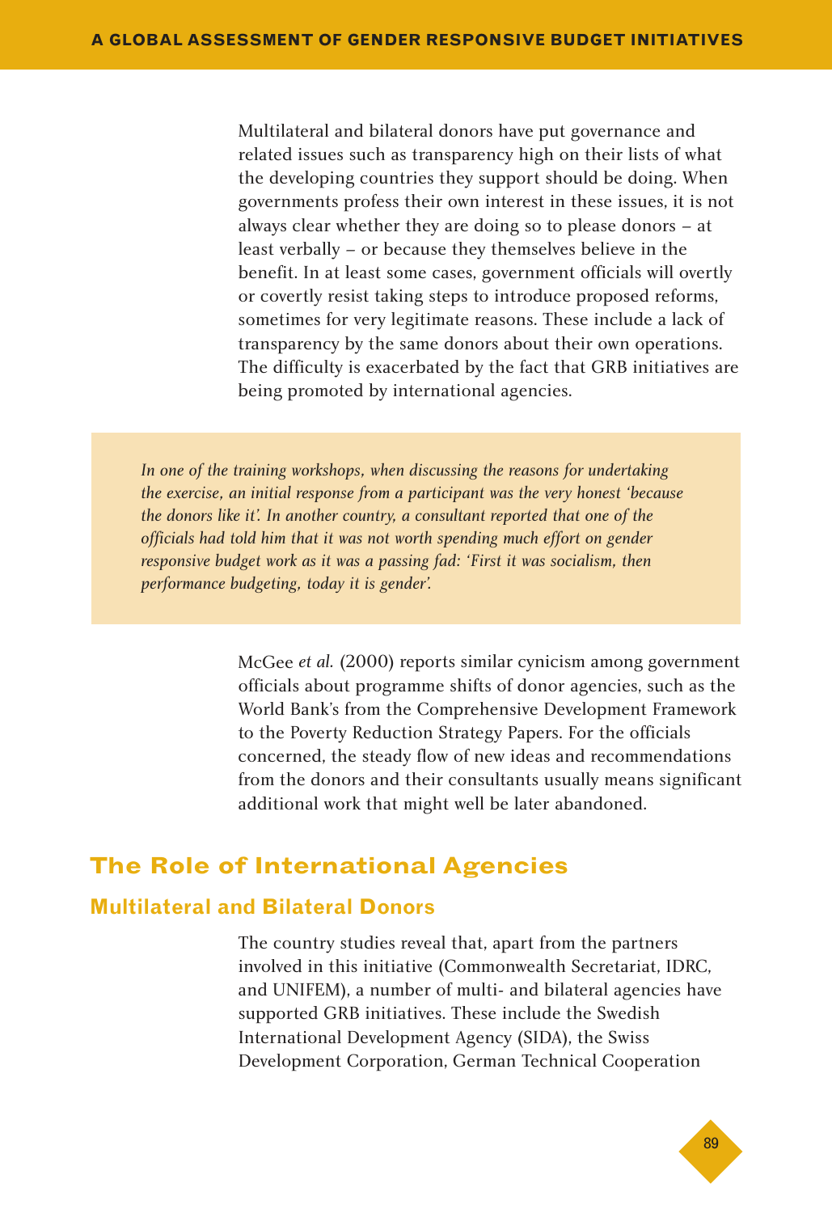Multilateral and bilateral donors have put governance and related issues such as transparency high on their lists of what the developing countries they support should be doing. When governments profess their own interest in these issues, it is not always clear whether they are doing so to please donors – at least verbally – or because they themselves believe in the benefit. In at least some cases, government officials will overtly or covertly resist taking steps to introduce proposed reforms, sometimes for very legitimate reasons. These include a lack of transparency by the same donors about their own operations. The difficulty is exacerbated by the fact that GRB initiatives are being promoted by international agencies.

> *In one of the training workshops, when discussing the reasons for undertaking the exercise, an initial response from a participant was the very honest 'because the donors like it'. In another country, a consultant reported that one of the officials had told him that it was not worth spending much effort on gender responsive budget work as it was a passing fad: 'First it was socialism, then performance budgeting, today it is gender'.*

McGee *et al.* (2000) reports similar cynicism among government officials about programme shifts of donor agencies, such as the World Bank's from the Comprehensive Development Framework to the Poverty Reduction Strategy Papers. For the officials concerned, the steady flow of new ideas and recommendations from the donors and their consultants usually means significant additional work that might well be later abandoned.

## The Role of International Agencies

### Multilateral and Bilateral Donors

The country studies reveal that, apart from the partners involved in this initiative (Commonwealth Secretariat, IDRC, and UNIFEM), a number of multi- and bilateral agencies have supported GRB initiatives. These include the Swedish International Development Agency (SIDA), the Swiss Development Corporation, German Technical Cooperation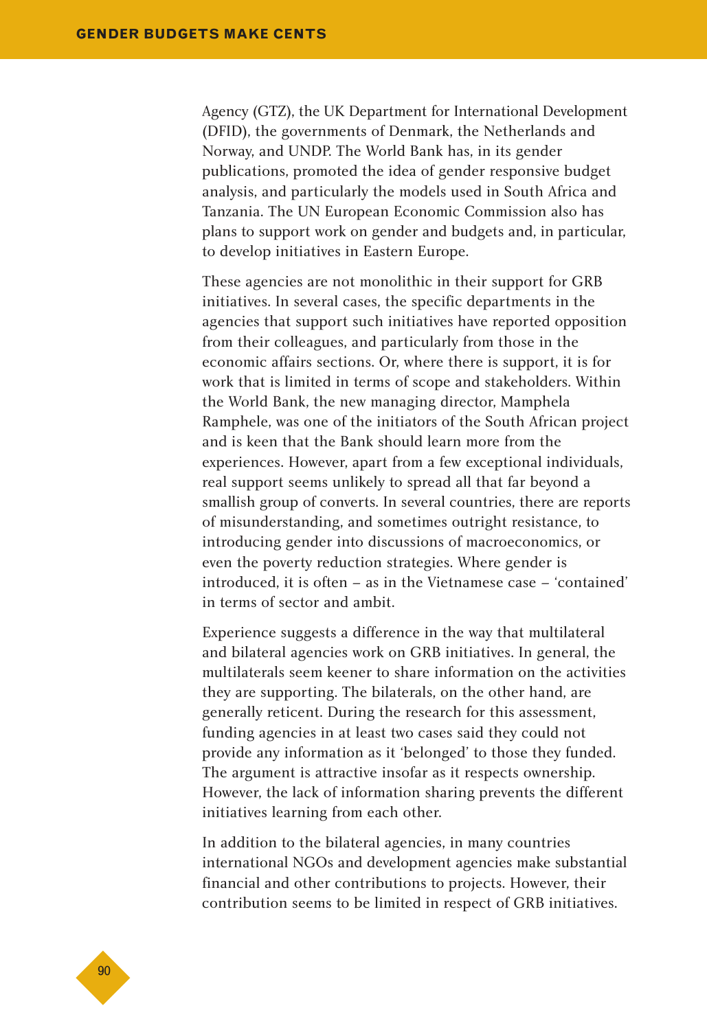Agency (GTZ), the UK Department for International Development (DFID), the governments of Denmark, the Netherlands and Norway, and UNDP. The World Bank has, in its gender publications, promoted the idea of gender responsive budget analysis, and particularly the models used in South Africa and Tanzania. The UN European Economic Commission also has plans to support work on gender and budgets and, in particular, to develop initiatives in Eastern Europe.

These agencies are not monolithic in their support for GRB initiatives. In several cases, the specific departments in the agencies that support such initiatives have reported opposition from their colleagues, and particularly from those in the economic affairs sections. Or, where there is support, it is for work that is limited in terms of scope and stakeholders. Within the World Bank, the new managing director, Mamphela Ramphele, was one of the initiators of the South African project and is keen that the Bank should learn more from the experiences. However, apart from a few exceptional individuals, real support seems unlikely to spread all that far beyond a smallish group of converts. In several countries, there are reports of misunderstanding, and sometimes outright resistance, to introducing gender into discussions of macroeconomics, or even the poverty reduction strategies. Where gender is introduced, it is often – as in the Vietnamese case – 'contained' in terms of sector and ambit.

Experience suggests a difference in the way that multilateral and bilateral agencies work on GRB initiatives. In general, the multilaterals seem keener to share information on the activities they are supporting. The bilaterals, on the other hand, are generally reticent. During the research for this assessment, funding agencies in at least two cases said they could not provide any information as it 'belonged' to those they funded. The argument is attractive insofar as it respects ownership. However, the lack of information sharing prevents the different initiatives learning from each other.

In addition to the bilateral agencies, in many countries international NGOs and development agencies make substantial financial and other contributions to projects. However, their contribution seems to be limited in respect of GRB initiatives.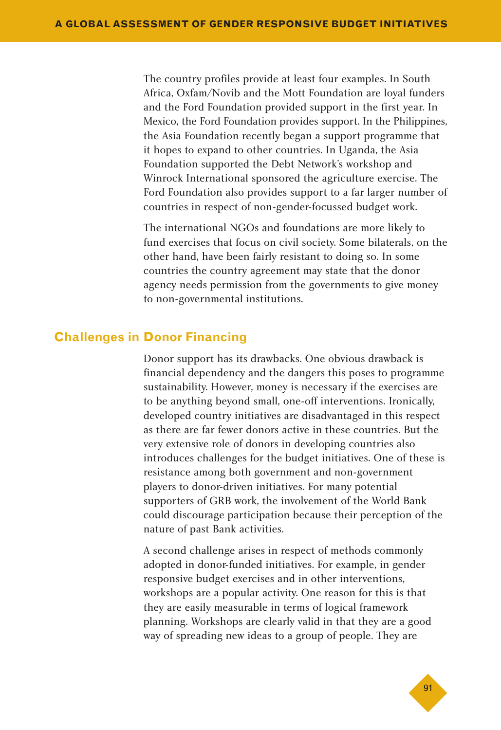The country profiles provide at least four examples. In South Africa, Oxfam/Novib and the Mott Foundation are loyal funders and the Ford Foundation provided support in the first year. In Mexico, the Ford Foundation provides support. In the Philippines, the Asia Foundation recently began a support programme that it hopes to expand to other countries. In Uganda, the Asia Foundation supported the Debt Network's workshop and Winrock International sponsored the agriculture exercise. The Ford Foundation also provides support to a far larger number of countries in respect of non-gender-focussed budget work.

The international NGOs and foundations are more likely to fund exercises that focus on civil society. Some bilaterals, on the other hand, have been fairly resistant to doing so. In some countries the country agreement may state that the donor agency needs permission from the governments to give money to non-governmental institutions.

## Challenges in Donor Financing

Donor support has its drawbacks. One obvious drawback is financial dependency and the dangers this poses to programme sustainability. However, money is necessary if the exercises are to be anything beyond small, one-off interventions. Ironically, developed country initiatives are disadvantaged in this respect as there are far fewer donors active in these countries. But the very extensive role of donors in developing countries also introduces challenges for the budget initiatives. One of these is resistance among both government and non-government players to donor-driven initiatives. For many potential supporters of GRB work, the involvement of the World Bank could discourage participation because their perception of the nature of past Bank activities.

A second challenge arises in respect of methods commonly adopted in donor-funded initiatives. For example, in gender responsive budget exercises and in other interventions, workshops are a popular activity. One reason for this is that they are easily measurable in terms of logical framework planning. Workshops are clearly valid in that they are a good way of spreading new ideas to a group of people. They are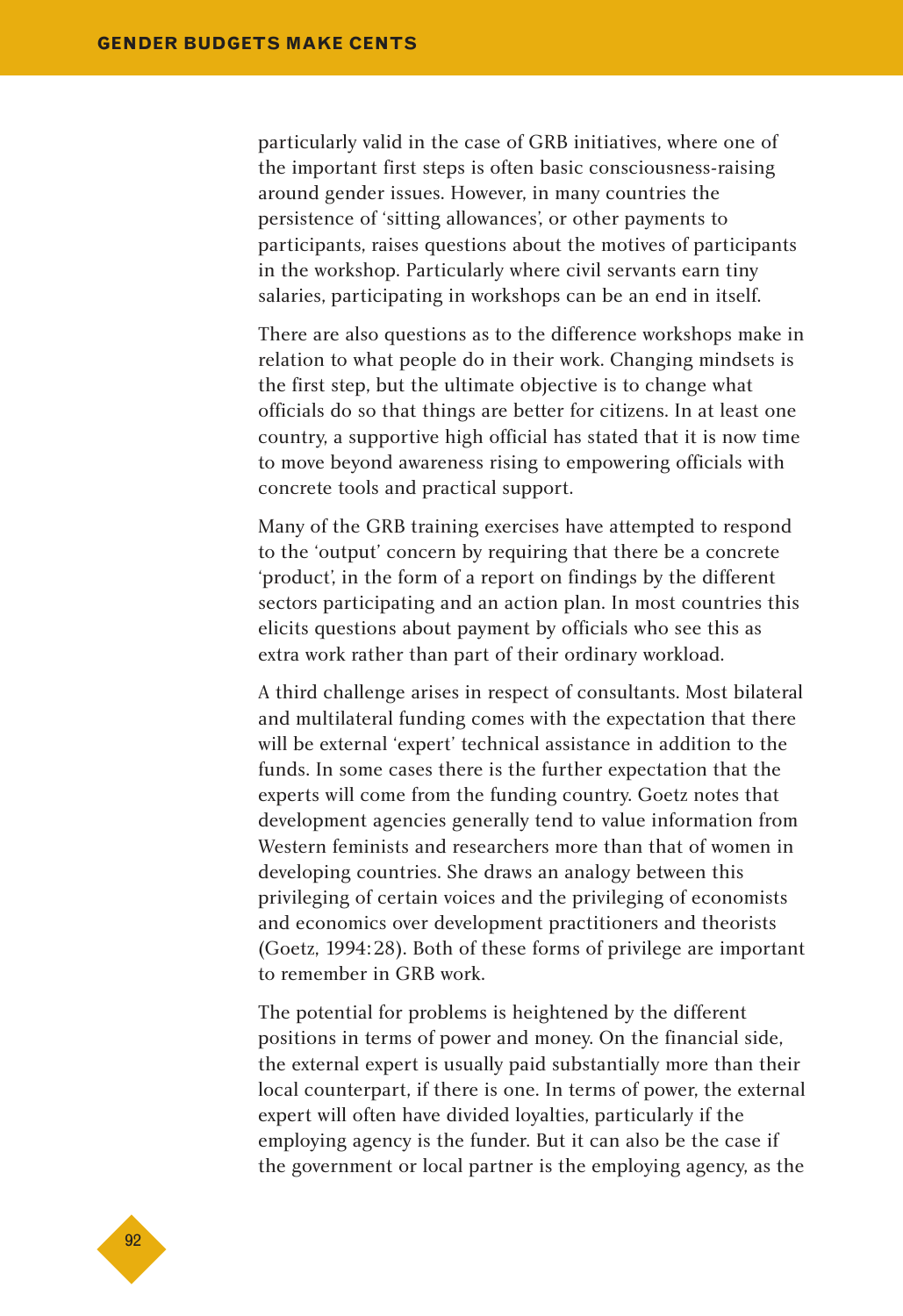particularly valid in the case of GRB initiatives, where one of the important first steps is often basic consciousness-raising around gender issues. However, in many countries the persistence of 'sitting allowances', or other payments to participants, raises questions about the motives of participants in the workshop. Particularly where civil servants earn tiny salaries, participating in workshops can be an end in itself.

There are also questions as to the difference workshops make in relation to what people do in their work. Changing mindsets is the first step, but the ultimate objective is to change what officials do so that things are better for citizens. In at least one country, a supportive high official has stated that it is now time to move beyond awareness rising to empowering officials with concrete tools and practical support.

Many of the GRB training exercises have attempted to respond to the 'output' concern by requiring that there be a concrete 'product', in the form of a report on findings by the different sectors participating and an action plan. In most countries this elicits questions about payment by officials who see this as extra work rather than part of their ordinary workload.

A third challenge arises in respect of consultants. Most bilateral and multilateral funding comes with the expectation that there will be external 'expert' technical assistance in addition to the funds. In some cases there is the further expectation that the experts will come from the funding country. Goetz notes that development agencies generally tend to value information from Western feminists and researchers more than that of women in developing countries. She draws an analogy between this privileging of certain voices and the privileging of economists and economics over development practitioners and theorists (Goetz, 1994:28). Both of these forms of privilege are important to remember in GRB work.

The potential for problems is heightened by the different positions in terms of power and money. On the financial side, the external expert is usually paid substantially more than their local counterpart, if there is one. In terms of power, the external expert will often have divided loyalties, particularly if the employing agency is the funder. But it can also be the case if the government or local partner is the employing agency, as the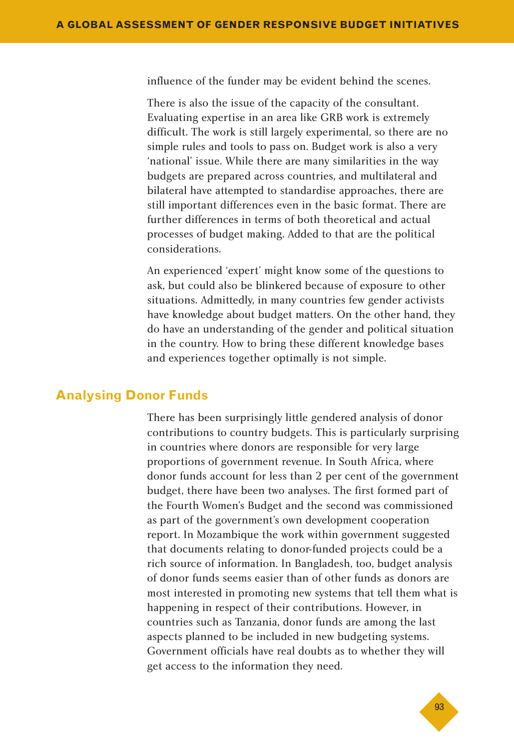influence of the funder may be evident behind the scenes.

There is also the issue of the capacity of the consultant. Evaluating expertise in an area like GRB work is extremely difficult. The work is still largely experimental, so there are no simple rules and tools to pass on. Budget work is also a very 'national' issue. While there are many similarities in the way budgets are prepared across countries, and multilateral and bilateral have attempted to standardise approaches, there are still important differences even in the basic format. There are further differences in terms of both theoretical and actual processes of budget making. Added to that are the political considerations.

An experienced 'expert' might know some of the questions to ask, but could also be blinkered because of exposure to other situations. Admittedly, in many countries few gender activists have knowledge about budget matters. On the other hand, they do have an understanding of the gender and political situation in the country. How to bring these different knowledge bases and experiences together optimally is not simple.

## Analysing Donor Funds

There has been surprisingly little gendered analysis of donor contributions to country budgets. This is particularly surprising in countries where donors are responsible for very large proportions of government revenue. In South Africa, where donor funds account for less than 2 per cent of the government budget, there have been two analyses. The first formed part of the Fourth Women's Budget and the second was commissioned as part of the government's own development cooperation report. In Mozambique the work within government suggested that documents relating to donor-funded projects could be a rich source of information. In Bangladesh, too, budget analysis of donor funds seems easier than of other funds as donors are most interested in promoting new systems that tell them what is happening in respect of their contributions. However, in countries such as Tanzania, donor funds are among the last aspects planned to be included in new budgeting systems. Government officials have real doubts as to whether they will get access to the information they need.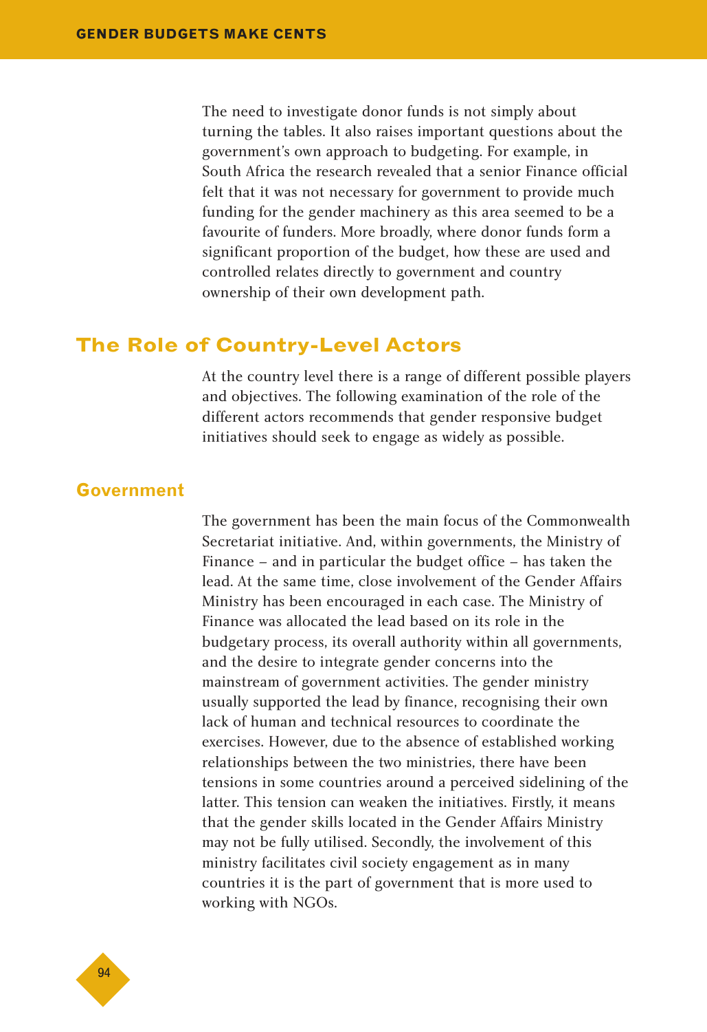The need to investigate donor funds is not simply about turning the tables. It also raises important questions about the government's own approach to budgeting. For example, in South Africa the research revealed that a senior Finance official felt that it was not necessary for government to provide much funding for the gender machinery as this area seemed to be a favourite of funders. More broadly, where donor funds form a significant proportion of the budget, how these are used and controlled relates directly to government and country ownership of their own development path.

## The Role of Country-Level Actors

At the country level there is a range of different possible players and objectives. The following examination of the role of the different actors recommends that gender responsive budget initiatives should seek to engage as widely as possible.

### Government

The government has been the main focus of the Commonwealth Secretariat initiative. And, within governments, the Ministry of Finance – and in particular the budget office – has taken the lead. At the same time, close involvement of the Gender Affairs Ministry has been encouraged in each case. The Ministry of Finance was allocated the lead based on its role in the budgetary process, its overall authority within all governments, and the desire to integrate gender concerns into the mainstream of government activities. The gender ministry usually supported the lead by finance, recognising their own lack of human and technical resources to coordinate the exercises. However, due to the absence of established working relationships between the two ministries, there have been tensions in some countries around a perceived sidelining of the latter. This tension can weaken the initiatives. Firstly, it means that the gender skills located in the Gender Affairs Ministry may not be fully utilised. Secondly, the involvement of this ministry facilitates civil society engagement as in many countries it is the part of government that is more used to working with NGOs.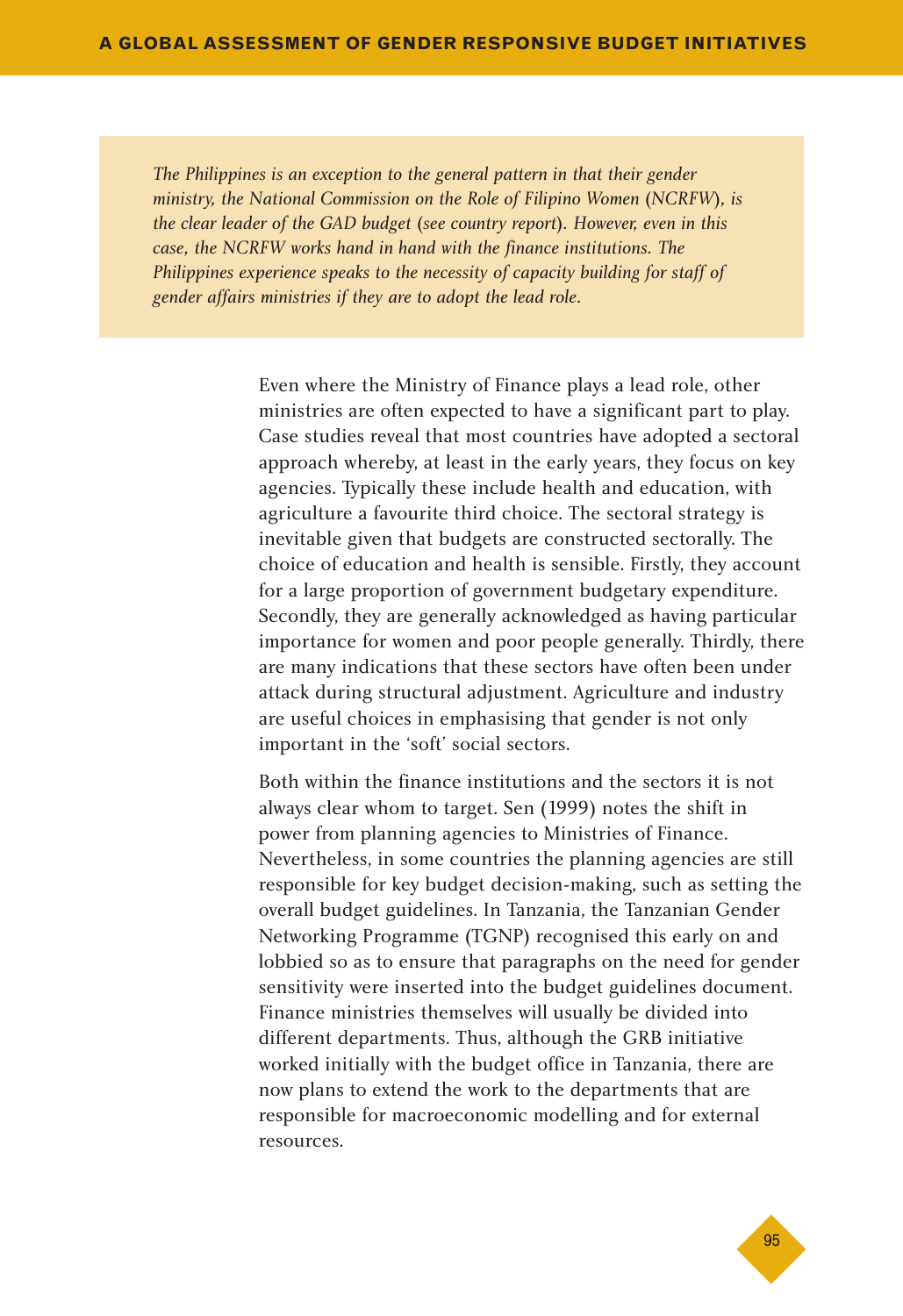*The Philippines is an exception to the general pattern in that their gender ministry, the National Commission on the Role of Filipino Women (NCRFW), is the clear leader of the GAD budget (see country report). However, even in this case, the NCRFW works hand in hand with the finance institutions. The Philippines experience speaks to the necessity of capacity building for staff of gender affairs ministries if they are to adopt the lead role.*

Even where the Ministry of Finance plays a lead role, other ministries are often expected to have a significant part to play. Case studies reveal that most countries have adopted a sectoral approach whereby, at least in the early years, they focus on key agencies. Typically these include health and education, with agriculture a favourite third choice. The sectoral strategy is inevitable given that budgets are constructed sectorally. The choice of education and health is sensible. Firstly, they account for a large proportion of government budgetary expenditure. Secondly, they are generally acknowledged as having particular importance for women and poor people generally. Thirdly, there are many indications that these sectors have often been under attack during structural adjustment. Agriculture and industry are useful choices in emphasising that gender is not only important in the 'soft' social sectors.

Both within the finance institutions and the sectors it is not always clear whom to target. Sen (1999) notes the shift in power from planning agencies to Ministries of Finance. Nevertheless, in some countries the planning agencies are still responsible for key budget decision-making, such as setting the overall budget guidelines. In Tanzania, the Tanzanian Gender Networking Programme (TGNP) recognised this early on and lobbied so as to ensure that paragraphs on the need for gender sensitivity were inserted into the budget guidelines document. Finance ministries themselves will usually be divided into different departments. Thus, although the GRB initiative worked initially with the budget office in Tanzania, there are now plans to extend the work to the departments that are responsible for macroeconomic modelling and for external resources.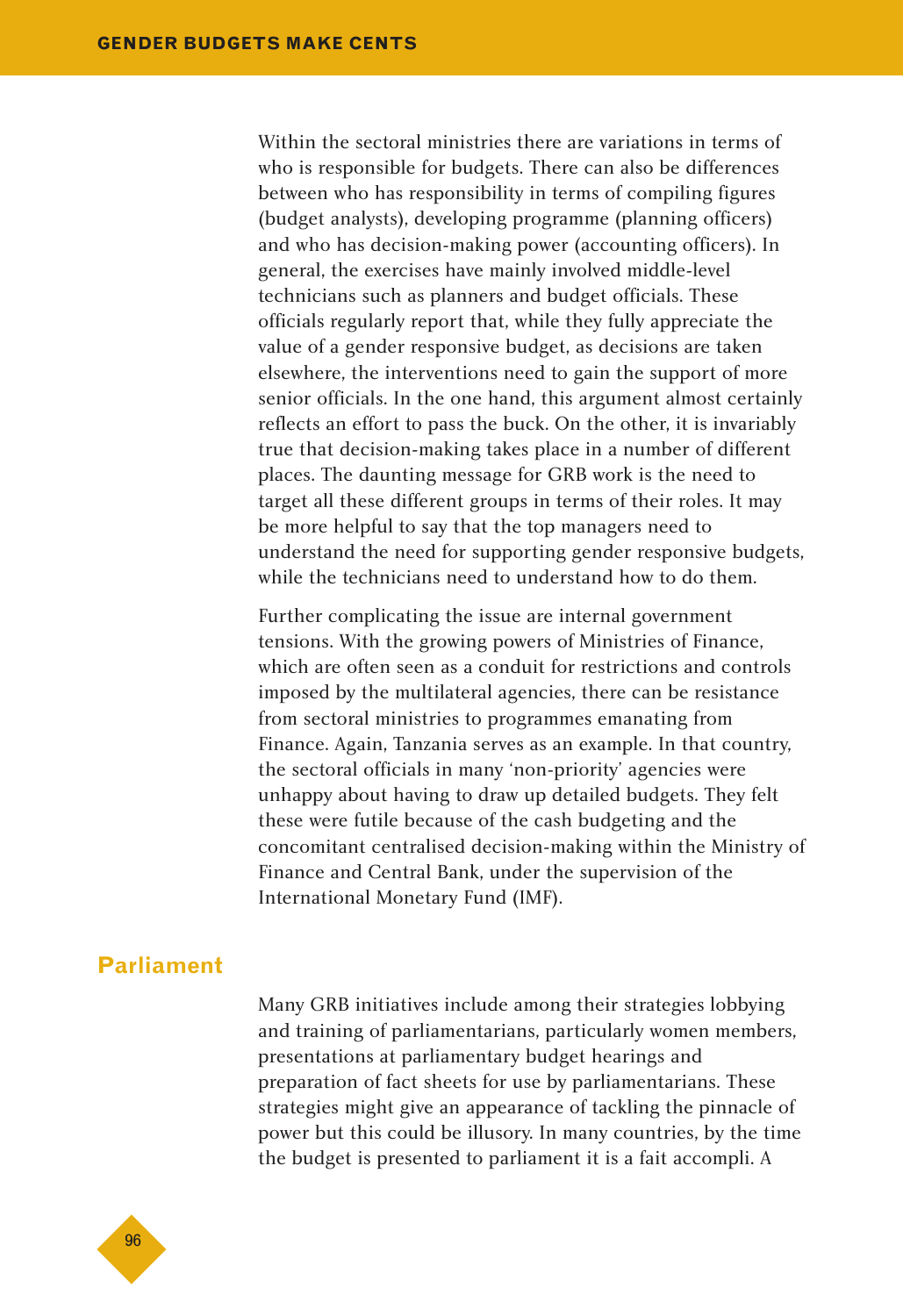Within the sectoral ministries there are variations in terms of who is responsible for budgets. There can also be differences between who has responsibility in terms of compiling figures (budget analysts), developing programme (planning officers) and who has decision-making power (accounting officers). In general, the exercises have mainly involved middle-level technicians such as planners and budget officials. These officials regularly report that, while they fully appreciate the value of a gender responsive budget, as decisions are taken elsewhere, the interventions need to gain the support of more senior officials. In the one hand, this argument almost certainly reflects an effort to pass the buck. On the other, it is invariably true that decision-making takes place in a number of different places. The daunting message for GRB work is the need to target all these different groups in terms of their roles. It may be more helpful to say that the top managers need to understand the need for supporting gender responsive budgets, while the technicians need to understand how to do them.

Further complicating the issue are internal government tensions. With the growing powers of Ministries of Finance, which are often seen as a conduit for restrictions and controls imposed by the multilateral agencies, there can be resistance from sectoral ministries to programmes emanating from Finance. Again, Tanzania serves as an example. In that country, the sectoral officials in many 'non-priority' agencies were unhappy about having to draw up detailed budgets. They felt these were futile because of the cash budgeting and the concomitant centralised decision-making within the Ministry of Finance and Central Bank, under the supervision of the International Monetary Fund (IMF).

## Parliament

Many GRB initiatives include among their strategies lobbying and training of parliamentarians, particularly women members, presentations at parliamentary budget hearings and preparation of fact sheets for use by parliamentarians. These strategies might give an appearance of tackling the pinnacle of power but this could be illusory. In many countries, by the time the budget is presented to parliament it is a fait accompli. A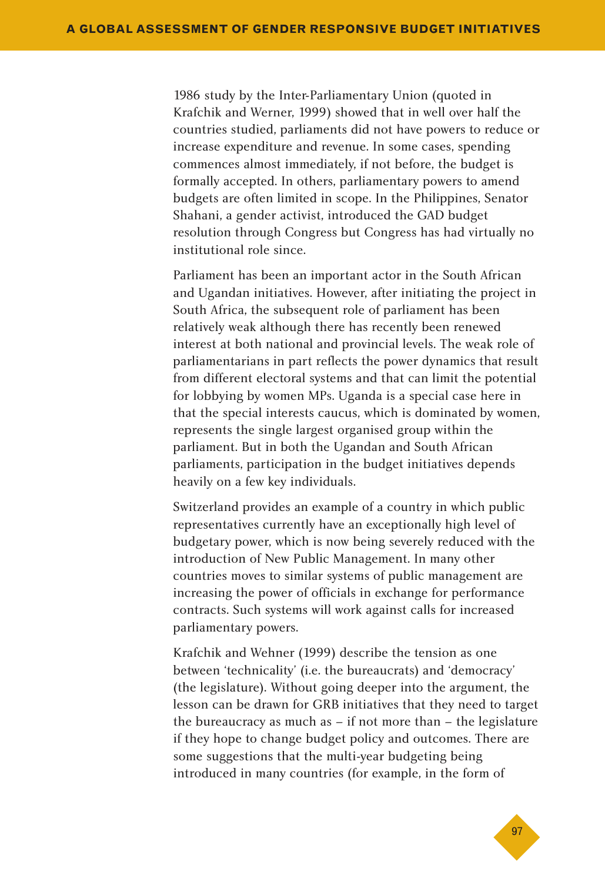1986 study by the Inter-Parliamentary Union (quoted in Krafchik and Werner, 1999) showed that in well over half the countries studied, parliaments did not have powers to reduce or increase expenditure and revenue. In some cases, spending commences almost immediately, if not before, the budget is formally accepted. In others, parliamentary powers to amend budgets are often limited in scope. In the Philippines, Senator Shahani, a gender activist, introduced the GAD budget resolution through Congress but Congress has had virtually no institutional role since.

Parliament has been an important actor in the South African and Ugandan initiatives. However, after initiating the project in South Africa, the subsequent role of parliament has been relatively weak although there has recently been renewed interest at both national and provincial levels. The weak role of parliamentarians in part reflects the power dynamics that result from different electoral systems and that can limit the potential for lobbying by women MPs. Uganda is a special case here in that the special interests caucus, which is dominated by women, represents the single largest organised group within the parliament. But in both the Ugandan and South African parliaments, participation in the budget initiatives depends heavily on a few key individuals.

Switzerland provides an example of a country in which public representatives currently have an exceptionally high level of budgetary power, which is now being severely reduced with the introduction of New Public Management. In many other countries moves to similar systems of public management are increasing the power of officials in exchange for performance contracts. Such systems will work against calls for increased parliamentary powers.

Krafchik and Wehner (1999) describe the tension as one between 'technicality' (i.e. the bureaucrats) and 'democracy' (the legislature). Without going deeper into the argument, the lesson can be drawn for GRB initiatives that they need to target the bureaucracy as much as – if not more than – the legislature if they hope to change budget policy and outcomes. There are some suggestions that the multi-year budgeting being introduced in many countries (for example, in the form of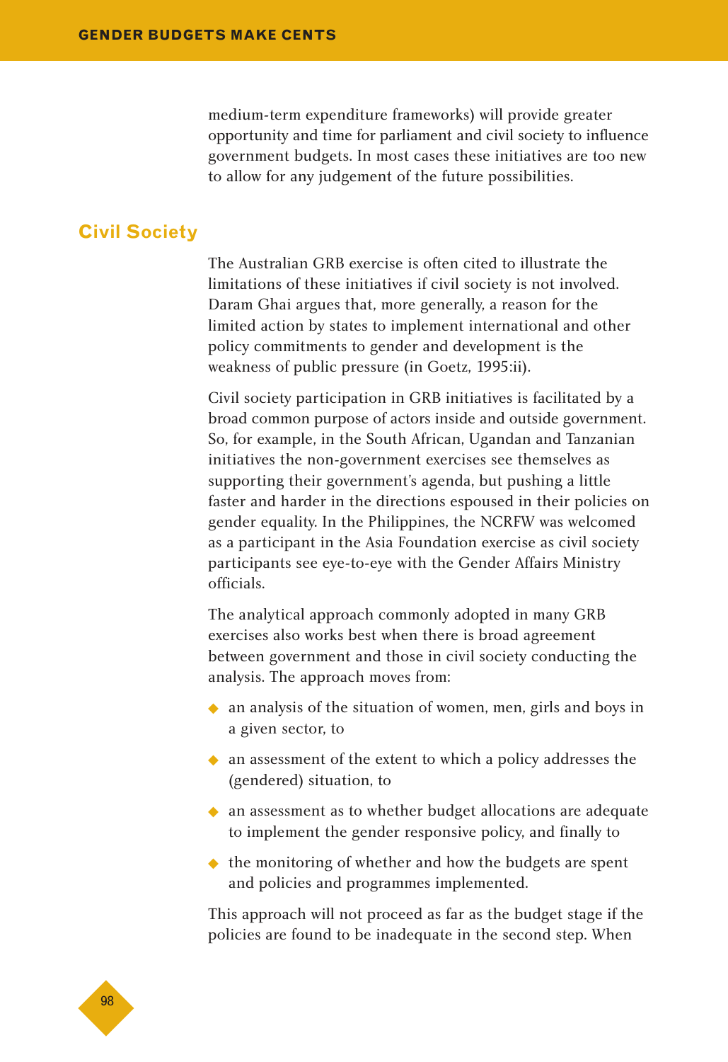medium-term expenditure frameworks) will provide greater opportunity and time for parliament and civil society to influence government budgets. In most cases these initiatives are too new to allow for any judgement of the future possibilities.

## Civil Society

The Australian GRB exercise is often cited to illustrate the limitations of these initiatives if civil society is not involved. Daram Ghai argues that, more generally, a reason for the limited action by states to implement international and other policy commitments to gender and development is the weakness of public pressure (in Goetz, 1995:ii).

Civil society participation in GRB initiatives is facilitated by a broad common purpose of actors inside and outside government. So, for example, in the South African, Ugandan and Tanzanian initiatives the non-government exercises see themselves as supporting their government's agenda, but pushing a little faster and harder in the directions espoused in their policies on gender equality. In the Philippines, the NCRFW was welcomed as a participant in the Asia Foundation exercise as civil society participants see eye-to-eye with the Gender Affairs Ministry officials.

The analytical approach commonly adopted in many GRB exercises also works best when there is broad agreement between government and those in civil society conducting the analysis. The approach moves from:

- an analysis of the situation of women, men, girls and boys in a given sector, to
- an assessment of the extent to which a policy addresses the (gendered) situation, to
- an assessment as to whether budget allocations are adequate to implement the gender responsive policy, and finally to
- the monitoring of whether and how the budgets are spent and policies and programmes implemented.

This approach will not proceed as far as the budget stage if the policies are found to be inadequate in the second step. When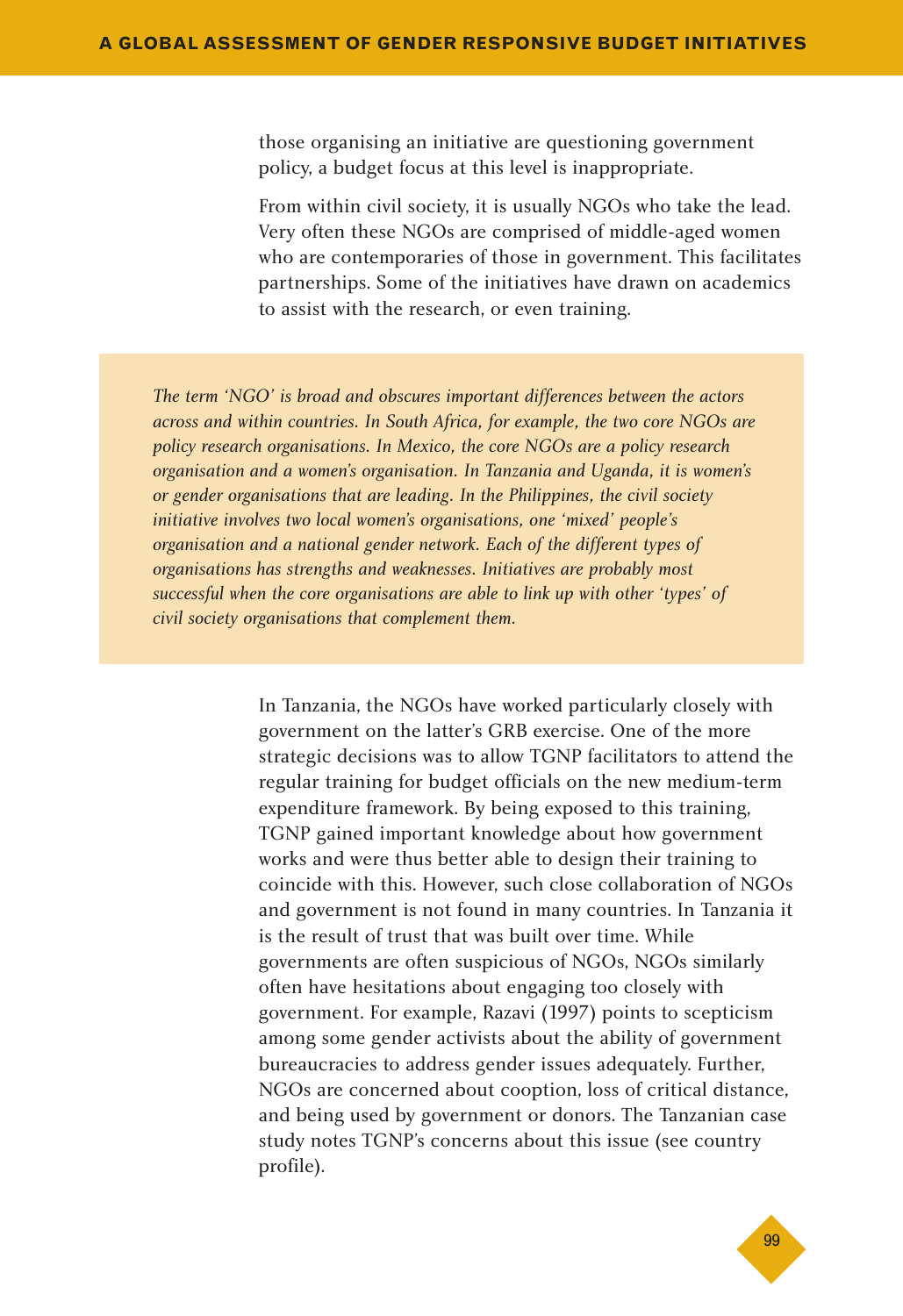those organising an initiative are questioning government policy, a budget focus at this level is inappropriate.

From within civil society, it is usually NGOs who take the lead. Very often these NGOs are comprised of middle-aged women who are contemporaries of those in government. This facilitates partnerships. Some of the initiatives have drawn on academics to assist with the research, or even training.

> *The term 'NGO' is broad and obscures important differences between the actors across and within countries. In South Africa, for example, the two core NGOs are policy research organisations. In Mexico, the core NGOs are a policy research organisation and a women's organisation. In Tanzania and Uganda, it is women's or gender organisations that are leading. In the Philippines, the civil society initiative involves two local women's organisations, one 'mixed' people's organisation and a national gender network. Each of the different types of organisations has strengths and weaknesses. Initiatives are probably most successful when the core organisations are able to link up with other 'types' of civil society organisations that complement them.*

In Tanzania, the NGOs have worked particularly closely with government on the latter's GRB exercise. One of the more strategic decisions was to allow TGNP facilitators to attend the regular training for budget officials on the new medium-term expenditure framework. By being exposed to this training, TGNP gained important knowledge about how government works and were thus better able to design their training to coincide with this. However, such close collaboration of NGOs and government is not found in many countries. In Tanzania it is the result of trust that was built over time. While governments are often suspicious of NGOs, NGOs similarly often have hesitations about engaging too closely with government. For example, Razavi (1997) points to scepticism among some gender activists about the ability of government bureaucracies to address gender issues adequately. Further, NGOs are concerned about cooption, loss of critical distance, and being used by government or donors. The Tanzanian case study notes TGNP's concerns about this issue (see country profile).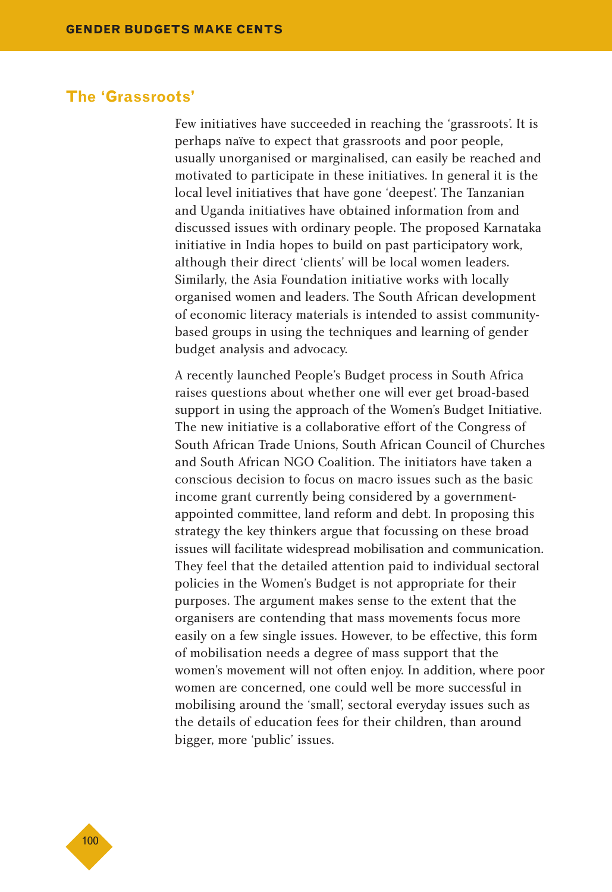## The 'Grassroots'

Few initiatives have succeeded in reaching the 'grassroots'. It is perhaps naïve to expect that grassroots and poor people, usually unorganised or marginalised, can easily be reached and motivated to participate in these initiatives. In general it is the local level initiatives that have gone 'deepest'. The Tanzanian and Uganda initiatives have obtained information from and discussed issues with ordinary people. The proposed Karnataka initiative in India hopes to build on past participatory work, although their direct 'clients' will be local women leaders. Similarly, the Asia Foundation initiative works with locally organised women and leaders. The South African development of economic literacy materials is intended to assist community-based groups in using the techniques and learning of gender budget analysis and advocacy.

A recently launched People's Budget process in South Africa raises questions about whether one will ever get broad-based support in using the approach of the Women's Budget Initiative. The new initiative is a collaborative effort of the Congress of South African Trade Unions, South African Council of Churches and South African NGO Coalition. The initiators have taken a conscious decision to focus on macro issues such as the basic income grant currently being considered by a government-appointed committee, land reform and debt. In proposing this strategy the key thinkers argue that focussing on these broad issues will facilitate widespread mobilisation and communication. They feel that the detailed attention paid to individual sectoral policies in the Women's Budget is not appropriate for their purposes. The argument makes sense to the extent that the organisers are contending that mass movements focus more easily on a few single issues. However, to be effective, this form of mobilisation needs a degree of mass support that the women's movement will not often enjoy. In addition, where poor women are concerned, one could well be more successful in mobilising around the 'small', sectoral everyday issues such as the details of education fees for their children, than around bigger, more 'public' issues.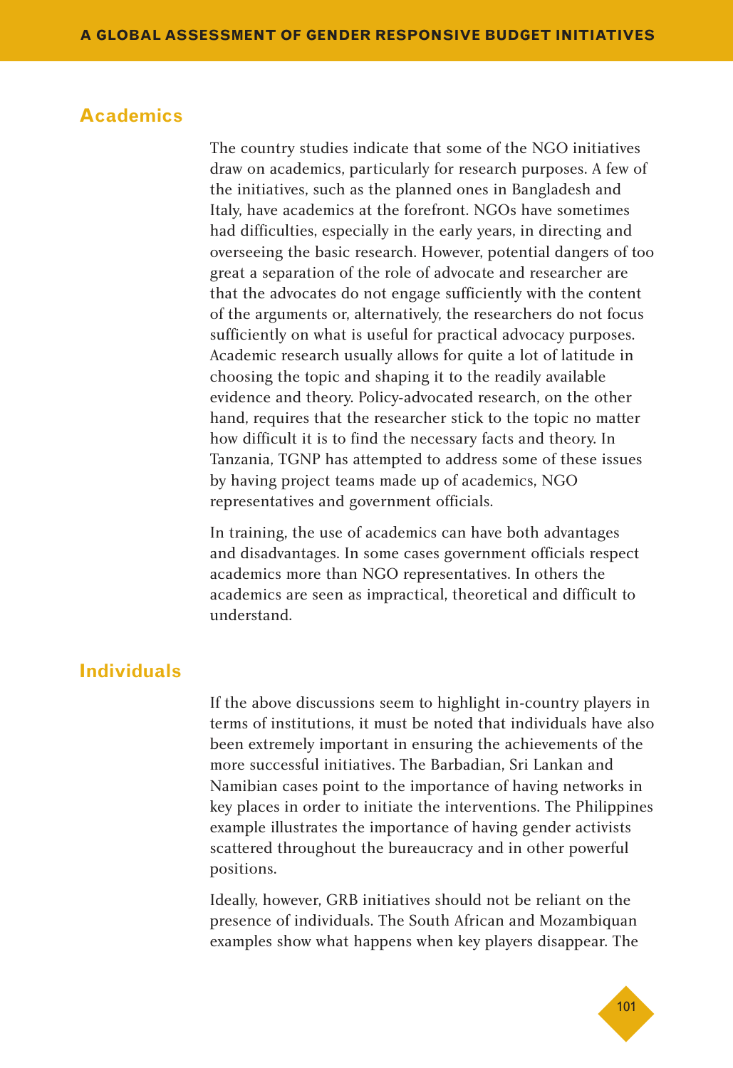## Academics

The country studies indicate that some of the NGO initiatives draw on academics, particularly for research purposes. A few of the initiatives, such as the planned ones in Bangladesh and Italy, have academics at the forefront. NGOs have sometimes had difficulties, especially in the early years, in directing and overseeing the basic research. However, potential dangers of too great a separation of the role of advocate and researcher are that the advocates do not engage sufficiently with the content of the arguments or, alternatively, the researchers do not focus sufficiently on what is useful for practical advocacy purposes. Academic research usually allows for quite a lot of latitude in choosing the topic and shaping it to the readily available evidence and theory. Policy-advocated research, on the other hand, requires that the researcher stick to the topic no matter how difficult it is to find the necessary facts and theory. In Tanzania, TGNP has attempted to address some of these issues by having project teams made up of academics, NGO representatives and government officials.

In training, the use of academics can have both advantages and disadvantages. In some cases government officials respect academics more than NGO representatives. In others the academics are seen as impractical, theoretical and difficult to understand.

## Individuals

If the above discussions seem to highlight in-country players in terms of institutions, it must be noted that individuals have also been extremely important in ensuring the achievements of the more successful initiatives. The Barbadian, Sri Lankan and Namibian cases point to the importance of having networks in key places in order to initiate the interventions. The Philippines example illustrates the importance of having gender activists scattered throughout the bureaucracy and in other powerful positions.

Ideally, however, GRB initiatives should not be reliant on the presence of individuals. The South African and Mozambiquan examples show what happens when key players disappear. The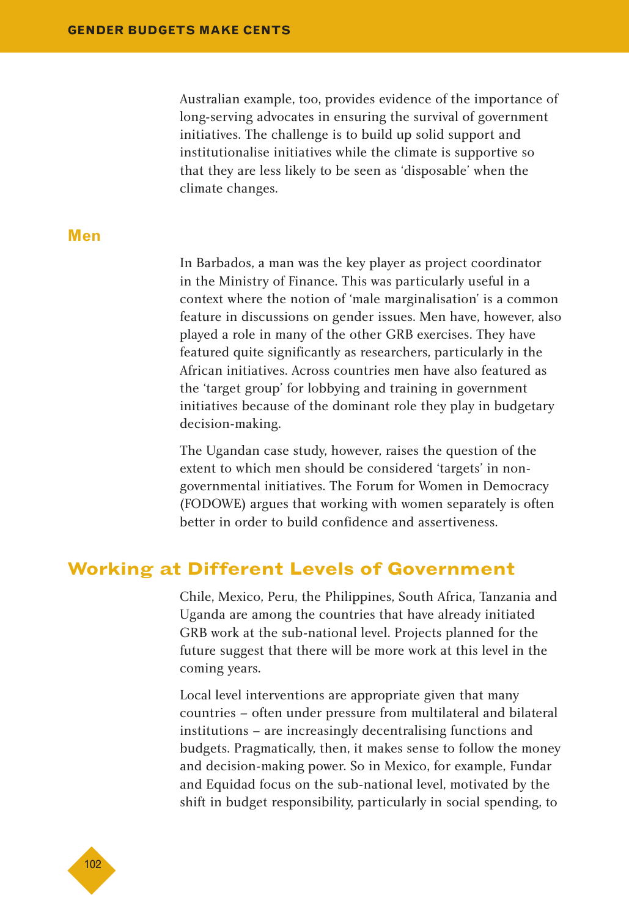Australian example, too, provides evidence of the importance of long-serving advocates in ensuring the survival of government initiatives. The challenge is to build up solid support and institutionalise initiatives while the climate is supportive so that they are less likely to be seen as 'disposable' when the climate changes.

### Men

In Barbados, a man was the key player as project coordinator in the Ministry of Finance. This was particularly useful in a context where the notion of 'male marginalisation' is a common feature in discussions on gender issues. Men have, however, also played a role in many of the other GRB exercises. They have featured quite significantly as researchers, particularly in the African initiatives. Across countries men have also featured as the 'target group' for lobbying and training in government initiatives because of the dominant role they play in budgetary decision-making.

The Ugandan case study, however, raises the question of the extent to which men should be considered 'targets' in non-governmental initiatives. The Forum for Women in Democracy (FODOWE) argues that working with women separately is often better in order to build confidence and assertiveness.

## Working at Different Levels of Government

Chile, Mexico, Peru, the Philippines, South Africa, Tanzania and Uganda are among the countries that have already initiated GRB work at the sub-national level. Projects planned for the future suggest that there will be more work at this level in the coming years.

Local level interventions are appropriate given that many countries – often under pressure from multilateral and bilateral institutions – are increasingly decentralising functions and budgets. Pragmatically, then, it makes sense to follow the money and decision-making power. So in Mexico, for example, Fundar and Equidad focus on the sub-national level, motivated by the shift in budget responsibility, particularly in social spending, to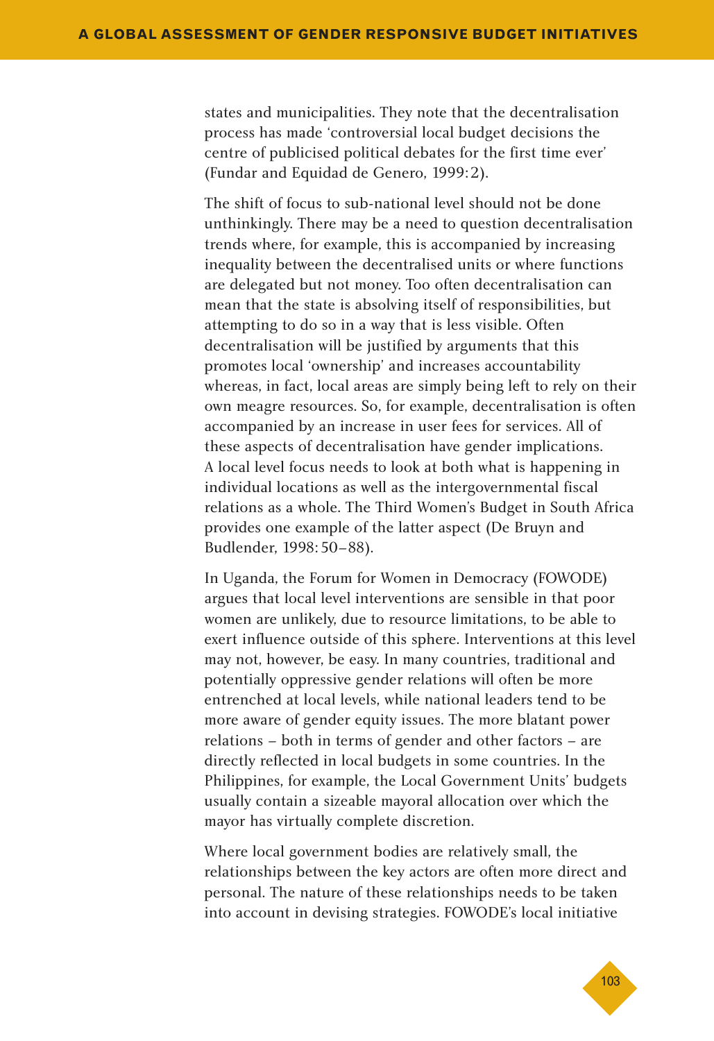states and municipalities. They note that the decentralisation process has made 'controversial local budget decisions the centre of publicised political debates for the first time ever' (Fundar and Equidad de Genero, 1999: 2).

The shift of focus to sub-national level should not be done unthinkingly. There may be a need to question decentralisation trends where, for example, this is accompanied by increasing inequality between the decentralised units or where functions are delegated but not money. Too often decentralisation can mean that the state is absolving itself of responsibilities, but attempting to do so in a way that is less visible. Often decentralisation will be justified by arguments that this promotes local 'ownership' and increases accountability whereas, in fact, local areas are simply being left to rely on their own meagre resources. So, for example, decentralisation is often accompanied by an increase in user fees for services. All of these aspects of decentralisation have gender implications. A local level focus needs to look at both what is happening in individual locations as well as the intergovernmental fiscal relations as a whole. The Third Women's Budget in South Africa provides one example of the latter aspect (De Bruyn and Budlender, 1998: 50–88).

In Uganda, the Forum for Women in Democracy (FOWODE) argues that local level interventions are sensible in that poor women are unlikely, due to resource limitations, to be able to exert influence outside of this sphere. Interventions at this level may not, however, be easy. In many countries, traditional and potentially oppressive gender relations will often be more entrenched at local levels, while national leaders tend to be more aware of gender equity issues. The more blatant power relations – both in terms of gender and other factors – are directly reflected in local budgets in some countries. In the Philippines, for example, the Local Government Units' budgets usually contain a sizeable mayoral allocation over which the mayor has virtually complete discretion.

Where local government bodies are relatively small, the relationships between the key actors are often more direct and personal. The nature of these relationships needs to be taken into account in devising strategies. FOWODE's local initiative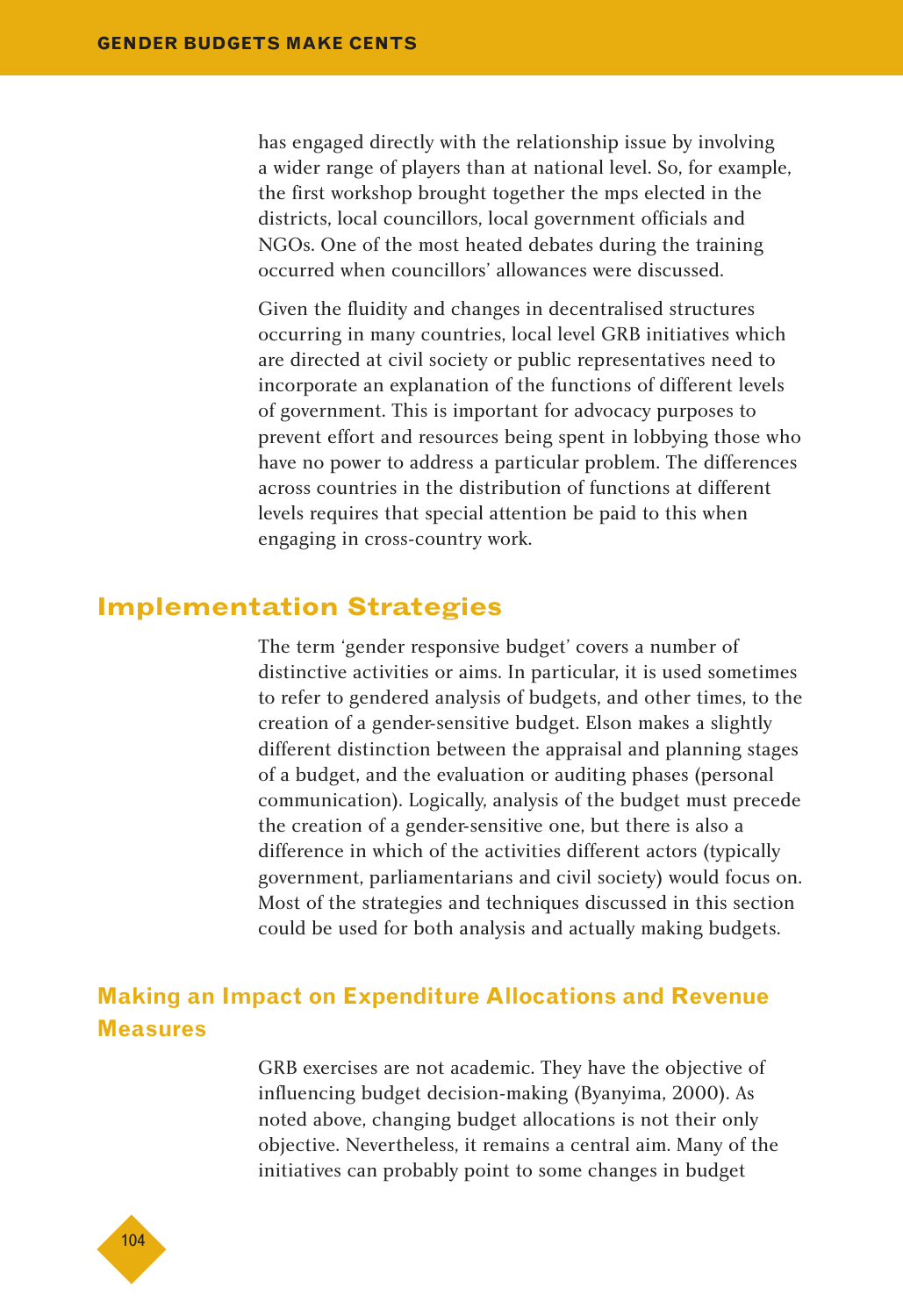has engaged directly with the relationship issue by involving a wider range of players than at national level. So, for example, the first workshop brought together the mps elected in the districts, local councillors, local government officials and NGOs. One of the most heated debates during the training occurred when councillors' allowances were discussed.

Given the fluidity and changes in decentralised structures occurring in many countries, local level GRB initiatives which are directed at civil society or public representatives need to incorporate an explanation of the functions of different levels of government. This is important for advocacy purposes to prevent effort and resources being spent in lobbying those who have no power to address a particular problem. The differences across countries in the distribution of functions at different levels requires that special attention be paid to this when engaging in cross-country work.

## Implementation Strategies

The term 'gender responsive budget' covers a number of distinctive activities or aims. In particular, it is used sometimes to refer to gendered analysis of budgets, and other times, to the creation of a gender-sensitive budget. Elson makes a slightly different distinction between the appraisal and planning stages of a budget, and the evaluation or auditing phases (personal communication). Logically, analysis of the budget must precede the creation of a gender-sensitive one, but there is also a difference in which of the activities different actors (typically government, parliamentarians and civil society) would focus on. Most of the strategies and techniques discussed in this section could be used for both analysis and actually making budgets.

### Making an Impact on Expenditure Allocations and Revenue Measures

GRB exercises are not academic. They have the objective of influencing budget decision-making (Byanyima, 2000). As noted above, changing budget allocations is not their only objective. Nevertheless, it remains a central aim. Many of the initiatives can probably point to some changes in budget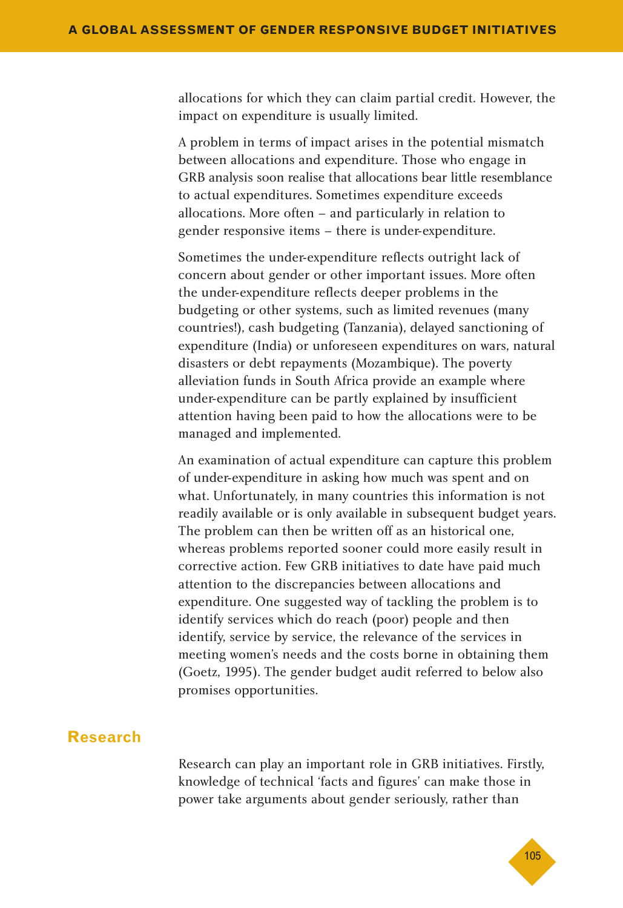allocations for which they can claim partial credit. However, the impact on expenditure is usually limited.

A problem in terms of impact arises in the potential mismatch between allocations and expenditure. Those who engage in GRB analysis soon realise that allocations bear little resemblance to actual expenditures. Sometimes expenditure exceeds allocations. More often – and particularly in relation to gender responsive items – there is under-expenditure.

Sometimes the under-expenditure reflects outright lack of concern about gender or other important issues. More often the under-expenditure reflects deeper problems in the budgeting or other systems, such as limited revenues (many countries!), cash budgeting (Tanzania), delayed sanctioning of expenditure (India) or unforeseen expenditures on wars, natural disasters or debt repayments (Mozambique). The poverty alleviation funds in South Africa provide an example where under-expenditure can be partly explained by insufficient attention having been paid to how the allocations were to be managed and implemented.

An examination of actual expenditure can capture this problem of under-expenditure in asking how much was spent and on what. Unfortunately, in many countries this information is not readily available or is only available in subsequent budget years. The problem can then be written off as an historical one, whereas problems reported sooner could more easily result in corrective action. Few GRB initiatives to date have paid much attention to the discrepancies between allocations and expenditure. One suggested way of tackling the problem is to identify services which do reach (poor) people and then identify, service by service, the relevance of the services in meeting women's needs and the costs borne in obtaining them (Goetz, 1995). The gender budget audit referred to below also promises opportunities.

## Research

Research can play an important role in GRB initiatives. Firstly, knowledge of technical 'facts and figures' can make those in power take arguments about gender seriously, rather than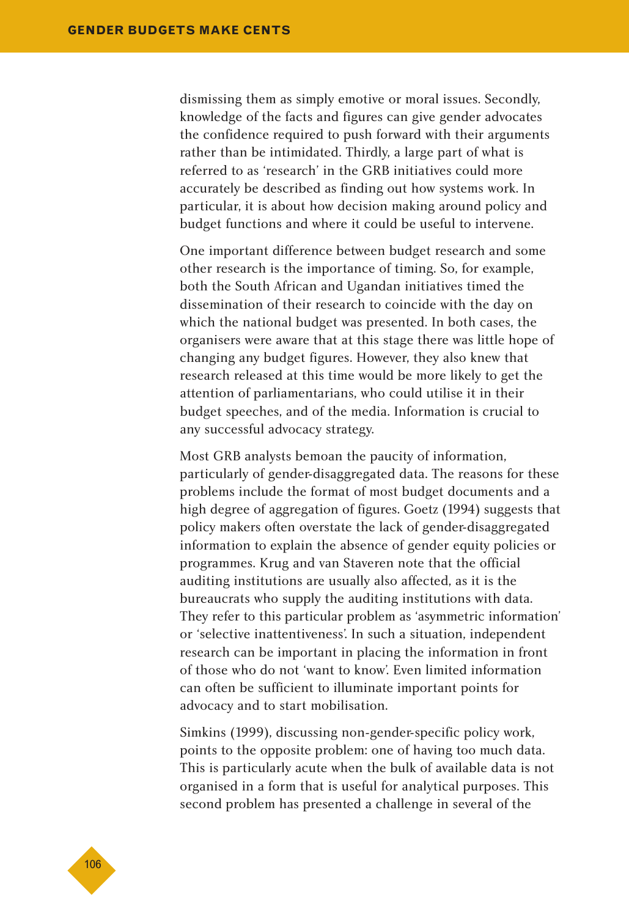dismissing them as simply emotive or moral issues. Secondly, knowledge of the facts and figures can give gender advocates the confidence required to push forward with their arguments rather than be intimidated. Thirdly, a large part of what is referred to as 'research' in the GRB initiatives could more accurately be described as finding out how systems work. In particular, it is about how decision making around policy and budget functions and where it could be useful to intervene.

One important difference between budget research and some other research is the importance of timing. So, for example, both the South African and Ugandan initiatives timed the dissemination of their research to coincide with the day on which the national budget was presented. In both cases, the organisers were aware that at this stage there was little hope of changing any budget figures. However, they also knew that research released at this time would be more likely to get the attention of parliamentarians, who could utilise it in their budget speeches, and of the media. Information is crucial to any successful advocacy strategy.

Most GRB analysts bemoan the paucity of information, particularly of gender-disaggregated data. The reasons for these problems include the format of most budget documents and a high degree of aggregation of figures. Goetz (1994) suggests that policy makers often overstate the lack of gender-disaggregated information to explain the absence of gender equity policies or programmes. Krug and van Staveren note that the official auditing institutions are usually also affected, as it is the bureaucrats who supply the auditing institutions with data. They refer to this particular problem as 'asymmetric information' or 'selective inattentiveness'. In such a situation, independent research can be important in placing the information in front of those who do not 'want to know'. Even limited information can often be sufficient to illuminate important points for advocacy and to start mobilisation.

Simkins (1999), discussing non-gender-specific policy work, points to the opposite problem: one of having too much data. This is particularly acute when the bulk of available data is not organised in a form that is useful for analytical purposes. This second problem has presented a challenge in several of the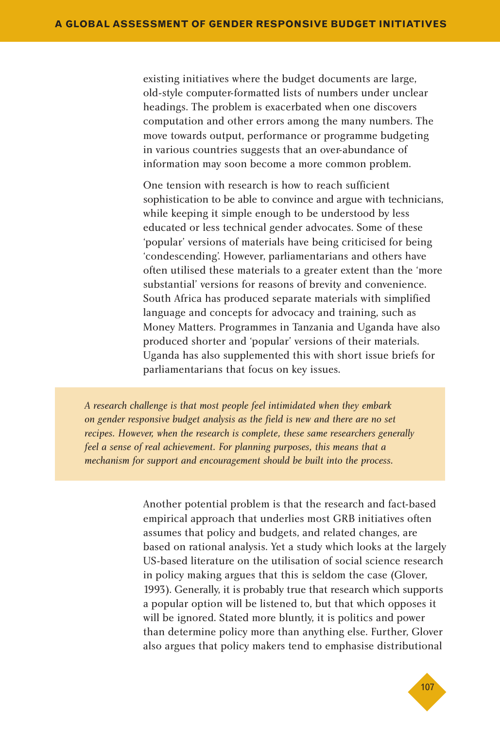existing initiatives where the budget documents are large, old-style computer-formatted lists of numbers under unclear headings. The problem is exacerbated when one discovers computation and other errors among the many numbers. The move towards output, performance or programme budgeting in various countries suggests that an over-abundance of information may soon become a more common problem.

One tension with research is how to reach sufficient sophistication to be able to convince and argue with technicians, while keeping it simple enough to be understood by less educated or less technical gender advocates. Some of these 'popular' versions of materials have being criticised for being 'condescending'. However, parliamentarians and others have often utilised these materials to a greater extent than the 'more substantial' versions for reasons of brevity and convenience. South Africa has produced separate materials with simplified language and concepts for advocacy and training, such as Money Matters. Programmes in Tanzania and Uganda have also produced shorter and 'popular' versions of their materials. Uganda has also supplemented this with short issue briefs for parliamentarians that focus on key issues.

*A research challenge is that most people feel intimidated when they embark on gender responsive budget analysis as the field is new and there are no set recipes. However, when the research is complete, these same researchers generally feel a sense of real achievement. For planning purposes, this means that a mechanism for support and encouragement should be built into the process.*

Another potential problem is that the research and fact-based empirical approach that underlies most GRB initiatives often assumes that policy and budgets, and related changes, are based on rational analysis. Yet a study which looks at the largely US-based literature on the utilisation of social science research in policy making argues that this is seldom the case (Glover, 1993). Generally, it is probably true that research which supports a popular option will be listened to, but that which opposes it will be ignored. Stated more bluntly, it is politics and power than determine policy more than anything else. Further, Glover also argues that policy makers tend to emphasise distributional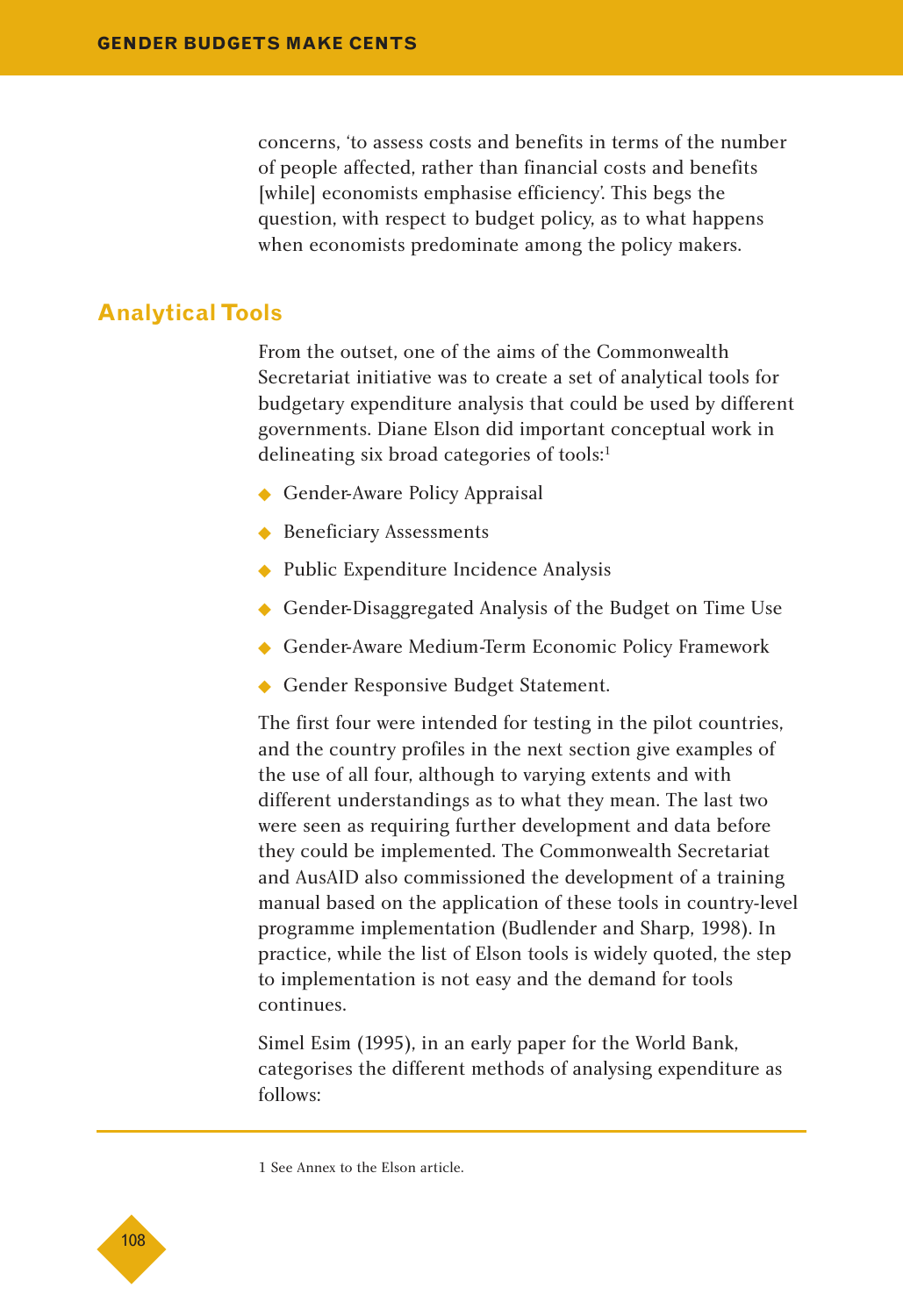concerns, 'to assess costs and benefits in terms of the number of people affected, rather than financial costs and benefits [while] economists emphasise efficiency'. This begs the question, with respect to budget policy, as to what happens when economists predominate among the policy makers.

## Analytical Tools

From the outset, one of the aims of the Commonwealth Secretariat initiative was to create a set of analytical tools for budgetary expenditure analysis that could be used by different governments. Diane Elson did important conceptual work in delineating six broad categories of tools:[1]

- Gender-Aware Policy Appraisal
- Beneficiary Assessments
- Public Expenditure Incidence Analysis
- Gender-Disaggregated Analysis of the Budget on Time Use
- Gender-Aware Medium-Term Economic Policy Framework
- Gender Responsive Budget Statement.

The first four were intended for testing in the pilot countries, and the country profiles in the next section give examples of the use of all four, although to varying extents and with different understandings as to what they mean. The last two were seen as requiring further development and data before they could be implemented. The Commonwealth Secretariat and AusAID also commissioned the development of a training manual based on the application of these tools in country-level programme implementation (Budlender and Sharp, 1998). In practice, while the list of Elson tools is widely quoted, the step to implementation is not easy and the demand for tools continues.

Simel Esim (1995), in an early paper for the World Bank, categorises the different methods of analysing expenditure as follows:

---

1 See Annex to the Elson article.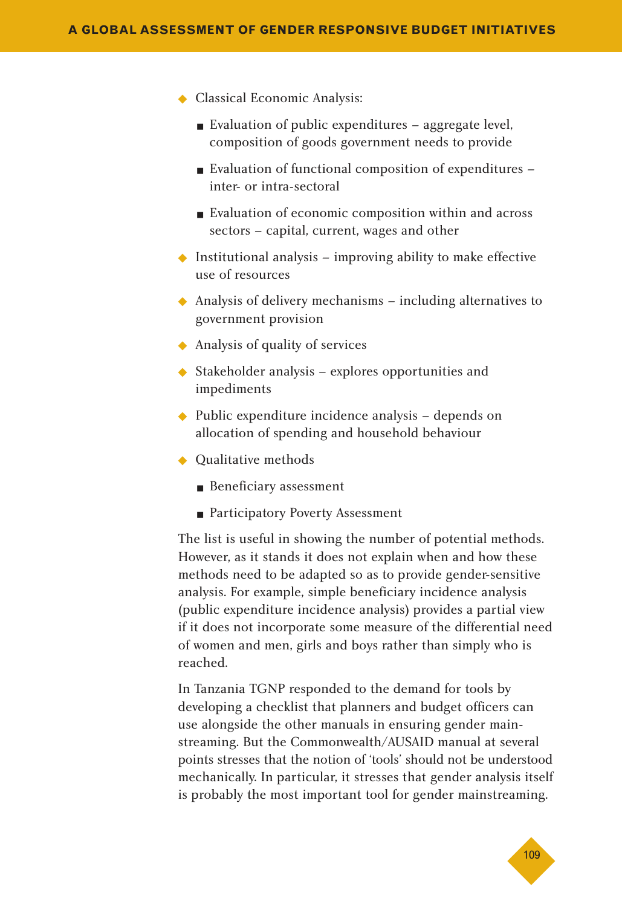- Classical Economic Analysis:
  - Evaluation of public expenditures – aggregate level, composition of goods government needs to provide
  - Evaluation of functional composition of expenditures – inter- or intra-sectoral
  - Evaluation of economic composition within and across sectors – capital, current, wages and other
- Institutional analysis – improving ability to make effective use of resources
- Analysis of delivery mechanisms – including alternatives to government provision
- Analysis of quality of services
- Stakeholder analysis – explores opportunities and impediments
- Public expenditure incidence analysis – depends on allocation of spending and household behaviour
- Qualitative methods
  - Beneficiary assessment
  - Participatory Poverty Assessment

The list is useful in showing the number of potential methods. However, as it stands it does not explain when and how these methods need to be adapted so as to provide gender-sensitive analysis. For example, simple beneficiary incidence analysis (public expenditure incidence analysis) provides a partial view if it does not incorporate some measure of the differential need of women and men, girls and boys rather than simply who is reached.

In Tanzania TGNP responded to the demand for tools by developing a checklist that planners and budget officers can use alongside the other manuals in ensuring gender mainstreaming. But the Commonwealth/AUSAID manual at several points stresses that the notion of 'tools' should not be understood mechanically. In particular, it stresses that gender analysis itself is probably the most important tool for gender mainstreaming.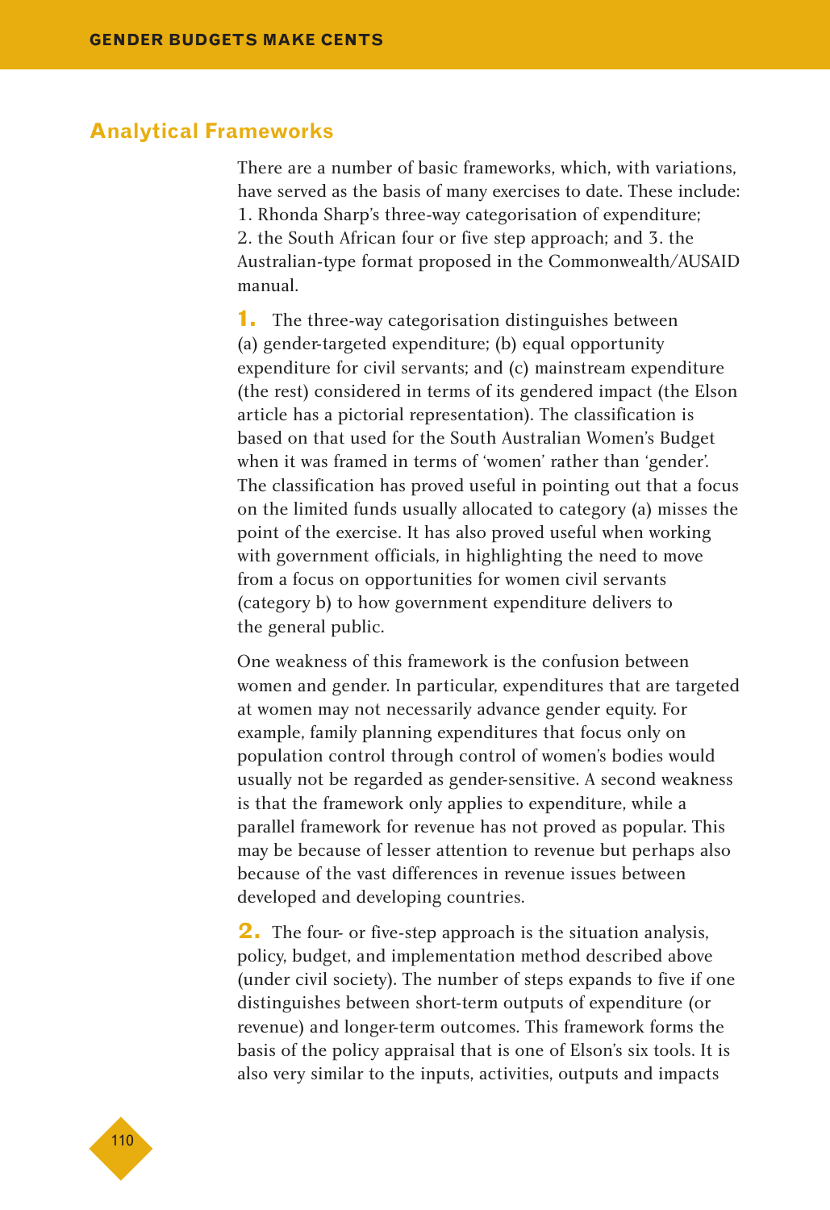## Analytical Frameworks

There are a number of basic frameworks, which, with variations, have served as the basis of many exercises to date. These include: 1. Rhonda Sharp's three-way categorisation of expenditure; 2. the South African four or five step approach; and 3. the Australian-type format proposed in the Commonwealth/AUSAID manual.

**1.** The three-way categorisation distinguishes between (a) gender-targeted expenditure; (b) equal opportunity expenditure for civil servants; and (c) mainstream expenditure (the rest) considered in terms of its gendered impact (the Elson article has a pictorial representation). The classification is based on that used for the South Australian Women's Budget when it was framed in terms of 'women' rather than 'gender'. The classification has proved useful in pointing out that a focus on the limited funds usually allocated to category (a) misses the point of the exercise. It has also proved useful when working with government officials, in highlighting the need to move from a focus on opportunities for women civil servants (category b) to how government expenditure delivers to the general public.

One weakness of this framework is the confusion between women and gender. In particular, expenditures that are targeted at women may not necessarily advance gender equity. For example, family planning expenditures that focus only on population control through control of women's bodies would usually not be regarded as gender-sensitive. A second weakness is that the framework only applies to expenditure, while a parallel framework for revenue has not proved as popular. This may be because of lesser attention to revenue but perhaps also because of the vast differences in revenue issues between developed and developing countries.

**2.** The four- or five-step approach is the situation analysis, policy, budget, and implementation method described above (under civil society). The number of steps expands to five if one distinguishes between short-term outputs of expenditure (or revenue) and longer-term outcomes. This framework forms the basis of the policy appraisal that is one of Elson's six tools. It is also very similar to the inputs, activities, outputs and impacts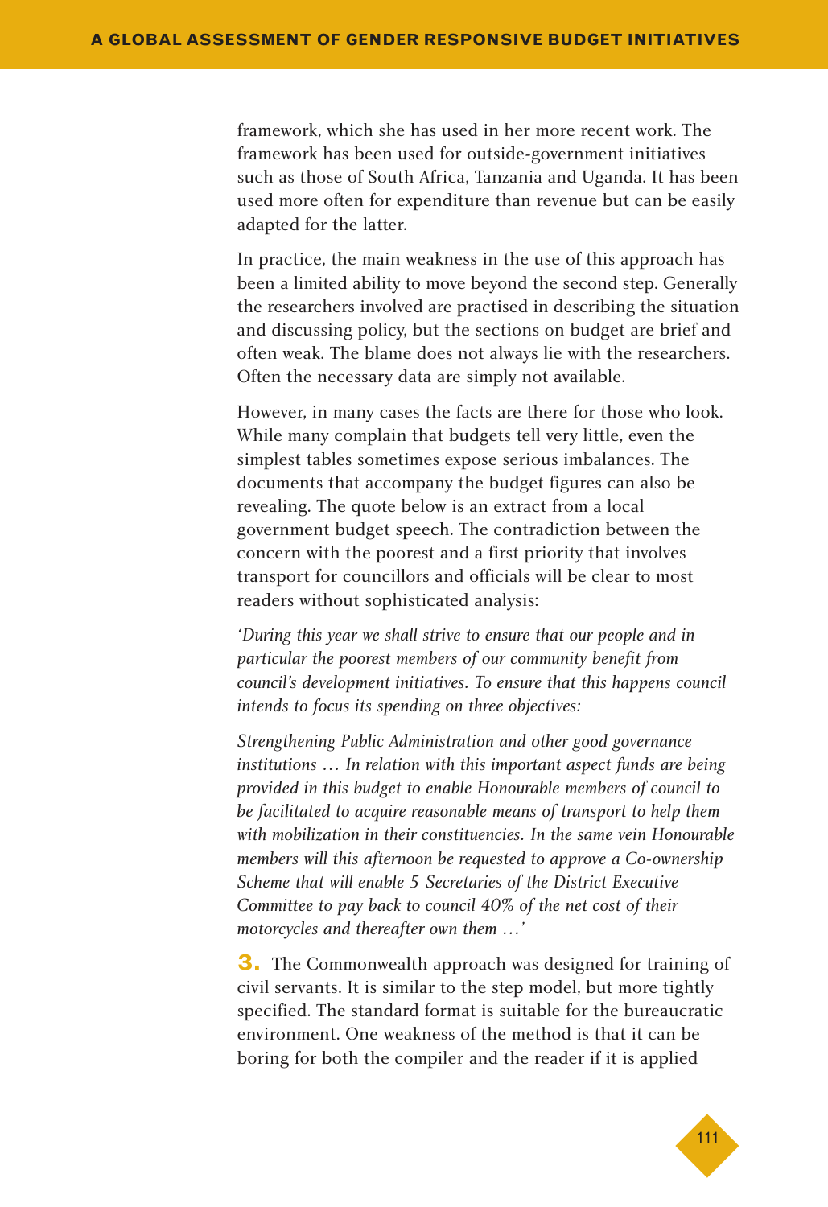framework, which she has used in her more recent work. The framework has been used for outside-government initiatives such as those of South Africa, Tanzania and Uganda. It has been used more often for expenditure than revenue but can be easily adapted for the latter.

In practice, the main weakness in the use of this approach has been a limited ability to move beyond the second step. Generally the researchers involved are practised in describing the situation and discussing policy, but the sections on budget are brief and often weak. The blame does not always lie with the researchers. Often the necessary data are simply not available.

However, in many cases the facts are there for those who look. While many complain that budgets tell very little, even the simplest tables sometimes expose serious imbalances. The documents that accompany the budget figures can also be revealing. The quote below is an extract from a local government budget speech. The contradiction between the concern with the poorest and a first priority that involves transport for councillors and officials will be clear to most readers without sophisticated analysis:

*'During this year we shall strive to ensure that our people and in particular the poorest members of our community benefit from council's development initiatives. To ensure that this happens council intends to focus its spending on three objectives:*

*Strengthening Public Administration and other good governance institutions … In relation with this important aspect funds are being provided in this budget to enable Honourable members of council to be facilitated to acquire reasonable means of transport to help them with mobilization in their constituencies. In the same vein Honourable members will this afternoon be requested to approve a Co-ownership Scheme that will enable 5 Secretaries of the District Executive Committee to pay back to council 40% of the net cost of their motorcycles and thereafter own them …'*

**3.** The Commonwealth approach was designed for training of civil servants. It is similar to the step model, but more tightly specified. The standard format is suitable for the bureaucratic environment. One weakness of the method is that it can be boring for both the compiler and the reader if it is applied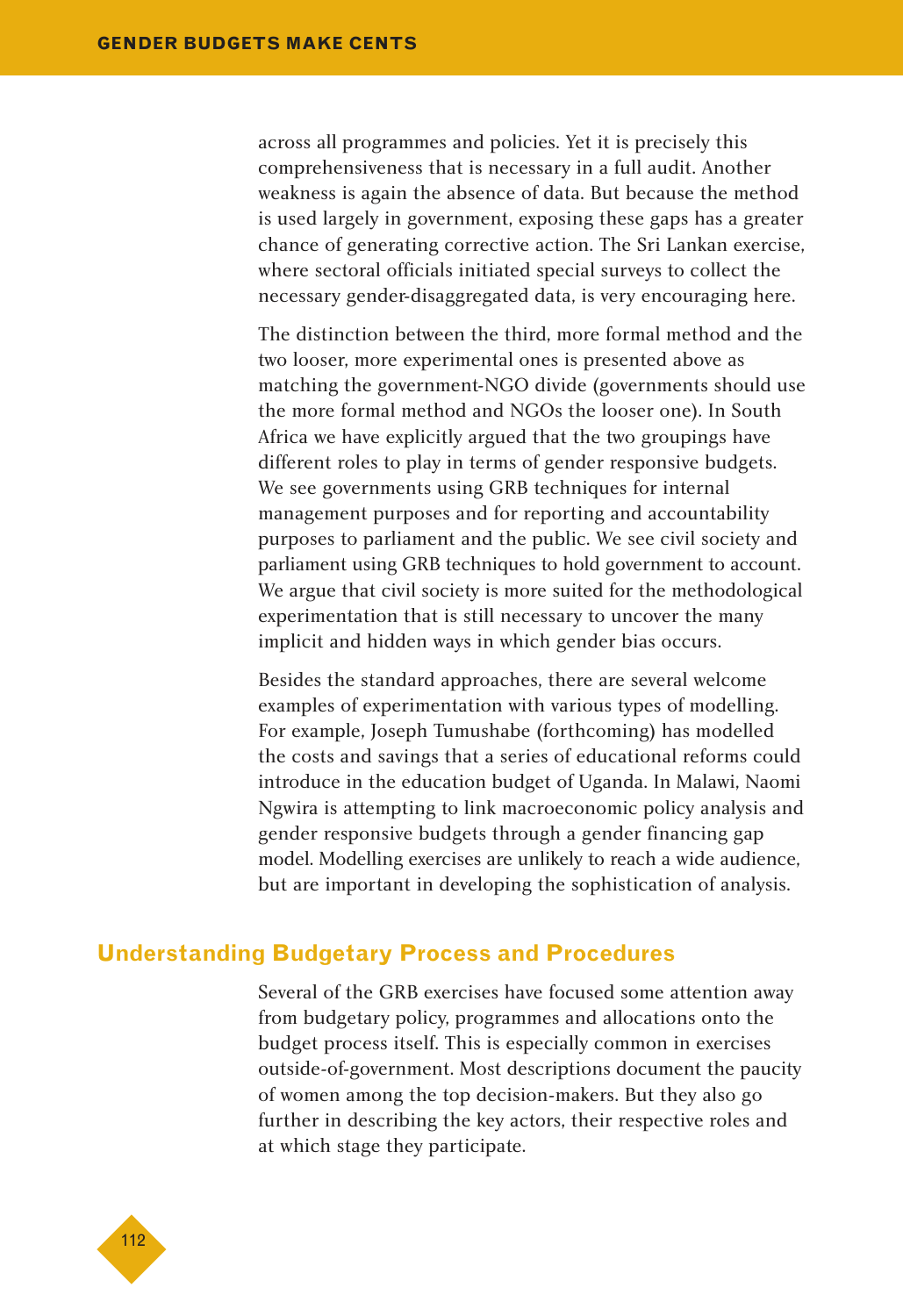across all programmes and policies. Yet it is precisely this comprehensiveness that is necessary in a full audit. Another weakness is again the absence of data. But because the method is used largely in government, exposing these gaps has a greater chance of generating corrective action. The Sri Lankan exercise, where sectoral officials initiated special surveys to collect the necessary gender-disaggregated data, is very encouraging here.

The distinction between the third, more formal method and the two looser, more experimental ones is presented above as matching the government-NGO divide (governments should use the more formal method and NGOs the looser one). In South Africa we have explicitly argued that the two groupings have different roles to play in terms of gender responsive budgets. We see governments using GRB techniques for internal management purposes and for reporting and accountability purposes to parliament and the public. We see civil society and parliament using GRB techniques to hold government to account. We argue that civil society is more suited for the methodological experimentation that is still necessary to uncover the many implicit and hidden ways in which gender bias occurs.

Besides the standard approaches, there are several welcome examples of experimentation with various types of modelling. For example, Joseph Tumushabe (forthcoming) has modelled the costs and savings that a series of educational reforms could introduce in the education budget of Uganda. In Malawi, Naomi Ngwira is attempting to link macroeconomic policy analysis and gender responsive budgets through a gender financing gap model. Modelling exercises are unlikely to reach a wide audience, but are important in developing the sophistication of analysis.

## Understanding Budgetary Process and Procedures

Several of the GRB exercises have focused some attention away from budgetary policy, programmes and allocations onto the budget process itself. This is especially common in exercises outside-of-government. Most descriptions document the paucity of women among the top decision-makers. But they also go further in describing the key actors, their respective roles and at which stage they participate.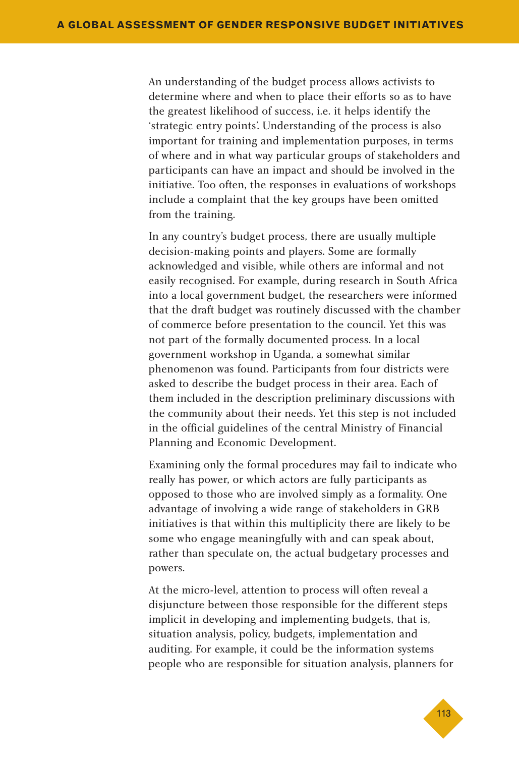An understanding of the budget process allows activists to determine where and when to place their efforts so as to have the greatest likelihood of success, i.e. it helps identify the 'strategic entry points'. Understanding of the process is also important for training and implementation purposes, in terms of where and in what way particular groups of stakeholders and participants can have an impact and should be involved in the initiative. Too often, the responses in evaluations of workshops include a complaint that the key groups have been omitted from the training.

In any country's budget process, there are usually multiple decision-making points and players. Some are formally acknowledged and visible, while others are informal and not easily recognised. For example, during research in South Africa into a local government budget, the researchers were informed that the draft budget was routinely discussed with the chamber of commerce before presentation to the council. Yet this was not part of the formally documented process. In a local government workshop in Uganda, a somewhat similar phenomenon was found. Participants from four districts were asked to describe the budget process in their area. Each of them included in the description preliminary discussions with the community about their needs. Yet this step is not included in the official guidelines of the central Ministry of Financial Planning and Economic Development.

Examining only the formal procedures may fail to indicate who really has power, or which actors are fully participants as opposed to those who are involved simply as a formality. One advantage of involving a wide range of stakeholders in GRB initiatives is that within this multiplicity there are likely to be some who engage meaningfully with and can speak about, rather than speculate on, the actual budgetary processes and powers.

At the micro-level, attention to process will often reveal a disjuncture between those responsible for the different steps implicit in developing and implementing budgets, that is, situation analysis, policy, budgets, implementation and auditing. For example, it could be the information systems people who are responsible for situation analysis, planners for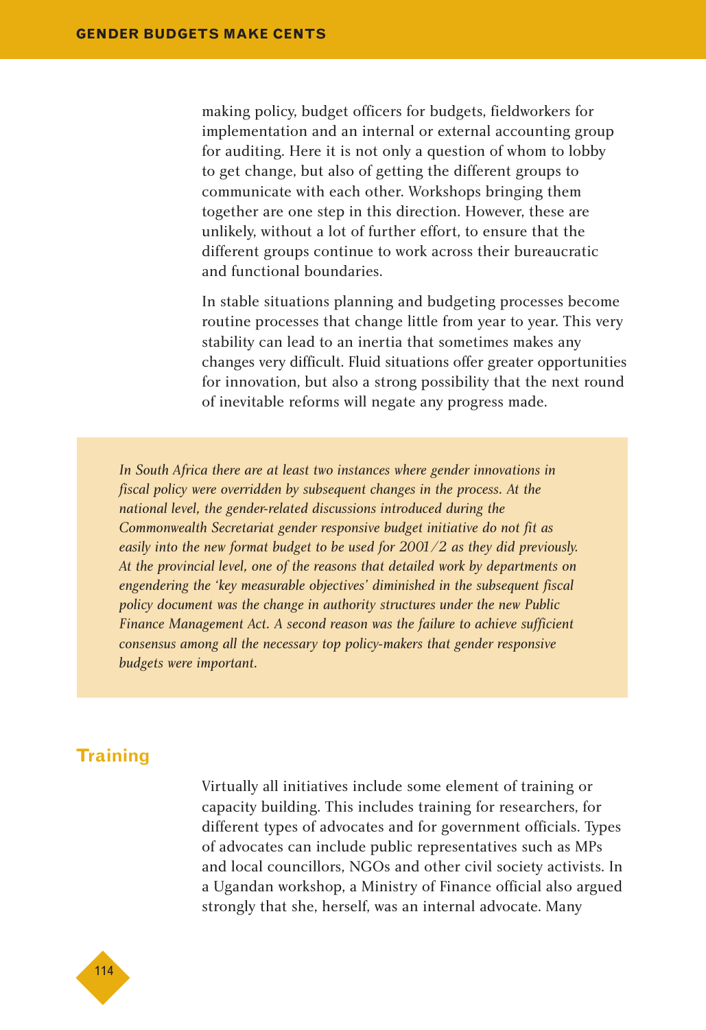making policy, budget officers for budgets, fieldworkers for implementation and an internal or external accounting group for auditing. Here it is not only a question of whom to lobby to get change, but also of getting the different groups to communicate with each other. Workshops bringing them together are one step in this direction. However, these are unlikely, without a lot of further effort, to ensure that the different groups continue to work across their bureaucratic and functional boundaries.

In stable situations planning and budgeting processes become routine processes that change little from year to year. This very stability can lead to an inertia that sometimes makes any changes very difficult. Fluid situations offer greater opportunities for innovation, but also a strong possibility that the next round of inevitable reforms will negate any progress made.

> *In South Africa there are at least two instances where gender innovations in fiscal policy were overridden by subsequent changes in the process. At the national level, the gender-related discussions introduced during the Commonwealth Secretariat gender responsive budget initiative do not fit as easily into the new format budget to be used for 2001/2 as they did previously. At the provincial level, one of the reasons that detailed work by departments on engendering the 'key measurable objectives' diminished in the subsequent fiscal policy document was the change in authority structures under the new Public Finance Management Act. A second reason was the failure to achieve sufficient consensus among all the necessary top policy-makers that gender responsive budgets were important.*

## Training

Virtually all initiatives include some element of training or capacity building. This includes training for researchers, for different types of advocates and for government officials. Types of advocates can include public representatives such as MPs and local councillors, NGOs and other civil society activists. In a Ugandan workshop, a Ministry of Finance official also argued strongly that she, herself, was an internal advocate. Many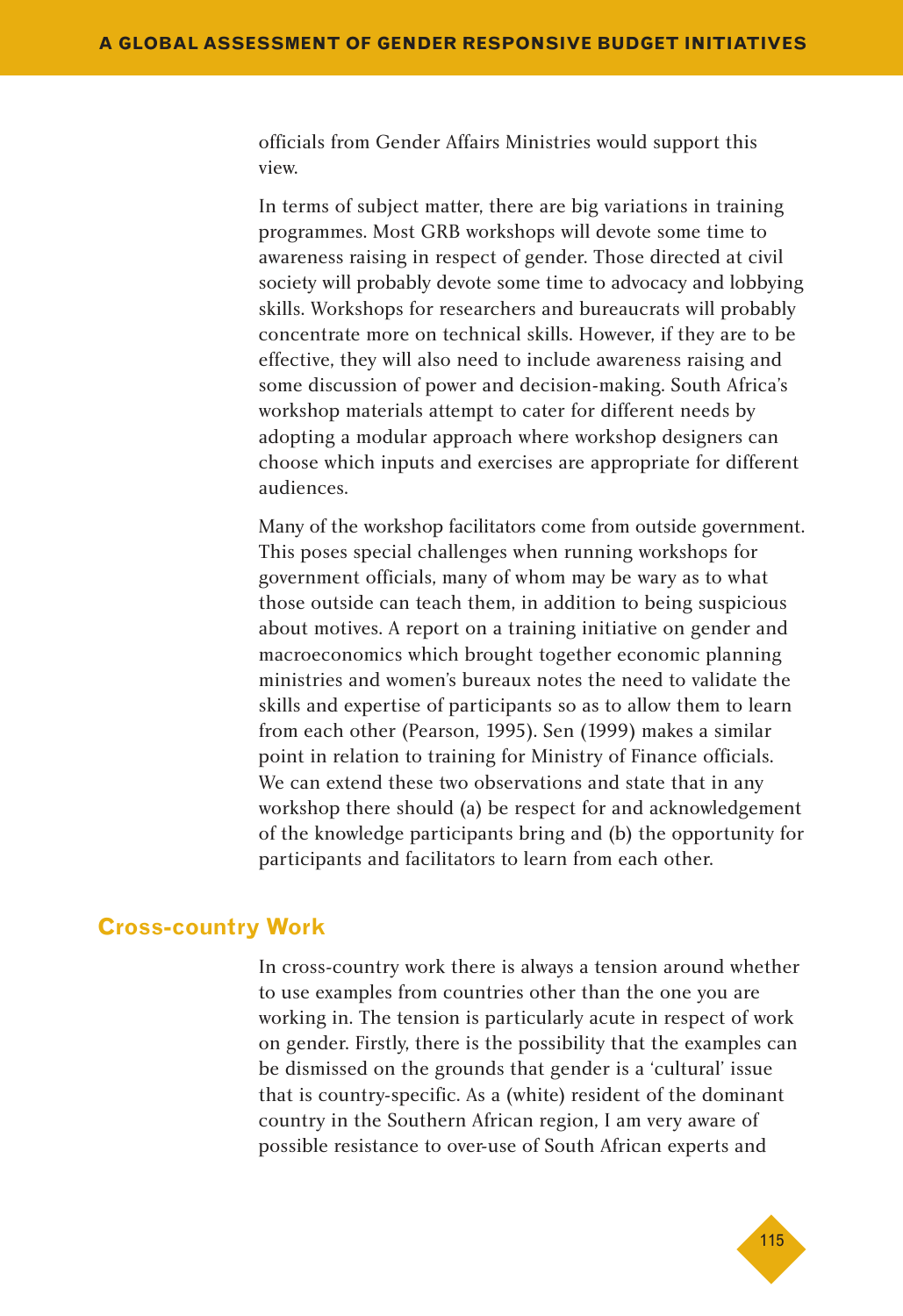officials from Gender Affairs Ministries would support this view.

In terms of subject matter, there are big variations in training programmes. Most GRB workshops will devote some time to awareness raising in respect of gender. Those directed at civil society will probably devote some time to advocacy and lobbying skills. Workshops for researchers and bureaucrats will probably concentrate more on technical skills. However, if they are to be effective, they will also need to include awareness raising and some discussion of power and decision-making. South Africa's workshop materials attempt to cater for different needs by adopting a modular approach where workshop designers can choose which inputs and exercises are appropriate for different audiences.

Many of the workshop facilitators come from outside government. This poses special challenges when running workshops for government officials, many of whom may be wary as to what those outside can teach them, in addition to being suspicious about motives. A report on a training initiative on gender and macroeconomics which brought together economic planning ministries and women's bureaux notes the need to validate the skills and expertise of participants so as to allow them to learn from each other (Pearson, 1995). Sen (1999) makes a similar point in relation to training for Ministry of Finance officials. We can extend these two observations and state that in any workshop there should (a) be respect for and acknowledgement of the knowledge participants bring and (b) the opportunity for participants and facilitators to learn from each other.

## Cross-country Work

In cross-country work there is always a tension around whether to use examples from countries other than the one you are working in. The tension is particularly acute in respect of work on gender. Firstly, there is the possibility that the examples can be dismissed on the grounds that gender is a 'cultural' issue that is country-specific. As a (white) resident of the dominant country in the Southern African region, I am very aware of possible resistance to over-use of South African experts and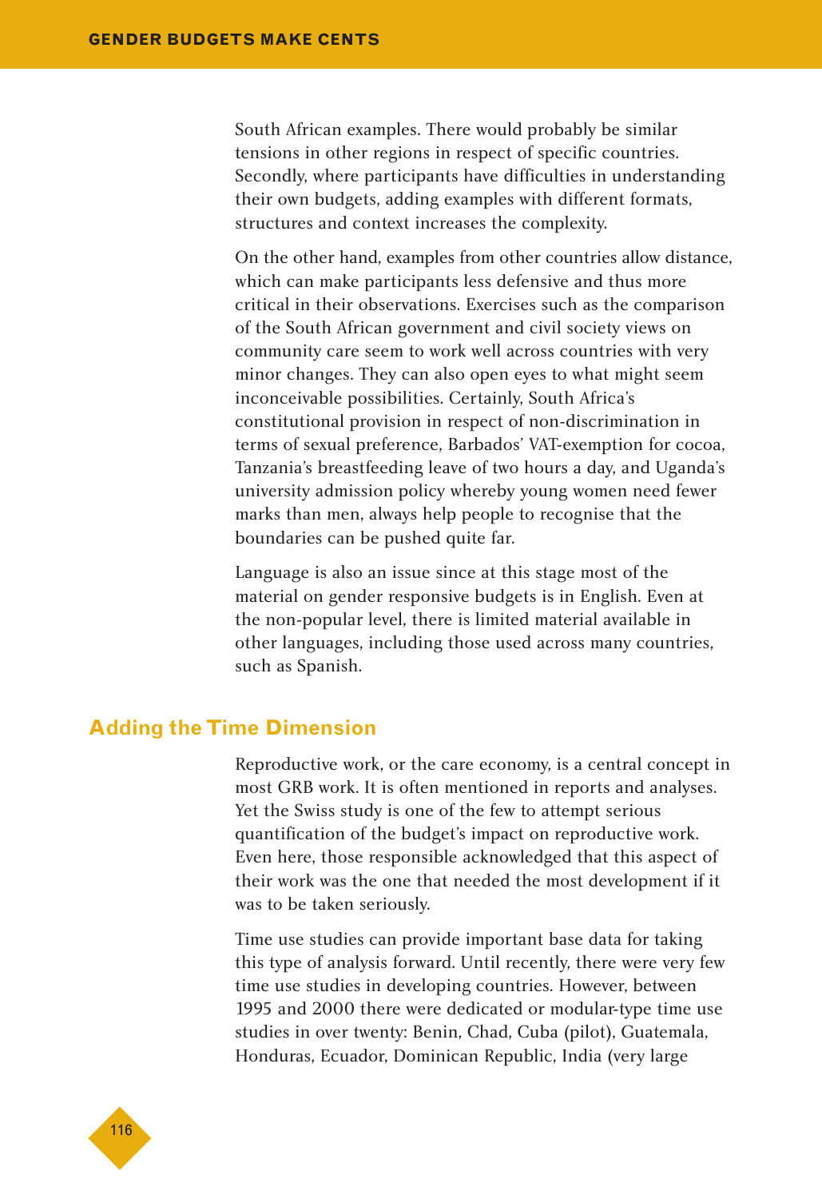South African examples. There would probably be similar tensions in other regions in respect of specific countries. Secondly, where participants have difficulties in understanding their own budgets, adding examples with different formats, structures and context increases the complexity.

On the other hand, examples from other countries allow distance, which can make participants less defensive and thus more critical in their observations. Exercises such as the comparison of the South African government and civil society views on community care seem to work well across countries with very minor changes. They can also open eyes to what might seem inconceivable possibilities. Certainly, South Africa's constitutional provision in respect of non-discrimination in terms of sexual preference, Barbados' VAT-exemption for cocoa, Tanzania's breastfeeding leave of two hours a day, and Uganda's university admission policy whereby young women need fewer marks than men, always help people to recognise that the boundaries can be pushed quite far.

Language is also an issue since at this stage most of the material on gender responsive budgets is in English. Even at the non-popular level, there is limited material available in other languages, including those used across many countries, such as Spanish.

## Adding the Time Dimension

Reproductive work, or the care economy, is a central concept in most GRB work. It is often mentioned in reports and analyses. Yet the Swiss study is one of the few to attempt serious quantification of the budget's impact on reproductive work. Even here, those responsible acknowledged that this aspect of their work was the one that needed the most development if it was to be taken seriously.

Time use studies can provide important base data for taking this type of analysis forward. Until recently, there were very few time use studies in developing countries. However, between 1995 and 2000 there were dedicated or modular-type time use studies in over twenty: Benin, Chad, Cuba (pilot), Guatemala, Honduras, Ecuador, Dominican Republic, India (very large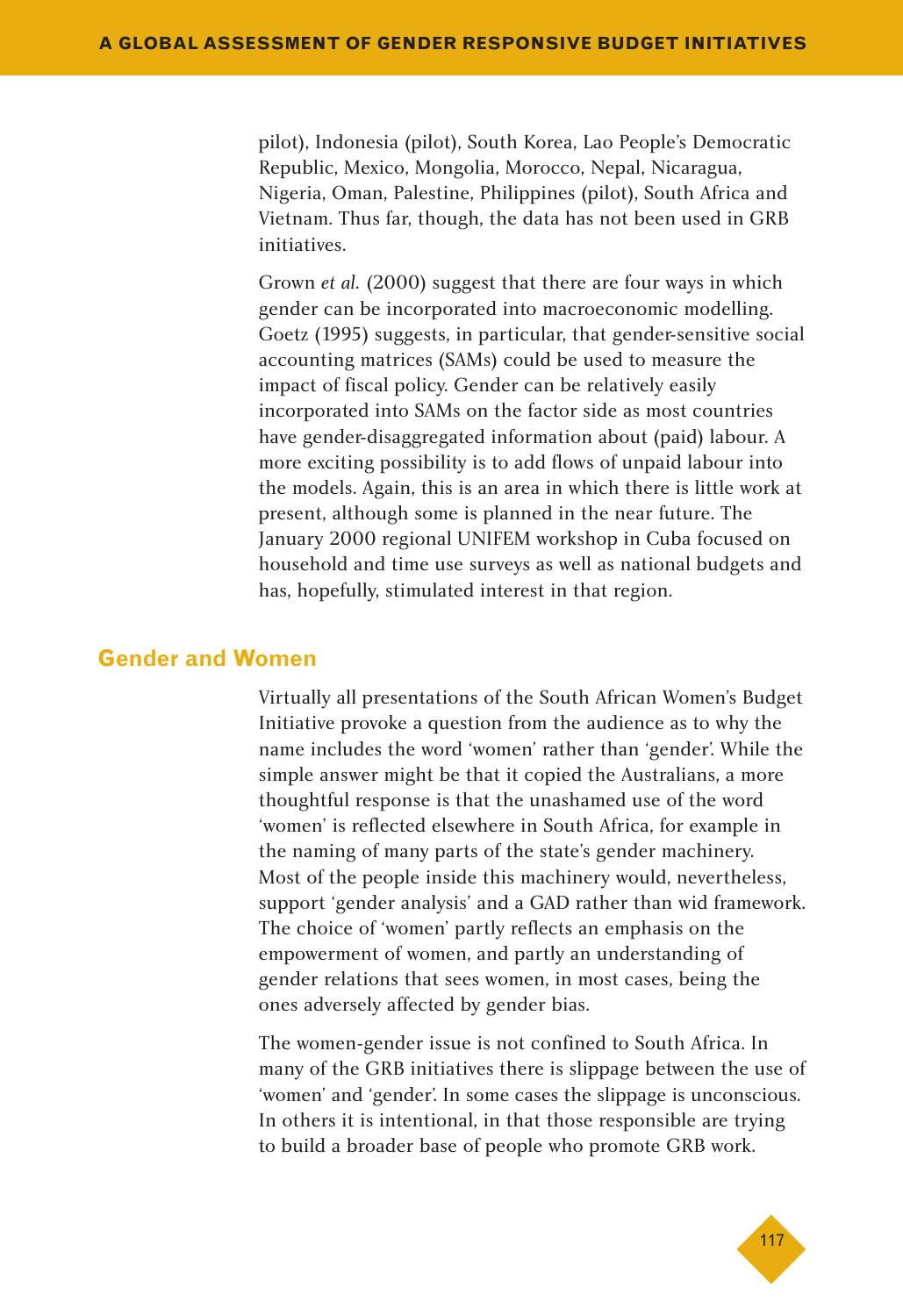pilot), Indonesia (pilot), South Korea, Lao People's Democratic Republic, Mexico, Mongolia, Morocco, Nepal, Nicaragua, Nigeria, Oman, Palestine, Philippines (pilot), South Africa and Vietnam. Thus far, though, the data has not been used in GRB initiatives.

Grown *et al.* (2000) suggest that there are four ways in which gender can be incorporated into macroeconomic modelling. Goetz (1995) suggests, in particular, that gender-sensitive social accounting matrices (SAMs) could be used to measure the impact of fiscal policy. Gender can be relatively easily incorporated into SAMs on the factor side as most countries have gender-disaggregated information about (paid) labour. A more exciting possibility is to add flows of unpaid labour into the models. Again, this is an area in which there is little work at present, although some is planned in the near future. The January 2000 regional UNIFEM workshop in Cuba focused on household and time use surveys as well as national budgets and has, hopefully, stimulated interest in that region.

## Gender and Women

Virtually all presentations of the South African Women's Budget Initiative provoke a question from the audience as to why the name includes the word 'women' rather than 'gender'. While the simple answer might be that it copied the Australians, a more thoughtful response is that the unashamed use of the word 'women' is reflected elsewhere in South Africa, for example in the naming of many parts of the state's gender machinery. Most of the people inside this machinery would, nevertheless, support 'gender analysis' and a GAD rather than wid framework. The choice of 'women' partly reflects an emphasis on the empowerment of women, and partly an understanding of gender relations that sees women, in most cases, being the ones adversely affected by gender bias.

The women-gender issue is not confined to South Africa. In many of the GRB initiatives there is slippage between the use of 'women' and 'gender'. In some cases the slippage is unconscious. In others it is intentional, in that those responsible are trying to build a broader base of people who promote GRB work.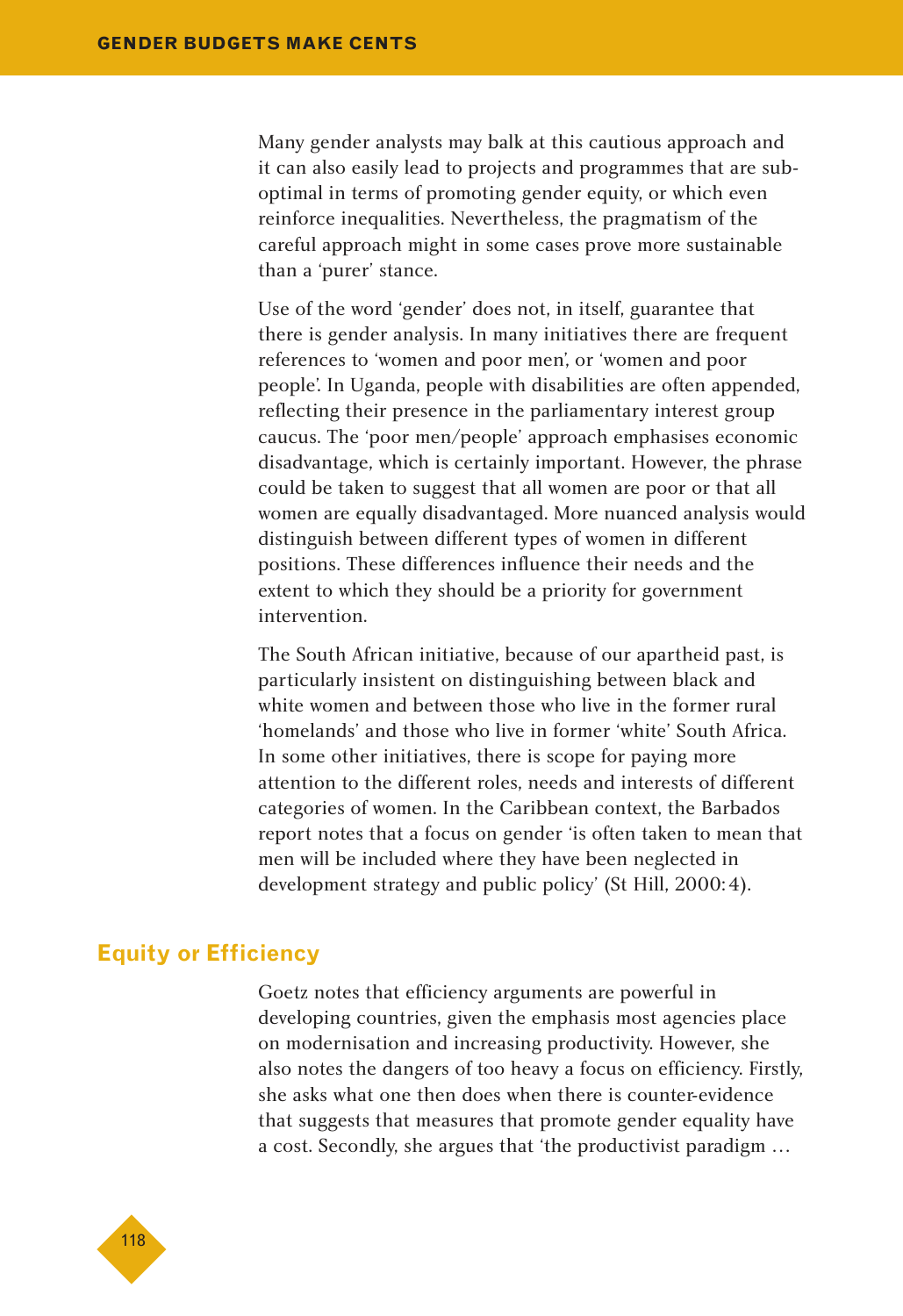Many gender analysts may balk at this cautious approach and it can also easily lead to projects and programmes that are sub-optimal in terms of promoting gender equity, or which even reinforce inequalities. Nevertheless, the pragmatism of the careful approach might in some cases prove more sustainable than a 'purer' stance.

Use of the word 'gender' does not, in itself, guarantee that there is gender analysis. In many initiatives there are frequent references to 'women and poor men', or 'women and poor people'. In Uganda, people with disabilities are often appended, reflecting their presence in the parliamentary interest group caucus. The 'poor men/people' approach emphasises economic disadvantage, which is certainly important. However, the phrase could be taken to suggest that all women are poor or that all women are equally disadvantaged. More nuanced analysis would distinguish between different types of women in different positions. These differences influence their needs and the extent to which they should be a priority for government intervention.

The South African initiative, because of our apartheid past, is particularly insistent on distinguishing between black and white women and between those who live in the former rural 'homelands' and those who live in former 'white' South Africa. In some other initiatives, there is scope for paying more attention to the different roles, needs and interests of different categories of women. In the Caribbean context, the Barbados report notes that a focus on gender 'is often taken to mean that men will be included where they have been neglected in development strategy and public policy' (St Hill, 2000: 4).

## Equity or Efficiency

Goetz notes that efficiency arguments are powerful in developing countries, given the emphasis most agencies place on modernisation and increasing productivity. However, she also notes the dangers of too heavy a focus on efficiency. Firstly, she asks what one then does when there is counter-evidence that suggests that measures that promote gender equality have a cost. Secondly, she argues that 'the productivist paradigm …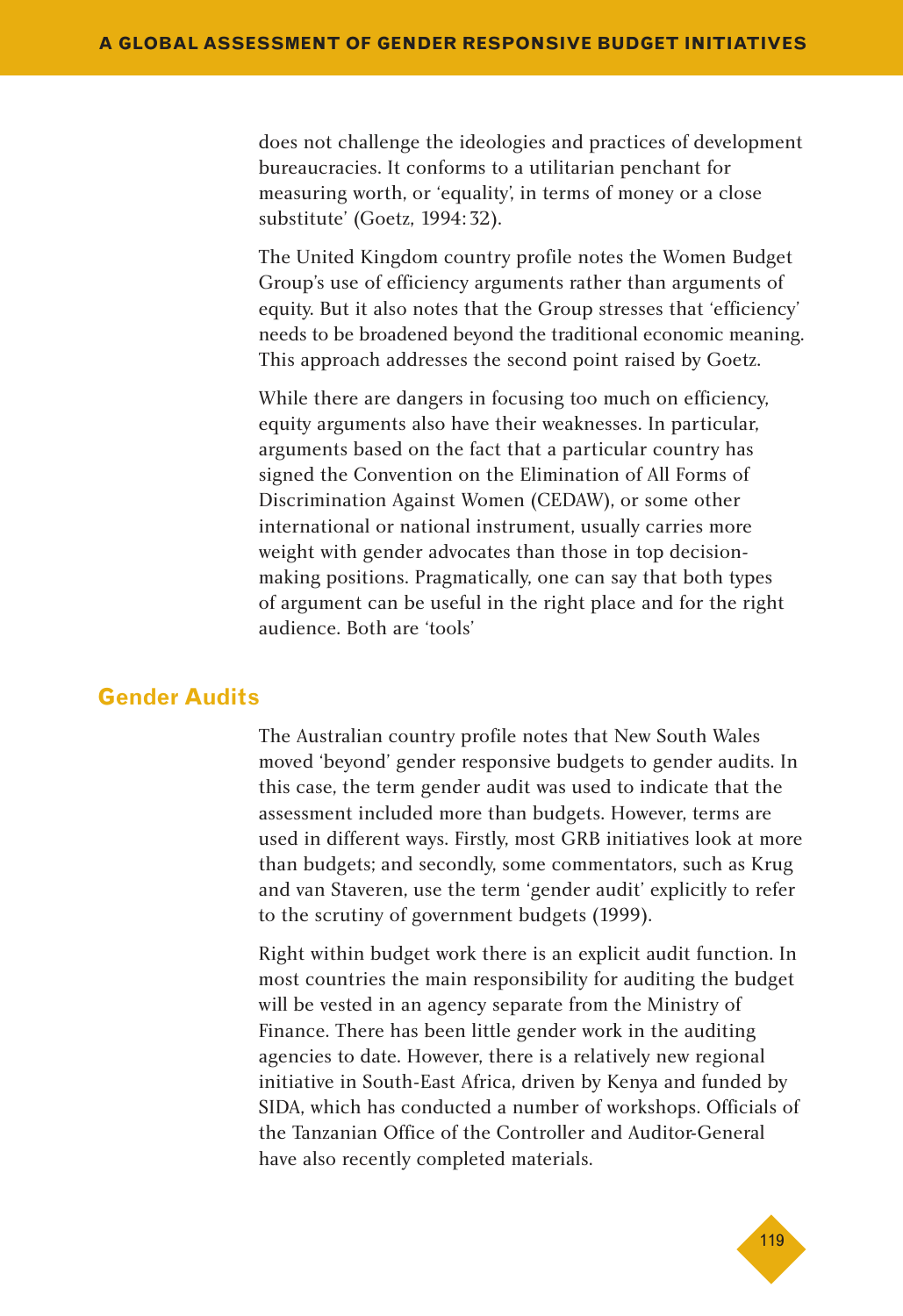does not challenge the ideologies and practices of development bureaucracies. It conforms to a utilitarian penchant for measuring worth, or 'equality', in terms of money or a close substitute' (Goetz, 1994: 32).

The United Kingdom country profile notes the Women Budget Group's use of efficiency arguments rather than arguments of equity. But it also notes that the Group stresses that 'efficiency' needs to be broadened beyond the traditional economic meaning. This approach addresses the second point raised by Goetz.

While there are dangers in focusing too much on efficiency, equity arguments also have their weaknesses. In particular, arguments based on the fact that a particular country has signed the Convention on the Elimination of All Forms of Discrimination Against Women (CEDAW), or some other international or national instrument, usually carries more weight with gender advocates than those in top decision-making positions. Pragmatically, one can say that both types of argument can be useful in the right place and for the right audience. Both are 'tools'

## Gender Audits

The Australian country profile notes that New South Wales moved 'beyond' gender responsive budgets to gender audits. In this case, the term gender audit was used to indicate that the assessment included more than budgets. However, terms are used in different ways. Firstly, most GRB initiatives look at more than budgets; and secondly, some commentators, such as Krug and van Staveren, use the term 'gender audit' explicitly to refer to the scrutiny of government budgets (1999).

Right within budget work there is an explicit audit function. In most countries the main responsibility for auditing the budget will be vested in an agency separate from the Ministry of Finance. There has been little gender work in the auditing agencies to date. However, there is a relatively new regional initiative in South-East Africa, driven by Kenya and funded by SIDA, which has conducted a number of workshops. Officials of the Tanzanian Office of the Controller and Auditor-General have also recently completed materials.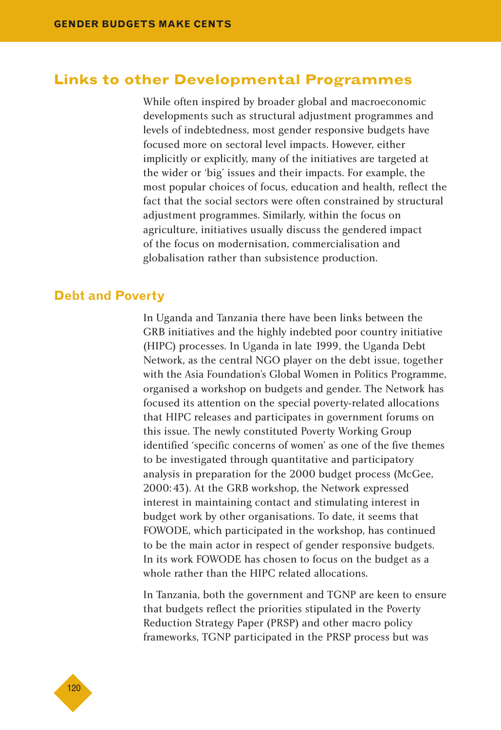## Links to other Developmental Programmes

While often inspired by broader global and macroeconomic developments such as structural adjustment programmes and levels of indebtedness, most gender responsive budgets have focused more on sectoral level impacts. However, either implicitly or explicitly, many of the initiatives are targeted at the wider or 'big' issues and their impacts. For example, the most popular choices of focus, education and health, reflect the fact that the social sectors were often constrained by structural adjustment programmes. Similarly, within the focus on agriculture, initiatives usually discuss the gendered impact of the focus on modernisation, commercialisation and globalisation rather than subsistence production.

### Debt and Poverty

In Uganda and Tanzania there have been links between the GRB initiatives and the highly indebted poor country initiative (HIPC) processes. In Uganda in late 1999, the Uganda Debt Network, as the central NGO player on the debt issue, together with the Asia Foundation's Global Women in Politics Programme, organised a workshop on budgets and gender. The Network has focused its attention on the special poverty-related allocations that HIPC releases and participates in government forums on this issue. The newly constituted Poverty Working Group identified 'specific concerns of women' as one of the five themes to be investigated through quantitative and participatory analysis in preparation for the 2000 budget process (McGee, 2000: 43). At the GRB workshop, the Network expressed interest in maintaining contact and stimulating interest in budget work by other organisations. To date, it seems that FOWODE, which participated in the workshop, has continued to be the main actor in respect of gender responsive budgets. In its work FOWODE has chosen to focus on the budget as a whole rather than the HIPC related allocations.

In Tanzania, both the government and TGNP are keen to ensure that budgets reflect the priorities stipulated in the Poverty Reduction Strategy Paper (PRSP) and other macro policy frameworks, TGNP participated in the PRSP process but was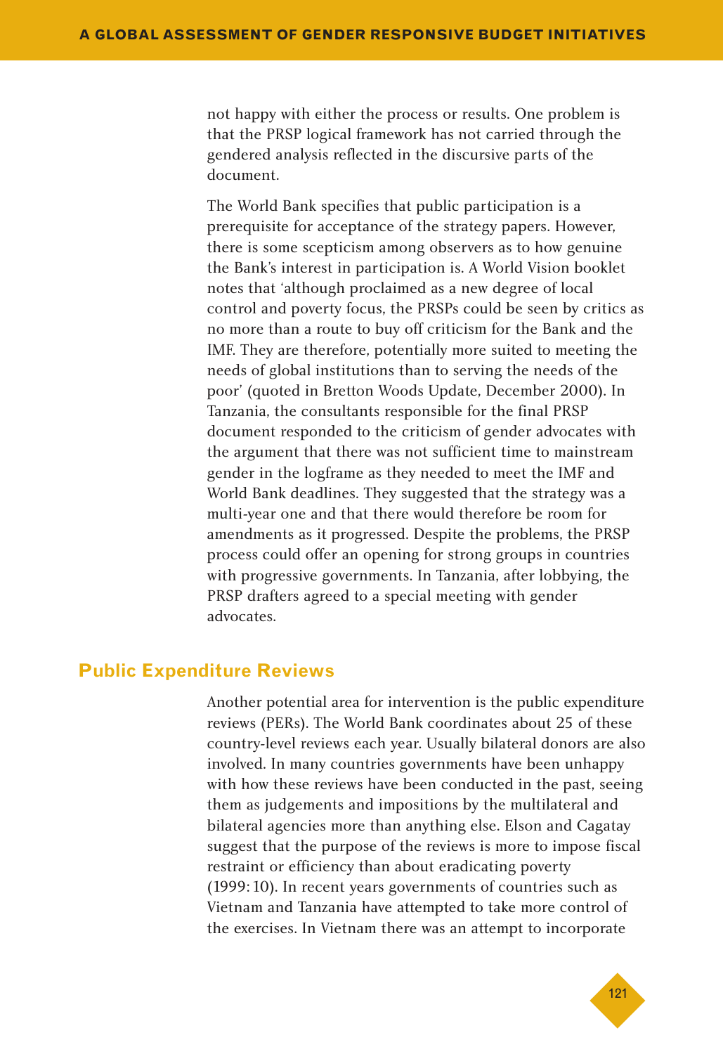not happy with either the process or results. One problem is that the PRSP logical framework has not carried through the gendered analysis reflected in the discursive parts of the document.

The World Bank specifies that public participation is a prerequisite for acceptance of the strategy papers. However, there is some scepticism among observers as to how genuine the Bank's interest in participation is. A World Vision booklet notes that 'although proclaimed as a new degree of local control and poverty focus, the PRSPs could be seen by critics as no more than a route to buy off criticism for the Bank and the IMF. They are therefore, potentially more suited to meeting the needs of global institutions than to serving the needs of the poor' (quoted in Bretton Woods Update, December 2000). In Tanzania, the consultants responsible for the final PRSP document responded to the criticism of gender advocates with the argument that there was not sufficient time to mainstream gender in the logframe as they needed to meet the IMF and World Bank deadlines. They suggested that the strategy was a multi-year one and that there would therefore be room for amendments as it progressed. Despite the problems, the PRSP process could offer an opening for strong groups in countries with progressive governments. In Tanzania, after lobbying, the PRSP drafters agreed to a special meeting with gender advocates.

## Public Expenditure Reviews

Another potential area for intervention is the public expenditure reviews (PERs). The World Bank coordinates about 25 of these country-level reviews each year. Usually bilateral donors are also involved. In many countries governments have been unhappy with how these reviews have been conducted in the past, seeing them as judgements and impositions by the multilateral and bilateral agencies more than anything else. Elson and Cagatay suggest that the purpose of the reviews is more to impose fiscal restraint or efficiency than about eradicating poverty (1999: 10). In recent years governments of countries such as Vietnam and Tanzania have attempted to take more control of the exercises. In Vietnam there was an attempt to incorporate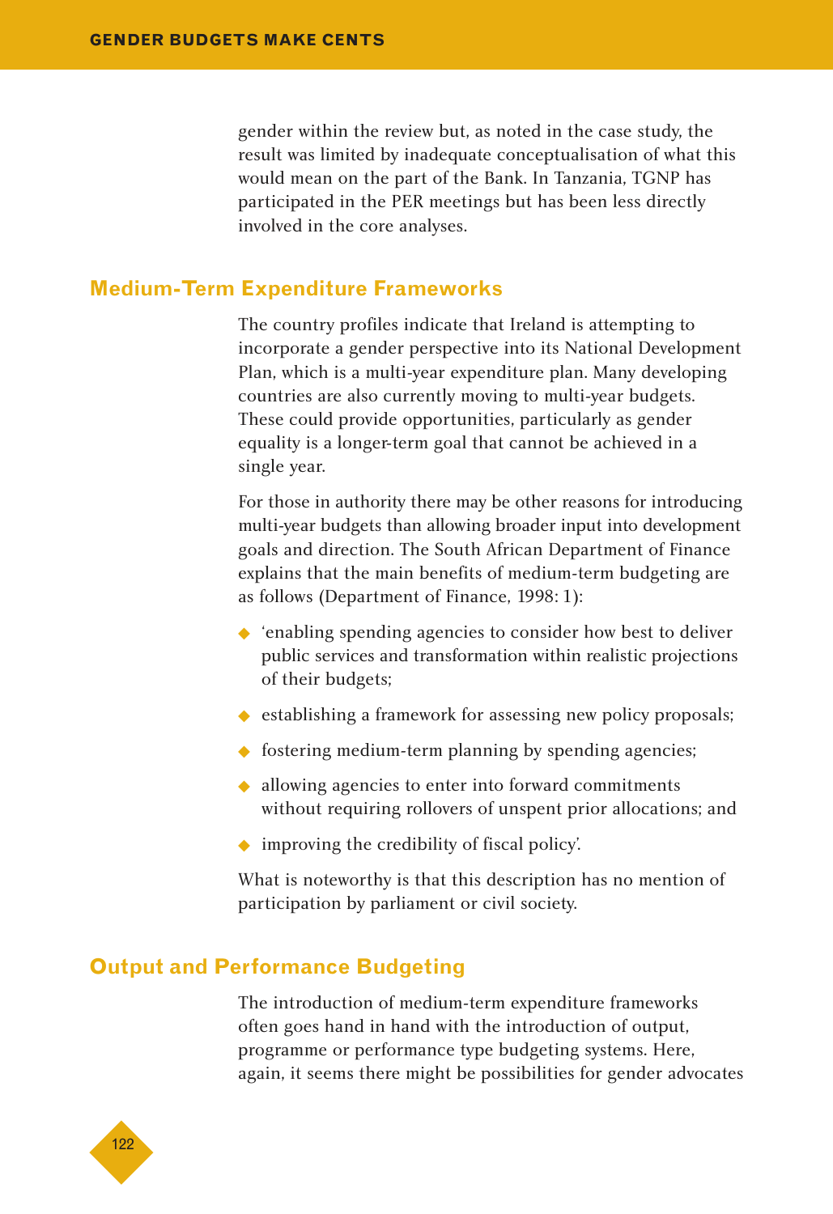gender within the review but, as noted in the case study, the result was limited by inadequate conceptualisation of what this would mean on the part of the Bank. In Tanzania, TGNP has participated in the PER meetings but has been less directly involved in the core analyses.

## Medium-Term Expenditure Frameworks

The country profiles indicate that Ireland is attempting to incorporate a gender perspective into its National Development Plan, which is a multi-year expenditure plan. Many developing countries are also currently moving to multi-year budgets. These could provide opportunities, particularly as gender equality is a longer-term goal that cannot be achieved in a single year.

For those in authority there may be other reasons for introducing multi-year budgets than allowing broader input into development goals and direction. The South African Department of Finance explains that the main benefits of medium-term budgeting are as follows (Department of Finance, 1998: 1):

- 'enabling spending agencies to consider how best to deliver public services and transformation within realistic projections of their budgets;
- establishing a framework for assessing new policy proposals;
- fostering medium-term planning by spending agencies;
- allowing agencies to enter into forward commitments without requiring rollovers of unspent prior allocations; and
- improving the credibility of fiscal policy'.

What is noteworthy is that this description has no mention of participation by parliament or civil society.

## Output and Performance Budgeting

The introduction of medium-term expenditure frameworks often goes hand in hand with the introduction of output, programme or performance type budgeting systems. Here, again, it seems there might be possibilities for gender advocates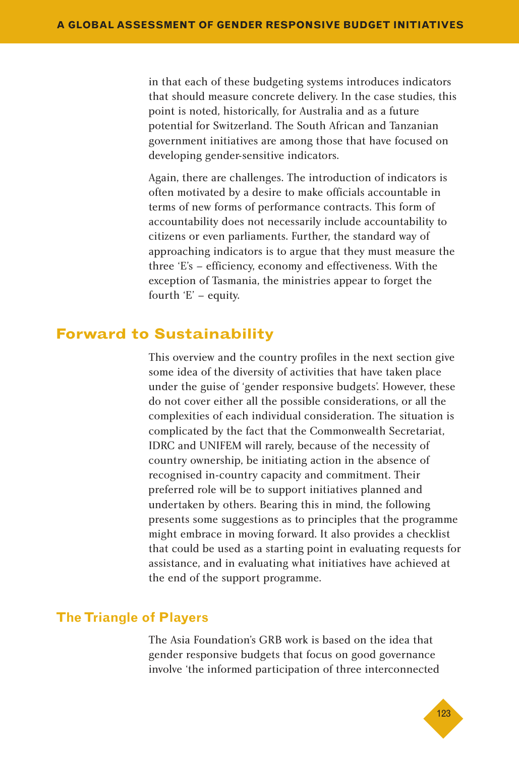in that each of these budgeting systems introduces indicators that should measure concrete delivery. In the case studies, this point is noted, historically, for Australia and as a future potential for Switzerland. The South African and Tanzanian government initiatives are among those that have focused on developing gender-sensitive indicators.

Again, there are challenges. The introduction of indicators is often motivated by a desire to make officials accountable in terms of new forms of performance contracts. This form of accountability does not necessarily include accountability to citizens or even parliaments. Further, the standard way of approaching indicators is to argue that they must measure the three 'E's – efficiency, economy and effectiveness. With the exception of Tasmania, the ministries appear to forget the fourth 'E' – equity.

## Forward to Sustainability

This overview and the country profiles in the next section give some idea of the diversity of activities that have taken place under the guise of 'gender responsive budgets'. However, these do not cover either all the possible considerations, or all the complexities of each individual consideration. The situation is complicated by the fact that the Commonwealth Secretariat, IDRC and UNIFEM will rarely, because of the necessity of country ownership, be initiating action in the absence of recognised in-country capacity and commitment. Their preferred role will be to support initiatives planned and undertaken by others. Bearing this in mind, the following presents some suggestions as to principles that the programme might embrace in moving forward. It also provides a checklist that could be used as a starting point in evaluating requests for assistance, and in evaluating what initiatives have achieved at the end of the support programme.

### The Triangle of Players

The Asia Foundation's GRB work is based on the idea that gender responsive budgets that focus on good governance involve 'the informed participation of three interconnected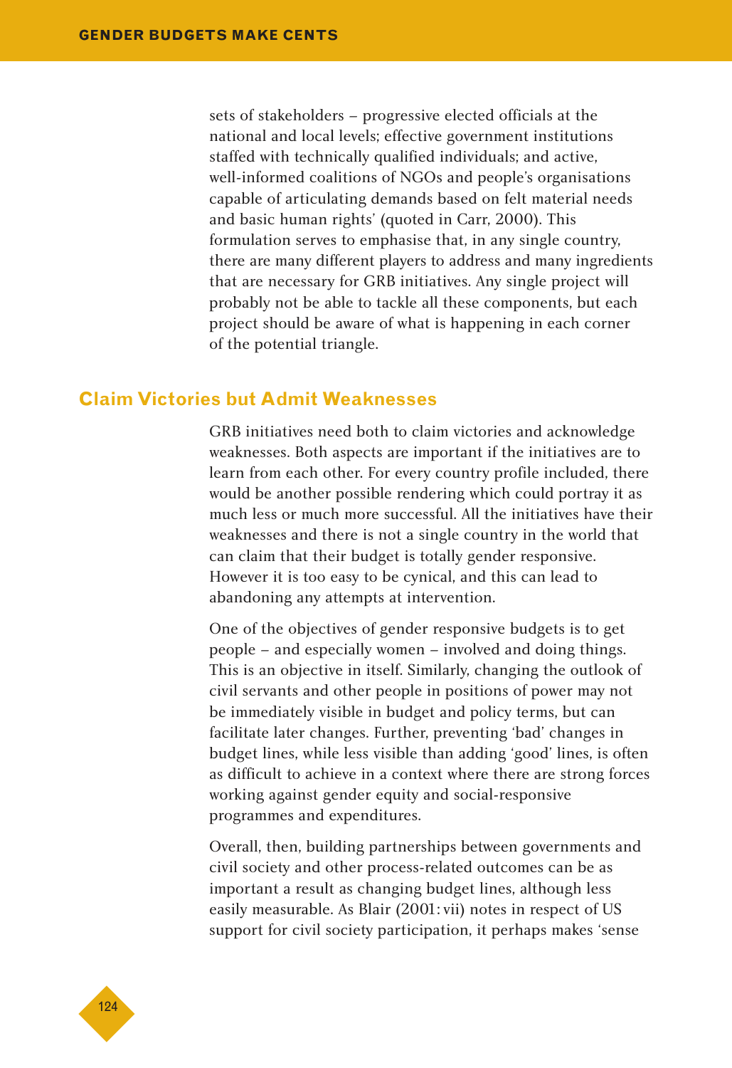sets of stakeholders – progressive elected officials at the national and local levels; effective government institutions staffed with technically qualified individuals; and active, well-informed coalitions of NGOs and people's organisations capable of articulating demands based on felt material needs and basic human rights' (quoted in Carr, 2000). This formulation serves to emphasise that, in any single country, there are many different players to address and many ingredients that are necessary for GRB initiatives. Any single project will probably not be able to tackle all these components, but each project should be aware of what is happening in each corner of the potential triangle.

## Claim Victories but Admit Weaknesses

GRB initiatives need both to claim victories and acknowledge weaknesses. Both aspects are important if the initiatives are to learn from each other. For every country profile included, there would be another possible rendering which could portray it as much less or much more successful. All the initiatives have their weaknesses and there is not a single country in the world that can claim that their budget is totally gender responsive. However it is too easy to be cynical, and this can lead to abandoning any attempts at intervention.

One of the objectives of gender responsive budgets is to get people – and especially women – involved and doing things. This is an objective in itself. Similarly, changing the outlook of civil servants and other people in positions of power may not be immediately visible in budget and policy terms, but can facilitate later changes. Further, preventing 'bad' changes in budget lines, while less visible than adding 'good' lines, is often as difficult to achieve in a context where there are strong forces working against gender equity and social-responsive programmes and expenditures.

Overall, then, building partnerships between governments and civil society and other process-related outcomes can be as important a result as changing budget lines, although less easily measurable. As Blair (2001: vii) notes in respect of US support for civil society participation, it perhaps makes 'sense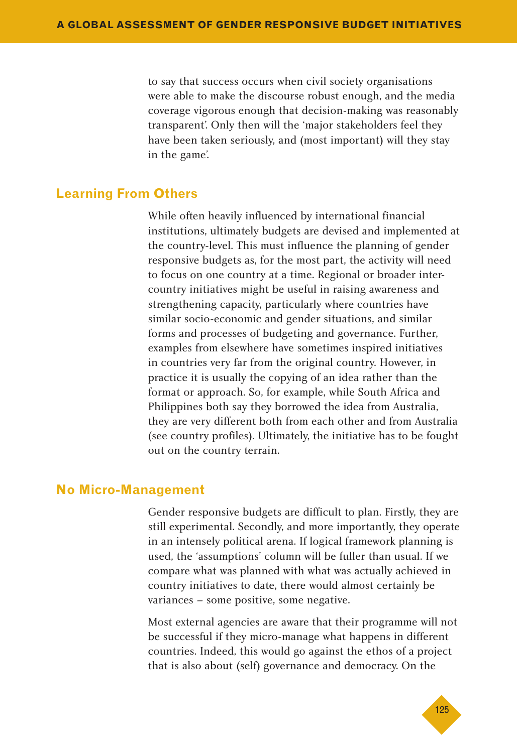to say that success occurs when civil society organisations were able to make the discourse robust enough, and the media coverage vigorous enough that decision-making was reasonably transparent'. Only then will the 'major stakeholders feel they have been taken seriously, and (most important) will they stay in the game'.

## Learning From Others

While often heavily influenced by international financial institutions, ultimately budgets are devised and implemented at the country-level. This must influence the planning of gender responsive budgets as, for the most part, the activity will need to focus on one country at a time. Regional or broader inter-country initiatives might be useful in raising awareness and strengthening capacity, particularly where countries have similar socio-economic and gender situations, and similar forms and processes of budgeting and governance. Further, examples from elsewhere have sometimes inspired initiatives in countries very far from the original country. However, in practice it is usually the copying of an idea rather than the format or approach. So, for example, while South Africa and Philippines both say they borrowed the idea from Australia, they are very different both from each other and from Australia (see country profiles). Ultimately, the initiative has to be fought out on the country terrain.

## No Micro-Management

Gender responsive budgets are difficult to plan. Firstly, they are still experimental. Secondly, and more importantly, they operate in an intensely political arena. If logical framework planning is used, the 'assumptions' column will be fuller than usual. If we compare what was planned with what was actually achieved in country initiatives to date, there would almost certainly be variances – some positive, some negative.

Most external agencies are aware that their programme will not be successful if they micro-manage what happens in different countries. Indeed, this would go against the ethos of a project that is also about (self) governance and democracy. On the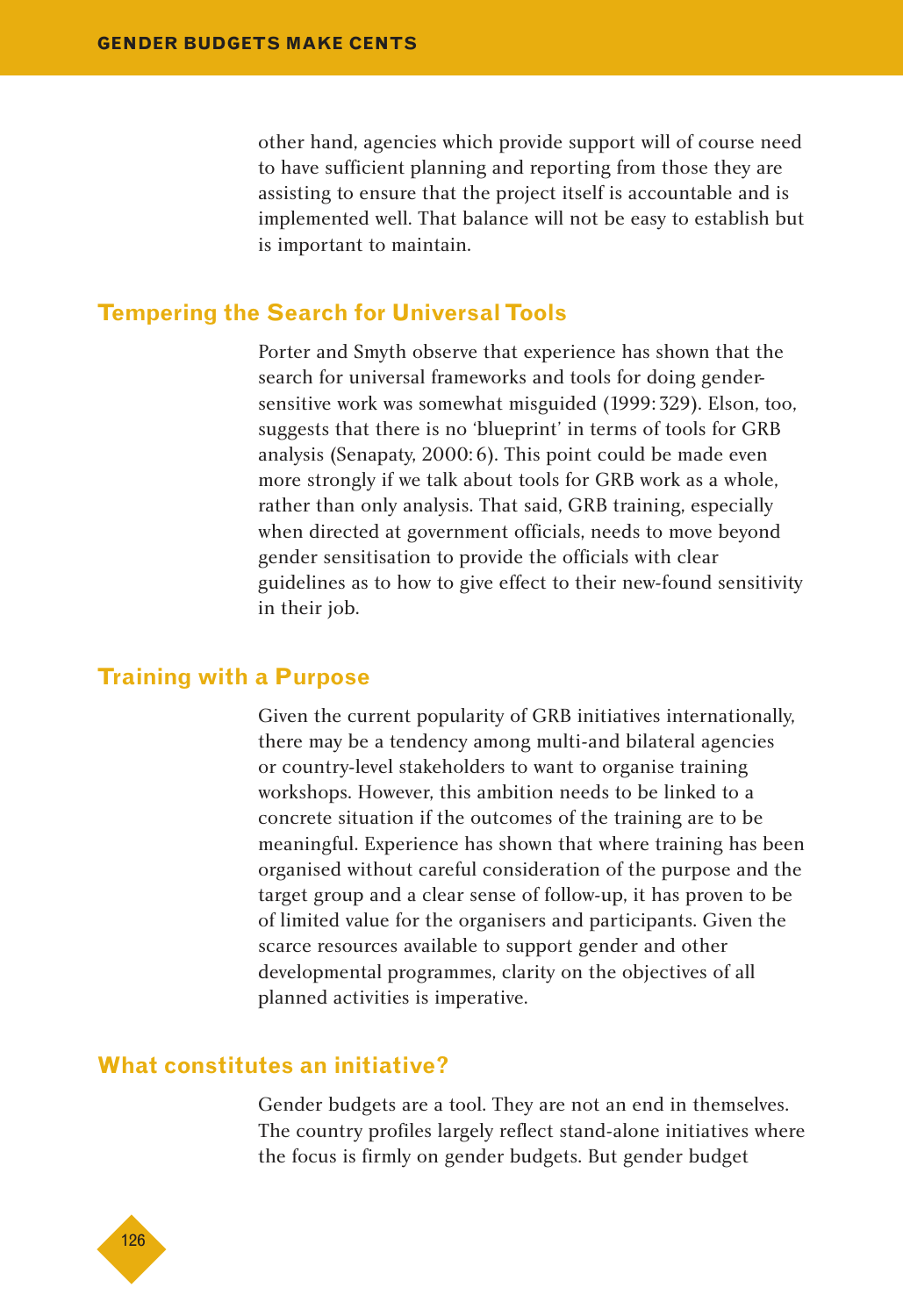other hand, agencies which provide support will of course need to have sufficient planning and reporting from those they are assisting to ensure that the project itself is accountable and is implemented well. That balance will not be easy to establish but is important to maintain.

## Tempering the Search for Universal Tools

Porter and Smyth observe that experience has shown that the search for universal frameworks and tools for doing gender-sensitive work was somewhat misguided (1999: 329). Elson, too, suggests that there is no 'blueprint' in terms of tools for GRB analysis (Senapaty, 2000: 6). This point could be made even more strongly if we talk about tools for GRB work as a whole, rather than only analysis. That said, GRB training, especially when directed at government officials, needs to move beyond gender sensitisation to provide the officials with clear guidelines as to how to give effect to their new-found sensitivity in their job.

## Training with a Purpose

Given the current popularity of GRB initiatives internationally, there may be a tendency among multi-and bilateral agencies or country-level stakeholders to want to organise training workshops. However, this ambition needs to be linked to a concrete situation if the outcomes of the training are to be meaningful. Experience has shown that where training has been organised without careful consideration of the purpose and the target group and a clear sense of follow-up, it has proven to be of limited value for the organisers and participants. Given the scarce resources available to support gender and other developmental programmes, clarity on the objectives of all planned activities is imperative.

## What constitutes an initiative?

Gender budgets are a tool. They are not an end in themselves. The country profiles largely reflect stand-alone initiatives where the focus is firmly on gender budgets. But gender budget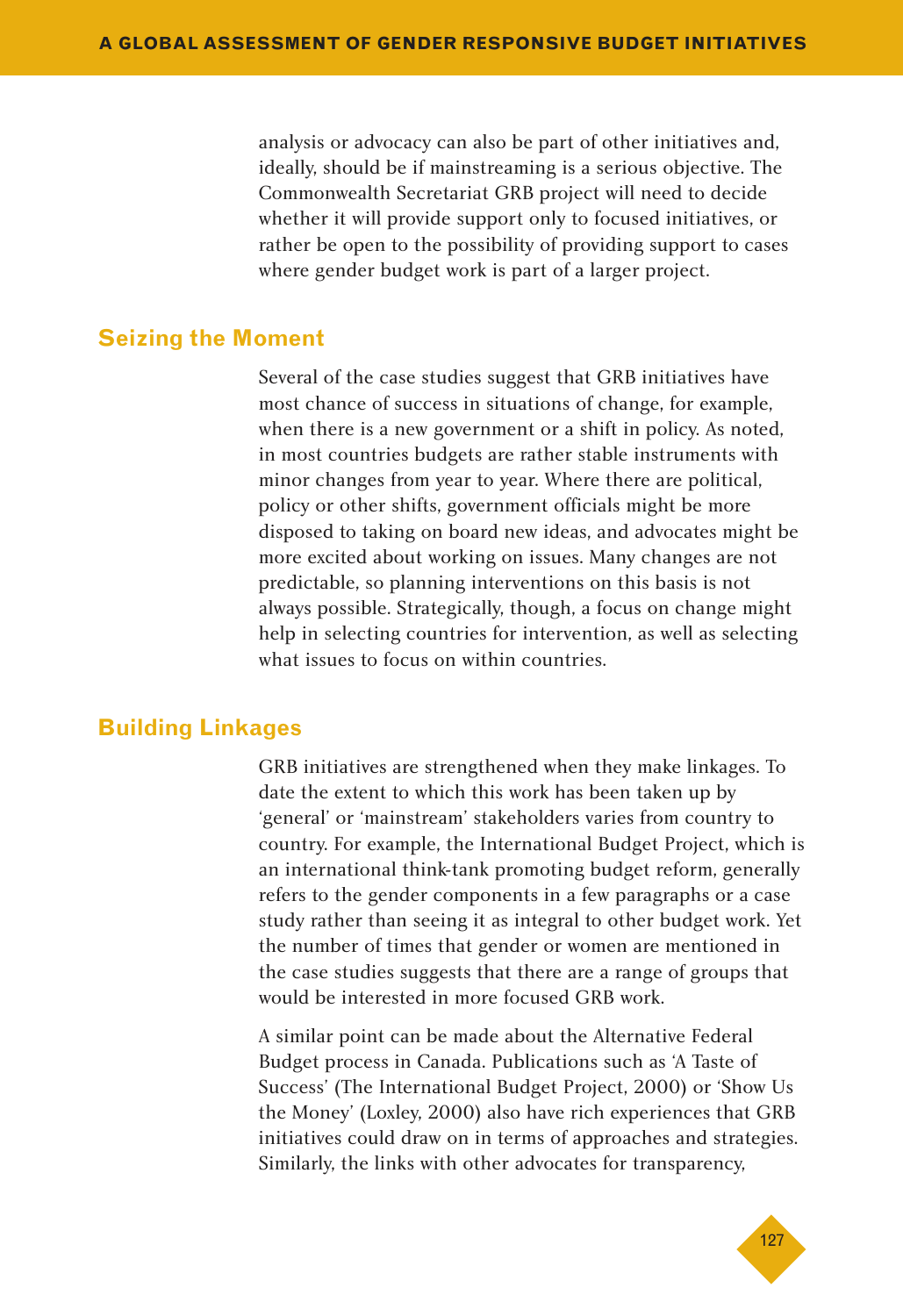analysis or advocacy can also be part of other initiatives and, ideally, should be if mainstreaming is a serious objective. The Commonwealth Secretariat GRB project will need to decide whether it will provide support only to focused initiatives, or rather be open to the possibility of providing support to cases where gender budget work is part of a larger project.

## Seizing the Moment

Several of the case studies suggest that GRB initiatives have most chance of success in situations of change, for example, when there is a new government or a shift in policy. As noted, in most countries budgets are rather stable instruments with minor changes from year to year. Where there are political, policy or other shifts, government officials might be more disposed to taking on board new ideas, and advocates might be more excited about working on issues. Many changes are not predictable, so planning interventions on this basis is not always possible. Strategically, though, a focus on change might help in selecting countries for intervention, as well as selecting what issues to focus on within countries.

## Building Linkages

GRB initiatives are strengthened when they make linkages. To date the extent to which this work has been taken up by 'general' or 'mainstream' stakeholders varies from country to country. For example, the International Budget Project, which is an international think-tank promoting budget reform, generally refers to the gender components in a few paragraphs or a case study rather than seeing it as integral to other budget work. Yet the number of times that gender or women are mentioned in the case studies suggests that there are a range of groups that would be interested in more focused GRB work.

A similar point can be made about the Alternative Federal Budget process in Canada. Publications such as 'A Taste of Success' (The International Budget Project, 2000) or 'Show Us the Money' (Loxley, 2000) also have rich experiences that GRB initiatives could draw on in terms of approaches and strategies. Similarly, the links with other advocates for transparency,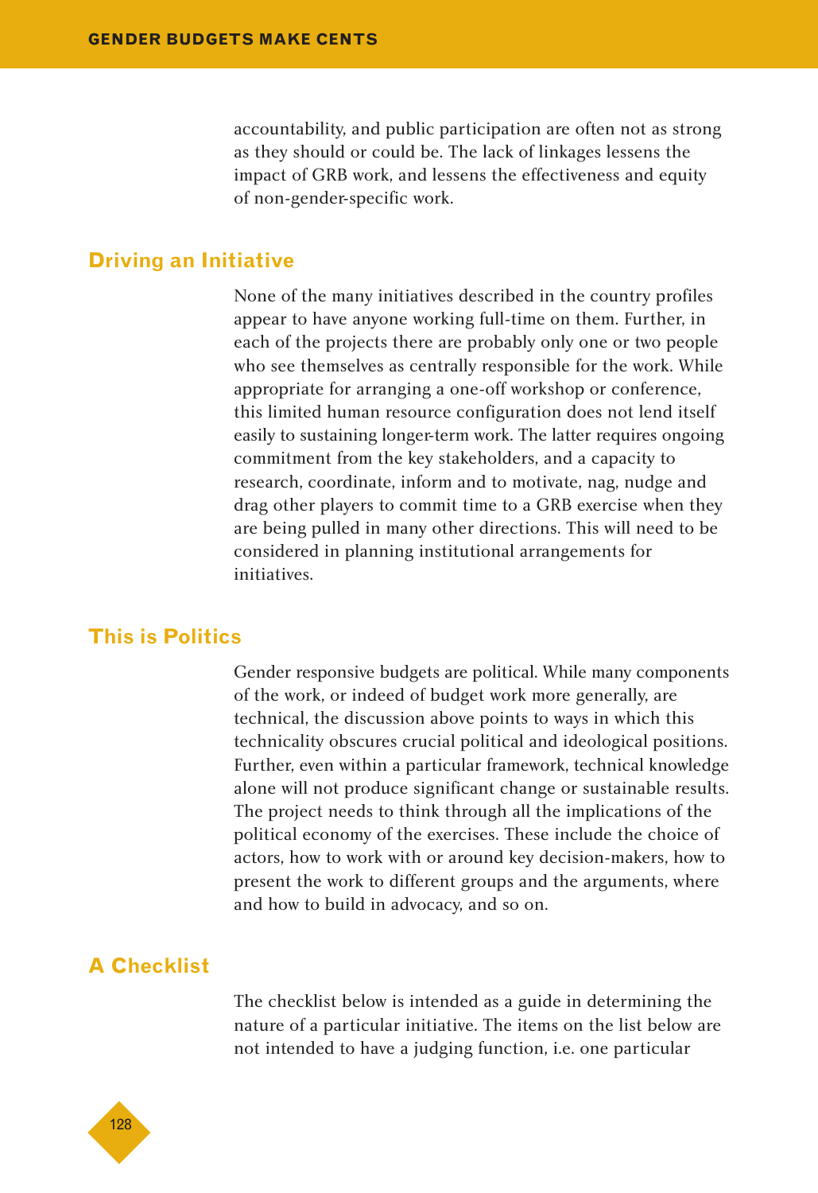accountability, and public participation are often not as strong as they should or could be. The lack of linkages lessens the impact of GRB work, and lessens the effectiveness and equity of non-gender-specific work.

## Driving an Initiative

None of the many initiatives described in the country profiles appear to have anyone working full-time on them. Further, in each of the projects there are probably only one or two people who see themselves as centrally responsible for the work. While appropriate for arranging a one-off workshop or conference, this limited human resource configuration does not lend itself easily to sustaining longer-term work. The latter requires ongoing commitment from the key stakeholders, and a capacity to research, coordinate, inform and to motivate, nag, nudge and drag other players to commit time to a GRB exercise when they are being pulled in many other directions. This will need to be considered in planning institutional arrangements for initiatives.

## This is Politics

Gender responsive budgets are political. While many components of the work, or indeed of budget work more generally, are technical, the discussion above points to ways in which this technicality obscures crucial political and ideological positions. Further, even within a particular framework, technical knowledge alone will not produce significant change or sustainable results. The project needs to think through all the implications of the political economy of the exercises. These include the choice of actors, how to work with or around key decision-makers, how to present the work to different groups and the arguments, where and how to build in advocacy, and so on.

## A Checklist

The checklist below is intended as a guide in determining the nature of a particular initiative. The items on the list below are not intended to have a judging function, i.e. one particular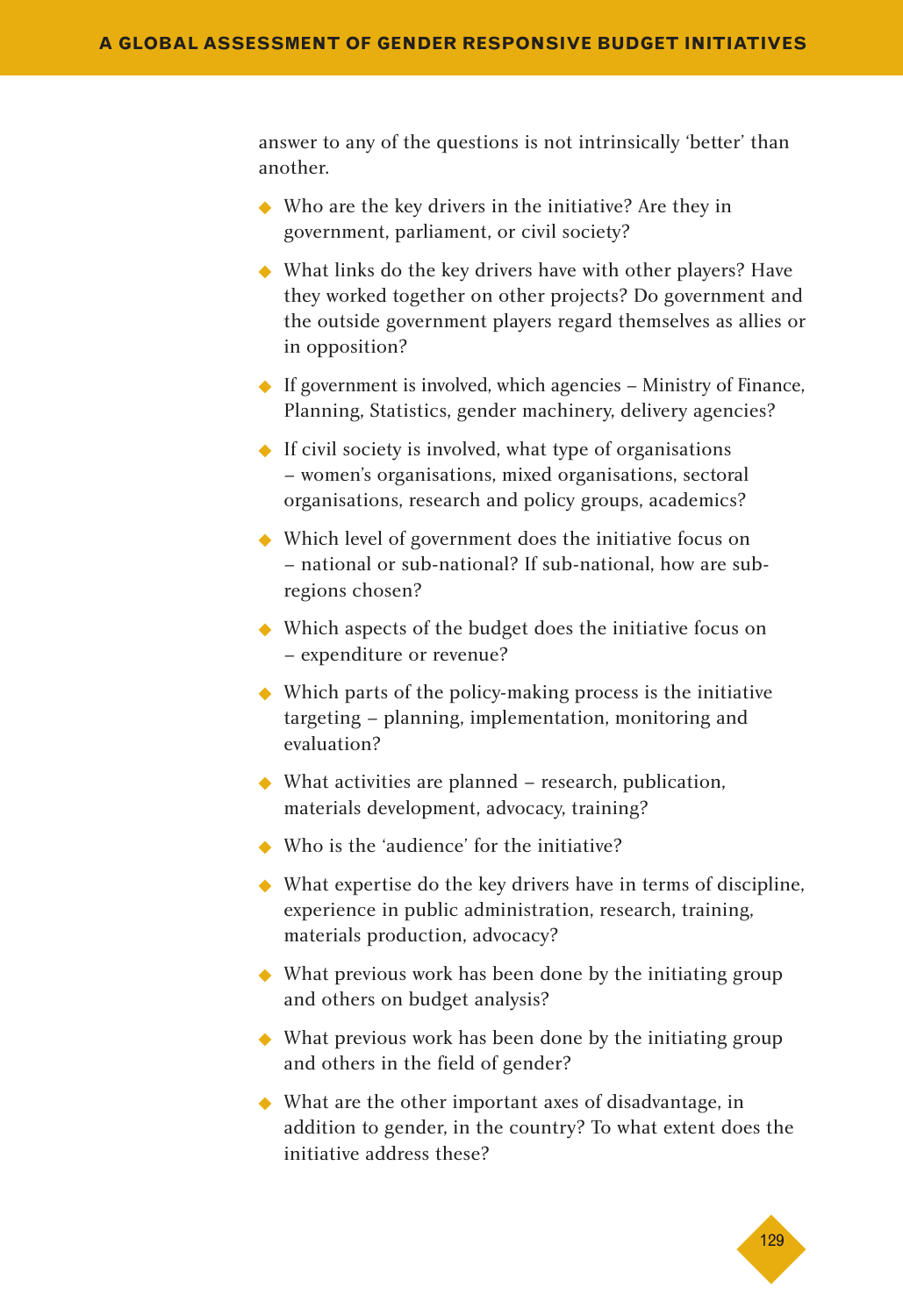answer to any of the questions is not intrinsically 'better' than another.

- Who are the key drivers in the initiative? Are they in government, parliament, or civil society?
- What links do the key drivers have with other players? Have they worked together on other projects? Do government and the outside government players regard themselves as allies or in opposition?
- If government is involved, which agencies – Ministry of Finance, Planning, Statistics, gender machinery, delivery agencies?
- If civil society is involved, what type of organisations – women's organisations, mixed organisations, sectoral organisations, research and policy groups, academics?
- Which level of government does the initiative focus on – national or sub-national? If sub-national, how are sub-regions chosen?
- Which aspects of the budget does the initiative focus on – expenditure or revenue?
- Which parts of the policy-making process is the initiative targeting – planning, implementation, monitoring and evaluation?
- What activities are planned – research, publication, materials development, advocacy, training?
- Who is the 'audience' for the initiative?
- What expertise do the key drivers have in terms of discipline, experience in public administration, research, training, materials production, advocacy?
- What previous work has been done by the initiating group and others on budget analysis?
- What previous work has been done by the initiating group and others in the field of gender?
- What are the other important axes of disadvantage, in addition to gender, in the country? To what extent does the initiative address these?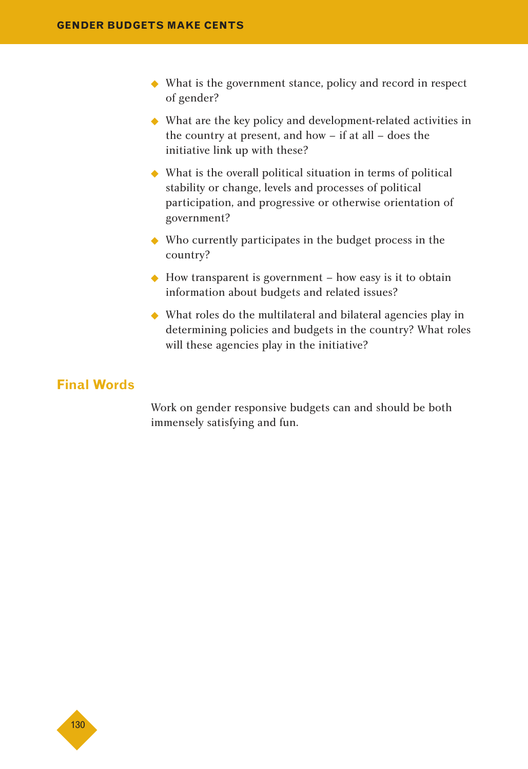- What is the government stance, policy and record in respect of gender?
- What are the key policy and development-related activities in the country at present, and how – if at all – does the initiative link up with these?
- What is the overall political situation in terms of political stability or change, levels and processes of political participation, and progressive or otherwise orientation of government?
- Who currently participates in the budget process in the country?
- How transparent is government – how easy is it to obtain information about budgets and related issues?
- What roles do the multilateral and bilateral agencies play in determining policies and budgets in the country? What roles will these agencies play in the initiative?

## Final Words

Work on gender responsive budgets can and should be both immensely satisfying and fun.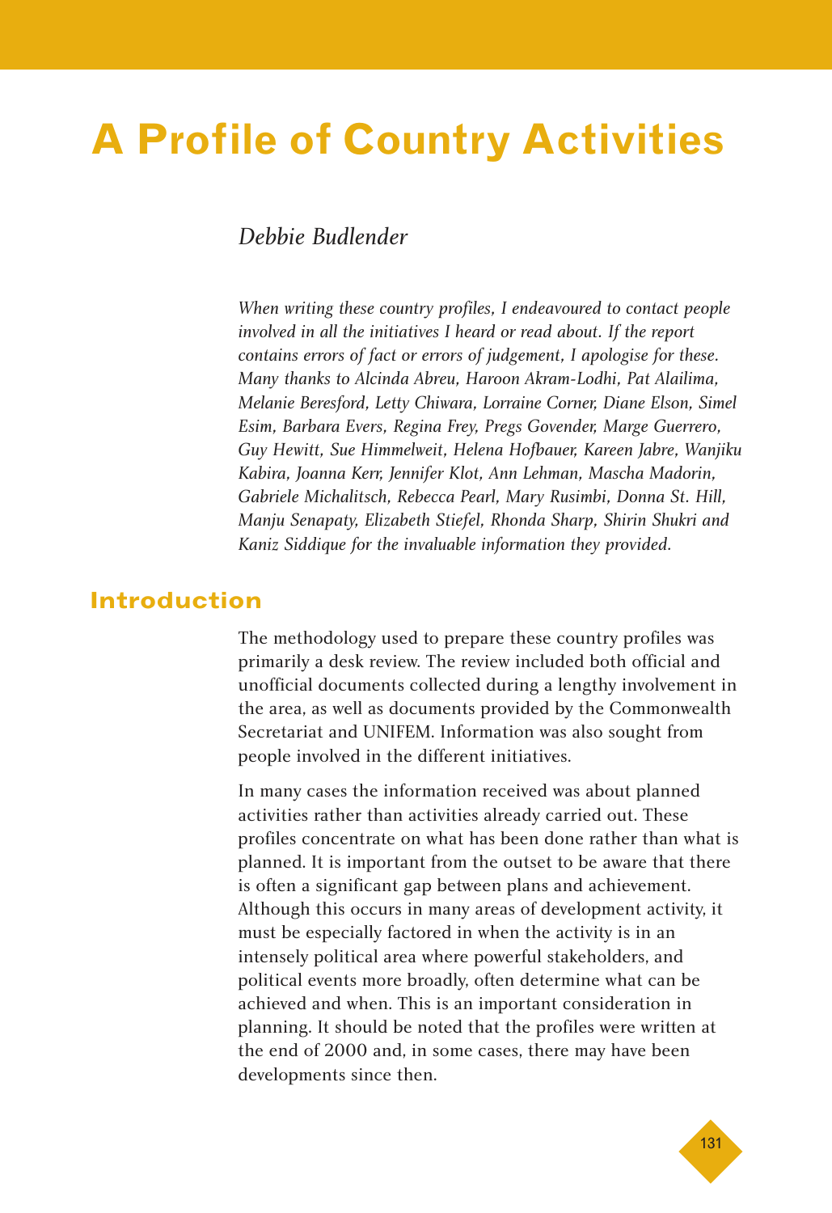# A Profile of Country Activities

*Debbie Budlender*

*When writing these country profiles, I endeavoured to contact people involved in all the initiatives I heard or read about. If the report contains errors of fact or errors of judgement, I apologise for these. Many thanks to Alcinda Abreu, Haroon Akram-Lodhi, Pat Alailima, Melanie Beresford, Letty Chiwara, Lorraine Corner, Diane Elson, Simel Esim, Barbara Evers, Regina Frey, Pregs Govender, Marge Guerrero, Guy Hewitt, Sue Himmelweit, Helena Hofbauer, Kareen Jabre, Wanjiku Kabira, Joanna Kerr, Jennifer Klot, Ann Lehman, Mascha Madorin, Gabriele Michalitsch, Rebecca Pearl, Mary Rusimbi, Donna St. Hill, Manju Senapaty, Elizabeth Stiefel, Rhonda Sharp, Shirin Shukri and Kaniz Siddique for the invaluable information they provided.*

## Introduction

The methodology used to prepare these country profiles was primarily a desk review. The review included both official and unofficial documents collected during a lengthy involvement in the area, as well as documents provided by the Commonwealth Secretariat and UNIFEM. Information was also sought from people involved in the different initiatives.

In many cases the information received was about planned activities rather than activities already carried out. These profiles concentrate on what has been done rather than what is planned. It is important from the outset to be aware that there is often a significant gap between plans and achievement. Although this occurs in many areas of development activity, it must be especially factored in when the activity is in an intensely political area where powerful stakeholders, and political events more broadly, often determine what can be achieved and when. This is an important consideration in planning. It should be noted that the profiles were written at the end of 2000 and, in some cases, there may have been developments since then.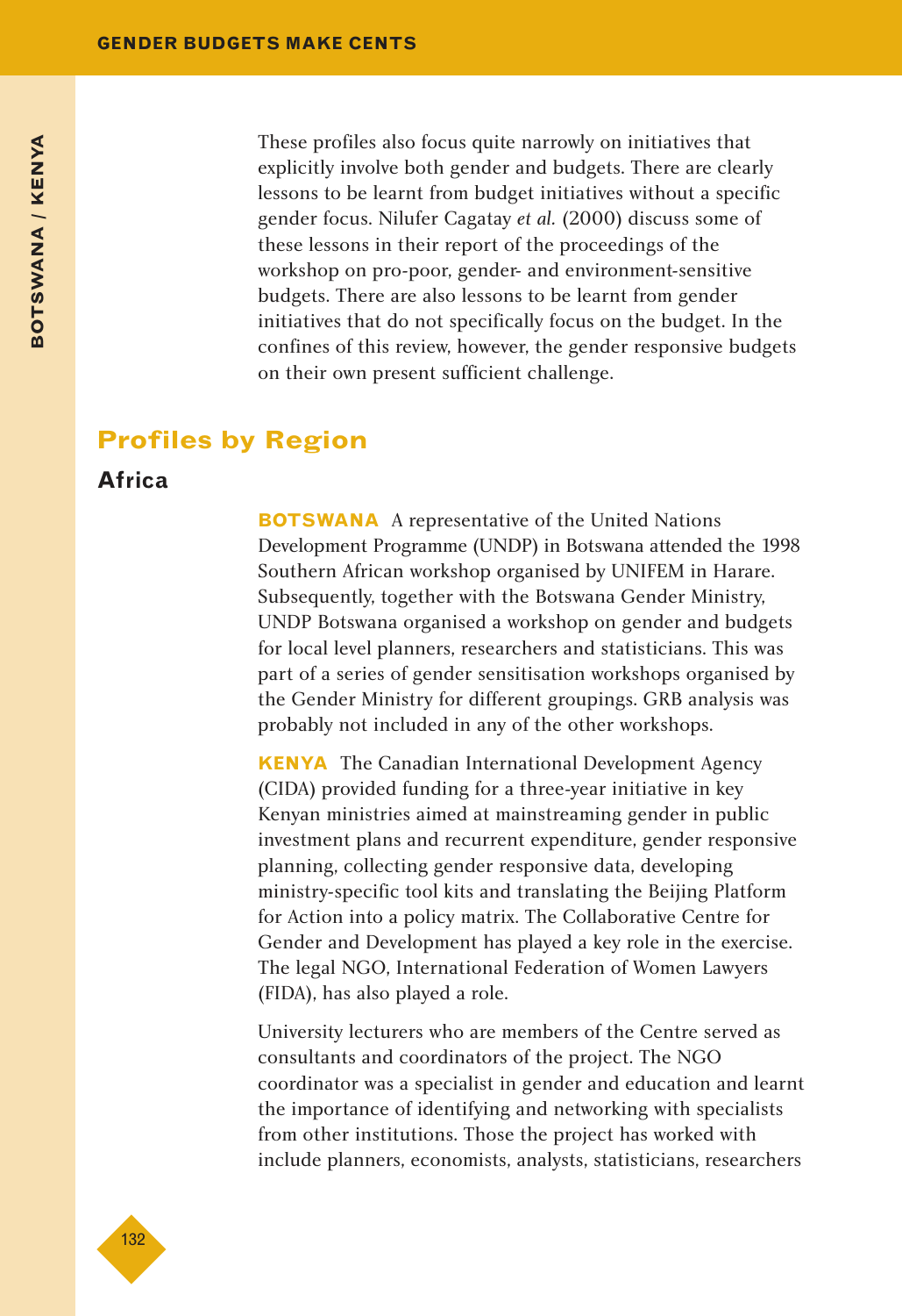These profiles also focus quite narrowly on initiatives that explicitly involve both gender and budgets. There are clearly lessons to be learnt from budget initiatives without a specific gender focus. Nilufer Cagatay *et al.* (2000) discuss some of these lessons in their report of the proceedings of the workshop on pro-poor, gender- and environment-sensitive budgets. There are also lessons to be learnt from gender initiatives that do not specifically focus on the budget. In the confines of this review, however, the gender responsive budgets on their own present sufficient challenge.

## Profiles by Region

### Africa

**BOTSWANA** A representative of the United Nations Development Programme (UNDP) in Botswana attended the 1998 Southern African workshop organised by UNIFEM in Harare. Subsequently, together with the Botswana Gender Ministry, UNDP Botswana organised a workshop on gender and budgets for local level planners, researchers and statisticians. This was part of a series of gender sensitisation workshops organised by the Gender Ministry for different groupings. GRB analysis was probably not included in any of the other workshops.

**KENYA** The Canadian International Development Agency (CIDA) provided funding for a three-year initiative in key Kenyan ministries aimed at mainstreaming gender in public investment plans and recurrent expenditure, gender responsive planning, collecting gender responsive data, developing ministry-specific tool kits and translating the Beijing Platform for Action into a policy matrix. The Collaborative Centre for Gender and Development has played a key role in the exercise. The legal NGO, International Federation of Women Lawyers (FIDA), has also played a role.

University lecturers who are members of the Centre served as consultants and coordinators of the project. The NGO coordinator was a specialist in gender and education and learnt the importance of identifying and networking with specialists from other institutions. Those the project has worked with include planners, economists, analysts, statisticians, researchers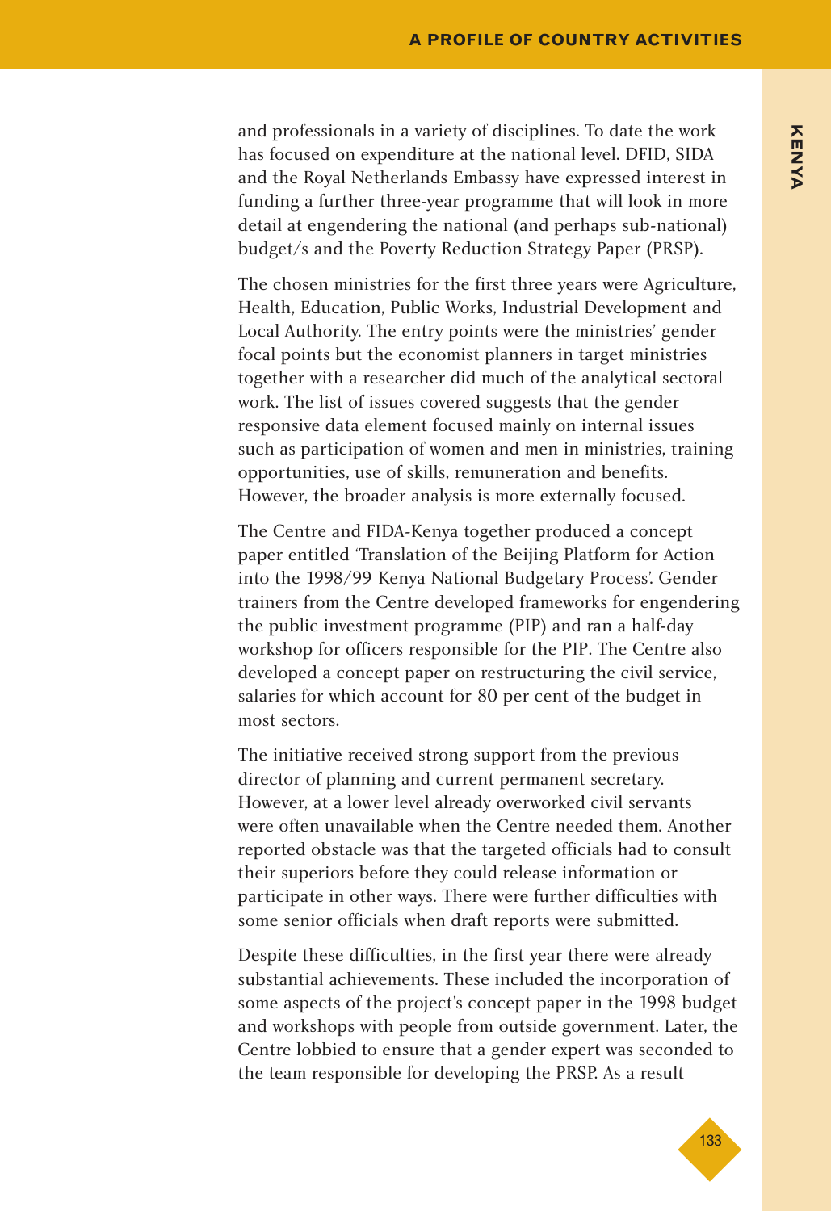and professionals in a variety of disciplines. To date the work has focused on expenditure at the national level. DFID, SIDA and the Royal Netherlands Embassy have expressed interest in funding a further three-year programme that will look in more detail at engendering the national (and perhaps sub-national) budget/s and the Poverty Reduction Strategy Paper (PRSP).

The chosen ministries for the first three years were Agriculture, Health, Education, Public Works, Industrial Development and Local Authority. The entry points were the ministries' gender focal points but the economist planners in target ministries together with a researcher did much of the analytical sectoral work. The list of issues covered suggests that the gender responsive data element focused mainly on internal issues such as participation of women and men in ministries, training opportunities, use of skills, remuneration and benefits. However, the broader analysis is more externally focused.

The Centre and FIDA-Kenya together produced a concept paper entitled 'Translation of the Beijing Platform for Action into the 1998/99 Kenya National Budgetary Process'. Gender trainers from the Centre developed frameworks for engendering the public investment programme (PIP) and ran a half-day workshop for officers responsible for the PIP. The Centre also developed a concept paper on restructuring the civil service, salaries for which account for 80 per cent of the budget in most sectors.

The initiative received strong support from the previous director of planning and current permanent secretary. However, at a lower level already overworked civil servants were often unavailable when the Centre needed them. Another reported obstacle was that the targeted officials had to consult their superiors before they could release information or participate in other ways. There were further difficulties with some senior officials when draft reports were submitted.

Despite these difficulties, in the first year there were already substantial achievements. These included the incorporation of some aspects of the project's concept paper in the 1998 budget and workshops with people from outside government. Later, the Centre lobbied to ensure that a gender expert was seconded to the team responsible for developing the PRSP. As a result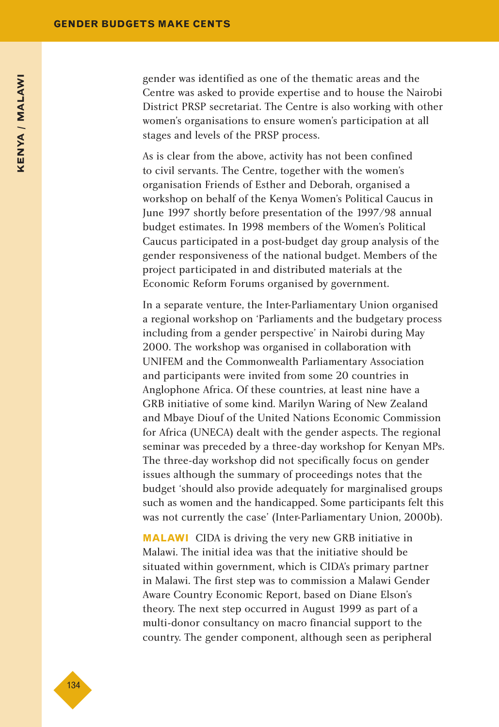gender was identified as one of the thematic areas and the Centre was asked to provide expertise and to house the Nairobi District PRSP secretariat. The Centre is also working with other women's organisations to ensure women's participation at all stages and levels of the PRSP process.

As is clear from the above, activity has not been confined to civil servants. The Centre, together with the women's organisation Friends of Esther and Deborah, organised a workshop on behalf of the Kenya Women's Political Caucus in June 1997 shortly before presentation of the 1997/98 annual budget estimates. In 1998 members of the Women's Political Caucus participated in a post-budget day group analysis of the gender responsiveness of the national budget. Members of the project participated in and distributed materials at the Economic Reform Forums organised by government.

In a separate venture, the Inter-Parliamentary Union organised a regional workshop on 'Parliaments and the budgetary process including from a gender perspective' in Nairobi during May 2000. The workshop was organised in collaboration with UNIFEM and the Commonwealth Parliamentary Association and participants were invited from some 20 countries in Anglophone Africa. Of these countries, at least nine have a GRB initiative of some kind. Marilyn Waring of New Zealand and Mbaye Diouf of the United Nations Economic Commission for Africa (UNECA) dealt with the gender aspects. The regional seminar was preceded by a three-day workshop for Kenyan MPs. The three-day workshop did not specifically focus on gender issues although the summary of proceedings notes that the budget 'should also provide adequately for marginalised groups such as women and the handicapped. Some participants felt this was not currently the case' (Inter-Parliamentary Union, 2000b).

**MALAWI** CIDA is driving the very new GRB initiative in Malawi. The initial idea was that the initiative should be situated within government, which is CIDA's primary partner in Malawi. The first step was to commission a Malawi Gender Aware Country Economic Report, based on Diane Elson's theory. The next step occurred in August 1999 as part of a multi-donor consultancy on macro financial support to the country. The gender component, although seen as peripheral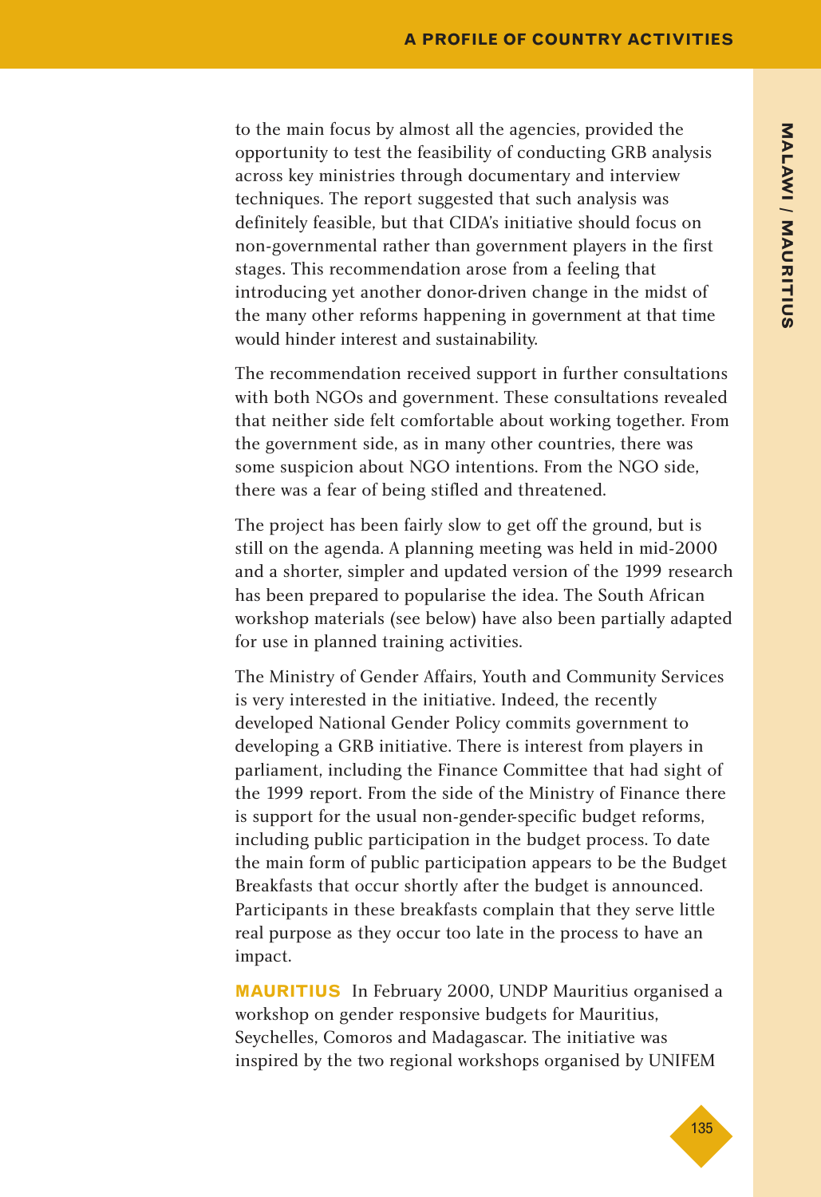to the main focus by almost all the agencies, provided the opportunity to test the feasibility of conducting GRB analysis across key ministries through documentary and interview techniques. The report suggested that such analysis was definitely feasible, but that CIDA's initiative should focus on non-governmental rather than government players in the first stages. This recommendation arose from a feeling that introducing yet another donor-driven change in the midst of the many other reforms happening in government at that time would hinder interest and sustainability.

The recommendation received support in further consultations with both NGOs and government. These consultations revealed that neither side felt comfortable about working together. From the government side, as in many other countries, there was some suspicion about NGO intentions. From the NGO side, there was a fear of being stifled and threatened.

The project has been fairly slow to get off the ground, but is still on the agenda. A planning meeting was held in mid-2000 and a shorter, simpler and updated version of the 1999 research has been prepared to popularise the idea. The South African workshop materials (see below) have also been partially adapted for use in planned training activities.

The Ministry of Gender Affairs, Youth and Community Services is very interested in the initiative. Indeed, the recently developed National Gender Policy commits government to developing a GRB initiative. There is interest from players in parliament, including the Finance Committee that had sight of the 1999 report. From the side of the Ministry of Finance there is support for the usual non-gender-specific budget reforms, including public participation in the budget process. To date the main form of public participation appears to be the Budget Breakfasts that occur shortly after the budget is announced. Participants in these breakfasts complain that they serve little real purpose as they occur too late in the process to have an impact.

**MAURITIUS** In February 2000, UNDP Mauritius organised a workshop on gender responsive budgets for Mauritius, Seychelles, Comoros and Madagascar. The initiative was inspired by the two regional workshops organised by UNIFEM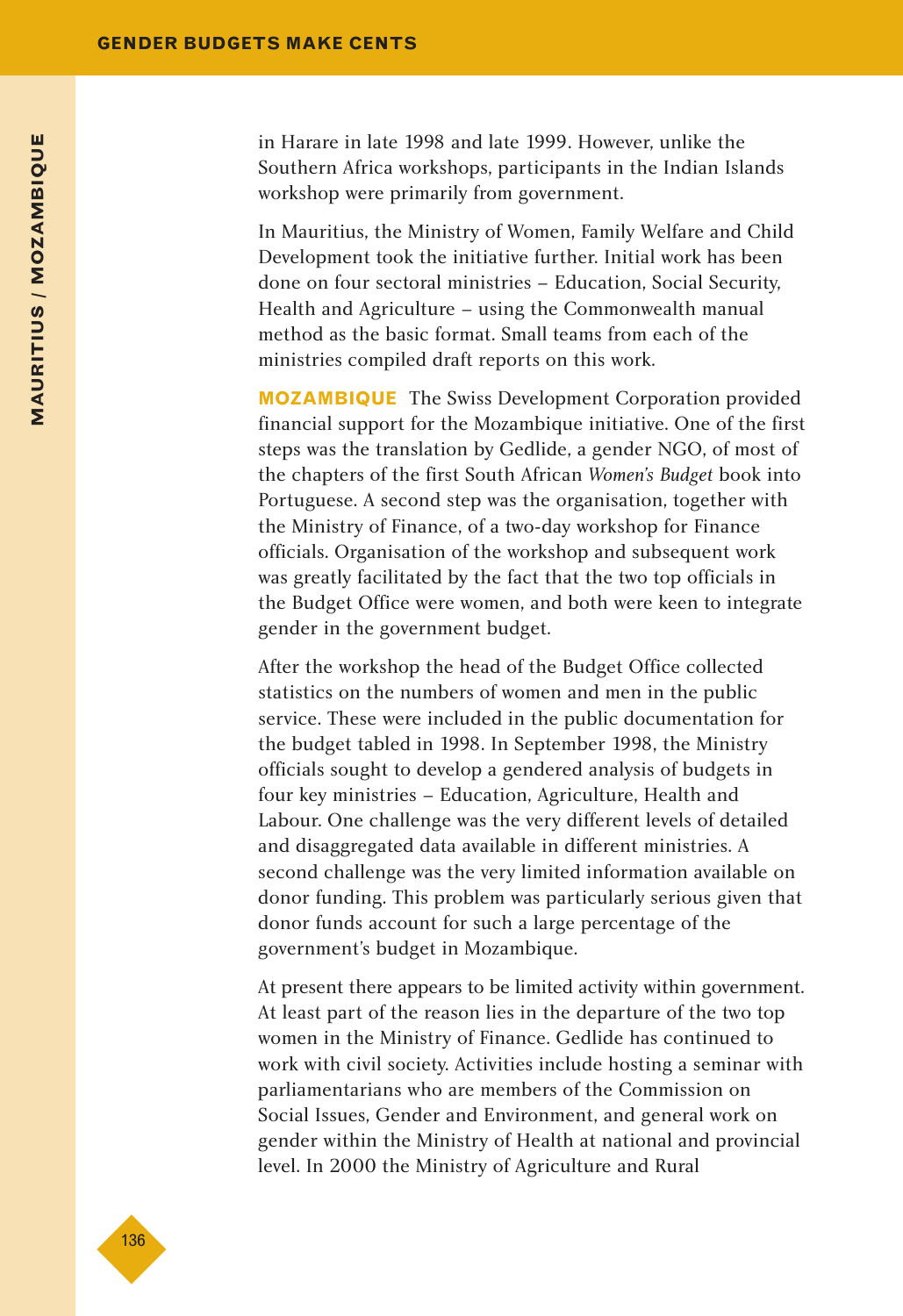in Harare in late 1998 and late 1999. However, unlike the Southern Africa workshops, participants in the Indian Islands workshop were primarily from government.

In Mauritius, the Ministry of Women, Family Welfare and Child Development took the initiative further. Initial work has been done on four sectoral ministries – Education, Social Security, Health and Agriculture – using the Commonwealth manual method as the basic format. Small teams from each of the ministries compiled draft reports on this work.

**MOZAMBIQUE** The Swiss Development Corporation provided financial support for the Mozambique initiative. One of the first steps was the translation by Gedlide, a gender NGO, of most of the chapters of the first South African *Women's Budget* book into Portuguese. A second step was the organisation, together with the Ministry of Finance, of a two-day workshop for Finance officials. Organisation of the workshop and subsequent work was greatly facilitated by the fact that the two top officials in the Budget Office were women, and both were keen to integrate gender in the government budget.

After the workshop the head of the Budget Office collected statistics on the numbers of women and men in the public service. These were included in the public documentation for the budget tabled in 1998. In September 1998, the Ministry officials sought to develop a gendered analysis of budgets in four key ministries – Education, Agriculture, Health and Labour. One challenge was the very different levels of detailed and disaggregated data available in different ministries. A second challenge was the very limited information available on donor funding. This problem was particularly serious given that donor funds account for such a large percentage of the government's budget in Mozambique.

At present there appears to be limited activity within government. At least part of the reason lies in the departure of the two top women in the Ministry of Finance. Gedlide has continued to work with civil society. Activities include hosting a seminar with parliamentarians who are members of the Commission on Social Issues, Gender and Environment, and general work on gender within the Ministry of Health at national and provincial level. In 2000 the Ministry of Agriculture and Rural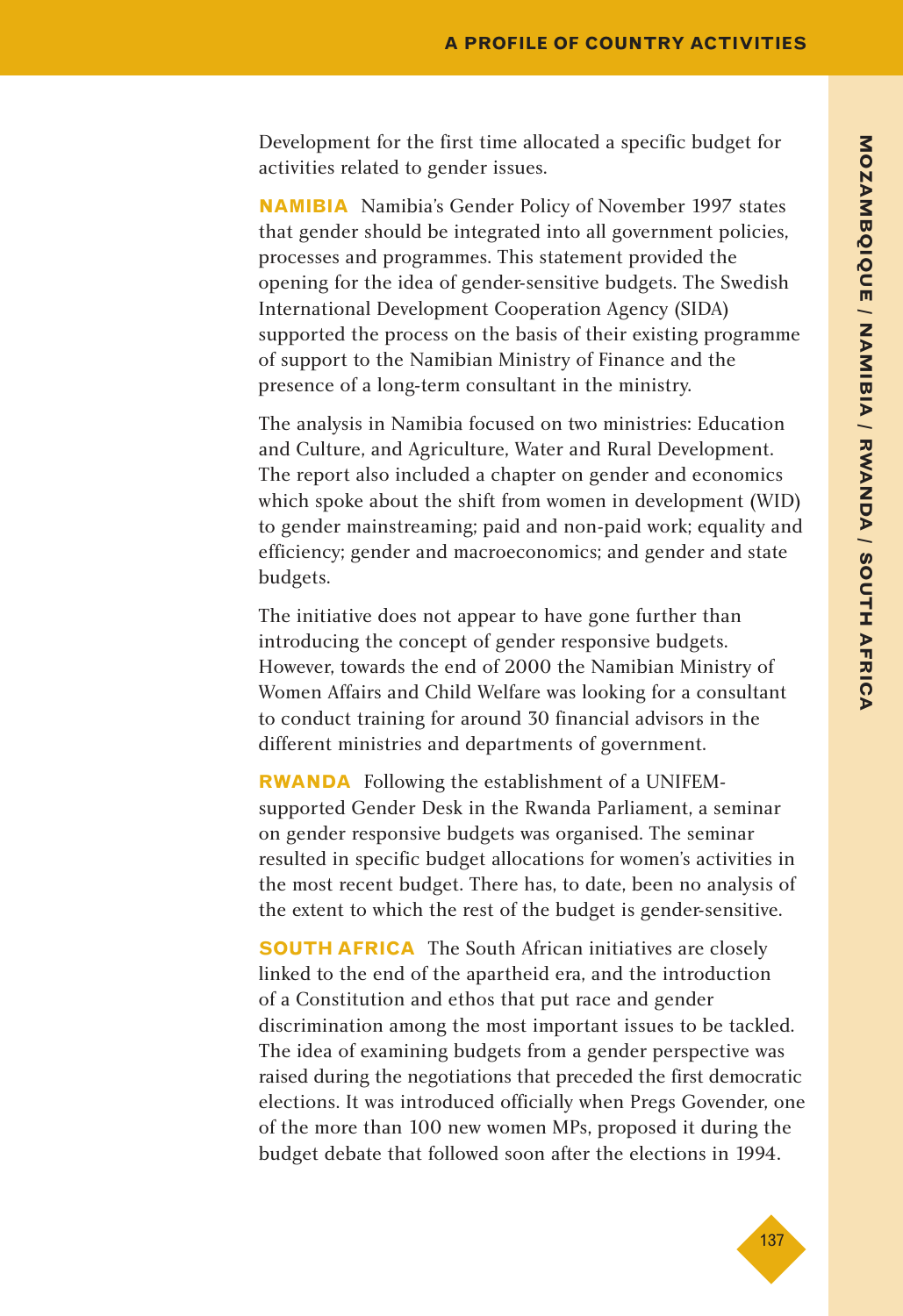Development for the first time allocated a specific budget for activities related to gender issues.

**NAMIBIA** Namibia's Gender Policy of November 1997 states that gender should be integrated into all government policies, processes and programmes. This statement provided the opening for the idea of gender-sensitive budgets. The Swedish International Development Cooperation Agency (SIDA) supported the process on the basis of their existing programme of support to the Namibian Ministry of Finance and the presence of a long-term consultant in the ministry.

The analysis in Namibia focused on two ministries: Education and Culture, and Agriculture, Water and Rural Development. The report also included a chapter on gender and economics which spoke about the shift from women in development (WID) to gender mainstreaming; paid and non-paid work; equality and efficiency; gender and macroeconomics; and gender and state budgets.

The initiative does not appear to have gone further than introducing the concept of gender responsive budgets. However, towards the end of 2000 the Namibian Ministry of Women Affairs and Child Welfare was looking for a consultant to conduct training for around 30 financial advisors in the different ministries and departments of government.

**RWANDA** Following the establishment of a UNIFEM-supported Gender Desk in the Rwanda Parliament, a seminar on gender responsive budgets was organised. The seminar resulted in specific budget allocations for women's activities in the most recent budget. There has, to date, been no analysis of the extent to which the rest of the budget is gender-sensitive.

**SOUTH AFRICA** The South African initiatives are closely linked to the end of the apartheid era, and the introduction of a Constitution and ethos that put race and gender discrimination among the most important issues to be tackled. The idea of examining budgets from a gender perspective was raised during the negotiations that preceded the first democratic elections. It was introduced officially when Pregs Govender, one of the more than 100 new women MPs, proposed it during the budget debate that followed soon after the elections in 1994.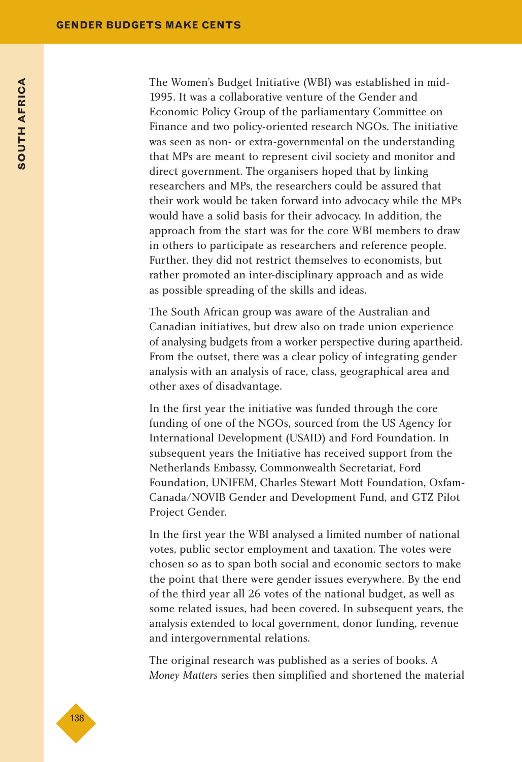The Women's Budget Initiative (WBI) was established in mid-1995. It was a collaborative venture of the Gender and Economic Policy Group of the parliamentary Committee on Finance and two policy-oriented research NGOs. The initiative was seen as non- or extra-governmental on the understanding that MPs are meant to represent civil society and monitor and direct government. The organisers hoped that by linking researchers and MPs, the researchers could be assured that their work would be taken forward into advocacy while the MPs would have a solid basis for their advocacy. In addition, the approach from the start was for the core WBI members to draw in others to participate as researchers and reference people. Further, they did not restrict themselves to economists, but rather promoted an inter-disciplinary approach and as wide as possible spreading of the skills and ideas.

The South African group was aware of the Australian and Canadian initiatives, but drew also on trade union experience of analysing budgets from a worker perspective during apartheid. From the outset, there was a clear policy of integrating gender analysis with an analysis of race, class, geographical area and other axes of disadvantage.

In the first year the initiative was funded through the core funding of one of the NGOs, sourced from the US Agency for International Development (USAID) and Ford Foundation. In subsequent years the Initiative has received support from the Netherlands Embassy, Commonwealth Secretariat, Ford Foundation, UNIFEM, Charles Stewart Mott Foundation, Oxfam-Canada/NOVIB Gender and Development Fund, and GTZ Pilot Project Gender.

In the first year the WBI analysed a limited number of national votes, public sector employment and taxation. The votes were chosen so as to span both social and economic sectors to make the point that there were gender issues everywhere. By the end of the third year all 26 votes of the national budget, as well as some related issues, had been covered. In subsequent years, the analysis extended to local government, donor funding, revenue and intergovernmental relations.

The original research was published as a series of books. A *Money Matters* series then simplified and shortened the material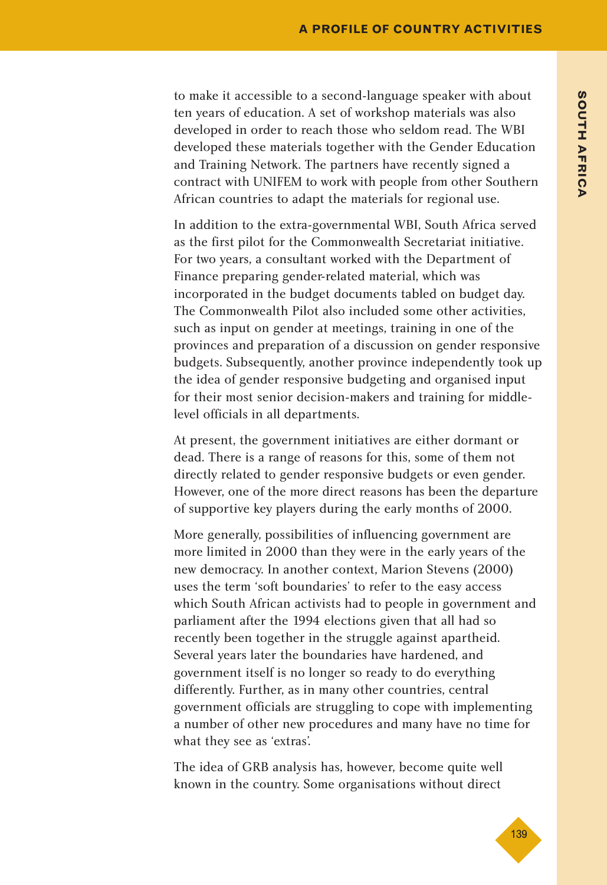to make it accessible to a second-language speaker with about ten years of education. A set of workshop materials was also developed in order to reach those who seldom read. The WBI developed these materials together with the Gender Education and Training Network. The partners have recently signed a contract with UNIFEM to work with people from other Southern African countries to adapt the materials for regional use.

In addition to the extra-governmental WBI, South Africa served as the first pilot for the Commonwealth Secretariat initiative. For two years, a consultant worked with the Department of Finance preparing gender-related material, which was incorporated in the budget documents tabled on budget day. The Commonwealth Pilot also included some other activities, such as input on gender at meetings, training in one of the provinces and preparation of a discussion on gender responsive budgets. Subsequently, another province independently took up the idea of gender responsive budgeting and organised input for their most senior decision-makers and training for middle-level officials in all departments.

At present, the government initiatives are either dormant or dead. There is a range of reasons for this, some of them not directly related to gender responsive budgets or even gender. However, one of the more direct reasons has been the departure of supportive key players during the early months of 2000.

More generally, possibilities of influencing government are more limited in 2000 than they were in the early years of the new democracy. In another context, Marion Stevens (2000) uses the term 'soft boundaries' to refer to the easy access which South African activists had to people in government and parliament after the 1994 elections given that all had so recently been together in the struggle against apartheid. Several years later the boundaries have hardened, and government itself is no longer so ready to do everything differently. Further, as in many other countries, central government officials are struggling to cope with implementing a number of other new procedures and many have no time for what they see as 'extras'.

The idea of GRB analysis has, however, become quite well known in the country. Some organisations without direct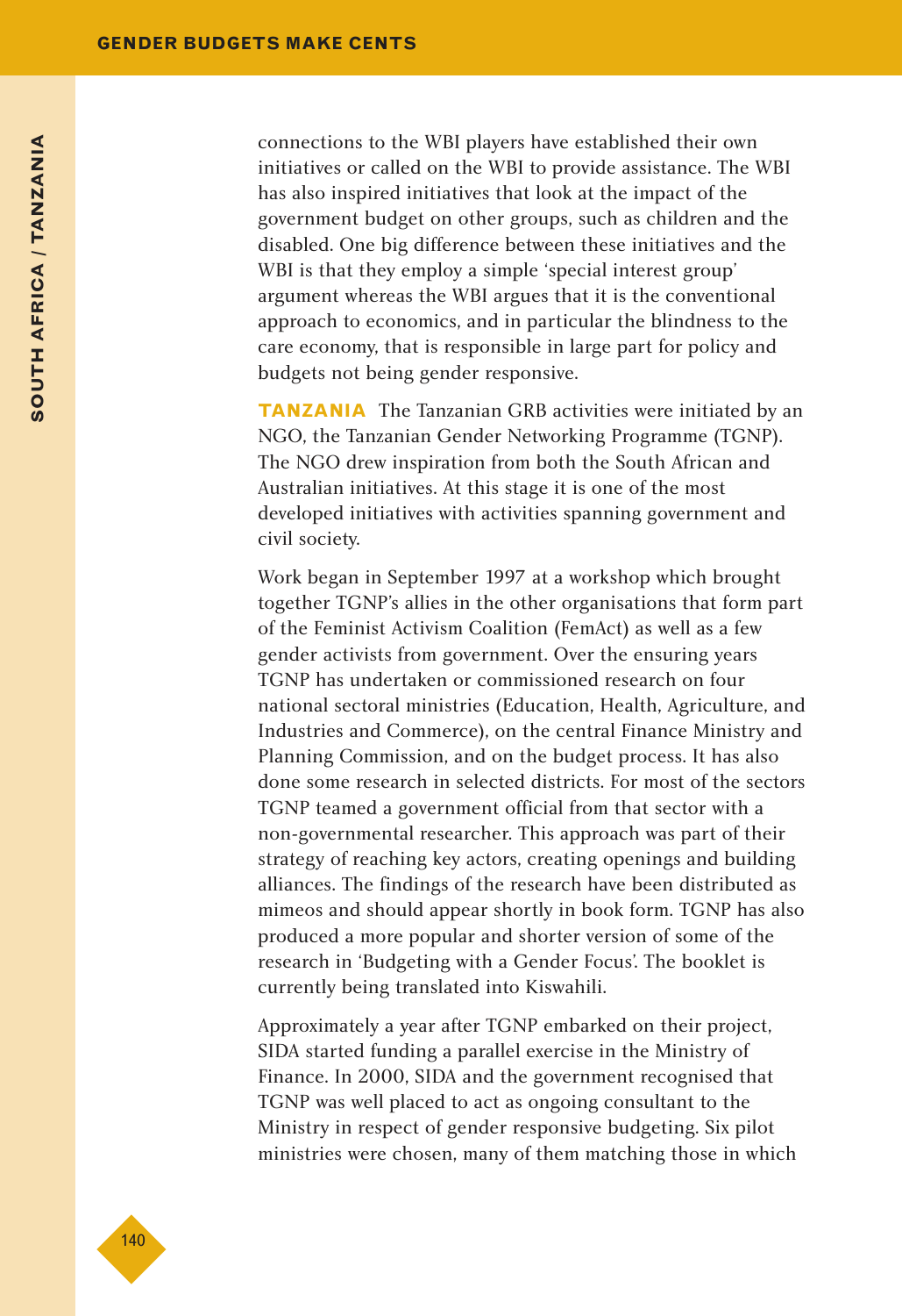connections to the WBI players have established their own initiatives or called on the WBI to provide assistance. The WBI has also inspired initiatives that look at the impact of the government budget on other groups, such as children and the disabled. One big difference between these initiatives and the WBI is that they employ a simple 'special interest group' argument whereas the WBI argues that it is the conventional approach to economics, and in particular the blindness to the care economy, that is responsible in large part for policy and budgets not being gender responsive.

**TANZANIA** The Tanzanian GRB activities were initiated by an NGO, the Tanzanian Gender Networking Programme (TGNP). The NGO drew inspiration from both the South African and Australian initiatives. At this stage it is one of the most developed initiatives with activities spanning government and civil society.

Work began in September 1997 at a workshop which brought together TGNP's allies in the other organisations that form part of the Feminist Activism Coalition (FemAct) as well as a few gender activists from government. Over the ensuring years TGNP has undertaken or commissioned research on four national sectoral ministries (Education, Health, Agriculture, and Industries and Commerce), on the central Finance Ministry and Planning Commission, and on the budget process. It has also done some research in selected districts. For most of the sectors TGNP teamed a government official from that sector with a non-governmental researcher. This approach was part of their strategy of reaching key actors, creating openings and building alliances. The findings of the research have been distributed as mimeos and should appear shortly in book form. TGNP has also produced a more popular and shorter version of some of the research in 'Budgeting with a Gender Focus'. The booklet is currently being translated into Kiswahili.

Approximately a year after TGNP embarked on their project, SIDA started funding a parallel exercise in the Ministry of Finance. In 2000, SIDA and the government recognised that TGNP was well placed to act as ongoing consultant to the Ministry in respect of gender responsive budgeting. Six pilot ministries were chosen, many of them matching those in which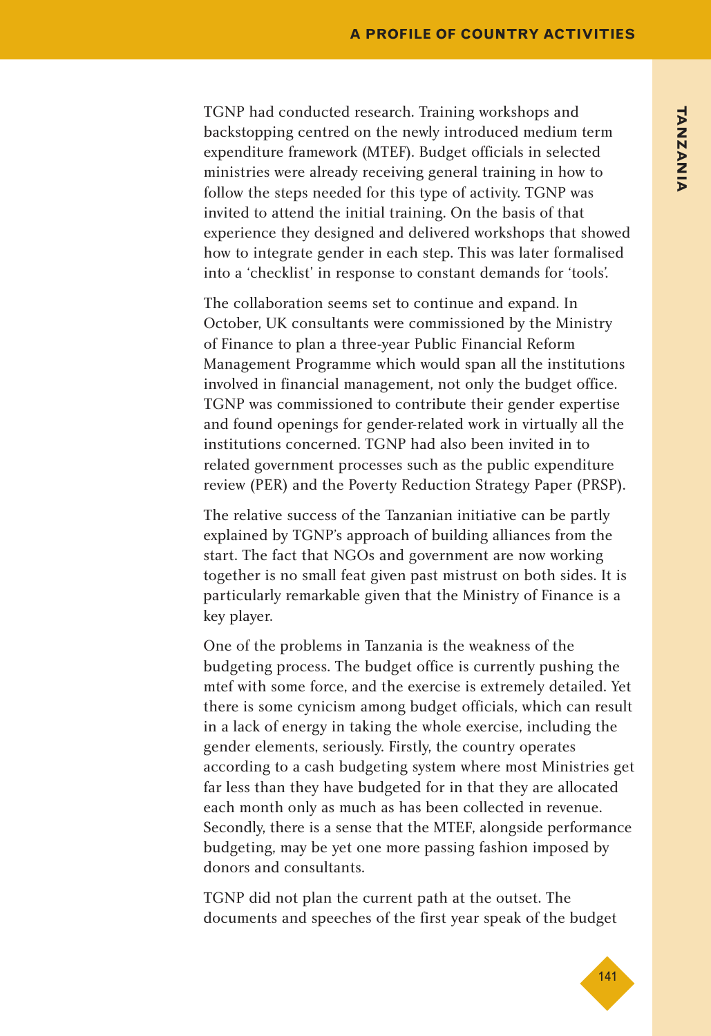TGNP had conducted research. Training workshops and backstopping centred on the newly introduced medium term expenditure framework (MTEF). Budget officials in selected ministries were already receiving general training in how to follow the steps needed for this type of activity. TGNP was invited to attend the initial training. On the basis of that experience they designed and delivered workshops that showed how to integrate gender in each step. This was later formalised into a 'checklist' in response to constant demands for 'tools'.

The collaboration seems set to continue and expand. In October, UK consultants were commissioned by the Ministry of Finance to plan a three-year Public Financial Reform Management Programme which would span all the institutions involved in financial management, not only the budget office. TGNP was commissioned to contribute their gender expertise and found openings for gender-related work in virtually all the institutions concerned. TGNP had also been invited in to related government processes such as the public expenditure review (PER) and the Poverty Reduction Strategy Paper (PRSP).

The relative success of the Tanzanian initiative can be partly explained by TGNP's approach of building alliances from the start. The fact that NGOs and government are now working together is no small feat given past mistrust on both sides. It is particularly remarkable given that the Ministry of Finance is a key player.

One of the problems in Tanzania is the weakness of the budgeting process. The budget office is currently pushing the mtef with some force, and the exercise is extremely detailed. Yet there is some cynicism among budget officials, which can result in a lack of energy in taking the whole exercise, including the gender elements, seriously. Firstly, the country operates according to a cash budgeting system where most Ministries get far less than they have budgeted for in that they are allocated each month only as much as has been collected in revenue. Secondly, there is a sense that the MTEF, alongside performance budgeting, may be yet one more passing fashion imposed by donors and consultants.

TGNP did not plan the current path at the outset. The documents and speeches of the first year speak of the budget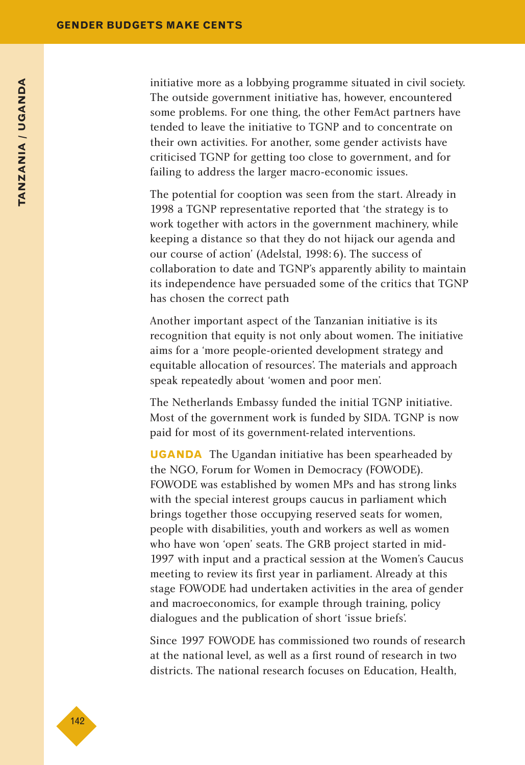initiative more as a lobbying programme situated in civil society. The outside government initiative has, however, encountered some problems. For one thing, the other FemAct partners have tended to leave the initiative to TGNP and to concentrate on their own activities. For another, some gender activists have criticised TGNP for getting too close to government, and for failing to address the larger macro-economic issues.

The potential for cooption was seen from the start. Already in 1998 a TGNP representative reported that 'the strategy is to work together with actors in the government machinery, while keeping a distance so that they do not hijack our agenda and our course of action' (Adelstal, 1998: 6). The success of collaboration to date and TGNP's apparently ability to maintain its independence have persuaded some of the critics that TGNP has chosen the correct path

Another important aspect of the Tanzanian initiative is its recognition that equity is not only about women. The initiative aims for a 'more people-oriented development strategy and equitable allocation of resources'. The materials and approach speak repeatedly about 'women and poor men'.

The Netherlands Embassy funded the initial TGNP initiative. Most of the government work is funded by SIDA. TGNP is now paid for most of its government-related interventions.

**UGANDA** The Ugandan initiative has been spearheaded by the NGO, Forum for Women in Democracy (FOWODE). FOWODE was established by women MPs and has strong links with the special interest groups caucus in parliament which brings together those occupying reserved seats for women, people with disabilities, youth and workers as well as women who have won 'open' seats. The GRB project started in mid-1997 with input and a practical session at the Women's Caucus meeting to review its first year in parliament. Already at this stage FOWODE had undertaken activities in the area of gender and macroeconomics, for example through training, policy dialogues and the publication of short 'issue briefs'.

Since 1997 FOWODE has commissioned two rounds of research at the national level, as well as a first round of research in two districts. The national research focuses on Education, Health,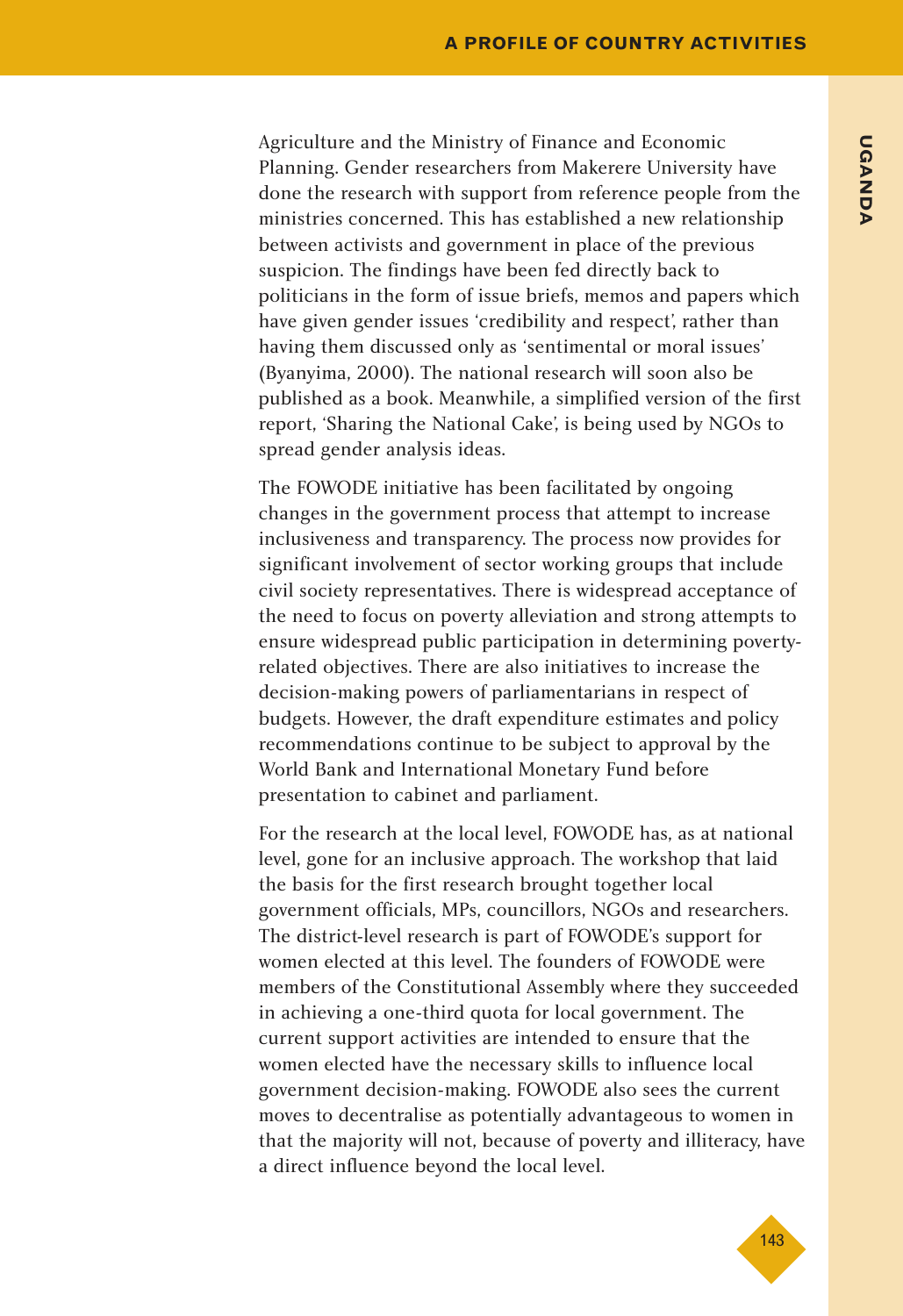Agriculture and the Ministry of Finance and Economic Planning. Gender researchers from Makerere University have done the research with support from reference people from the ministries concerned. This has established a new relationship between activists and government in place of the previous suspicion. The findings have been fed directly back to politicians in the form of issue briefs, memos and papers which have given gender issues 'credibility and respect', rather than having them discussed only as 'sentimental or moral issues' (Byanyima, 2000). The national research will soon also be published as a book. Meanwhile, a simplified version of the first report, 'Sharing the National Cake', is being used by NGOs to spread gender analysis ideas.

The FOWODE initiative has been facilitated by ongoing changes in the government process that attempt to increase inclusiveness and transparency. The process now provides for significant involvement of sector working groups that include civil society representatives. There is widespread acceptance of the need to focus on poverty alleviation and strong attempts to ensure widespread public participation in determining poverty-related objectives. There are also initiatives to increase the decision-making powers of parliamentarians in respect of budgets. However, the draft expenditure estimates and policy recommendations continue to be subject to approval by the World Bank and International Monetary Fund before presentation to cabinet and parliament.

For the research at the local level, FOWODE has, as at national level, gone for an inclusive approach. The workshop that laid the basis for the first research brought together local government officials, MPs, councillors, NGOs and researchers. The district-level research is part of FOWODE's support for women elected at this level. The founders of FOWODE were members of the Constitutional Assembly where they succeeded in achieving a one-third quota for local government. The current support activities are intended to ensure that the women elected have the necessary skills to influence local government decision-making. FOWODE also sees the current moves to decentralise as potentially advantageous to women in that the majority will not, because of poverty and illiteracy, have a direct influence beyond the local level.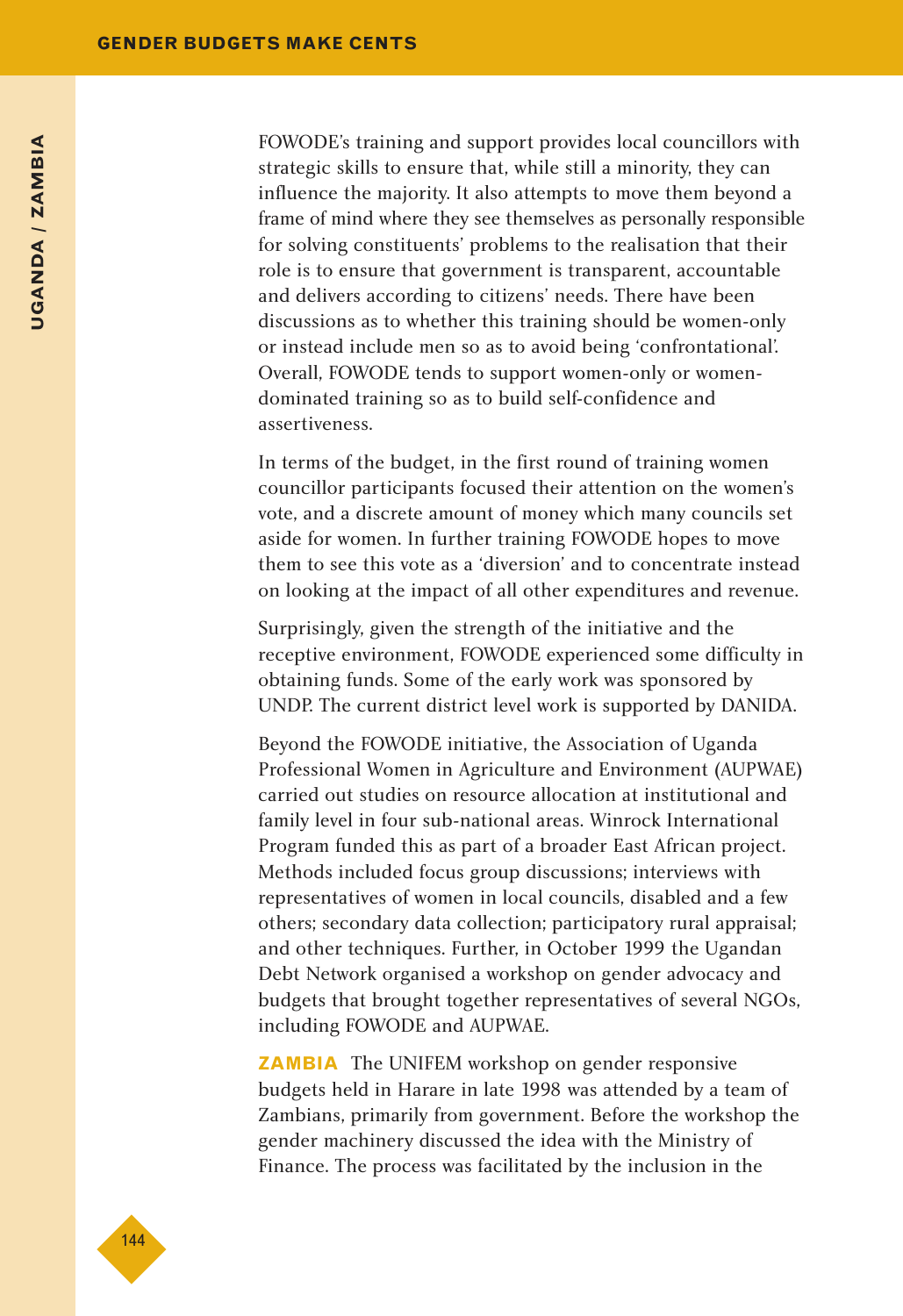FOWODE's training and support provides local councillors with strategic skills to ensure that, while still a minority, they can influence the majority. It also attempts to move them beyond a frame of mind where they see themselves as personally responsible for solving constituents' problems to the realisation that their role is to ensure that government is transparent, accountable and delivers according to citizens' needs. There have been discussions as to whether this training should be women-only or instead include men so as to avoid being 'confrontational'. Overall, FOWODE tends to support women-only or women-dominated training so as to build self-confidence and assertiveness.

In terms of the budget, in the first round of training women councillor participants focused their attention on the women's vote, and a discrete amount of money which many councils set aside for women. In further training FOWODE hopes to move them to see this vote as a 'diversion' and to concentrate instead on looking at the impact of all other expenditures and revenue.

Surprisingly, given the strength of the initiative and the receptive environment, FOWODE experienced some difficulty in obtaining funds. Some of the early work was sponsored by UNDP. The current district level work is supported by DANIDA.

Beyond the FOWODE initiative, the Association of Uganda Professional Women in Agriculture and Environment (AUPWAE) carried out studies on resource allocation at institutional and family level in four sub-national areas. Winrock International Program funded this as part of a broader East African project. Methods included focus group discussions; interviews with representatives of women in local councils, disabled and a few others; secondary data collection; participatory rural appraisal; and other techniques. Further, in October 1999 the Ugandan Debt Network organised a workshop on gender advocacy and budgets that brought together representatives of several NGOs, including FOWODE and AUPWAE.

**ZAMBIA** The UNIFEM workshop on gender responsive budgets held in Harare in late 1998 was attended by a team of Zambians, primarily from government. Before the workshop the gender machinery discussed the idea with the Ministry of Finance. The process was facilitated by the inclusion in the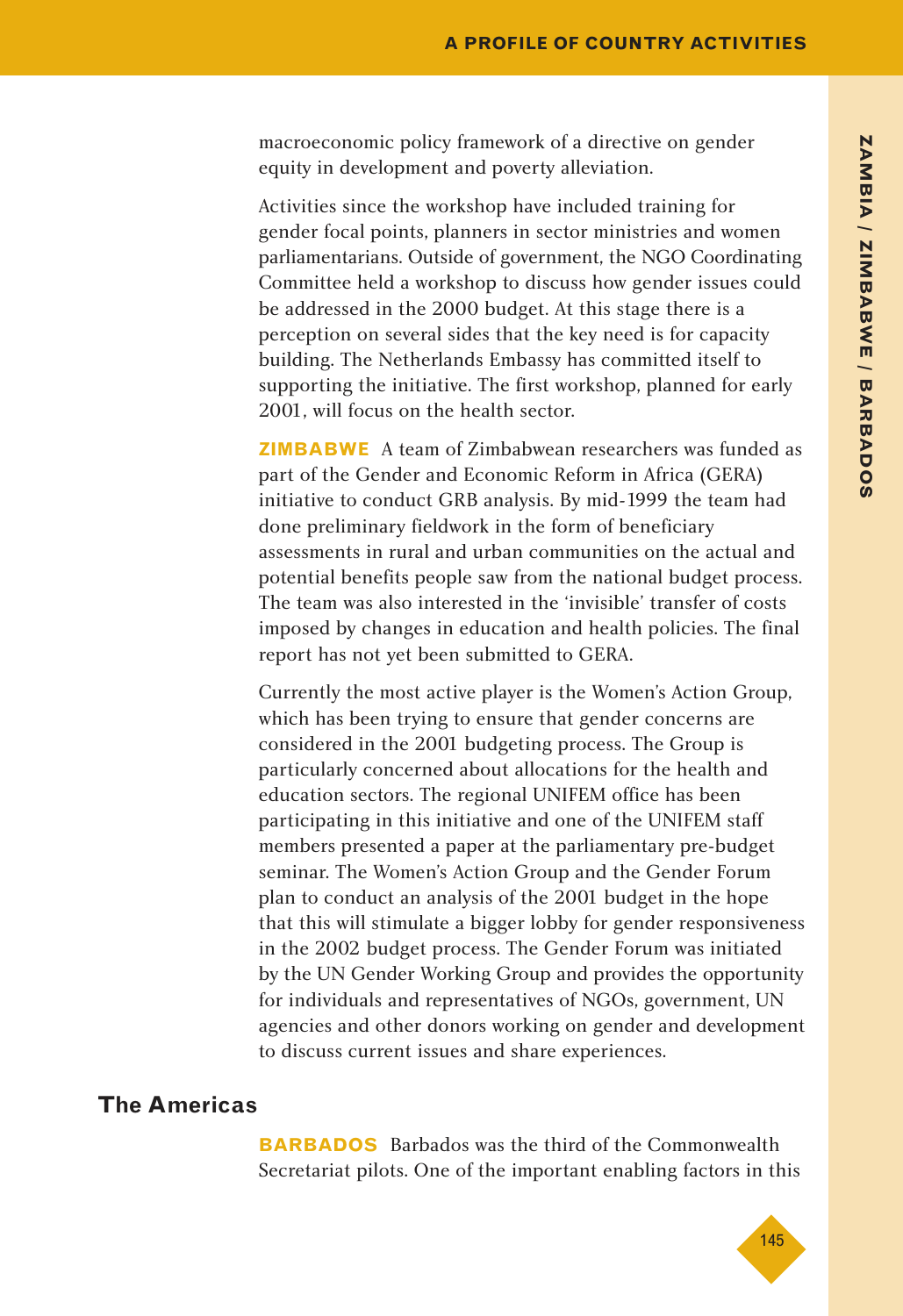macroeconomic policy framework of a directive on gender equity in development and poverty alleviation.

Activities since the workshop have included training for gender focal points, planners in sector ministries and women parliamentarians. Outside of government, the NGO Coordinating Committee held a workshop to discuss how gender issues could be addressed in the 2000 budget. At this stage there is a perception on several sides that the key need is for capacity building. The Netherlands Embassy has committed itself to supporting the initiative. The first workshop, planned for early 2001, will focus on the health sector.

**ZIMBABWE** A team of Zimbabwean researchers was funded as part of the Gender and Economic Reform in Africa (GERA) initiative to conduct GRB analysis. By mid-1999 the team had done preliminary fieldwork in the form of beneficiary assessments in rural and urban communities on the actual and potential benefits people saw from the national budget process. The team was also interested in the 'invisible' transfer of costs imposed by changes in education and health policies. The final report has not yet been submitted to GERA.

Currently the most active player is the Women's Action Group, which has been trying to ensure that gender concerns are considered in the 2001 budgeting process. The Group is particularly concerned about allocations for the health and education sectors. The regional UNIFEM office has been participating in this initiative and one of the UNIFEM staff members presented a paper at the parliamentary pre-budget seminar. The Women's Action Group and the Gender Forum plan to conduct an analysis of the 2001 budget in the hope that this will stimulate a bigger lobby for gender responsiveness in the 2002 budget process. The Gender Forum was initiated by the UN Gender Working Group and provides the opportunity for individuals and representatives of NGOs, government, UN agencies and other donors working on gender and development to discuss current issues and share experiences.

## The Americas

**BARBADOS** Barbados was the third of the Commonwealth Secretariat pilots. One of the important enabling factors in this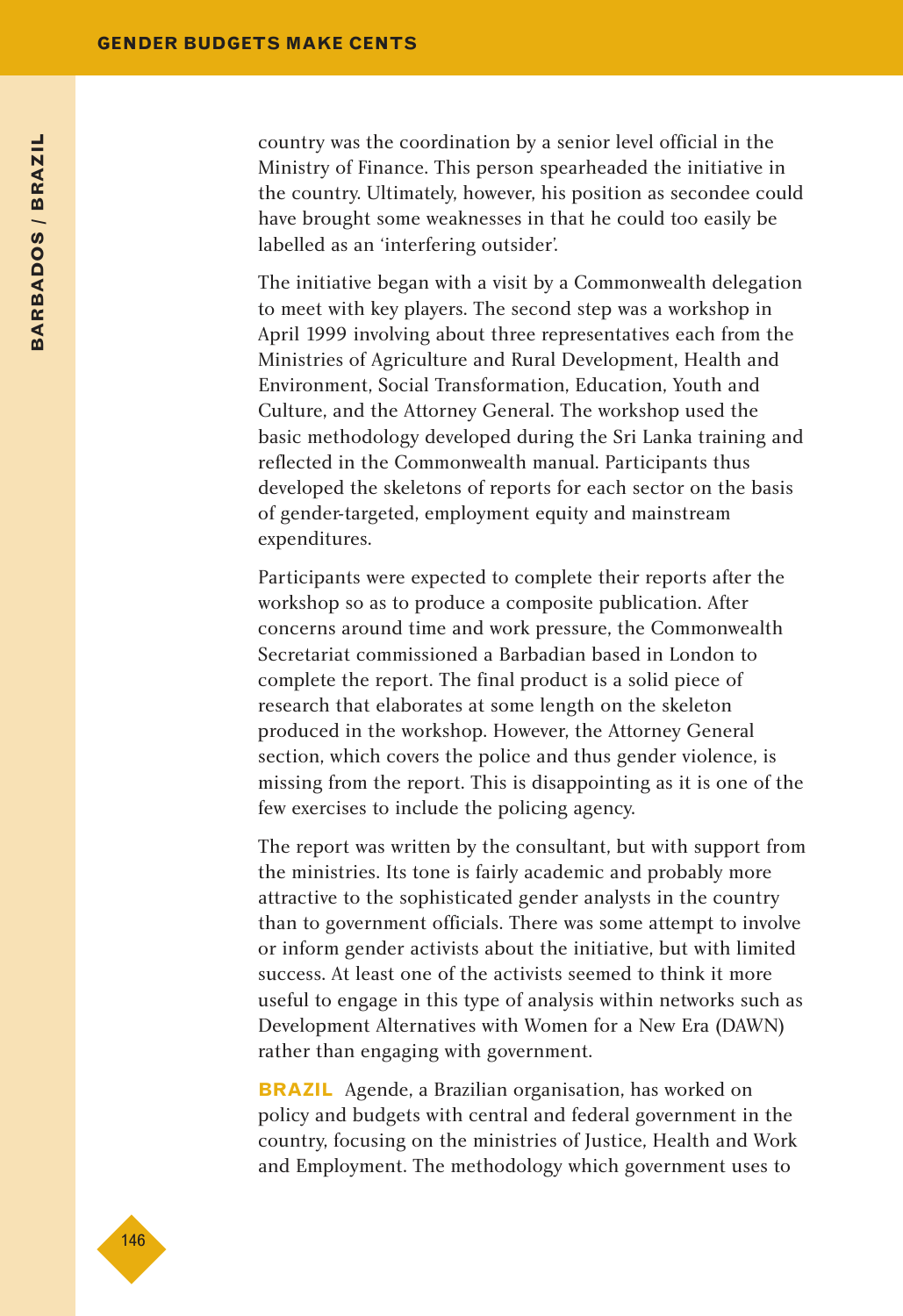country was the coordination by a senior level official in the Ministry of Finance. This person spearheaded the initiative in the country. Ultimately, however, his position as secondee could have brought some weaknesses in that he could too easily be labelled as an 'interfering outsider'.

The initiative began with a visit by a Commonwealth delegation to meet with key players. The second step was a workshop in April 1999 involving about three representatives each from the Ministries of Agriculture and Rural Development, Health and Environment, Social Transformation, Education, Youth and Culture, and the Attorney General. The workshop used the basic methodology developed during the Sri Lanka training and reflected in the Commonwealth manual. Participants thus developed the skeletons of reports for each sector on the basis of gender-targeted, employment equity and mainstream expenditures.

Participants were expected to complete their reports after the workshop so as to produce a composite publication. After concerns around time and work pressure, the Commonwealth Secretariat commissioned a Barbadian based in London to complete the report. The final product is a solid piece of research that elaborates at some length on the skeleton produced in the workshop. However, the Attorney General section, which covers the police and thus gender violence, is missing from the report. This is disappointing as it is one of the few exercises to include the policing agency.

The report was written by the consultant, but with support from the ministries. Its tone is fairly academic and probably more attractive to the sophisticated gender analysts in the country than to government officials. There was some attempt to involve or inform gender activists about the initiative, but with limited success. At least one of the activists seemed to think it more useful to engage in this type of analysis within networks such as Development Alternatives with Women for a New Era (DAWN) rather than engaging with government.

**BRAZIL** Agende, a Brazilian organisation, has worked on policy and budgets with central and federal government in the country, focusing on the ministries of Justice, Health and Work and Employment. The methodology which government uses to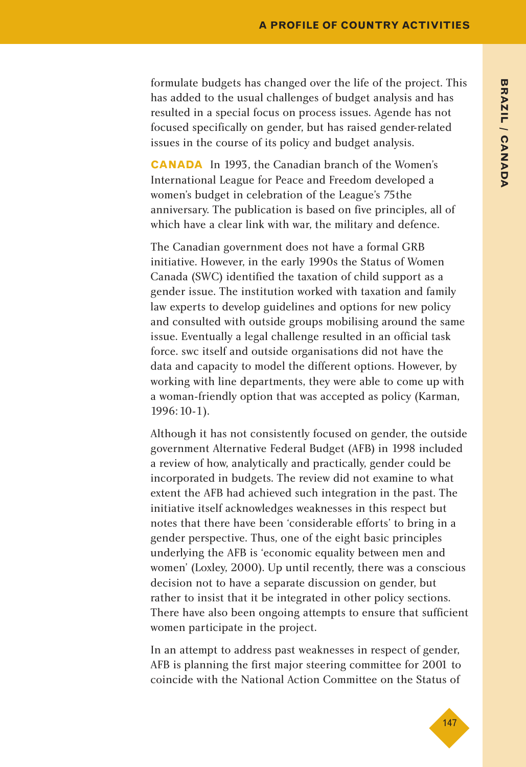formulate budgets has changed over the life of the project. This has added to the usual challenges of budget analysis and has resulted in a special focus on process issues. Agende has not focused specifically on gender, but has raised gender-related issues in the course of its policy and budget analysis.

**CANADA** In 1993, the Canadian branch of the Women's International League for Peace and Freedom developed a women's budget in celebration of the League's 75the anniversary. The publication is based on five principles, all of which have a clear link with war, the military and defence.

The Canadian government does not have a formal GRB initiative. However, in the early 1990s the Status of Women Canada (SWC) identified the taxation of child support as a gender issue. The institution worked with taxation and family law experts to develop guidelines and options for new policy and consulted with outside groups mobilising around the same issue. Eventually a legal challenge resulted in an official task force. swc itself and outside organisations did not have the data and capacity to model the different options. However, by working with line departments, they were able to come up with a woman-friendly option that was accepted as policy (Karman, 1996: 10-1).

Although it has not consistently focused on gender, the outside government Alternative Federal Budget (AFB) in 1998 included a review of how, analytically and practically, gender could be incorporated in budgets. The review did not examine to what extent the AFB had achieved such integration in the past. The initiative itself acknowledges weaknesses in this respect but notes that there have been 'considerable efforts' to bring in a gender perspective. Thus, one of the eight basic principles underlying the AFB is 'economic equality between men and women' (Loxley, 2000). Up until recently, there was a conscious decision not to have a separate discussion on gender, but rather to insist that it be integrated in other policy sections. There have also been ongoing attempts to ensure that sufficient women participate in the project.

In an attempt to address past weaknesses in respect of gender, AFB is planning the first major steering committee for 2001 to coincide with the National Action Committee on the Status of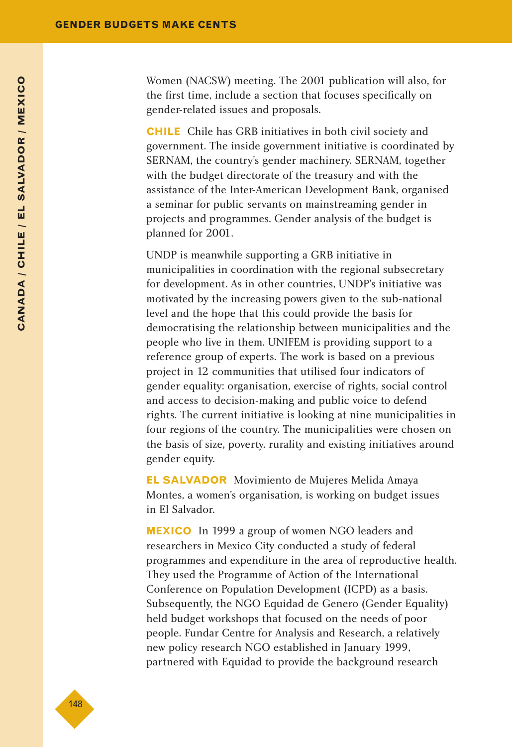Women (NACSW) meeting. The 2001 publication will also, for the first time, include a section that focuses specifically on gender-related issues and proposals.

**CHILE** Chile has GRB initiatives in both civil society and government. The inside government initiative is coordinated by SERNAM, the country's gender machinery. SERNAM, together with the budget directorate of the treasury and with the assistance of the Inter-American Development Bank, organised a seminar for public servants on mainstreaming gender in projects and programmes. Gender analysis of the budget is planned for 2001.

UNDP is meanwhile supporting a GRB initiative in municipalities in coordination with the regional subsecretary for development. As in other countries, UNDP's initiative was motivated by the increasing powers given to the sub-national level and the hope that this could provide the basis for democratising the relationship between municipalities and the people who live in them. UNIFEM is providing support to a reference group of experts. The work is based on a previous project in 12 communities that utilised four indicators of gender equality: organisation, exercise of rights, social control and access to decision-making and public voice to defend rights. The current initiative is looking at nine municipalities in four regions of the country. The municipalities were chosen on the basis of size, poverty, rurality and existing initiatives around gender equity.

**EL SALVADOR** Movimiento de Mujeres Melida Amaya Montes, a women's organisation, is working on budget issues in El Salvador.

**MEXICO** In 1999 a group of women NGO leaders and researchers in Mexico City conducted a study of federal programmes and expenditure in the area of reproductive health. They used the Programme of Action of the International Conference on Population Development (ICPD) as a basis. Subsequently, the NGO Equidad de Genero (Gender Equality) held budget workshops that focused on the needs of poor people. Fundar Centre for Analysis and Research, a relatively new policy research NGO established in January 1999, partnered with Equidad to provide the background research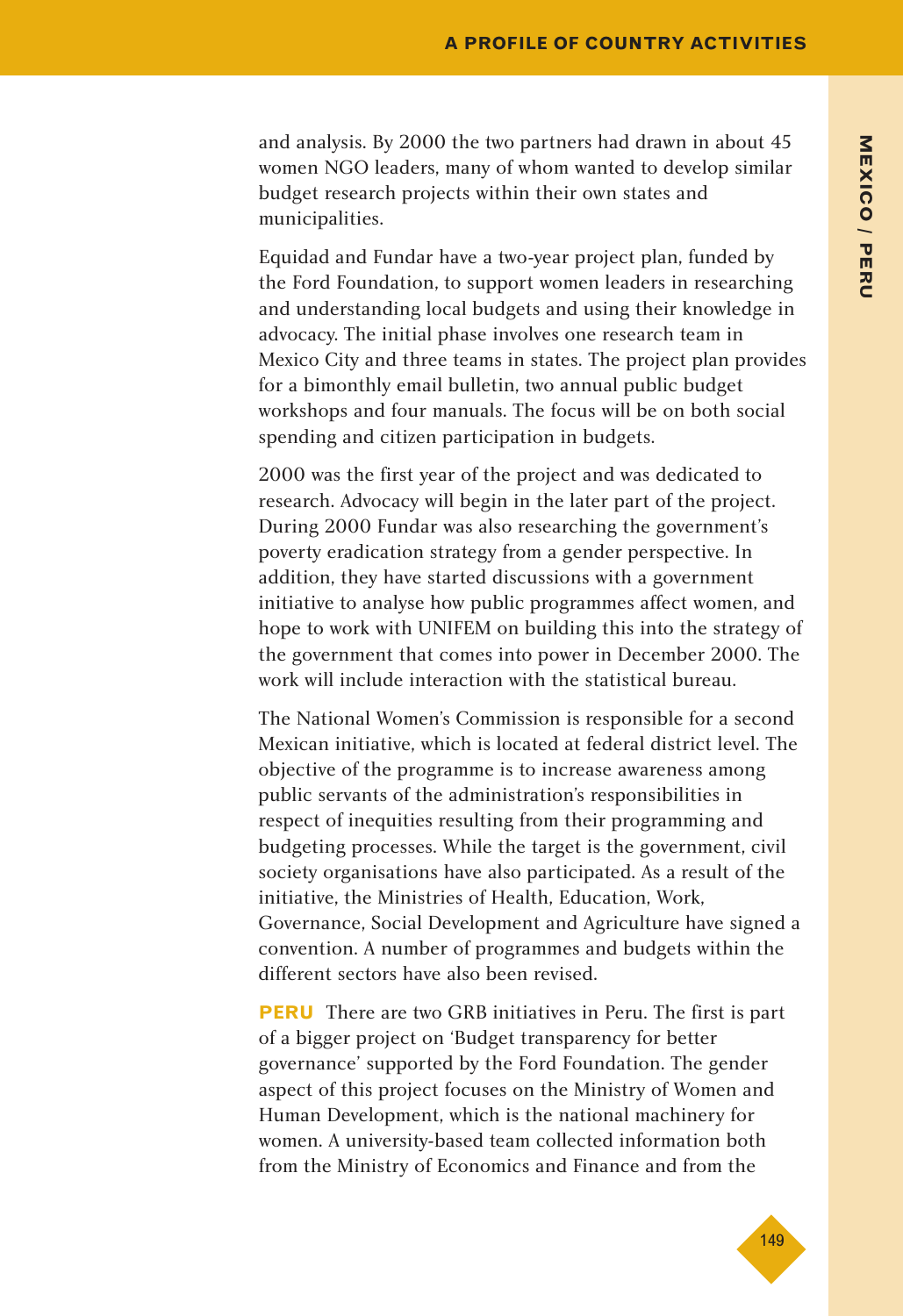and analysis. By 2000 the two partners had drawn in about 45 women NGO leaders, many of whom wanted to develop similar budget research projects within their own states and municipalities.

Equidad and Fundar have a two-year project plan, funded by the Ford Foundation, to support women leaders in researching and understanding local budgets and using their knowledge in advocacy. The initial phase involves one research team in Mexico City and three teams in states. The project plan provides for a bimonthly email bulletin, two annual public budget workshops and four manuals. The focus will be on both social spending and citizen participation in budgets.

2000 was the first year of the project and was dedicated to research. Advocacy will begin in the later part of the project. During 2000 Fundar was also researching the government's poverty eradication strategy from a gender perspective. In addition, they have started discussions with a government initiative to analyse how public programmes affect women, and hope to work with UNIFEM on building this into the strategy of the government that comes into power in December 2000. The work will include interaction with the statistical bureau.

The National Women's Commission is responsible for a second Mexican initiative, which is located at federal district level. The objective of the programme is to increase awareness among public servants of the administration's responsibilities in respect of inequities resulting from their programming and budgeting processes. While the target is the government, civil society organisations have also participated. As a result of the initiative, the Ministries of Health, Education, Work, Governance, Social Development and Agriculture have signed a convention. A number of programmes and budgets within the different sectors have also been revised.

**PERU** There are two GRB initiatives in Peru. The first is part of a bigger project on 'Budget transparency for better governance' supported by the Ford Foundation. The gender aspect of this project focuses on the Ministry of Women and Human Development, which is the national machinery for women. A university-based team collected information both from the Ministry of Economics and Finance and from the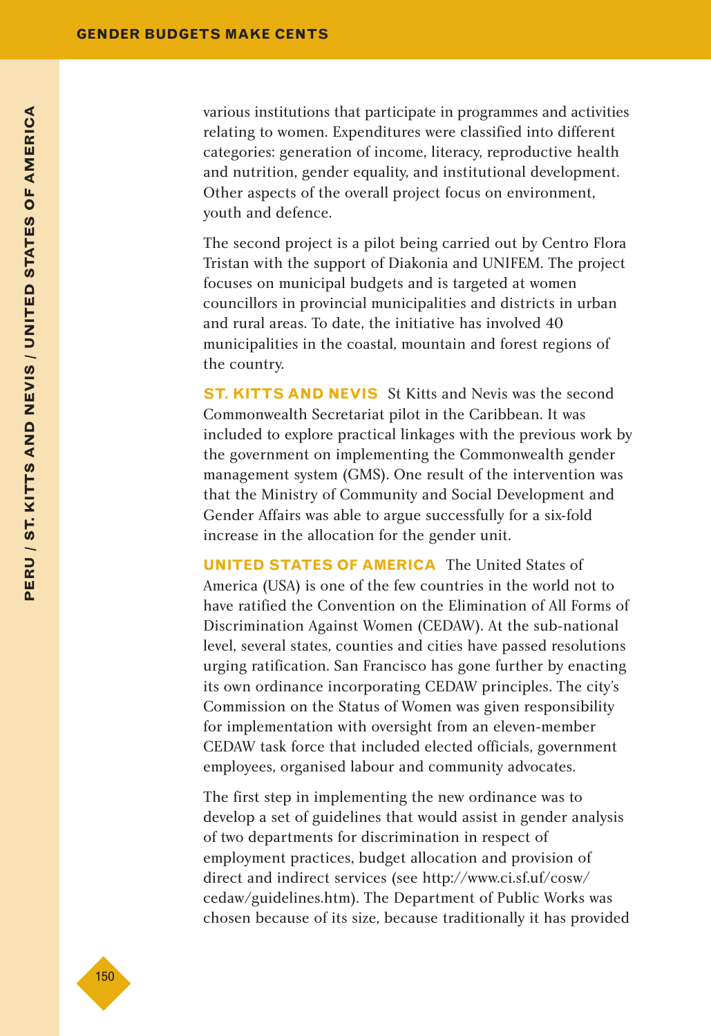various institutions that participate in programmes and activities relating to women. Expenditures were classified into different categories: generation of income, literacy, reproductive health and nutrition, gender equality, and institutional development. Other aspects of the overall project focus on environment, youth and defence.

The second project is a pilot being carried out by Centro Flora Tristan with the support of Diakonia and UNIFEM. The project focuses on municipal budgets and is targeted at women councillors in provincial municipalities and districts in urban and rural areas. To date, the initiative has involved 40 municipalities in the coastal, mountain and forest regions of the country.

**ST. KITTS AND NEVIS** St Kitts and Nevis was the second Commonwealth Secretariat pilot in the Caribbean. It was included to explore practical linkages with the previous work by the government on implementing the Commonwealth gender management system (GMS). One result of the intervention was that the Ministry of Community and Social Development and Gender Affairs was able to argue successfully for a six-fold increase in the allocation for the gender unit.

**UNITED STATES OF AMERICA** The United States of America (USA) is one of the few countries in the world not to have ratified the Convention on the Elimination of All Forms of Discrimination Against Women (CEDAW). At the sub-national level, several states, counties and cities have passed resolutions urging ratification. San Francisco has gone further by enacting its own ordinance incorporating CEDAW principles. The city's Commission on the Status of Women was given responsibility for implementation with oversight from an eleven-member CEDAW task force that included elected officials, government employees, organised labour and community advocates.

The first step in implementing the new ordinance was to develop a set of guidelines that would assist in gender analysis of two departments for discrimination in respect of employment practices, budget allocation and provision of direct and indirect services (see http://www.ci.sf.uf/cosw/cedaw/guidelines.htm). The Department of Public Works was chosen because of its size, because traditionally it has provided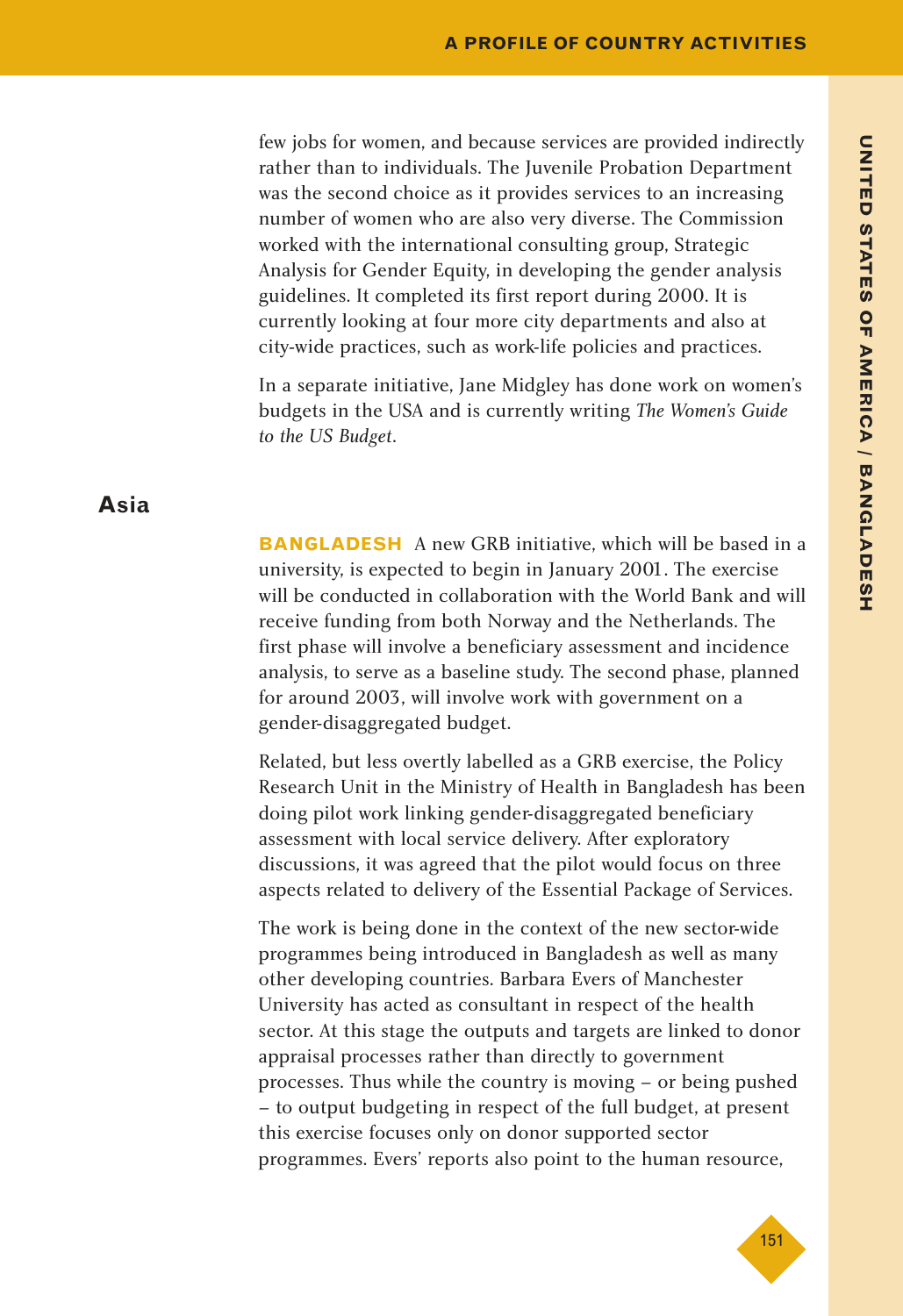few jobs for women, and because services are provided indirectly rather than to individuals. The Juvenile Probation Department was the second choice as it provides services to an increasing number of women who are also very diverse. The Commission worked with the international consulting group, Strategic Analysis for Gender Equity, in developing the gender analysis guidelines. It completed its first report during 2000. It is currently looking at four more city departments and also at city-wide practices, such as work-life policies and practices.

In a separate initiative, Jane Midgley has done work on women's budgets in the USA and is currently writing *The Women's Guide to the US Budget*.

## Asia

**BANGLADESH** A new GRB initiative, which will be based in a university, is expected to begin in January 2001. The exercise will be conducted in collaboration with the World Bank and will receive funding from both Norway and the Netherlands. The first phase will involve a beneficiary assessment and incidence analysis, to serve as a baseline study. The second phase, planned for around 2003, will involve work with government on a gender-disaggregated budget.

Related, but less overtly labelled as a GRB exercise, the Policy Research Unit in the Ministry of Health in Bangladesh has been doing pilot work linking gender-disaggregated beneficiary assessment with local service delivery. After exploratory discussions, it was agreed that the pilot would focus on three aspects related to delivery of the Essential Package of Services.

The work is being done in the context of the new sector-wide programmes being introduced in Bangladesh as well as many other developing countries. Barbara Evers of Manchester University has acted as consultant in respect of the health sector. At this stage the outputs and targets are linked to donor appraisal processes rather than directly to government processes. Thus while the country is moving – or being pushed – to output budgeting in respect of the full budget, at present this exercise focuses only on donor supported sector programmes. Evers' reports also point to the human resource,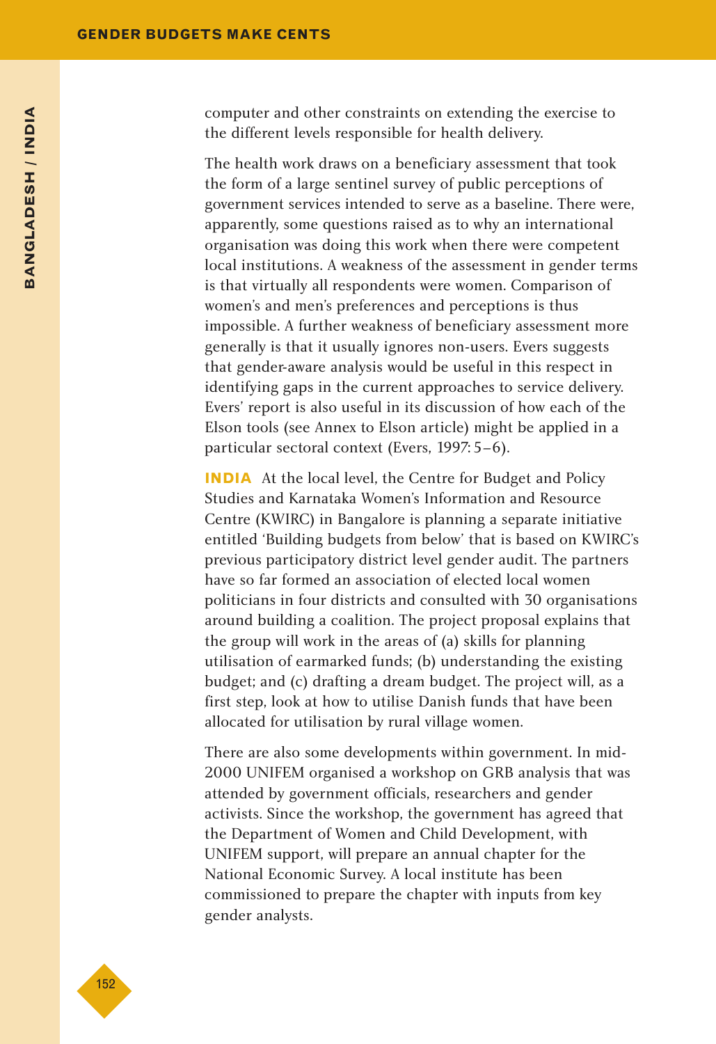computer and other constraints on extending the exercise to the different levels responsible for health delivery.

The health work draws on a beneficiary assessment that took the form of a large sentinel survey of public perceptions of government services intended to serve as a baseline. There were, apparently, some questions raised as to why an international organisation was doing this work when there were competent local institutions. A weakness of the assessment in gender terms is that virtually all respondents were women. Comparison of women's and men's preferences and perceptions is thus impossible. A further weakness of beneficiary assessment more generally is that it usually ignores non-users. Evers suggests that gender-aware analysis would be useful in this respect in identifying gaps in the current approaches to service delivery. Evers' report is also useful in its discussion of how each of the Elson tools (see Annex to Elson article) might be applied in a particular sectoral context (Evers, 1997: 5–6).

**INDIA** At the local level, the Centre for Budget and Policy Studies and Karnataka Women's Information and Resource Centre (KWIRC) in Bangalore is planning a separate initiative entitled 'Building budgets from below' that is based on KWIRC's previous participatory district level gender audit. The partners have so far formed an association of elected local women politicians in four districts and consulted with 30 organisations around building a coalition. The project proposal explains that the group will work in the areas of (a) skills for planning utilisation of earmarked funds; (b) understanding the existing budget; and (c) drafting a dream budget. The project will, as a first step, look at how to utilise Danish funds that have been allocated for utilisation by rural village women.

There are also some developments within government. In mid-2000 UNIFEM organised a workshop on GRB analysis that was attended by government officials, researchers and gender activists. Since the workshop, the government has agreed that the Department of Women and Child Development, with UNIFEM support, will prepare an annual chapter for the National Economic Survey. A local institute has been commissioned to prepare the chapter with inputs from key gender analysts.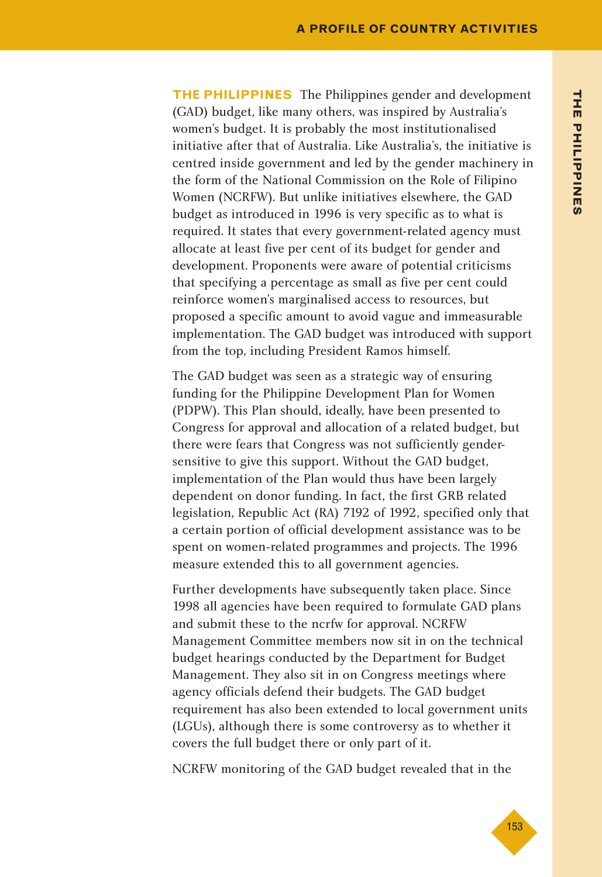**THE PHILIPPINES** The Philippines gender and development (GAD) budget, like many others, was inspired by Australia's women's budget. It is probably the most institutionalised initiative after that of Australia. Like Australia's, the initiative is centred inside government and led by the gender machinery in the form of the National Commission on the Role of Filipino Women (NCRFW). But unlike initiatives elsewhere, the GAD budget as introduced in 1996 is very specific as to what is required. It states that every government-related agency must allocate at least five per cent of its budget for gender and development. Proponents were aware of potential criticisms that specifying a percentage as small as five per cent could reinforce women's marginalised access to resources, but proposed a specific amount to avoid vague and immeasurable implementation. The GAD budget was introduced with support from the top, including President Ramos himself.

The GAD budget was seen as a strategic way of ensuring funding for the Philippine Development Plan for Women (PDPW). This Plan should, ideally, have been presented to Congress for approval and allocation of a related budget, but there were fears that Congress was not sufficiently gender-sensitive to give this support. Without the GAD budget, implementation of the Plan would thus have been largely dependent on donor funding. In fact, the first GRB related legislation, Republic Act (RA) 7192 of 1992, specified only that a certain portion of official development assistance was to be spent on women-related programmes and projects. The 1996 measure extended this to all government agencies.

Further developments have subsequently taken place. Since 1998 all agencies have been required to formulate GAD plans and submit these to the ncrfw for approval. NCRFW Management Committee members now sit in on the technical budget hearings conducted by the Department for Budget Management. They also sit in on Congress meetings where agency officials defend their budgets. The GAD budget requirement has also been extended to local government units (LGUs), although there is some controversy as to whether it covers the full budget there or only part of it.

NCRFW monitoring of the GAD budget revealed that in the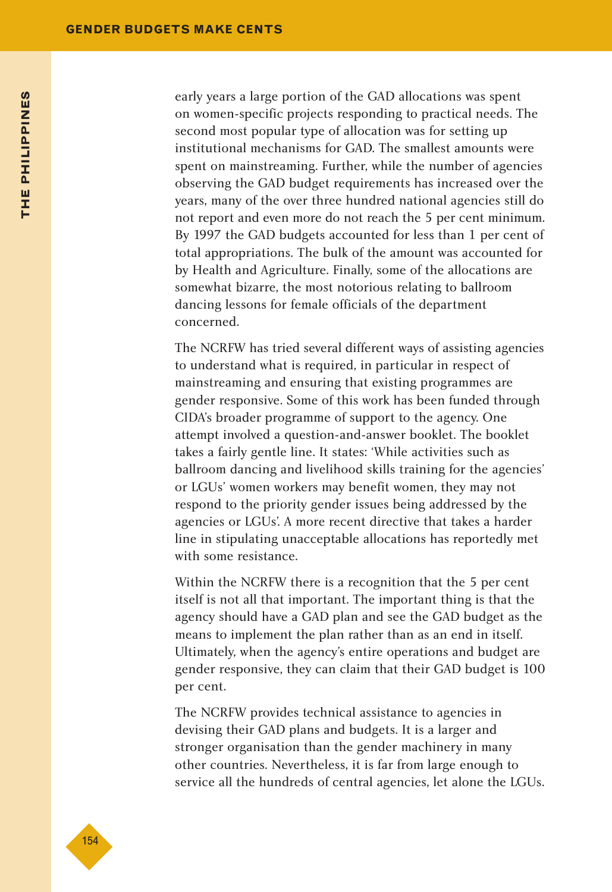early years a large portion of the GAD allocations was spent on women-specific projects responding to practical needs. The second most popular type of allocation was for setting up institutional mechanisms for GAD. The smallest amounts were spent on mainstreaming. Further, while the number of agencies observing the GAD budget requirements has increased over the years, many of the over three hundred national agencies still do not report and even more do not reach the 5 per cent minimum. By 1997 the GAD budgets accounted for less than 1 per cent of total appropriations. The bulk of the amount was accounted for by Health and Agriculture. Finally, some of the allocations are somewhat bizarre, the most notorious relating to ballroom dancing lessons for female officials of the department concerned.

The NCRFW has tried several different ways of assisting agencies to understand what is required, in particular in respect of mainstreaming and ensuring that existing programmes are gender responsive. Some of this work has been funded through CIDA's broader programme of support to the agency. One attempt involved a question-and-answer booklet. The booklet takes a fairly gentle line. It states: 'While activities such as ballroom dancing and livelihood skills training for the agencies' or LGUs' women workers may benefit women, they may not respond to the priority gender issues being addressed by the agencies or LGUs'. A more recent directive that takes a harder line in stipulating unacceptable allocations has reportedly met with some resistance.

Within the NCRFW there is a recognition that the 5 per cent itself is not all that important. The important thing is that the agency should have a GAD plan and see the GAD budget as the means to implement the plan rather than as an end in itself. Ultimately, when the agency's entire operations and budget are gender responsive, they can claim that their GAD budget is 100 per cent.

The NCRFW provides technical assistance to agencies in devising their GAD plans and budgets. It is a larger and stronger organisation than the gender machinery in many other countries. Nevertheless, it is far from large enough to service all the hundreds of central agencies, let alone the LGUs.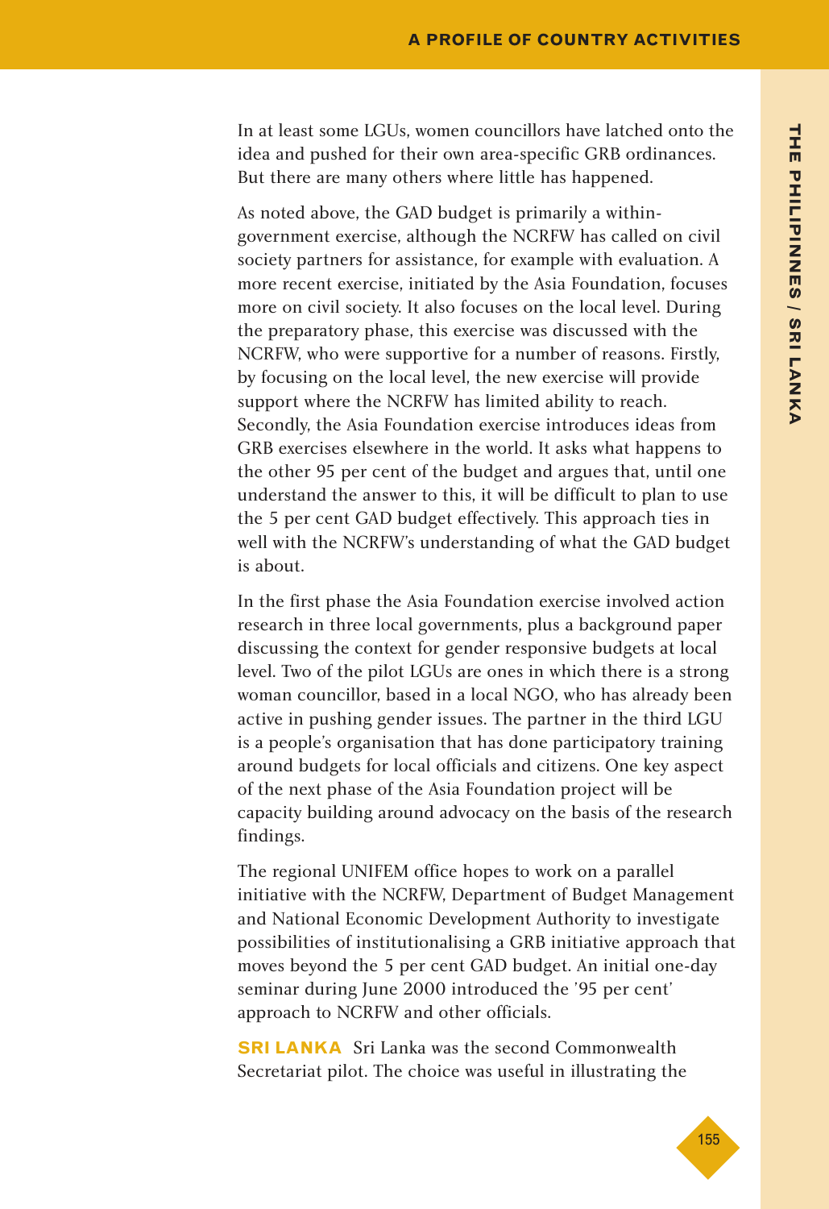In at least some LGUs, women councillors have latched onto the idea and pushed for their own area-specific GRB ordinances. But there are many others where little has happened.

As noted above, the GAD budget is primarily a within-government exercise, although the NCRFW has called on civil society partners for assistance, for example with evaluation. A more recent exercise, initiated by the Asia Foundation, focuses more on civil society. It also focuses on the local level. During the preparatory phase, this exercise was discussed with the NCRFW, who were supportive for a number of reasons. Firstly, by focusing on the local level, the new exercise will provide support where the NCRFW has limited ability to reach. Secondly, the Asia Foundation exercise introduces ideas from GRB exercises elsewhere in the world. It asks what happens to the other 95 per cent of the budget and argues that, until one understand the answer to this, it will be difficult to plan to use the 5 per cent GAD budget effectively. This approach ties in well with the NCRFW's understanding of what the GAD budget is about.

In the first phase the Asia Foundation exercise involved action research in three local governments, plus a background paper discussing the context for gender responsive budgets at local level. Two of the pilot LGUs are ones in which there is a strong woman councillor, based in a local NGO, who has already been active in pushing gender issues. The partner in the third LGU is a people's organisation that has done participatory training around budgets for local officials and citizens. One key aspect of the next phase of the Asia Foundation project will be capacity building around advocacy on the basis of the research findings.

The regional UNIFEM office hopes to work on a parallel initiative with the NCRFW, Department of Budget Management and National Economic Development Authority to investigate possibilities of institutionalising a GRB initiative approach that moves beyond the 5 per cent GAD budget. An initial one-day seminar during June 2000 introduced the '95 per cent' approach to NCRFW and other officials.

**SRI LANKA** Sri Lanka was the second Commonwealth Secretariat pilot. The choice was useful in illustrating the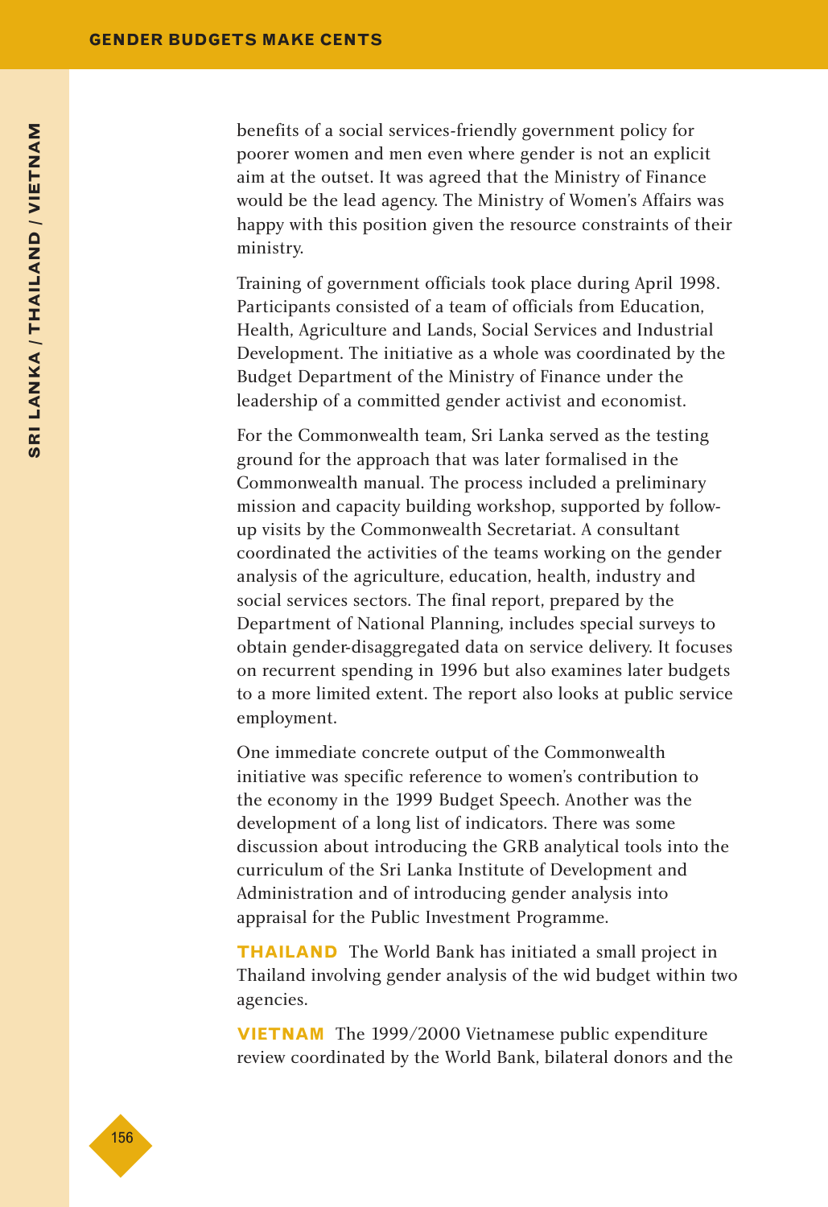benefits of a social services-friendly government policy for poorer women and men even where gender is not an explicit aim at the outset. It was agreed that the Ministry of Finance would be the lead agency. The Ministry of Women's Affairs was happy with this position given the resource constraints of their ministry.

Training of government officials took place during April 1998. Participants consisted of a team of officials from Education, Health, Agriculture and Lands, Social Services and Industrial Development. The initiative as a whole was coordinated by the Budget Department of the Ministry of Finance under the leadership of a committed gender activist and economist.

For the Commonwealth team, Sri Lanka served as the testing ground for the approach that was later formalised in the Commonwealth manual. The process included a preliminary mission and capacity building workshop, supported by follow-up visits by the Commonwealth Secretariat. A consultant coordinated the activities of the teams working on the gender analysis of the agriculture, education, health, industry and social services sectors. The final report, prepared by the Department of National Planning, includes special surveys to obtain gender-disaggregated data on service delivery. It focuses on recurrent spending in 1996 but also examines later budgets to a more limited extent. The report also looks at public service employment.

One immediate concrete output of the Commonwealth initiative was specific reference to women's contribution to the economy in the 1999 Budget Speech. Another was the development of a long list of indicators. There was some discussion about introducing the GRB analytical tools into the curriculum of the Sri Lanka Institute of Development and Administration and of introducing gender analysis into appraisal for the Public Investment Programme.

**THAILAND** The World Bank has initiated a small project in Thailand involving gender analysis of the wid budget within two agencies.

**VIETNAM** The 1999/2000 Vietnamese public expenditure review coordinated by the World Bank, bilateral donors and the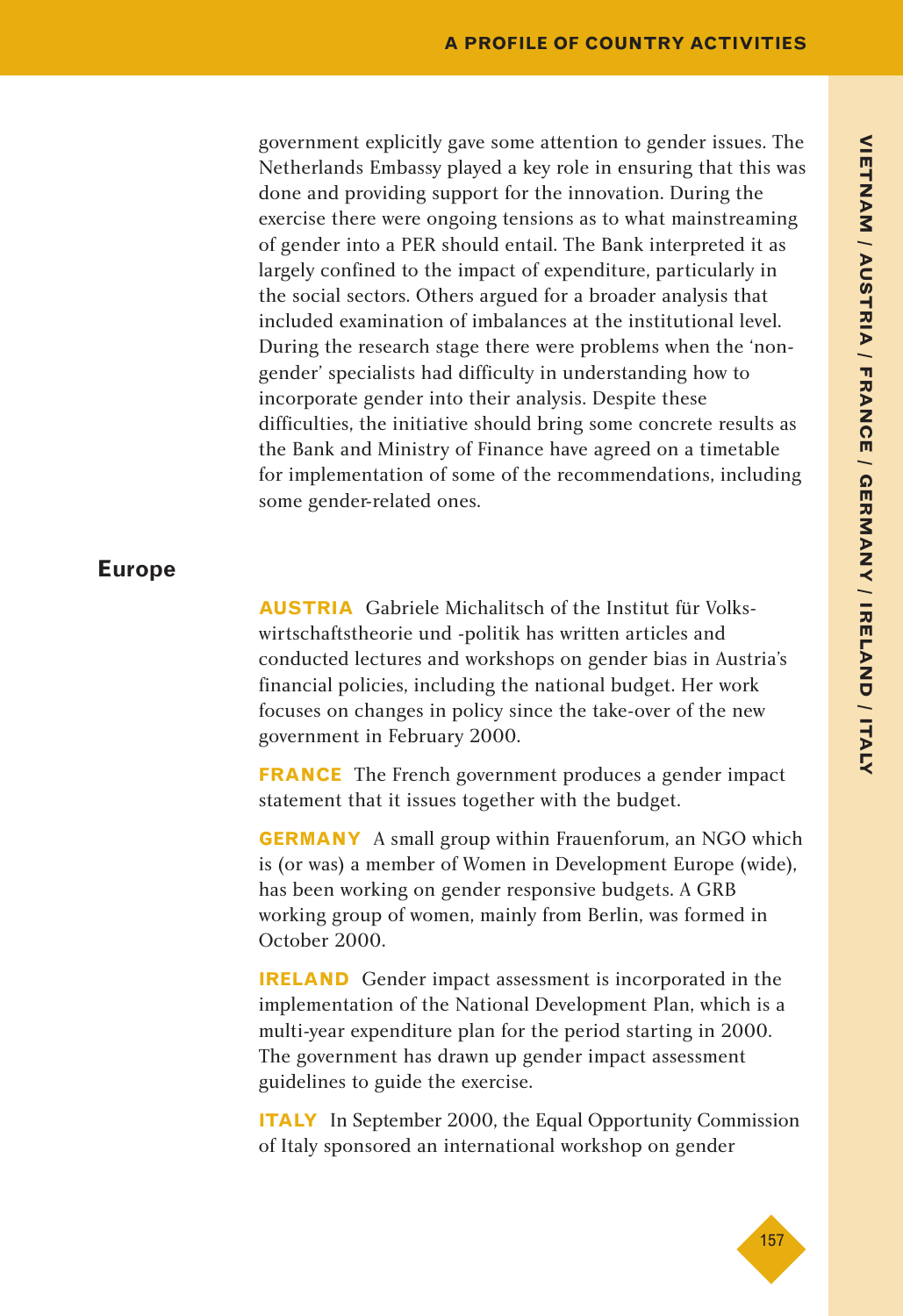government explicitly gave some attention to gender issues. The Netherlands Embassy played a key role in ensuring that this was done and providing support for the innovation. During the exercise there were ongoing tensions as to what mainstreaming of gender into a PER should entail. The Bank interpreted it as largely confined to the impact of expenditure, particularly in the social sectors. Others argued for a broader analysis that included examination of imbalances at the institutional level. During the research stage there were problems when the 'non-gender' specialists had difficulty in understanding how to incorporate gender into their analysis. Despite these difficulties, the initiative should bring some concrete results as the Bank and Ministry of Finance have agreed on a timetable for implementation of some of the recommendations, including some gender-related ones.

## Europe

**AUSTRIA** Gabriele Michalitsch of the Institut für Volkswirtschaftstheorie und -politik has written articles and conducted lectures and workshops on gender bias in Austria's financial policies, including the national budget. Her work focuses on changes in policy since the take-over of the new government in February 2000.

**FRANCE** The French government produces a gender impact statement that it issues together with the budget.

**GERMANY** A small group within Frauenforum, an NGO which is (or was) a member of Women in Development Europe (wide), has been working on gender responsive budgets. A GRB working group of women, mainly from Berlin, was formed in October 2000.

**IRELAND** Gender impact assessment is incorporated in the implementation of the National Development Plan, which is a multi-year expenditure plan for the period starting in 2000. The government has drawn up gender impact assessment guidelines to guide the exercise.

**ITALY** In September 2000, the Equal Opportunity Commission of Italy sponsored an international workshop on gender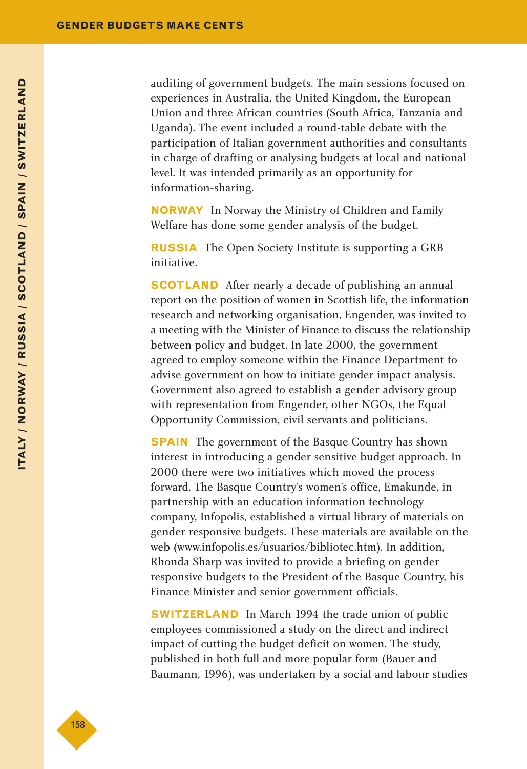auditing of government budgets. The main sessions focused on experiences in Australia, the United Kingdom, the European Union and three African countries (South Africa, Tanzania and Uganda). The event included a round-table debate with the participation of Italian government authorities and consultants in charge of drafting or analysing budgets at local and national level. It was intended primarily as an opportunity for information-sharing.

**NORWAY** In Norway the Ministry of Children and Family Welfare has done some gender analysis of the budget.

**RUSSIA** The Open Society Institute is supporting a GRB initiative.

**SCOTLAND** After nearly a decade of publishing an annual report on the position of women in Scottish life, the information research and networking organisation, Engender, was invited to a meeting with the Minister of Finance to discuss the relationship between policy and budget. In late 2000, the government agreed to employ someone within the Finance Department to advise government on how to initiate gender impact analysis. Government also agreed to establish a gender advisory group with representation from Engender, other NGOs, the Equal Opportunity Commission, civil servants and politicians.

**SPAIN** The government of the Basque Country has shown interest in introducing a gender sensitive budget approach. In 2000 there were two initiatives which moved the process forward. The Basque Country's women's office, Emakunde, in partnership with an education information technology company, Infopolis, established a virtual library of materials on gender responsive budgets. These materials are available on the web (www.infopolis.es/usuarios/bibliotec.htm). In addition, Rhonda Sharp was invited to provide a briefing on gender responsive budgets to the President of the Basque Country, his Finance Minister and senior government officials.

**SWITZERLAND** In March 1994 the trade union of public employees commissioned a study on the direct and indirect impact of cutting the budget deficit on women. The study, published in both full and more popular form (Bauer and Baumann, 1996), was undertaken by a social and labour studies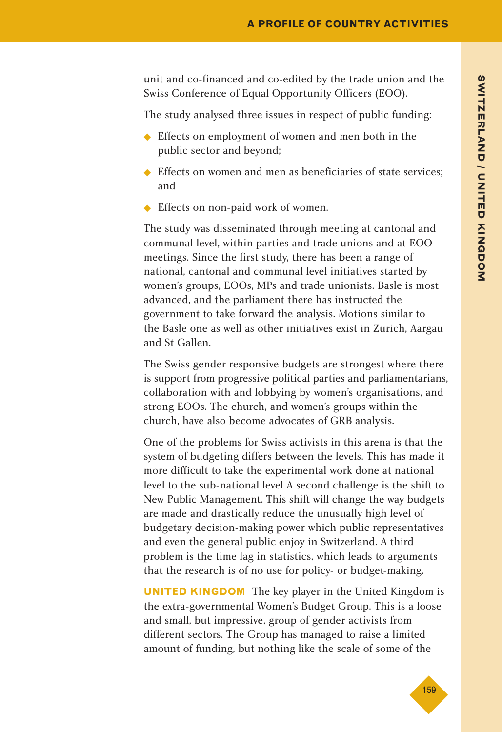unit and co-financed and co-edited by the trade union and the Swiss Conference of Equal Opportunity Officers (EOO).

The study analysed three issues in respect of public funding:

- Effects on employment of women and men both in the public sector and beyond;
- Effects on women and men as beneficiaries of state services; and
- Effects on non-paid work of women.

The study was disseminated through meeting at cantonal and communal level, within parties and trade unions and at EOO meetings. Since the first study, there has been a range of national, cantonal and communal level initiatives started by women's groups, EOOs, MPs and trade unionists. Basle is most advanced, and the parliament there has instructed the government to take forward the analysis. Motions similar to the Basle one as well as other initiatives exist in Zurich, Aargau and St Gallen.

The Swiss gender responsive budgets are strongest where there is support from progressive political parties and parliamentarians, collaboration with and lobbying by women's organisations, and strong EOOs. The church, and women's groups within the church, have also become advocates of GRB analysis.

One of the problems for Swiss activists in this arena is that the system of budgeting differs between the levels. This has made it more difficult to take the experimental work done at national level to the sub-national level A second challenge is the shift to New Public Management. This shift will change the way budgets are made and drastically reduce the unusually high level of budgetary decision-making power which public representatives and even the general public enjoy in Switzerland. A third problem is the time lag in statistics, which leads to arguments that the research is of no use for policy- or budget-making.

**UNITED KINGDOM** The key player in the United Kingdom is the extra-governmental Women's Budget Group. This is a loose and small, but impressive, group of gender activists from different sectors. The Group has managed to raise a limited amount of funding, but nothing like the scale of some of the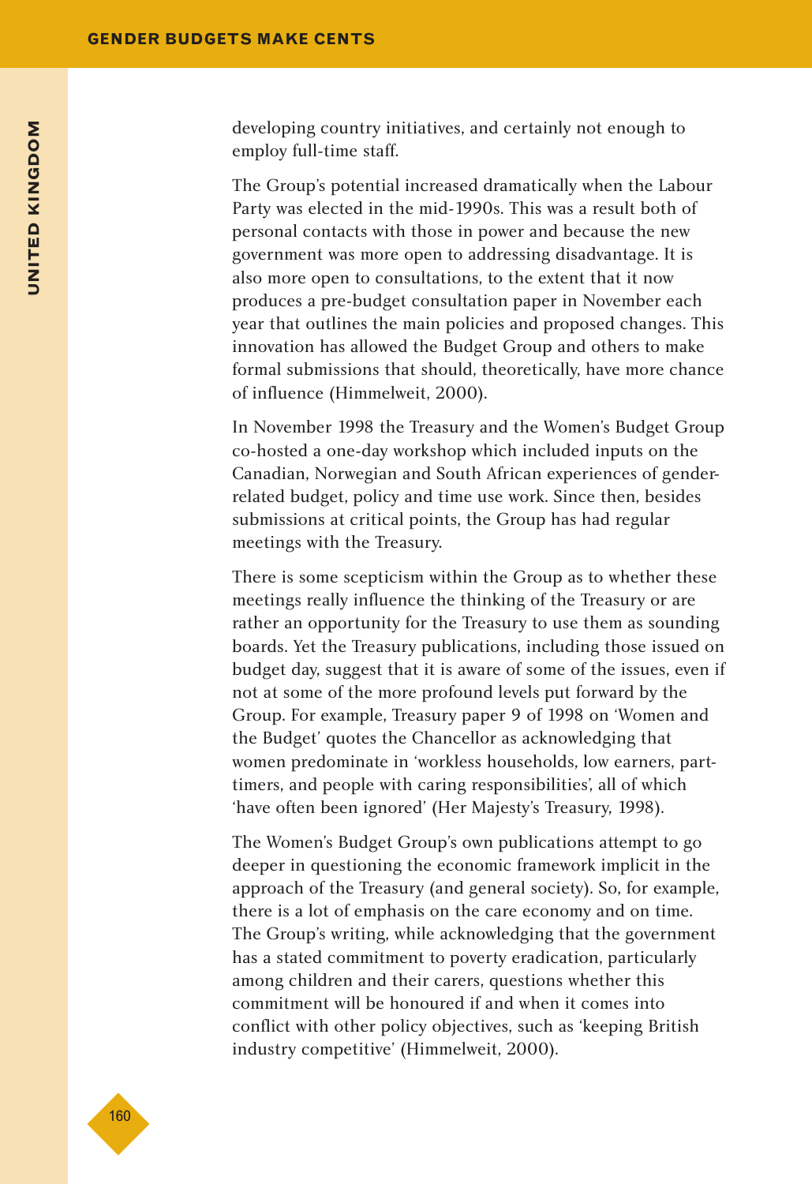developing country initiatives, and certainly not enough to employ full-time staff.

The Group's potential increased dramatically when the Labour Party was elected in the mid-1990s. This was a result both of personal contacts with those in power and because the new government was more open to addressing disadvantage. It is also more open to consultations, to the extent that it now produces a pre-budget consultation paper in November each year that outlines the main policies and proposed changes. This innovation has allowed the Budget Group and others to make formal submissions that should, theoretically, have more chance of influence (Himmelweit, 2000).

In November 1998 the Treasury and the Women's Budget Group co-hosted a one-day workshop which included inputs on the Canadian, Norwegian and South African experiences of gender-related budget, policy and time use work. Since then, besides submissions at critical points, the Group has had regular meetings with the Treasury.

There is some scepticism within the Group as to whether these meetings really influence the thinking of the Treasury or are rather an opportunity for the Treasury to use them as sounding boards. Yet the Treasury publications, including those issued on budget day, suggest that it is aware of some of the issues, even if not at some of the more profound levels put forward by the Group. For example, Treasury paper 9 of 1998 on 'Women and the Budget' quotes the Chancellor as acknowledging that women predominate in 'workless households, low earners, part-timers, and people with caring responsibilities', all of which 'have often been ignored' (Her Majesty's Treasury, 1998).

The Women's Budget Group's own publications attempt to go deeper in questioning the economic framework implicit in the approach of the Treasury (and general society). So, for example, there is a lot of emphasis on the care economy and on time. The Group's writing, while acknowledging that the government has a stated commitment to poverty eradication, particularly among children and their carers, questions whether this commitment will be honoured if and when it comes into conflict with other policy objectives, such as 'keeping British industry competitive' (Himmelweit, 2000).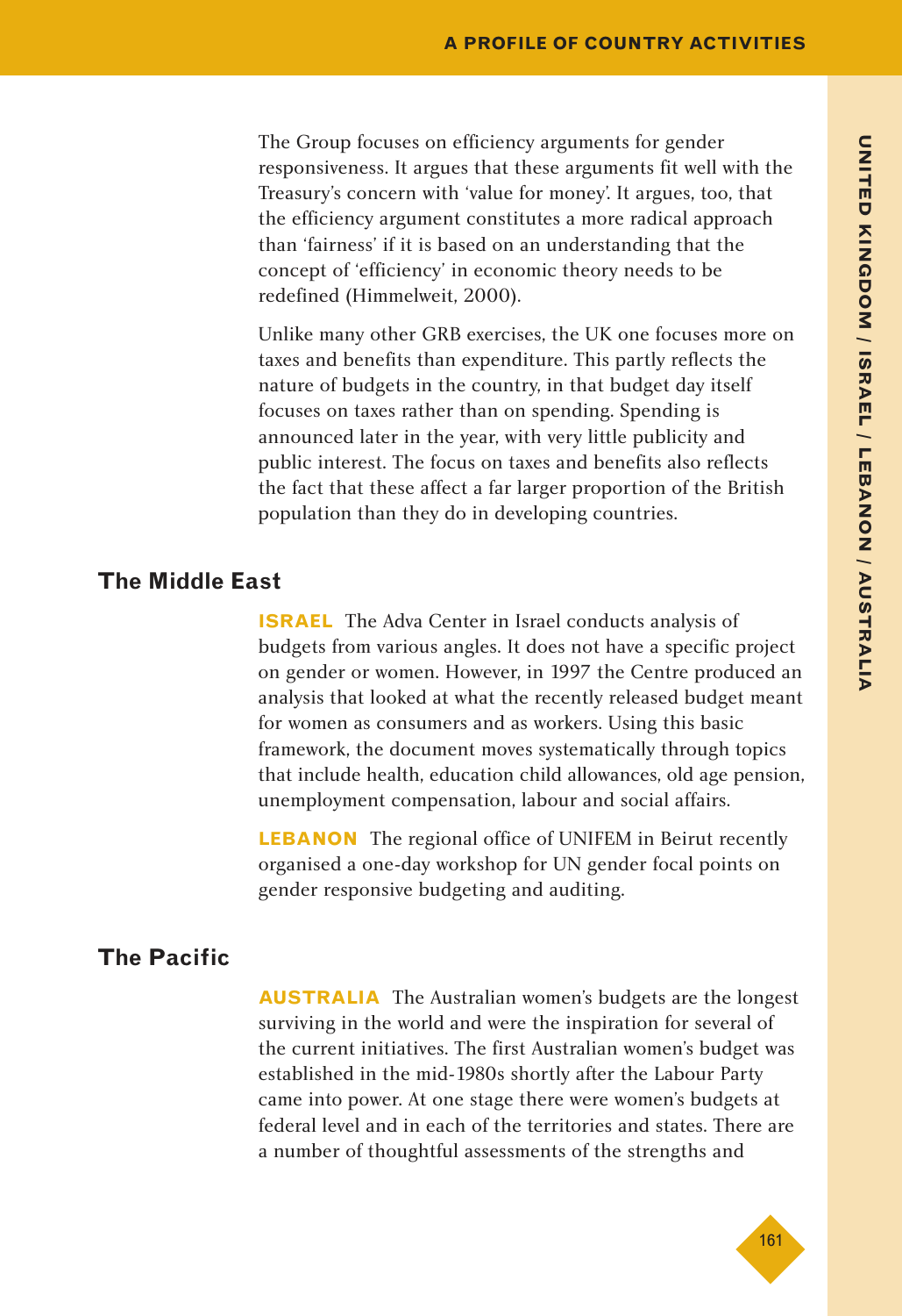The Group focuses on efficiency arguments for gender responsiveness. It argues that these arguments fit well with the Treasury's concern with 'value for money'. It argues, too, that the efficiency argument constitutes a more radical approach than 'fairness' if it is based on an understanding that the concept of 'efficiency' in economic theory needs to be redefined (Himmelweit, 2000).

Unlike many other GRB exercises, the UK one focuses more on taxes and benefits than expenditure. This partly reflects the nature of budgets in the country, in that budget day itself focuses on taxes rather than on spending. Spending is announced later in the year, with very little publicity and public interest. The focus on taxes and benefits also reflects the fact that these affect a far larger proportion of the British population than they do in developing countries.

## The Middle East

**ISRAEL** The Adva Center in Israel conducts analysis of budgets from various angles. It does not have a specific project on gender or women. However, in 1997 the Centre produced an analysis that looked at what the recently released budget meant for women as consumers and as workers. Using this basic framework, the document moves systematically through topics that include health, education child allowances, old age pension, unemployment compensation, labour and social affairs.

**LEBANON** The regional office of UNIFEM in Beirut recently organised a one-day workshop for UN gender focal points on gender responsive budgeting and auditing.

## The Pacific

**AUSTRALIA** The Australian women's budgets are the longest surviving in the world and were the inspiration for several of the current initiatives. The first Australian women's budget was established in the mid-1980s shortly after the Labour Party came into power. At one stage there were women's budgets at federal level and in each of the territories and states. There are a number of thoughtful assessments of the strengths and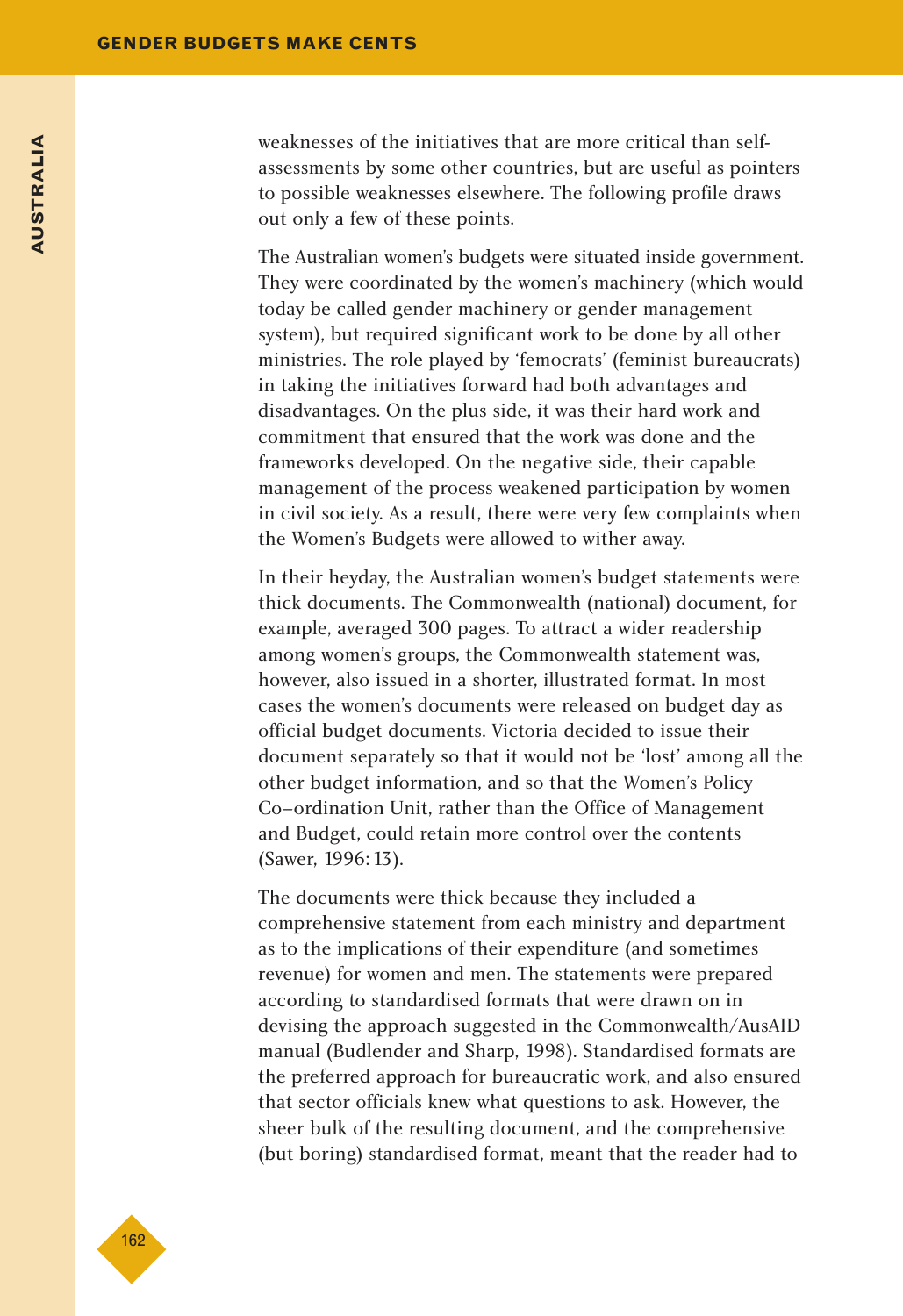weaknesses of the initiatives that are more critical than self-assessments by some other countries, but are useful as pointers to possible weaknesses elsewhere. The following profile draws out only a few of these points.

The Australian women's budgets were situated inside government. They were coordinated by the women's machinery (which would today be called gender machinery or gender management system), but required significant work to be done by all other ministries. The role played by 'femocrats' (feminist bureaucrats) in taking the initiatives forward had both advantages and disadvantages. On the plus side, it was their hard work and commitment that ensured that the work was done and the frameworks developed. On the negative side, their capable management of the process weakened participation by women in civil society. As a result, there were very few complaints when the Women's Budgets were allowed to wither away.

In their heyday, the Australian women's budget statements were thick documents. The Commonwealth (national) document, for example, averaged 300 pages. To attract a wider readership among women's groups, the Commonwealth statement was, however, also issued in a shorter, illustrated format. In most cases the women's documents were released on budget day as official budget documents. Victoria decided to issue their document separately so that it would not be 'lost' among all the other budget information, and so that the Women's Policy Co–ordination Unit, rather than the Office of Management and Budget, could retain more control over the contents (Sawer, 1996: 13).

The documents were thick because they included a comprehensive statement from each ministry and department as to the implications of their expenditure (and sometimes revenue) for women and men. The statements were prepared according to standardised formats that were drawn on in devising the approach suggested in the Commonwealth/AusAID manual (Budlender and Sharp, 1998). Standardised formats are the preferred approach for bureaucratic work, and also ensured that sector officials knew what questions to ask. However, the sheer bulk of the resulting document, and the comprehensive (but boring) standardised format, meant that the reader had to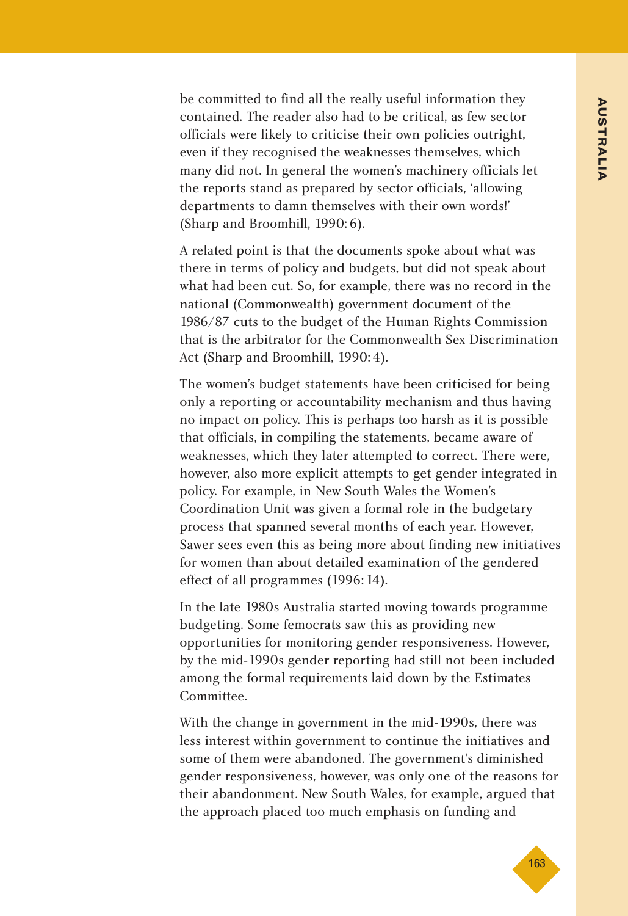be committed to find all the really useful information they contained. The reader also had to be critical, as few sector officials were likely to criticise their own policies outright, even if they recognised the weaknesses themselves, which many did not. In general the women's machinery officials let the reports stand as prepared by sector officials, 'allowing departments to damn themselves with their own words!' (Sharp and Broomhill, 1990: 6).

A related point is that the documents spoke about what was there in terms of policy and budgets, but did not speak about what had been cut. So, for example, there was no record in the national (Commonwealth) government document of the 1986/87 cuts to the budget of the Human Rights Commission that is the arbitrator for the Commonwealth Sex Discrimination Act (Sharp and Broomhill, 1990: 4).

The women's budget statements have been criticised for being only a reporting or accountability mechanism and thus having no impact on policy. This is perhaps too harsh as it is possible that officials, in compiling the statements, became aware of weaknesses, which they later attempted to correct. There were, however, also more explicit attempts to get gender integrated in policy. For example, in New South Wales the Women's Coordination Unit was given a formal role in the budgetary process that spanned several months of each year. However, Sawer sees even this as being more about finding new initiatives for women than about detailed examination of the gendered effect of all programmes (1996: 14).

In the late 1980s Australia started moving towards programme budgeting. Some femocrats saw this as providing new opportunities for monitoring gender responsiveness. However, by the mid-1990s gender reporting had still not been included among the formal requirements laid down by the Estimates Committee.

With the change in government in the mid-1990s, there was less interest within government to continue the initiatives and some of them were abandoned. The government's diminished gender responsiveness, however, was only one of the reasons for their abandonment. New South Wales, for example, argued that the approach placed too much emphasis on funding and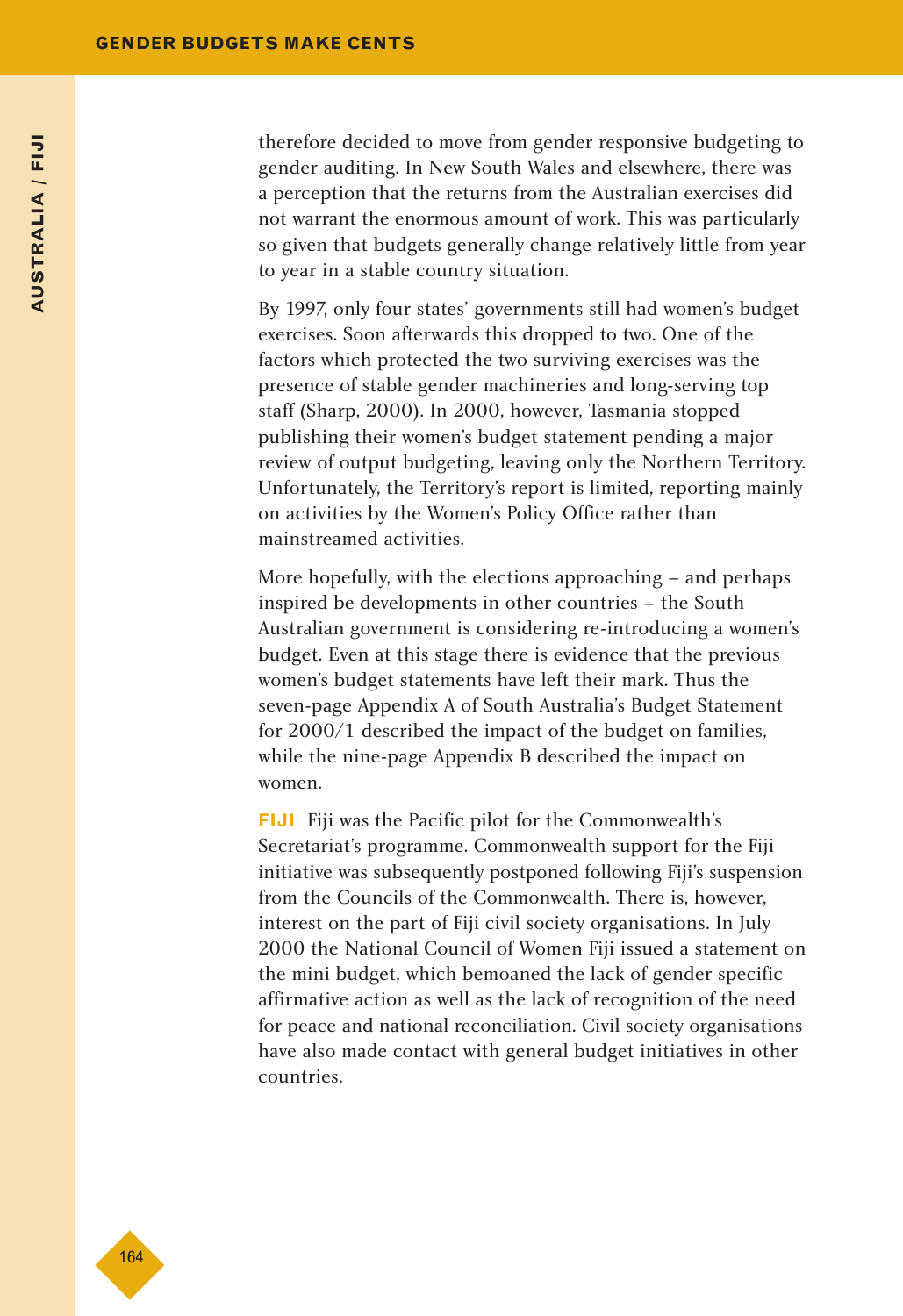therefore decided to move from gender responsive budgeting to gender auditing. In New South Wales and elsewhere, there was a perception that the returns from the Australian exercises did not warrant the enormous amount of work. This was particularly so given that budgets generally change relatively little from year to year in a stable country situation.

By 1997, only four states' governments still had women's budget exercises. Soon afterwards this dropped to two. One of the factors which protected the two surviving exercises was the presence of stable gender machineries and long-serving top staff (Sharp, 2000). In 2000, however, Tasmania stopped publishing their women's budget statement pending a major review of output budgeting, leaving only the Northern Territory. Unfortunately, the Territory's report is limited, reporting mainly on activities by the Women's Policy Office rather than mainstreamed activities.

More hopefully, with the elections approaching – and perhaps inspired be developments in other countries – the South Australian government is considering re-introducing a women's budget. Even at this stage there is evidence that the previous women's budget statements have left their mark. Thus the seven-page Appendix A of South Australia's Budget Statement for 2000/1 described the impact of the budget on families, while the nine-page Appendix B described the impact on women.

**FIJI** Fiji was the Pacific pilot for the Commonwealth's Secretariat's programme. Commonwealth support for the Fiji initiative was subsequently postponed following Fiji's suspension from the Councils of the Commonwealth. There is, however, interest on the part of Fiji civil society organisations. In July 2000 the National Council of Women Fiji issued a statement on the mini budget, which bemoaned the lack of gender specific affirmative action as well as the lack of recognition of the need for peace and national reconciliation. Civil society organisations have also made contact with general budget initiatives in other countries.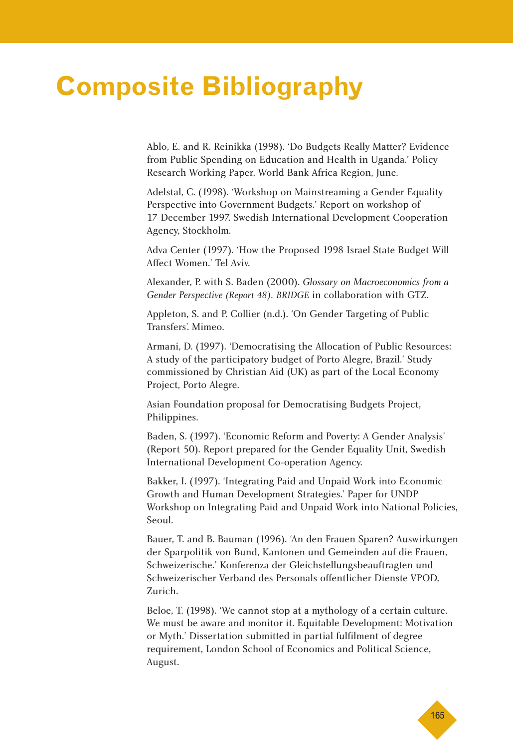# Composite Bibliography

Ablo, E. and R. Reinikka (1998). 'Do Budgets Really Matter? Evidence from Public Spending on Education and Health in Uganda.' Policy Research Working Paper, World Bank Africa Region, June.

Adelstal, C. (1998). 'Workshop on Mainstreaming a Gender Equality Perspective into Government Budgets.' Report on workshop of 17 December 1997. Swedish International Development Cooperation Agency, Stockholm.

Adva Center (1997). 'How the Proposed 1998 Israel State Budget Will Affect Women.' Tel Aviv.

Alexander, P. with S. Baden (2000). *Glossary on Macroeconomics from a Gender Perspective (Report 48). BRIDGE* in collaboration with GTZ.

Appleton, S. and P. Collier (n.d.). 'On Gender Targeting of Public Transfers'. Mimeo.

Armani, D. (1997). 'Democratising the Allocation of Public Resources: A study of the participatory budget of Porto Alegre, Brazil.' Study commissioned by Christian Aid (UK) as part of the Local Economy Project, Porto Alegre.

Asian Foundation proposal for Democratising Budgets Project, Philippines.

Baden, S. (1997). 'Economic Reform and Poverty: A Gender Analysis' (Report 50). Report prepared for the Gender Equality Unit, Swedish International Development Co-operation Agency.

Bakker, I. (1997). 'Integrating Paid and Unpaid Work into Economic Growth and Human Development Strategies.' Paper for UNDP Workshop on Integrating Paid and Unpaid Work into National Policies, Seoul.

Bauer, T. and B. Bauman (1996). 'An den Frauen Sparen? Auswirkungen der Sparpolitik von Bund, Kantonen und Gemeinden auf die Frauen, Schweizerische.' Konferenza der Gleichstellungsbeauftragten und Schweizerischer Verband des Personals offentlicher Dienste VPOD, Zurich.

Beloe, T. (1998). 'We cannot stop at a mythology of a certain culture. We must be aware and monitor it. Equitable Development: Motivation or Myth.' Dissertation submitted in partial fulfilment of degree requirement, London School of Economics and Political Science, August.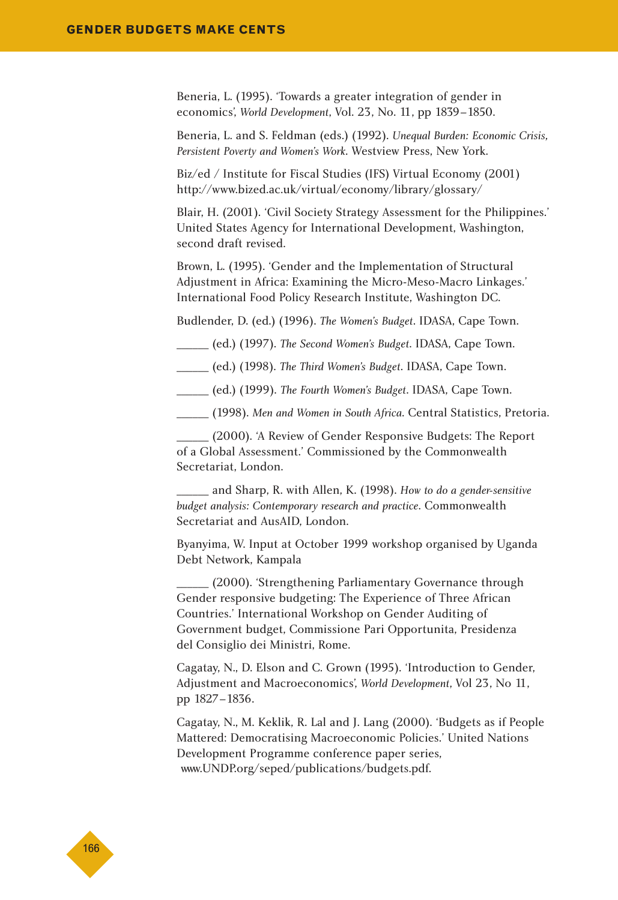Beneria, L. (1995). 'Towards a greater integration of gender in economics', *World Development*, Vol. 23, No. 11, pp 1839–1850.

Beneria, L. and S. Feldman (eds.) (1992). *Unequal Burden: Economic Crisis, Persistent Poverty and Women's Work*. Westview Press, New York.

Biz/ed / Institute for Fiscal Studies (IFS) Virtual Economy (2001) http://www.bized.ac.uk/virtual/economy/library/glossary/

Blair, H. (2001). 'Civil Society Strategy Assessment for the Philippines.' United States Agency for International Development, Washington, second draft revised.

Brown, L. (1995). 'Gender and the Implementation of Structural Adjustment in Africa: Examining the Micro-Meso-Macro Linkages.' International Food Policy Research Institute, Washington DC.

Budlender, D. (ed.) (1996). *The Women's Budget*. IDASA, Cape Town.

_____ (ed.) (1997). *The Second Women's Budget*. IDASA, Cape Town.

_____ (ed.) (1998). *The Third Women's Budget*. IDASA, Cape Town.

_____ (ed.) (1999). *The Fourth Women's Budget*. IDASA, Cape Town.

_____ (1998). *Men and Women in South Africa*. Central Statistics, Pretoria.

_____ (2000). 'A Review of Gender Responsive Budgets: The Report of a Global Assessment.' Commissioned by the Commonwealth Secretariat, London.

_____ and Sharp, R. with Allen, K. (1998). *How to do a gender-sensitive budget analysis: Contemporary research and practice*. Commonwealth Secretariat and AusAID, London.

Byanyima, W. Input at October 1999 workshop organised by Uganda Debt Network, Kampala

_____ (2000). 'Strengthening Parliamentary Governance through Gender responsive budgeting: The Experience of Three African Countries.' International Workshop on Gender Auditing of Government budget, Commissione Pari Opportunita, Presidenza del Consiglio dei Ministri, Rome.

Cagatay, N., D. Elson and C. Grown (1995). 'Introduction to Gender, Adjustment and Macroeconomics', *World Development*, Vol 23, No 11, pp 1827–1836.

Cagatay, N., M. Keklik, R. Lal and J. Lang (2000). 'Budgets as if People Mattered: Democratising Macroeconomic Policies.' United Nations Development Programme conference paper series, www.UNDP.org/seped/publications/budgets.pdf.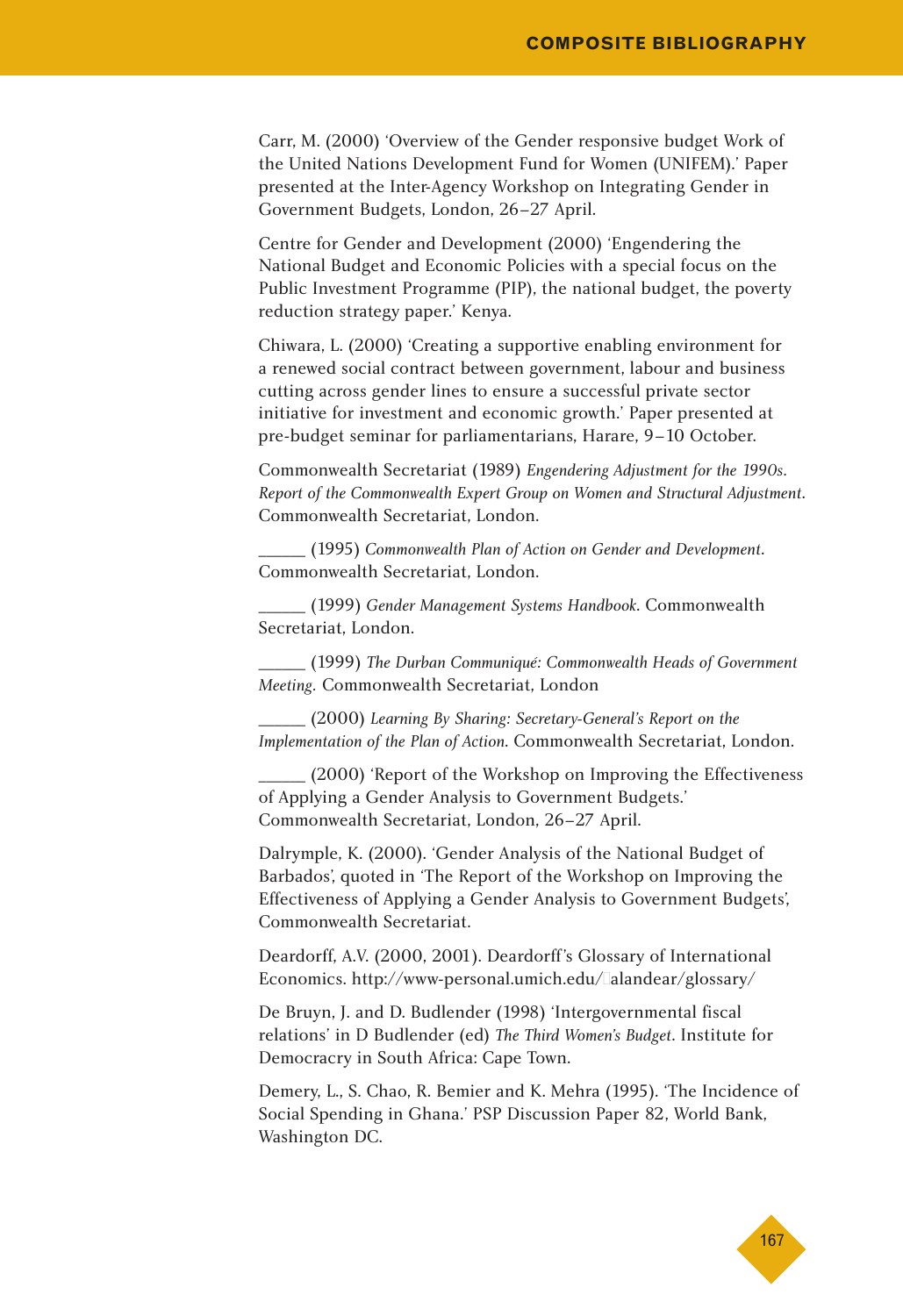Carr, M. (2000) 'Overview of the Gender responsive budget Work of the United Nations Development Fund for Women (UNIFEM).' Paper presented at the Inter-Agency Workshop on Integrating Gender in Government Budgets, London, 26–27 April.

Centre for Gender and Development (2000) 'Engendering the National Budget and Economic Policies with a special focus on the Public Investment Programme (PIP), the national budget, the poverty reduction strategy paper.' Kenya.

Chiwara, L. (2000) 'Creating a supportive enabling environment for a renewed social contract between government, labour and business cutting across gender lines to ensure a successful private sector initiative for investment and economic growth.' Paper presented at pre-budget seminar for parliamentarians, Harare, 9–10 October.

Commonwealth Secretariat (1989) *Engendering Adjustment for the 1990s. Report of the Commonwealth Expert Group on Women and Structural Adjustment*. Commonwealth Secretariat, London.

\_\_\_\_\_\_ (1995) *Commonwealth Plan of Action on Gender and Development*. Commonwealth Secretariat, London.

\_\_\_\_\_\_ (1999) *Gender Management Systems Handbook*. Commonwealth Secretariat, London.

\_\_\_\_\_\_ (1999) *The Durban Communiqué: Commonwealth Heads of Government Meeting.* Commonwealth Secretariat, London

\_\_\_\_\_\_ (2000) *Learning By Sharing: Secretary-General's Report on the Implementation of the Plan of Action*. Commonwealth Secretariat, London.

\_\_\_\_\_\_ (2000) 'Report of the Workshop on Improving the Effectiveness of Applying a Gender Analysis to Government Budgets.' Commonwealth Secretariat, London, 26–27 April.

Dalrymple, K. (2000). 'Gender Analysis of the National Budget of Barbados', quoted in 'The Report of the Workshop on Improving the Effectiveness of Applying a Gender Analysis to Government Budgets', Commonwealth Secretariat.

Deardorff, A.V. (2000, 2001). Deardorff's Glossary of International Economics. http://www-personal.umich.edu/~alandear/glossary/

De Bruyn, J. and D. Budlender (1998) 'Intergovernmental fiscal relations' in D Budlender (ed) *The Third Women's Budget*. Institute for Democracracy in South Africa: Cape Town.

Demery, L., S. Chao, R. Bemier and K. Mehra (1995). 'The Incidence of Social Spending in Ghana.' PSP Discussion Paper 82, World Bank, Washington DC.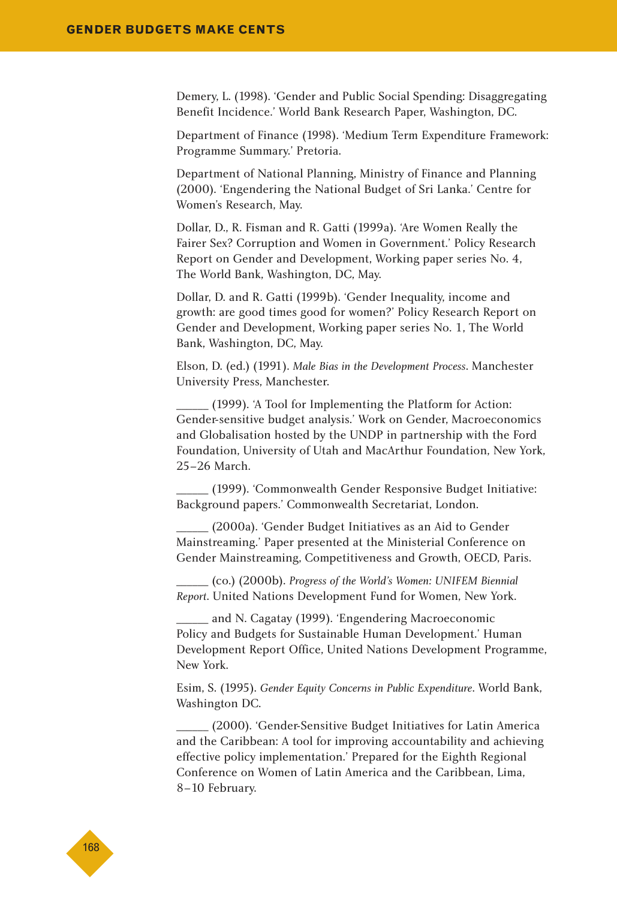Demery, L. (1998). 'Gender and Public Social Spending: Disaggregating Benefit Incidence.' World Bank Research Paper, Washington, DC.

Department of Finance (1998). 'Medium Term Expenditure Framework: Programme Summary.' Pretoria.

Department of National Planning, Ministry of Finance and Planning (2000). 'Engendering the National Budget of Sri Lanka.' Centre for Women's Research, May.

Dollar, D., R. Fisman and R. Gatti (1999a). 'Are Women Really the Fairer Sex? Corruption and Women in Government.' Policy Research Report on Gender and Development, Working paper series No. 4, The World Bank, Washington, DC, May.

Dollar, D. and R. Gatti (1999b). 'Gender Inequality, income and growth: are good times good for women?' Policy Research Report on Gender and Development, Working paper series No. 1, The World Bank, Washington, DC, May.

Elson, D. (ed.) (1991). *Male Bias in the Development Process*. Manchester University Press, Manchester.

_____ (1999). 'A Tool for Implementing the Platform for Action: Gender-sensitive budget analysis.' Work on Gender, Macroeconomics and Globalisation hosted by the UNDP in partnership with the Ford Foundation, University of Utah and MacArthur Foundation, New York, 25–26 March.

_____ (1999). 'Commonwealth Gender Responsive Budget Initiative: Background papers.' Commonwealth Secretariat, London.

_____ (2000a). 'Gender Budget Initiatives as an Aid to Gender Mainstreaming.' Paper presented at the Ministerial Conference on Gender Mainstreaming, Competitiveness and Growth, OECD, Paris.

_____ (co.) (2000b). *Progress of the World's Women: UNIFEM Biennial Report*. United Nations Development Fund for Women, New York.

_____ and N. Cagatay (1999). 'Engendering Macroeconomic Policy and Budgets for Sustainable Human Development.' Human Development Report Office, United Nations Development Programme, New York.

Esim, S. (1995). *Gender Equity Concerns in Public Expenditure*. World Bank, Washington DC.

_____ (2000). 'Gender-Sensitive Budget Initiatives for Latin America and the Caribbean: A tool for improving accountability and achieving effective policy implementation.' Prepared for the Eighth Regional Conference on Women of Latin America and the Caribbean, Lima, 8–10 February.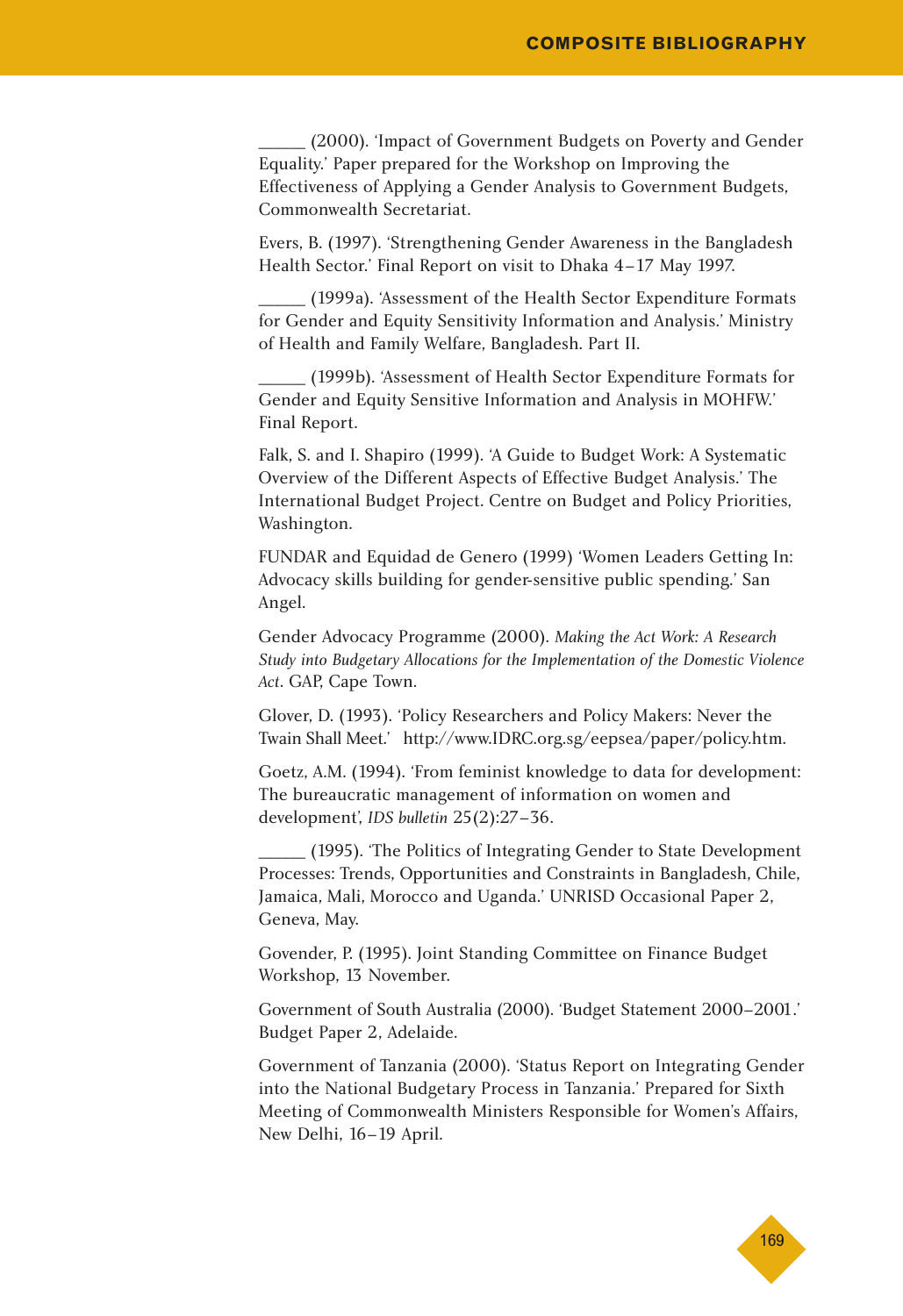_____ (2000). 'Impact of Government Budgets on Poverty and Gender Equality.' Paper prepared for the Workshop on Improving the Effectiveness of Applying a Gender Analysis to Government Budgets, Commonwealth Secretariat.

Evers, B. (1997). 'Strengthening Gender Awareness in the Bangladesh Health Sector.' Final Report on visit to Dhaka 4–17 May 1997.

_____ (1999a). 'Assessment of the Health Sector Expenditure Formats for Gender and Equity Sensitivity Information and Analysis.' Ministry of Health and Family Welfare, Bangladesh. Part II.

_____ (1999b). 'Assessment of Health Sector Expenditure Formats for Gender and Equity Sensitive Information and Analysis in MOHFW.' Final Report.

Falk, S. and I. Shapiro (1999). 'A Guide to Budget Work: A Systematic Overview of the Different Aspects of Effective Budget Analysis.' The International Budget Project. Centre on Budget and Policy Priorities, Washington.

FUNDAR and Equidad de Genero (1999) 'Women Leaders Getting In: Advocacy skills building for gender-sensitive public spending.' San Angel.

Gender Advocacy Programme (2000). *Making the Act Work: A Research Study into Budgetary Allocations for the Implementation of the Domestic Violence Act*. GAP, Cape Town.

Glover, D. (1993). 'Policy Researchers and Policy Makers: Never the Twain Shall Meet.' http://www.IDRC.org.sg/eepsea/paper/policy.htm.

Goetz, A.M. (1994). 'From feminist knowledge to data for development: The bureaucratic management of information on women and development', *IDS bulletin* 25(2):27–36.

_____ (1995). 'The Politics of Integrating Gender to State Development Processes: Trends, Opportunities and Constraints in Bangladesh, Chile, Jamaica, Mali, Morocco and Uganda.' UNRISD Occasional Paper 2, Geneva, May.

Govender, P. (1995). Joint Standing Committee on Finance Budget Workshop, 13 November.

Government of South Australia (2000). 'Budget Statement 2000–2001.' Budget Paper 2, Adelaide.

Government of Tanzania (2000). 'Status Report on Integrating Gender into the National Budgetary Process in Tanzania.' Prepared for Sixth Meeting of Commonwealth Ministers Responsible for Women's Affairs, New Delhi, 16–19 April.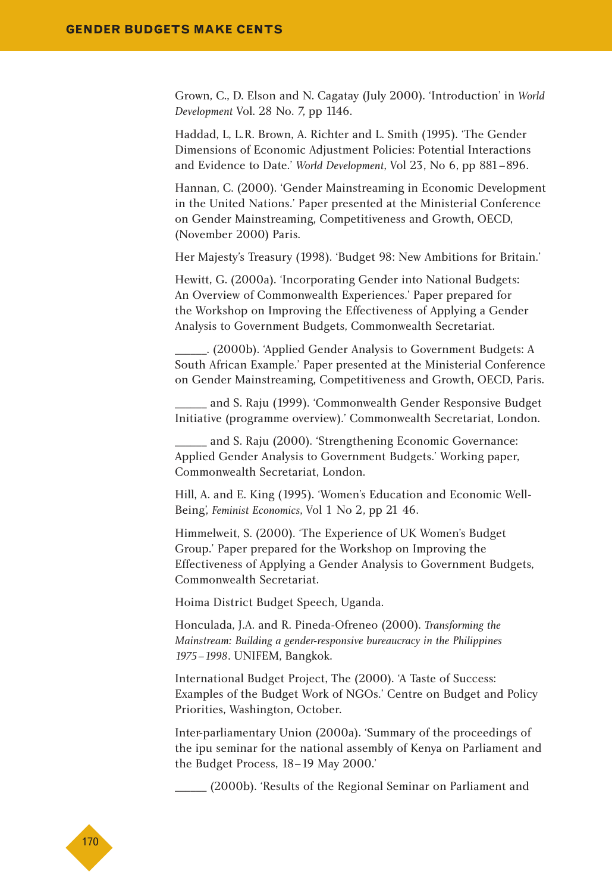Grown, C., D. Elson and N. Cagatay (July 2000). 'Introduction' in *World Development* Vol. 28 No. 7, pp 1146.

Haddad, L, L.R. Brown, A. Richter and L. Smith (1995). 'The Gender Dimensions of Economic Adjustment Policies: Potential Interactions and Evidence to Date.' *World Development*, Vol 23, No 6, pp 881–896.

Hannan, C. (2000). 'Gender Mainstreaming in Economic Development in the United Nations.' Paper presented at the Ministerial Conference on Gender Mainstreaming, Competitiveness and Growth, OECD, (November 2000) Paris.

Her Majesty's Treasury (1998). 'Budget 98: New Ambitions for Britain.'

Hewitt, G. (2000a). 'Incorporating Gender into National Budgets: An Overview of Commonwealth Experiences.' Paper prepared for the Workshop on Improving the Effectiveness of Applying a Gender Analysis to Government Budgets, Commonwealth Secretariat.

\_\_\_\_\_. (2000b). 'Applied Gender Analysis to Government Budgets: A South African Example.' Paper presented at the Ministerial Conference on Gender Mainstreaming, Competitiveness and Growth, OECD, Paris.

\_\_\_\_\_ and S. Raju (1999). 'Commonwealth Gender Responsive Budget Initiative (programme overview).' Commonwealth Secretariat, London.

\_\_\_\_\_ and S. Raju (2000). 'Strengthening Economic Governance: Applied Gender Analysis to Government Budgets.' Working paper, Commonwealth Secretariat, London.

Hill, A. and E. King (1995). 'Women's Education and Economic Well-Being', *Feminist Economics*, Vol 1 No 2, pp 21 46.

Himmelweit, S. (2000). 'The Experience of UK Women's Budget Group.' Paper prepared for the Workshop on Improving the Effectiveness of Applying a Gender Analysis to Government Budgets, Commonwealth Secretariat.

Hoima District Budget Speech, Uganda.

Honculada, J.A. and R. Pineda-Ofreneo (2000). *Transforming the Mainstream: Building a gender-responsive bureaucracy in the Philippines 1975–1998*. UNIFEM, Bangkok.

International Budget Project, The (2000). 'A Taste of Success: Examples of the Budget Work of NGOs.' Centre on Budget and Policy Priorities, Washington, October.

Inter-parliamentary Union (2000a). 'Summary of the proceedings of the ipu seminar for the national assembly of Kenya on Parliament and the Budget Process, 18–19 May 2000.'

\_\_\_\_\_ (2000b). 'Results of the Regional Seminar on Parliament and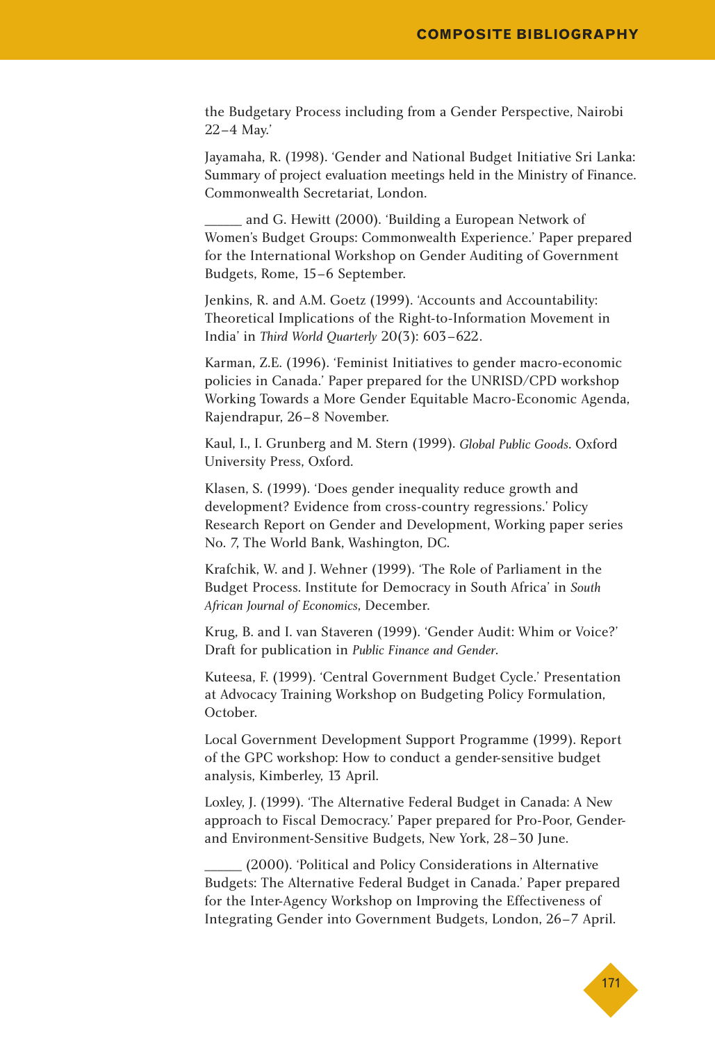the Budgetary Process including from a Gender Perspective, Nairobi 22–4 May.'

Jayamaha, R. (1998). 'Gender and National Budget Initiative Sri Lanka: Summary of project evaluation meetings held in the Ministry of Finance. Commonwealth Secretariat, London.

\_\_\_\_\_ and G. Hewitt (2000). 'Building a European Network of Women's Budget Groups: Commonwealth Experience.' Paper prepared for the International Workshop on Gender Auditing of Government Budgets, Rome, 15–6 September.

Jenkins, R. and A.M. Goetz (1999). 'Accounts and Accountability: Theoretical Implications of the Right-to-Information Movement in India' in *Third World Quarterly* 20(3): 603–622.

Karman, Z.E. (1996). 'Feminist Initiatives to gender macro-economic policies in Canada.' Paper prepared for the UNRISD/CPD workshop Working Towards a More Gender Equitable Macro-Economic Agenda, Rajendrapur, 26–8 November.

Kaul, I., I. Grunberg and M. Stern (1999). *Global Public Goods*. Oxford University Press, Oxford.

Klasen, S. (1999). 'Does gender inequality reduce growth and development? Evidence from cross-country regressions.' Policy Research Report on Gender and Development, Working paper series No. 7, The World Bank, Washington, DC.

Krafchik, W. and J. Wehner (1999). 'The Role of Parliament in the Budget Process. Institute for Democracy in South Africa' in *South African Journal of Economics*, December.

Krug, B. and I. van Staveren (1999). 'Gender Audit: Whim or Voice?' Draft for publication in *Public Finance and Gender*.

Kuteesa, F. (1999). 'Central Government Budget Cycle.' Presentation at Advocacy Training Workshop on Budgeting Policy Formulation, October.

Local Government Development Support Programme (1999). Report of the GPC workshop: How to conduct a gender-sensitive budget analysis, Kimberley, 13 April.

Loxley, J. (1999). 'The Alternative Federal Budget in Canada: A New approach to Fiscal Democracy.' Paper prepared for Pro-Poor, Gender- and Environment-Sensitive Budgets, New York, 28–30 June.

\_\_\_\_\_ (2000). 'Political and Policy Considerations in Alternative Budgets: The Alternative Federal Budget in Canada.' Paper prepared for the Inter-Agency Workshop on Improving the Effectiveness of Integrating Gender into Government Budgets, London, 26–7 April.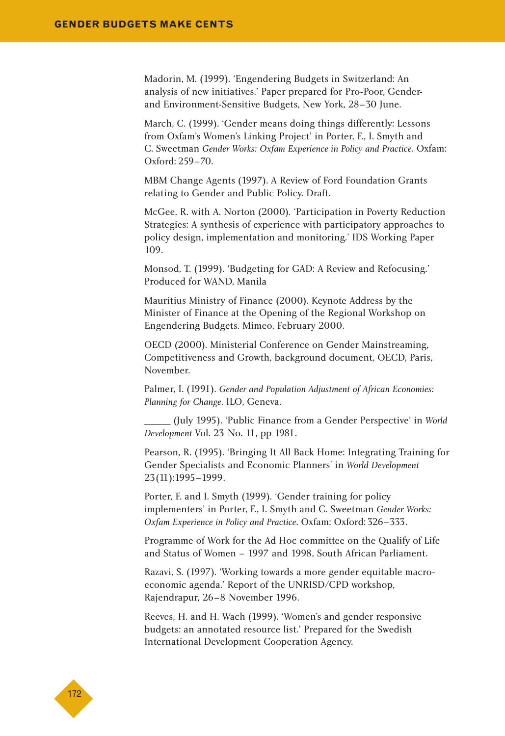Madorin, M. (1999). 'Engendering Budgets in Switzerland: An analysis of new initiatives.' Paper prepared for Pro-Poor, Gender- and Environment-Sensitive Budgets, New York, 28–30 June.

March, C. (1999). 'Gender means doing things differently: Lessons from Oxfam's Women's Linking Project' in Porter, F., I. Smyth and C. Sweetman *Gender Works: Oxfam Experience in Policy and Practice*. Oxfam: Oxford: 259–70.

MBM Change Agents (1997). A Review of Ford Foundation Grants relating to Gender and Public Policy. Draft.

McGee, R. with A. Norton (2000). 'Participation in Poverty Reduction Strategies: A synthesis of experience with participatory approaches to policy design, implementation and monitoring.' IDS Working Paper 109.

Monsod, T. (1999). 'Budgeting for GAD: A Review and Refocusing.' Produced for WAND, Manila

Mauritius Ministry of Finance (2000). Keynote Address by the Minister of Finance at the Opening of the Regional Workshop on Engendering Budgets. Mimeo, February 2000.

OECD (2000). Ministerial Conference on Gender Mainstreaming, Competitiveness and Growth, background document, OECD, Paris, November.

Palmer, I. (1991). *Gender and Population Adjustment of African Economies: Planning for Change*. ILO, Geneva.

_____ (July 1995). 'Public Finance from a Gender Perspective' in *World Development* Vol. 23 No. 11, pp 1981.

Pearson, R. (1995). 'Bringing It All Back Home: Integrating Training for Gender Specialists and Economic Planners' in *World Development* 23(11):1995–1999.

Porter, F. and I. Smyth (1999). 'Gender training for policy implementers' in Porter, F., I. Smyth and C. Sweetman *Gender Works: Oxfam Experience in Policy and Practice*. Oxfam: Oxford: 326–333.

Programme of Work for the Ad Hoc committee on the Qualify of Life and Status of Women – 1997 and 1998, South African Parliament.

Razavi, S. (1997). 'Working towards a more gender equitable macro-economic agenda.' Report of the UNRISD/CPD workshop, Rajendrapur, 26–8 November 1996.

Reeves, H. and H. Wach (1999). 'Women's and gender responsive budgets: an annotated resource list.' Prepared for the Swedish International Development Cooperation Agency.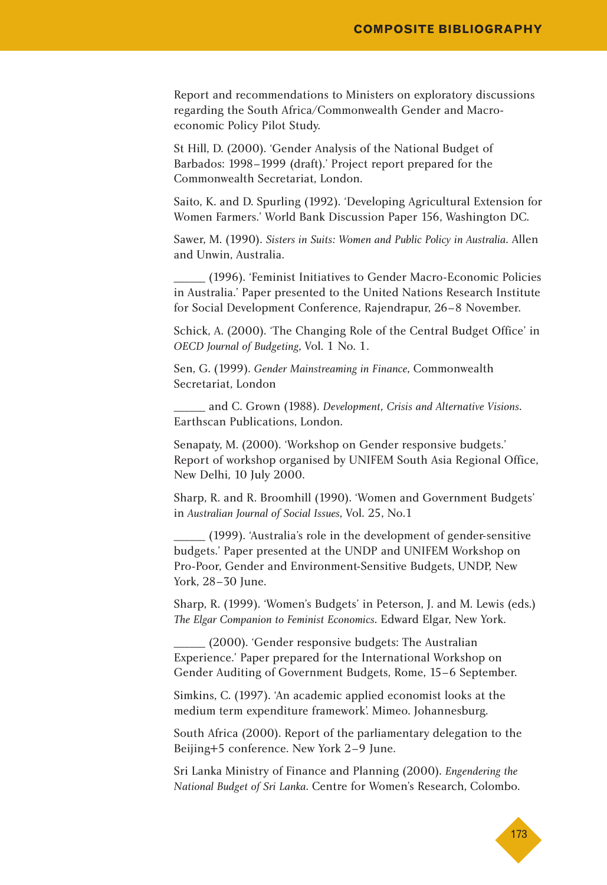Report and recommendations to Ministers on exploratory discussions regarding the South Africa/Commonwealth Gender and Macro-economic Policy Pilot Study.

St Hill, D. (2000). 'Gender Analysis of the National Budget of Barbados: 1998–1999 (draft).' Project report prepared for the Commonwealth Secretariat, London.

Saito, K. and D. Spurling (1992). 'Developing Agricultural Extension for Women Farmers.' World Bank Discussion Paper 156, Washington DC.

Sawer, M. (1990). *Sisters in Suits: Women and Public Policy in Australia*. Allen and Unwin, Australia.

_____ (1996). 'Feminist Initiatives to Gender Macro-Economic Policies in Australia.' Paper presented to the United Nations Research Institute for Social Development Conference, Rajendrapur, 26–8 November.

Schick, A. (2000). 'The Changing Role of the Central Budget Office' in *OECD Journal of Budgeting*, Vol. 1 No. 1.

Sen, G. (1999). *Gender Mainstreaming in Finance*, Commonwealth Secretariat, London

_____ and C. Grown (1988). *Development, Crisis and Alternative Visions*. Earthscan Publications, London.

Senapaty, M. (2000). 'Workshop on Gender responsive budgets.' Report of workshop organised by UNIFEM South Asia Regional Office, New Delhi, 10 July 2000.

Sharp, R. and R. Broomhill (1990). 'Women and Government Budgets' in *Australian Journal of Social Issues*, Vol. 25, No.1

_____ (1999). 'Australia's role in the development of gender-sensitive budgets.' Paper presented at the UNDP and UNIFEM Workshop on Pro-Poor, Gender and Environment-Sensitive Budgets, UNDP, New York, 28–30 June.

Sharp, R. (1999). 'Women's Budgets' in Peterson, J. and M. Lewis (eds.) *The Elgar Companion to Feminist Economics*. Edward Elgar, New York.

_____ (2000). 'Gender responsive budgets: The Australian Experience.' Paper prepared for the International Workshop on Gender Auditing of Government Budgets, Rome, 15–6 September.

Simkins, C. (1997). 'An academic applied economist looks at the medium term expenditure framework'. Mimeo. Johannesburg.

South Africa (2000). Report of the parliamentary delegation to the Beijing+5 conference. New York 2–9 June.

Sri Lanka Ministry of Finance and Planning (2000). *Engendering the National Budget of Sri Lanka*. Centre for Women's Research, Colombo.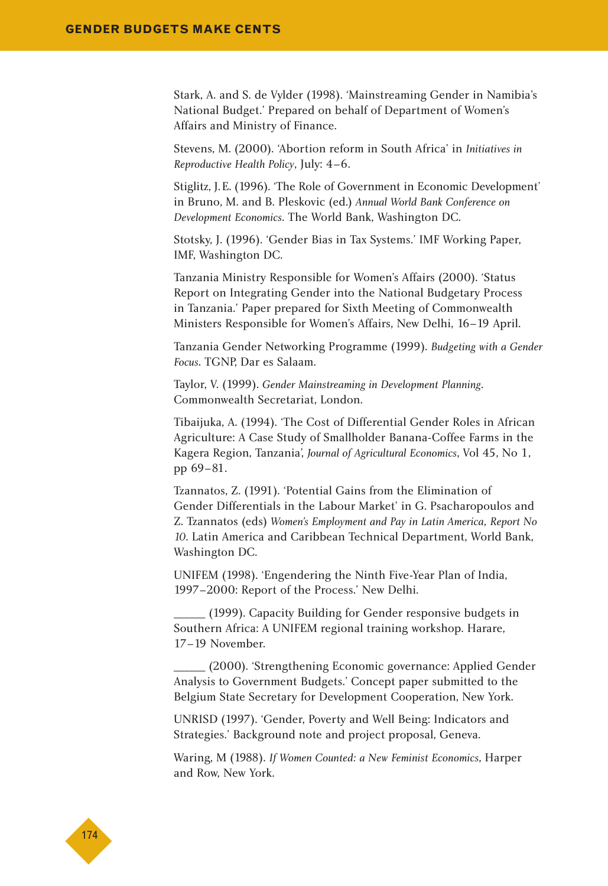Stark, A. and S. de Vylder (1998). 'Mainstreaming Gender in Namibia's National Budget.' Prepared on behalf of Department of Women's Affairs and Ministry of Finance.

Stevens, M. (2000). 'Abortion reform in South Africa' in *Initiatives in Reproductive Health Policy*, July: 4–6.

Stiglitz, J.E. (1996). 'The Role of Government in Economic Development' in Bruno, M. and B. Pleskovic (ed.) *Annual World Bank Conference on Development Economics*. The World Bank, Washington DC.

Stotsky, J. (1996). 'Gender Bias in Tax Systems.' IMF Working Paper, IMF, Washington DC.

Tanzania Ministry Responsible for Women's Affairs (2000). 'Status Report on Integrating Gender into the National Budgetary Process in Tanzania.' Paper prepared for Sixth Meeting of Commonwealth Ministers Responsible for Women's Affairs, New Delhi, 16–19 April.

Tanzania Gender Networking Programme (1999). *Budgeting with a Gender Focus*. TGNP, Dar es Salaam.

Taylor, V. (1999). *Gender Mainstreaming in Development Planning*. Commonwealth Secretariat, London.

Tibaijuka, A. (1994). 'The Cost of Differential Gender Roles in African Agriculture: A Case Study of Smallholder Banana-Coffee Farms in the Kagera Region, Tanzania', *Journal of Agricultural Economics*, Vol 45, No 1, pp 69–81.

Tzannatos, Z. (1991). 'Potential Gains from the Elimination of Gender Differentials in the Labour Market' in G. Psacharopoulos and Z. Tzannatos (eds) *Women's Employment and Pay in Latin America, Report No 10*. Latin America and Caribbean Technical Department, World Bank, Washington DC.

UNIFEM (1998). 'Engendering the Ninth Five-Year Plan of India, 1997–2000: Report of the Process.' New Delhi.

_____ (1999). Capacity Building for Gender responsive budgets in Southern Africa: A UNIFEM regional training workshop. Harare, 17–19 November.

_____ (2000). 'Strengthening Economic governance: Applied Gender Analysis to Government Budgets.' Concept paper submitted to the Belgium State Secretary for Development Cooperation, New York.

UNRISD (1997). 'Gender, Poverty and Well Being: Indicators and Strategies.' Background note and project proposal, Geneva.

Waring, M (1988). *If Women Counted: a New Feminist Economics*, Harper and Row, New York.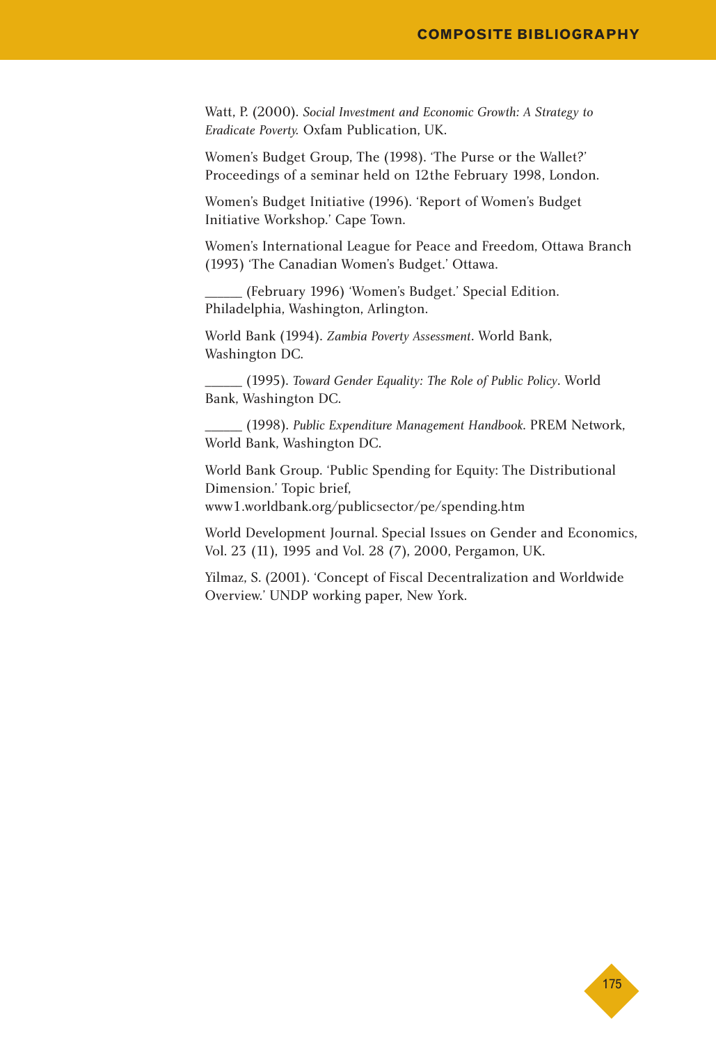Watt, P. (2000). *Social Investment and Economic Growth: A Strategy to Eradicate Poverty.* Oxfam Publication, UK.

Women's Budget Group, The (1998). 'The Purse or the Wallet?' Proceedings of a seminar held on 12the February 1998, London.

Women's Budget Initiative (1996). 'Report of Women's Budget Initiative Workshop.' Cape Town.

Women's International League for Peace and Freedom, Ottawa Branch (1993) 'The Canadian Women's Budget.' Ottawa.

_____ (February 1996) 'Women's Budget.' Special Edition. Philadelphia, Washington, Arlington.

World Bank (1994). *Zambia Poverty Assessment*. World Bank, Washington DC.

_____ (1995). *Toward Gender Equality: The Role of Public Policy*. World Bank, Washington DC.

_____ (1998). *Public Expenditure Management Handbook*. PREM Network, World Bank, Washington DC.

World Bank Group. 'Public Spending for Equity: The Distributional Dimension.' Topic brief, www1.worldbank.org/publicsector/pe/spending.htm

World Development Journal. Special Issues on Gender and Economics, Vol. 23 (11), 1995 and Vol. 28 (7), 2000, Pergamon, UK.

Yilmaz, S. (2001). 'Concept of Fiscal Decentralization and Worldwide Overview.' UNDP working paper, New York.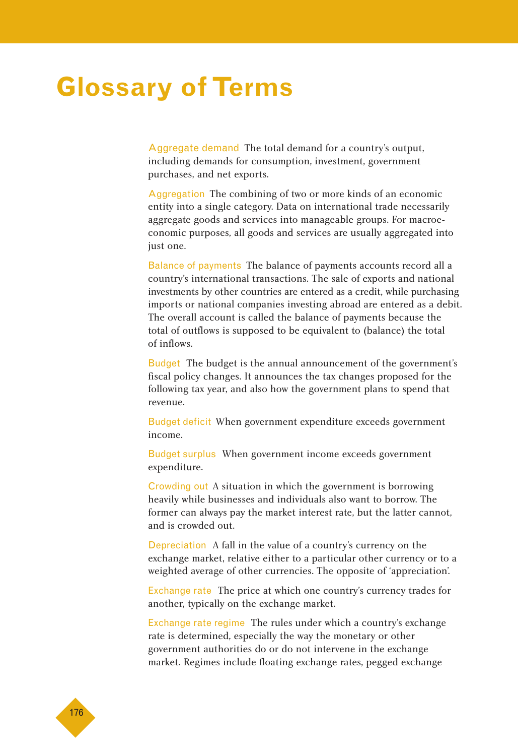# Glossary of Terms

**Aggregate demand** The total demand for a country's output, including demands for consumption, investment, government purchases, and net exports.

**Aggregation** The combining of two or more kinds of an economic entity into a single category. Data on international trade necessarily aggregate goods and services into manageable groups. For macroeconomic purposes, all goods and services are usually aggregated into just one.

**Balance of payments** The balance of payments accounts record all a country's international transactions. The sale of exports and national investments by other countries are entered as a credit, while purchasing imports or national companies investing abroad are entered as a debit. The overall account is called the balance of payments because the total of outflows is supposed to be equivalent to (balance) the total of inflows.

**Budget** The budget is the annual announcement of the government's fiscal policy changes. It announces the tax changes proposed for the following tax year, and also how the government plans to spend that revenue.

**Budget deficit** When government expenditure exceeds government income.

**Budget surplus** When government income exceeds government expenditure.

**Crowding out** A situation in which the government is borrowing heavily while businesses and individuals also want to borrow. The former can always pay the market interest rate, but the latter cannot, and is crowded out.

**Depreciation** A fall in the value of a country's currency on the exchange market, relative either to a particular other currency or to a weighted average of other currencies. The opposite of 'appreciation'.

**Exchange rate** The price at which one country's currency trades for another, typically on the exchange market.

**Exchange rate regime** The rules under which a country's exchange rate is determined, especially the way the monetary or other government authorities do or do not intervene in the exchange market. Regimes include floating exchange rates, pegged exchange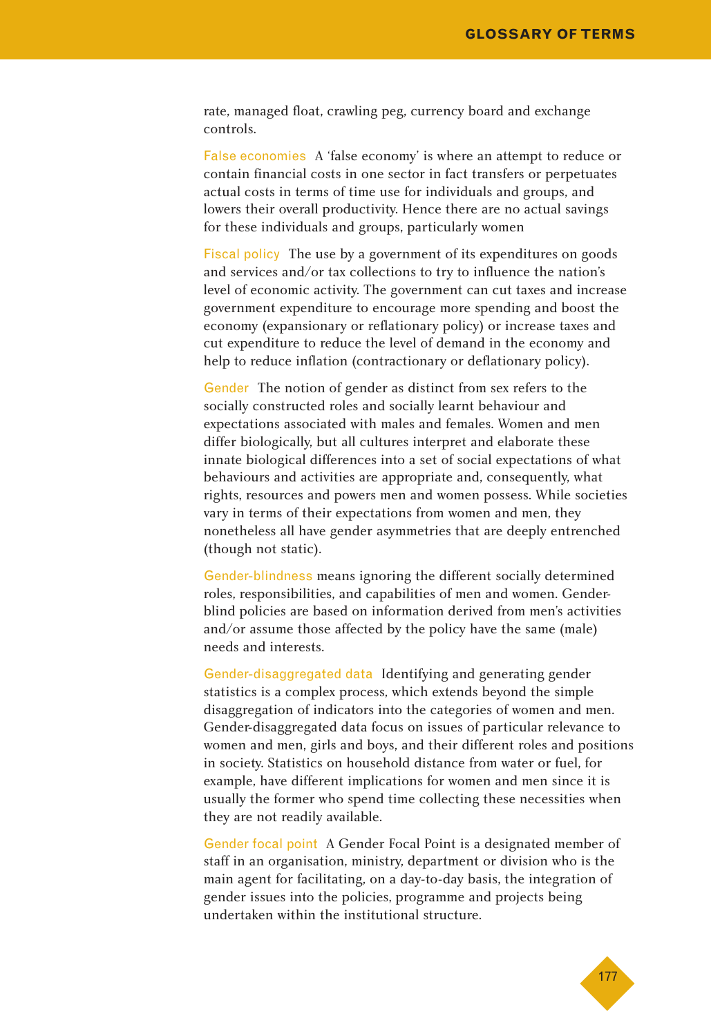rate, managed float, crawling peg, currency board and exchange controls.

**False economies** A 'false economy' is where an attempt to reduce or contain financial costs in one sector in fact transfers or perpetuates actual costs in terms of time use for individuals and groups, and lowers their overall productivity. Hence there are no actual savings for these individuals and groups, particularly women

**Fiscal policy** The use by a government of its expenditures on goods and services and/or tax collections to try to influence the nation's level of economic activity. The government can cut taxes and increase government expenditure to encourage more spending and boost the economy (expansionary or reflationary policy) or increase taxes and cut expenditure to reduce the level of demand in the economy and help to reduce inflation (contractionary or deflationary policy).

**Gender** The notion of gender as distinct from sex refers to the socially constructed roles and socially learnt behaviour and expectations associated with males and females. Women and men differ biologically, but all cultures interpret and elaborate these innate biological differences into a set of social expectations of what behaviours and activities are appropriate and, consequently, what rights, resources and powers men and women possess. While societies vary in terms of their expectations from women and men, they nonetheless all have gender asymmetries that are deeply entrenched (though not static).

**Gender-blindness** means ignoring the different socially determined roles, responsibilities, and capabilities of men and women. Gender-blind policies are based on information derived from men's activities and/or assume those affected by the policy have the same (male) needs and interests.

**Gender-disaggregated data** Identifying and generating gender statistics is a complex process, which extends beyond the simple disaggregation of indicators into the categories of women and men. Gender-disaggregated data focus on issues of particular relevance to women and men, girls and boys, and their different roles and positions in society. Statistics on household distance from water or fuel, for example, have different implications for women and men since it is usually the former who spend time collecting these necessities when they are not readily available.

**Gender focal point** A Gender Focal Point is a designated member of staff in an organisation, ministry, department or division who is the main agent for facilitating, on a day-to-day basis, the integration of gender issues into the policies, programme and projects being undertaken within the institutional structure.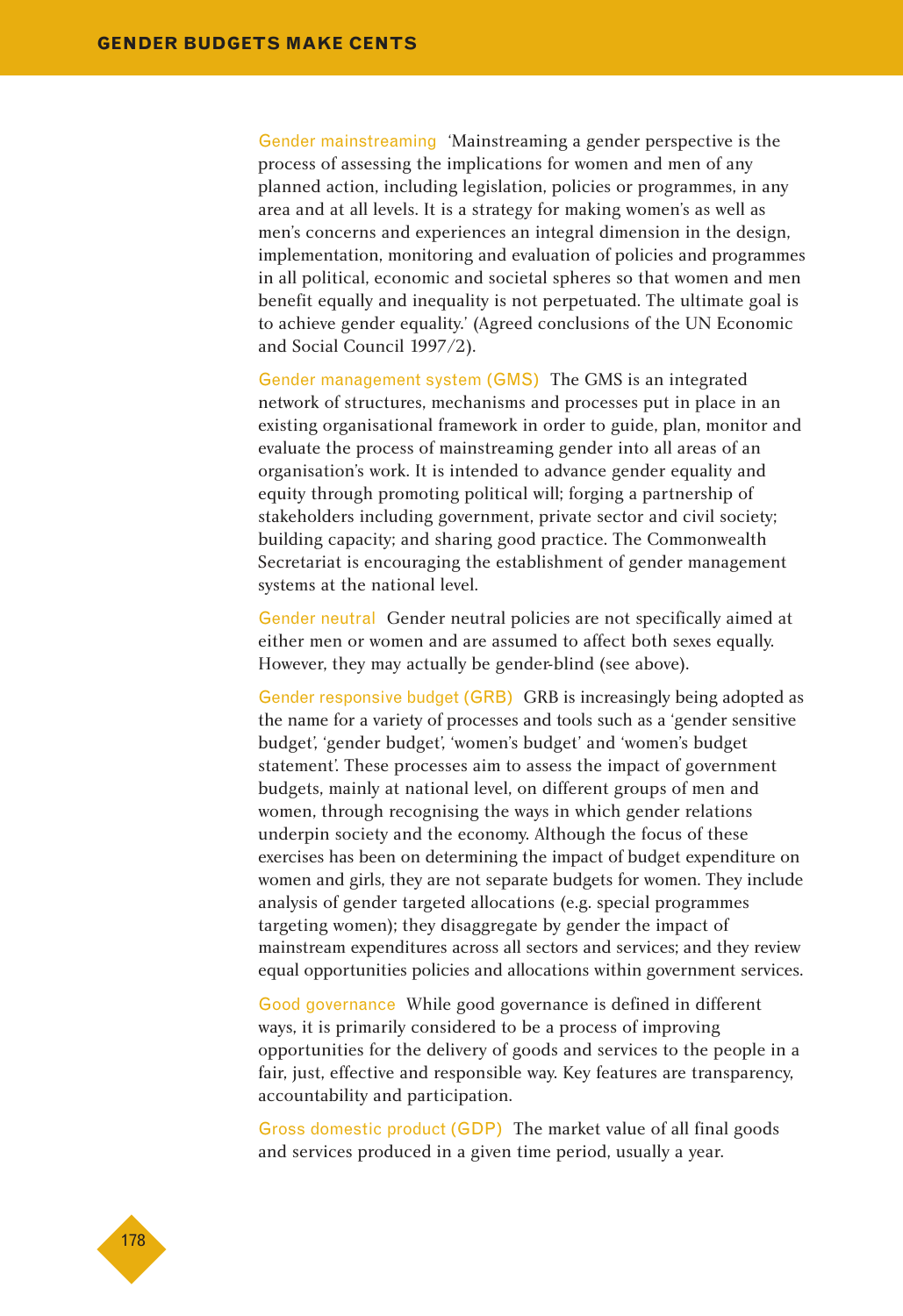**Gender mainstreaming** 'Mainstreaming a gender perspective is the process of assessing the implications for women and men of any planned action, including legislation, policies or programmes, in any area and at all levels. It is a strategy for making women's as well as men's concerns and experiences an integral dimension in the design, implementation, monitoring and evaluation of policies and programmes in all political, economic and societal spheres so that women and men benefit equally and inequality is not perpetuated. The ultimate goal is to achieve gender equality.' (Agreed conclusions of the UN Economic and Social Council 1997/2).

**Gender management system (GMS)** The GMS is an integrated network of structures, mechanisms and processes put in place in an existing organisational framework in order to guide, plan, monitor and evaluate the process of mainstreaming gender into all areas of an organisation's work. It is intended to advance gender equality and equity through promoting political will; forging a partnership of stakeholders including government, private sector and civil society; building capacity; and sharing good practice. The Commonwealth Secretariat is encouraging the establishment of gender management systems at the national level.

**Gender neutral** Gender neutral policies are not specifically aimed at either men or women and are assumed to affect both sexes equally. However, they may actually be gender-blind (see above).

**Gender responsive budget (GRB)** GRB is increasingly being adopted as the name for a variety of processes and tools such as a 'gender sensitive budget', 'gender budget', 'women's budget' and 'women's budget statement'. These processes aim to assess the impact of government budgets, mainly at national level, on different groups of men and women, through recognising the ways in which gender relations underpin society and the economy. Although the focus of these exercises has been on determining the impact of budget expenditure on women and girls, they are not separate budgets for women. They include analysis of gender targeted allocations (e.g. special programmes targeting women); they disaggregate by gender the impact of mainstream expenditures across all sectors and services; and they review equal opportunities policies and allocations within government services.

**Good governance** While good governance is defined in different ways, it is primarily considered to be a process of improving opportunities for the delivery of goods and services to the people in a fair, just, effective and responsible way. Key features are transparency, accountability and participation.

**Gross domestic product (GDP)** The market value of all final goods and services produced in a given time period, usually a year.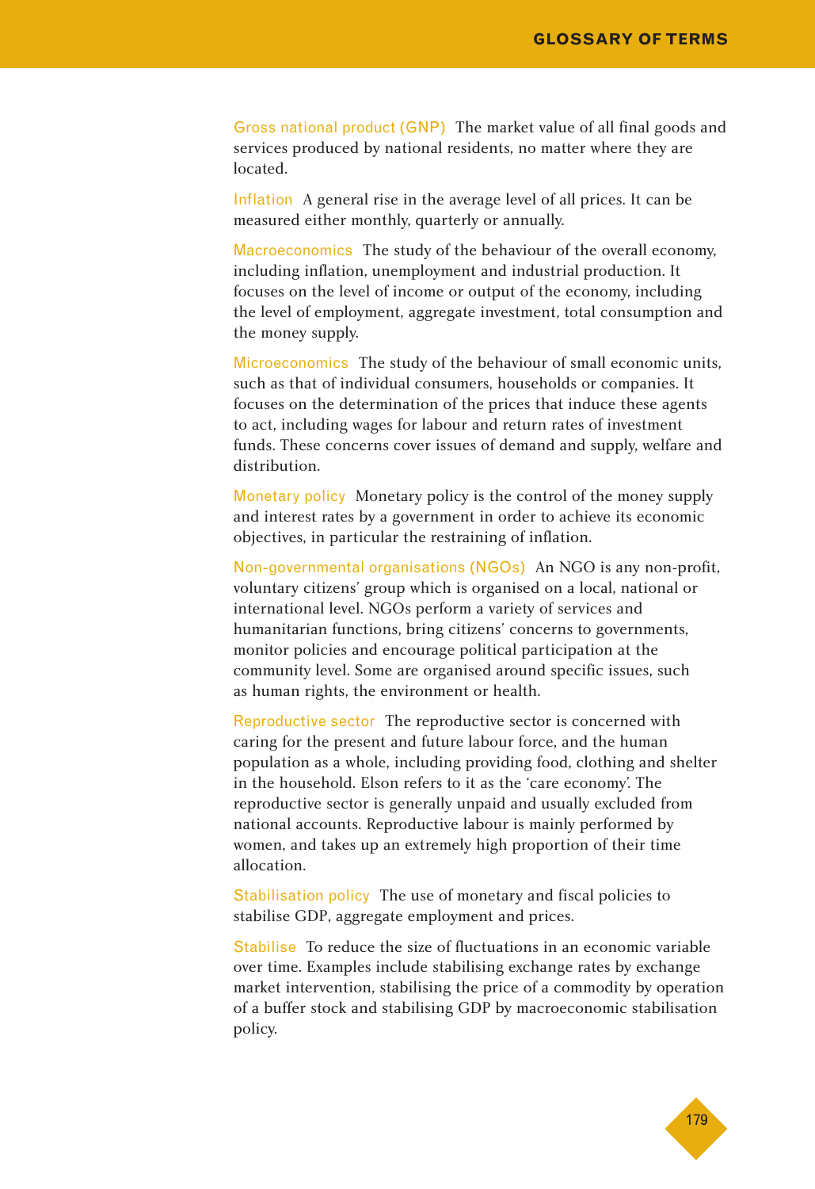**Gross national product (GNP)** The market value of all final goods and services produced by national residents, no matter where they are located.

**Inflation** A general rise in the average level of all prices. It can be measured either monthly, quarterly or annually.

**Macroeconomics** The study of the behaviour of the overall economy, including inflation, unemployment and industrial production. It focuses on the level of income or output of the economy, including the level of employment, aggregate investment, total consumption and the money supply.

**Microeconomics** The study of the behaviour of small economic units, such as that of individual consumers, households or companies. It focuses on the determination of the prices that induce these agents to act, including wages for labour and return rates of investment funds. These concerns cover issues of demand and supply, welfare and distribution.

**Monetary policy** Monetary policy is the control of the money supply and interest rates by a government in order to achieve its economic objectives, in particular the restraining of inflation.

**Non-governmental organisations (NGOs)** An NGO is any non-profit, voluntary citizens' group which is organised on a local, national or international level. NGOs perform a variety of services and humanitarian functions, bring citizens' concerns to governments, monitor policies and encourage political participation at the community level. Some are organised around specific issues, such as human rights, the environment or health.

**Reproductive sector** The reproductive sector is concerned with caring for the present and future labour force, and the human population as a whole, including providing food, clothing and shelter in the household. Elson refers to it as the 'care economy'. The reproductive sector is generally unpaid and usually excluded from national accounts. Reproductive labour is mainly performed by women, and takes up an extremely high proportion of their time allocation.

**Stabilisation policy** The use of monetary and fiscal policies to stabilise GDP, aggregate employment and prices.

**Stabilise** To reduce the size of fluctuations in an economic variable over time. Examples include stabilising exchange rates by exchange market intervention, stabilising the price of a commodity by operation of a buffer stock and stabilising GDP by macroeconomic stabilisation policy.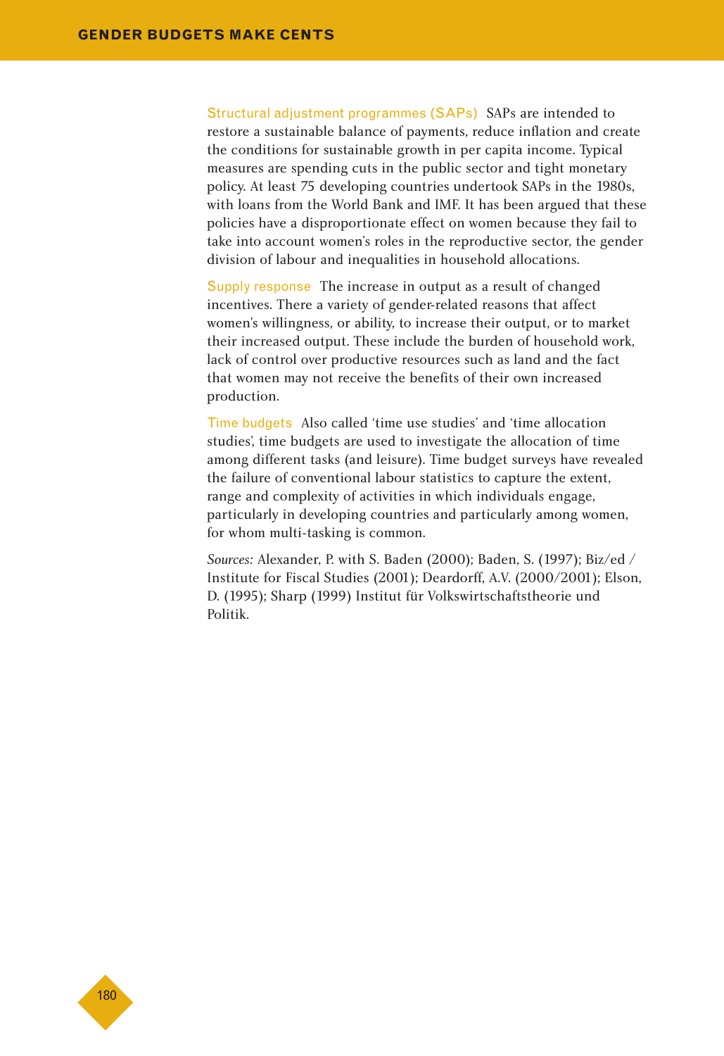**Structural adjustment programmes (SAPs)** SAPs are intended to restore a sustainable balance of payments, reduce inflation and create the conditions for sustainable growth in per capita income. Typical measures are spending cuts in the public sector and tight monetary policy. At least 75 developing countries undertook SAPs in the 1980s, with loans from the World Bank and IMF. It has been argued that these policies have a disproportionate effect on women because they fail to take into account women's roles in the reproductive sector, the gender division of labour and inequalities in household allocations.

**Supply response** The increase in output as a result of changed incentives. There a variety of gender-related reasons that affect women's willingness, or ability, to increase their output, or to market their increased output. These include the burden of household work, lack of control over productive resources such as land and the fact that women may not receive the benefits of their own increased production.

**Time budgets** Also called 'time use studies' and 'time allocation studies', time budgets are used to investigate the allocation of time among different tasks (and leisure). Time budget surveys have revealed the failure of conventional labour statistics to capture the extent, range and complexity of activities in which individuals engage, particularly in developing countries and particularly among women, for whom multi-tasking is common.

*Sources:* Alexander, P. with S. Baden (2000); Baden, S. (1997); Biz/ed / Institute for Fiscal Studies (2001); Deardorff, A.V. (2000/2001); Elson, D. (1995); Sharp (1999) Institut für Volkswirtschaftstheorie und Politik.